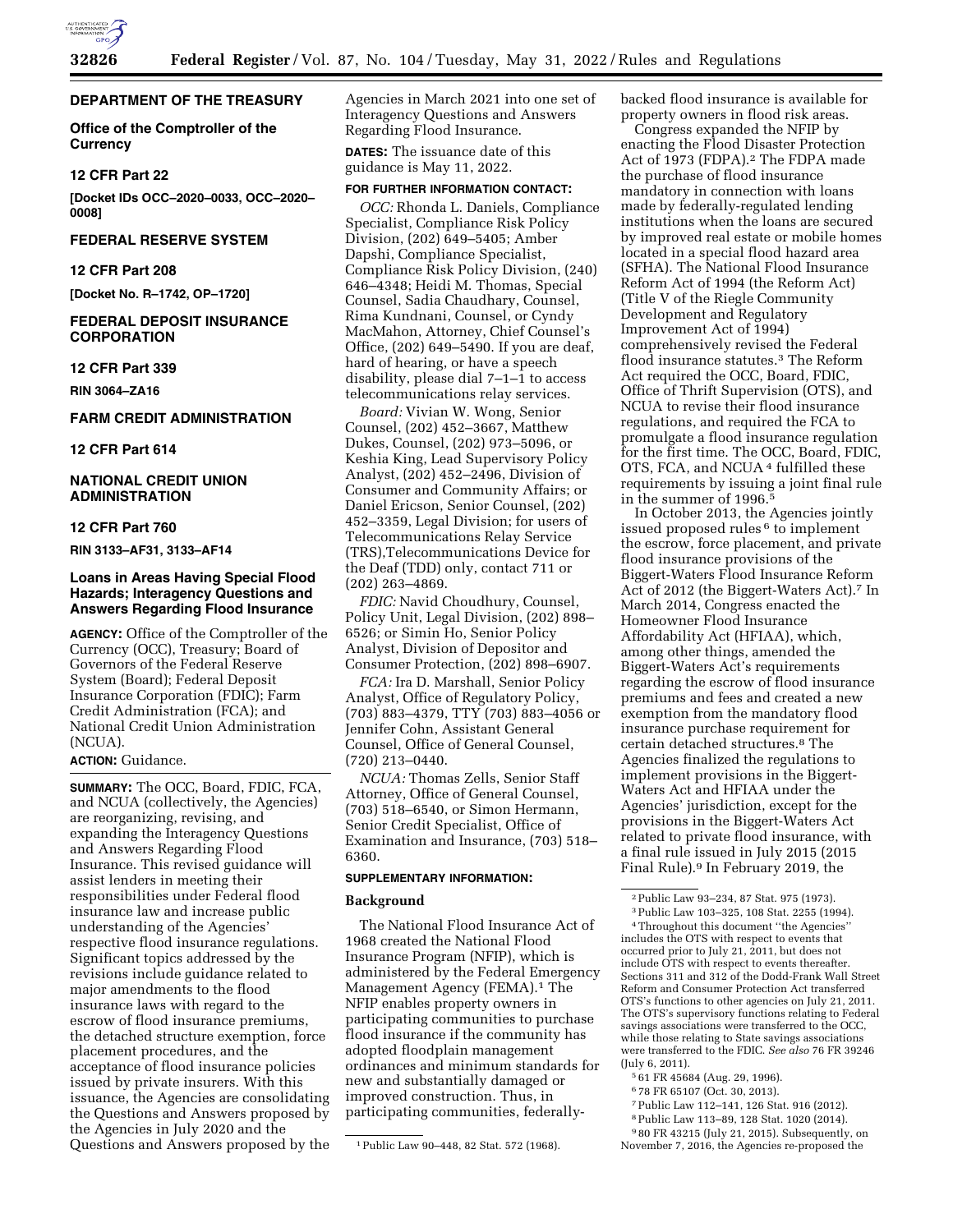## DEPARTMENT OF THE TREASURY

### Office of the Comptroller of the Currency

### 12 CFR Part 22

**[Docket IDs OCC–2020–0033, OCC–2020–0008]**

## FEDERAL RESERVE SYSTEM

### 12 CFR Part 208

**[Docket No. R–1742, OP–1720]**

## FEDERAL DEPOSIT INSURANCE CORPORATION

### 12 CFR Part 339

**RIN 3064–ZA16**

## FARM CREDIT ADMINISTRATION

### 12 CFR Part 614

## NATIONAL CREDIT UNION ADMINISTRATION

### 12 CFR Part 760

**RIN 3133–AF31, 3133–AF14**

# Loans in Areas Having Special Flood Hazards; Interagency Questions and Answers Regarding Flood Insurance

**AGENCY:** Office of the Comptroller of the Currency (OCC), Treasury; Board of Governors of the Federal Reserve System (Board); Federal Deposit Insurance Corporation (FDIC); Farm Credit Administration (FCA); and National Credit Union Administration (NCUA).

**ACTION:** Guidance.

**SUMMARY:** The OCC, Board, FDIC, FCA, and NCUA (collectively, the Agencies) are reorganizing, revising, and expanding the Interagency Questions and Answers Regarding Flood Insurance. This revised guidance will assist lenders in meeting their responsibilities under Federal flood insurance law and increase public understanding of the Agencies' respective flood insurance regulations. Significant topics addressed by the revisions include guidance related to major amendments to the flood insurance laws with regard to the escrow of flood insurance premiums, the detached structure exemption, force placement procedures, and the acceptance of flood insurance policies issued by private insurers. With this issuance, the Agencies are consolidating the Questions and Answers proposed by the Agencies in July 2020 and the Questions and Answers proposed by the Agencies in March 2021 into one set of Interagency Questions and Answers Regarding Flood Insurance.

**DATES:** The issuance date of this guidance is May 11, 2022.

**FOR FURTHER INFORMATION CONTACT:**

*OCC:* Rhonda L. Daniels, Compliance Specialist, Compliance Risk Policy Division, (202) 649–5405; Amber Dapshi, Compliance Specialist, Compliance Risk Policy Division, (240) 646–4348; Heidi M. Thomas, Special Counsel, Sadia Chaudhary, Counsel, Rima Kundnani, Counsel, or Cyndy MacMahon, Attorney, Chief Counsel's Office, (202) 649–5490. If you are deaf, hard of hearing, or have a speech disability, please dial 7–1–1 to access telecommunications relay services.

*Board:* Vivian W. Wong, Senior Counsel, (202) 452–3667, Matthew Dukes, Counsel, (202) 973–5096, or Keshia King, Lead Supervisory Policy Analyst, (202) 452–2496, Division of Consumer and Community Affairs; or Daniel Ericson, Senior Counsel, (202) 452–3359, Legal Division; for users of Telecommunications Relay Service (TRS),Telecommunications Device for the Deaf (TDD) only, contact 711 or (202) 263–4869.

*FDIC:* Navid Choudhury, Counsel, Policy Unit, Legal Division, (202) 898–6526; or Simin Ho, Senior Policy Analyst, Division of Depositor and Consumer Protection, (202) 898–6907.

*FCA:* Ira D. Marshall, Senior Policy Analyst, Office of Regulatory Policy, (703) 883–4379, TTY (703) 883–4056 or Jennifer Cohn, Assistant General Counsel, Office of General Counsel, (720) 213–0440.

*NCUA:* Thomas Zells, Senior Staff Attorney, Office of General Counsel, (703) 518–6540, or Simon Hermann, Senior Credit Specialist, Office of Examination and Insurance, (703) 518–6360.

**SUPPLEMENTARY INFORMATION:**

## Background

The National Flood Insurance Act of 1968 created the National Flood Insurance Program (NFIP), which is administered by the Federal Emergency Management Agency (FEMA).[1] The NFIP enables property owners in participating communities to purchase flood insurance if the community has adopted floodplain management ordinances and minimum standards for new and substantially damaged or improved construction. Thus, in participating communities, federally-backed flood insurance is available for property owners in flood risk areas.

Congress expanded the NFIP by enacting the Flood Disaster Protection Act of 1973 (FDPA).[2] The FDPA made the purchase of flood insurance mandatory in connection with loans made by federally-regulated lending institutions when the loans are secured by improved real estate or mobile homes located in a special flood hazard area (SFHA). The National Flood Insurance Reform Act of 1994 (the Reform Act) (Title V of the Riegle Community Development and Regulatory Improvement Act of 1994) comprehensively revised the Federal flood insurance statutes.[3] The Reform Act required the OCC, Board, FDIC, Office of Thrift Supervision (OTS), and NCUA to revise their flood insurance regulations, and required the FCA to promulgate a flood insurance regulation for the first time. The OCC, Board, FDIC, OTS, FCA, and NCUA[4] fulfilled these requirements by issuing a joint final rule in the summer of 1996.[5]

In October 2013, the Agencies jointly issued proposed rules[6] to implement the escrow, force placement, and private flood insurance provisions of the Biggert-Waters Flood Insurance Reform Act of 2012 (the Biggert-Waters Act).[7] In March 2014, Congress enacted the Homeowner Flood Insurance Affordability Act (HFIAA), which, among other things, amended the Biggert-Waters Act's requirements regarding the escrow of flood insurance premiums and fees and created a new exemption from the mandatory flood insurance purchase requirement for certain detached structures.[8] The Agencies finalized the regulations to implement provisions in the Biggert-Waters Act and HFIAA under the Agencies' jurisdiction, except for the provisions in the Biggert-Waters Act related to private flood insurance, with a final rule issued in July 2015 (2015 Final Rule).[9] In February 2019, the

---

[1] Public Law 90–448, 82 Stat. 572 (1968).

[2] Public Law 93–234, 87 Stat. 975 (1973).

[3] Public Law 103–325, 108 Stat. 2255 (1994).

[4] Throughout this document "the Agencies" includes the OTS with respect to events that occurred prior to July 21, 2011, but does not include OTS with respect to events thereafter. Sections 311 and 312 of the Dodd-Frank Wall Street Reform and Consumer Protection Act transferred OTS's functions to other agencies on July 21, 2011. The OTS's supervisory functions relating to Federal savings associations were transferred to the OCC, while those relating to State savings associations were transferred to the FDIC. *See also* 76 FR 39246 (July 6, 2011).

[5] 61 FR 45684 (Aug. 29, 1996).

[6] 78 FR 65107 (Oct. 30, 2013).

[7] Public Law 112–141, 126 Stat. 916 (2012).

[8] Public Law 113–89, 128 Stat. 1020 (2014).

[9] 80 FR 43215 (July 21, 2015). Subsequently, on November 7, 2016, the Agencies re-proposed the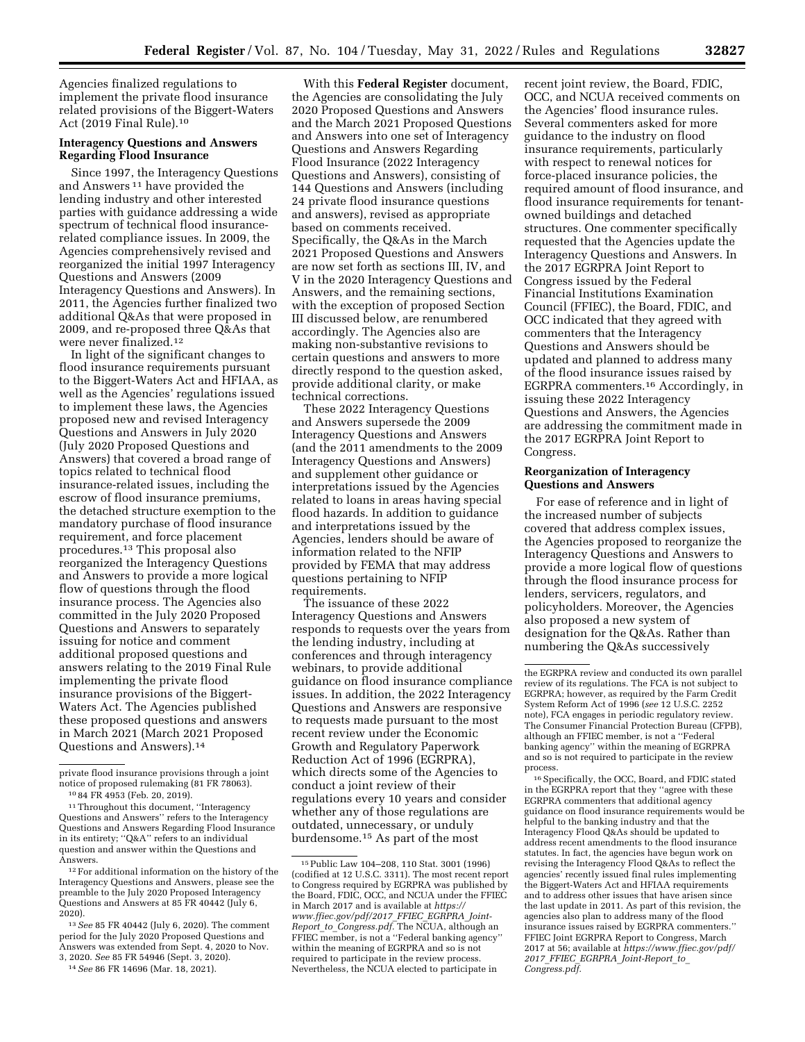Agencies finalized regulations to implement the private flood insurance related provisions of the Biggert-Waters Act (2019 Final Rule).[10]

### Interagency Questions and Answers Regarding Flood Insurance

Since 1997, the Interagency Questions and Answers[11] have provided the lending industry and other interested parties with guidance addressing a wide spectrum of technical flood insurance-related compliance issues. In 2009, the Agencies comprehensively revised and reorganized the initial 1997 Interagency Questions and Answers (2009 Interagency Questions and Answers). In 2011, the Agencies further finalized two additional Q&As that were proposed in 2009, and re-proposed three Q&As that were never finalized.[12]

In light of the significant changes to flood insurance requirements pursuant to the Biggert-Waters Act and HFIAA, as well as the Agencies' regulations issued to implement these laws, the Agencies proposed new and revised Interagency Questions and Answers in July 2020 (July 2020 Proposed Questions and Answers) that covered a broad range of topics related to technical flood insurance-related issues, including the escrow of flood insurance premiums, the detached structure exemption to the mandatory purchase of flood insurance requirement, and force placement procedures.[13] This proposal also reorganized the Interagency Questions and Answers to provide a more logical flow of questions through the flood insurance process. The Agencies also committed in the July 2020 Proposed Questions and Answers to separately issuing for notice and comment additional proposed questions and answers relating to the 2019 Final Rule implementing the private flood insurance provisions of the Biggert-Waters Act. The Agencies published these proposed questions and answers in March 2021 (March 2021 Proposed Questions and Answers).[14]

With this **Federal Register** document, the Agencies are consolidating the July 2020 Proposed Questions and Answers and the March 2021 Proposed Questions and Answers into one set of Interagency Questions and Answers Regarding Flood Insurance (2022 Interagency Questions and Answers), consisting of 144 Questions and Answers (including 24 private flood insurance questions and answers), revised as appropriate based on comments received. Specifically, the Q&As in the March 2021 Proposed Questions and Answers are now set forth as sections III, IV, and V in the 2020 Interagency Questions and Answers, and the remaining sections, with the exception of proposed Section III discussed below, are renumbered accordingly. The Agencies also are making non-substantive revisions to certain questions and answers to more directly respond to the question asked, provide additional clarity, or make technical corrections.

These 2022 Interagency Questions and Answers supersede the 2009 Interagency Questions and Answers (and the 2011 amendments to the 2009 Interagency Questions and Answers) and supplement other guidance or interpretations issued by the Agencies related to loans in areas having special flood hazards. In addition to guidance and interpretations issued by the Agencies, lenders should be aware of information related to the NFIP provided by FEMA that may address questions pertaining to NFIP requirements.

The issuance of these 2022 Interagency Questions and Answers responds to requests over the years from the lending industry, including at conferences and through interagency webinars, to provide additional guidance on flood insurance compliance issues. In addition, the 2022 Interagency Questions and Answers are responsive to requests made pursuant to the most recent review under the Economic Growth and Regulatory Paperwork Reduction Act of 1996 (EGRPRA), which directs some of the Agencies to conduct a joint review of their regulations every 10 years and consider whether any of those regulations are outdated, unnecessary, or unduly burdensome.[15] As part of the most recent joint review, the Board, FDIC, OCC, and NCUA received comments on the Agencies' flood insurance rules. Several commenters asked for more guidance to the industry on flood insurance requirements, particularly with respect to renewal notices for force-placed insurance policies, the required amount of flood insurance, and flood insurance requirements for tenant-owned buildings and detached structures. One commenter specifically requested that the Agencies update the Interagency Questions and Answers. In the 2017 EGRPRA Joint Report to Congress issued by the Federal Financial Institutions Examination Council (FFIEC), the Board, FDIC, and OCC indicated that they agreed with commenters that the Interagency Questions and Answers should be updated and planned to address many of the flood insurance issues raised by EGRPRA commenters.[16] Accordingly, in issuing these 2022 Interagency Questions and Answers, the Agencies are addressing the commitment made in the 2017 EGRPRA Joint Report to Congress.

### Reorganization of Interagency Questions and Answers

For ease of reference and in light of the increased number of subjects covered that address complex issues, the Agencies proposed to reorganize the Interagency Questions and Answers to provide a more logical flow of questions through the flood insurance process for lenders, servicers, regulators, and policyholders. Moreover, the Agencies also proposed a new system of designation for the Q&As. Rather than numbering the Q&As successively

---

private flood insurance provisions through a joint notice of proposed rulemaking (81 FR 78063).

[10] 84 FR 4953 (Feb. 20, 2019).

[11] Throughout this document, "Interagency Questions and Answers" refers to the Interagency Questions and Answers Regarding Flood Insurance in its entirety; "Q&A" refers to an individual question and answer within the Questions and Answers.

[12] For additional information on the history of the Interagency Questions and Answers, please see the preamble to the July 2020 Proposed Interagency Questions and Answers at 85 FR 40442 (July 6, 2020).

[13] *See* 85 FR 40442 (July 6, 2020). The comment period for the July 2020 Proposed Questions and Answers was extended from Sept. 4, 2020 to Nov. 3, 2020. *See* 85 FR 54946 (Sept. 3, 2020).

[14] *See* 86 FR 14696 (Mar. 18, 2021).

[15] Public Law 104–208, 110 Stat. 3001 (1996) (codified at 12 U.S.C. 3311). The most recent report to Congress required by EGRPRA was published by the Board, FDIC, OCC, and NCUA under the FFIEC in March 2017 and is available at *https://www.ffiec.gov/pdf/2017_FFIEC_EGRPRA_Joint-Report_to_Congress.pdf.* The NCUA, although an FFIEC member, is not a "Federal banking agency" within the meaning of EGRPRA and so is not required to participate in the review process. Nevertheless, the NCUA elected to participate in the EGRPRA review and conducted its own parallel review of its regulations. The FCA is not subject to EGRPRA; however, as required by the Farm Credit System Reform Act of 1996 (*see* 12 U.S.C. 2252 note), FCA engages in periodic regulatory review. The Consumer Financial Protection Bureau (CFPB), although an FFIEC member, is not a "Federal banking agency" within the meaning of EGRPRA and so is not required to participate in the review process.

[16] Specifically, the OCC, Board, and FDIC stated in the EGRPRA report that they "agree with these EGRPRA commenters that additional agency guidance on flood insurance requirements would be helpful to the banking industry and that the Interagency Flood Q&As should be updated to address recent amendments to the flood insurance statutes. In fact, the agencies have begun work on revising the Interagency Flood Q&As to reflect the agencies' recently issued final rules implementing the Biggert-Waters Act and HFIAA requirements and to address other issues that have arisen since the last update in 2011. As part of this revision, the agencies also plan to address many of the flood insurance issues raised by EGRPRA commenters." FFIEC Joint EGRPRA Report to Congress, March 2017 at 56; available at *https://www.ffiec.gov/pdf/2017_FFIEC_EGRPRA_Joint-Report_to_Congress.pdf.*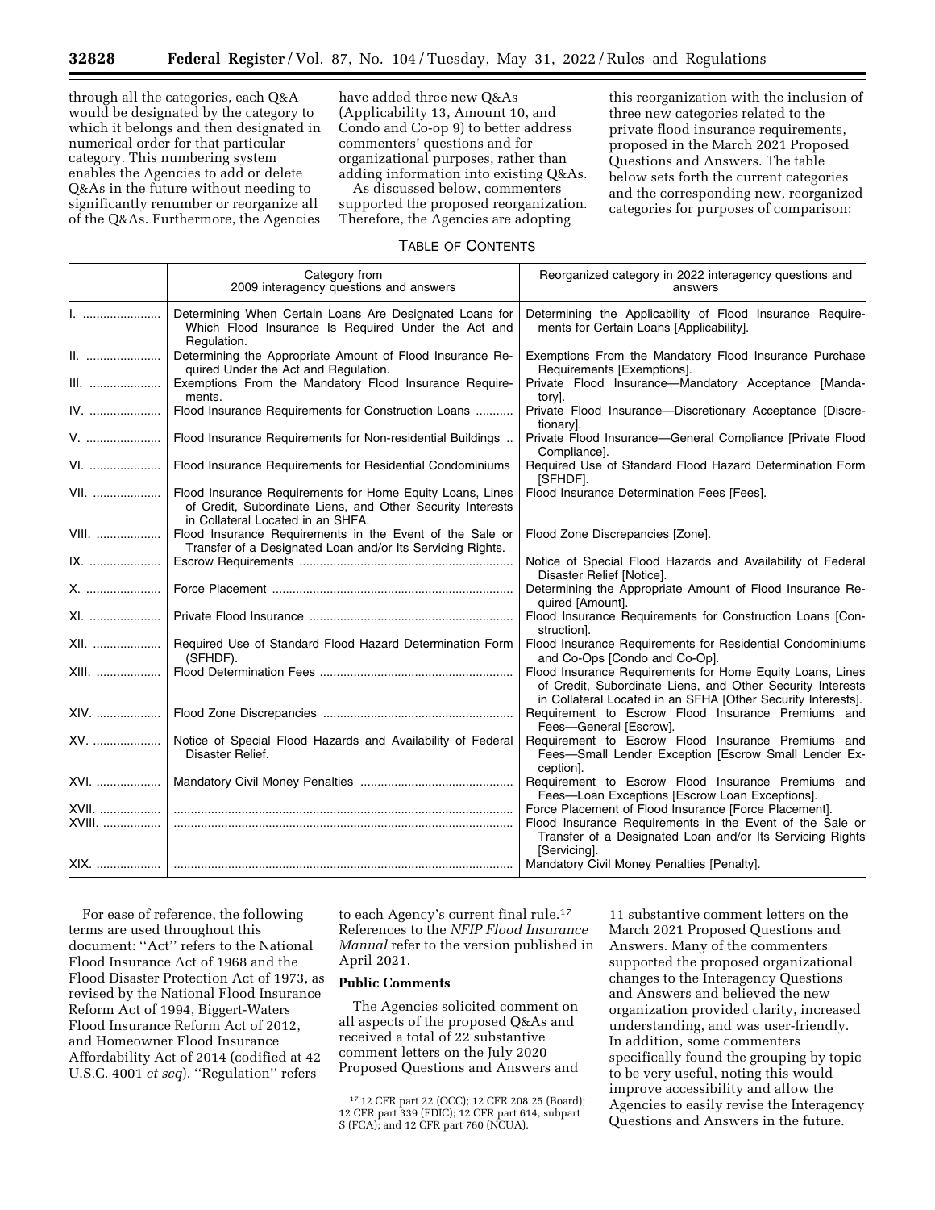through all the categories, each Q&A would be designated by the category to which it belongs and then designated in numerical order for that particular category. This numbering system enables the Agencies to add or delete Q&As in the future without needing to significantly renumber or reorganize all of the Q&As. Furthermore, the Agencies have added three new Q&As (Applicability 13, Amount 10, and Condo and Co-op 9) to better address commenters' questions and for organizational purposes, rather than adding information into existing Q&As.

As discussed below, commenters supported the proposed reorganization. Therefore, the Agencies are adopting this reorganization with the inclusion of three new categories related to the private flood insurance requirements, proposed in the March 2021 Proposed Questions and Answers. The table below sets forth the current categories and the corresponding new, reorganized categories for purposes of comparison:

TABLE OF CONTENTS

| | Category from 2009 interagency questions and answers | Reorganized category in 2022 interagency questions and answers |
|---|---|---|
| I. | Determining When Certain Loans Are Designated Loans for Which Flood Insurance Is Required Under the Act and Regulation. | Determining the Applicability of Flood Insurance Requirements for Certain Loans [Applicability]. |
| II. | Determining the Appropriate Amount of Flood Insurance Required Under the Act and Regulation. | Exemptions From the Mandatory Flood Insurance Purchase Requirements [Exemptions]. |
| III. | Exemptions From the Mandatory Flood Insurance Requirements. | Private Flood Insurance—Mandatory Acceptance [Mandatory]. |
| IV. | Flood Insurance Requirements for Construction Loans | Private Flood Insurance—Discretionary Acceptance [Discretionary]. |
| V. | Flood Insurance Requirements for Non-residential Buildings | Private Flood Insurance—General Compliance [Private Flood Compliance]. |
| VI. | Flood Insurance Requirements for Residential Condominiums | Required Use of Standard Flood Hazard Determination Form [SFHDF]. |
| VII. | Flood Insurance Requirements for Home Equity Loans, Lines of Credit, Subordinate Liens, and Other Security Interests in Collateral Located in an SHFA. | Flood Insurance Determination Fees [Fees]. |
| VIII. | Flood Insurance Requirements in the Event of the Sale or Transfer of a Designated Loan and/or Its Servicing Rights. | Flood Zone Discrepancies [Zone]. |
| IX. | Escrow Requirements | Notice of Special Flood Hazards and Availability of Federal Disaster Relief [Notice]. |
| X. | Force Placement | Determining the Appropriate Amount of Flood Insurance Required [Amount]. |
| XI. | Private Flood Insurance | Flood Insurance Requirements for Construction Loans [Construction]. |
| XII. | Required Use of Standard Flood Hazard Determination Form (SFHDF). | Flood Insurance Requirements for Residential Condominiums and Co-Ops [Condo and Co-Op]. |
| XIII. | Flood Determination Fees | Flood Insurance Requirements for Home Equity Loans, Lines of Credit, Subordinate Liens, and Other Security Interests in Collateral Located in an SFHA [Other Security Interests]. |
| XIV. | Flood Zone Discrepancies | Requirement to Escrow Flood Insurance Premiums and Fees—General [Escrow]. |
| XV. | Notice of Special Flood Hazards and Availability of Federal Disaster Relief. | Requirement to Escrow Flood Insurance Premiums and Fees—Small Lender Exception [Escrow Small Lender Exception]. |
| XVI. | Mandatory Civil Money Penalties | Requirement to Escrow Flood Insurance Premiums and Fees—Loan Exceptions [Escrow Loan Exceptions]. |
| XVII. | | Force Placement of Flood Insurance [Force Placement]. |
| XVIII. | | Flood Insurance Requirements in the Event of the Sale or Transfer of a Designated Loan and/or Its Servicing Rights [Servicing]. |
| XIX. | | Mandatory Civil Money Penalties [Penalty]. |

For ease of reference, the following terms are used throughout this document: ''Act'' refers to the National Flood Insurance Act of 1968 and the Flood Disaster Protection Act of 1973, as revised by the National Flood Insurance Reform Act of 1994, Biggert-Waters Flood Insurance Reform Act of 2012, and Homeowner Flood Insurance Affordability Act of 2014 (codified at 42 U.S.C. 4001 *et seq*). ''Regulation'' refers to each Agency's current final rule.[17] References to the *NFIP Flood Insurance Manual* refer to the version published in April 2021.

**Public Comments**

The Agencies solicited comment on all aspects of the proposed Q&As and received a total of 22 substantive comment letters on the July 2020 Proposed Questions and Answers and 11 substantive comment letters on the March 2021 Proposed Questions and Answers. Many of the commenters supported the proposed organizational changes to the Interagency Questions and Answers and believed the new organization provided clarity, increased understanding, and was user-friendly. In addition, some commenters specifically found the grouping by topic to be very useful, noting this would improve accessibility and allow the Agencies to easily revise the Interagency Questions and Answers in the future.

[17] 12 CFR part 22 (OCC); 12 CFR 208.25 (Board); 12 CFR part 339 (FDIC); 12 CFR part 614, subpart S (FCA); and 12 CFR part 760 (NCUA).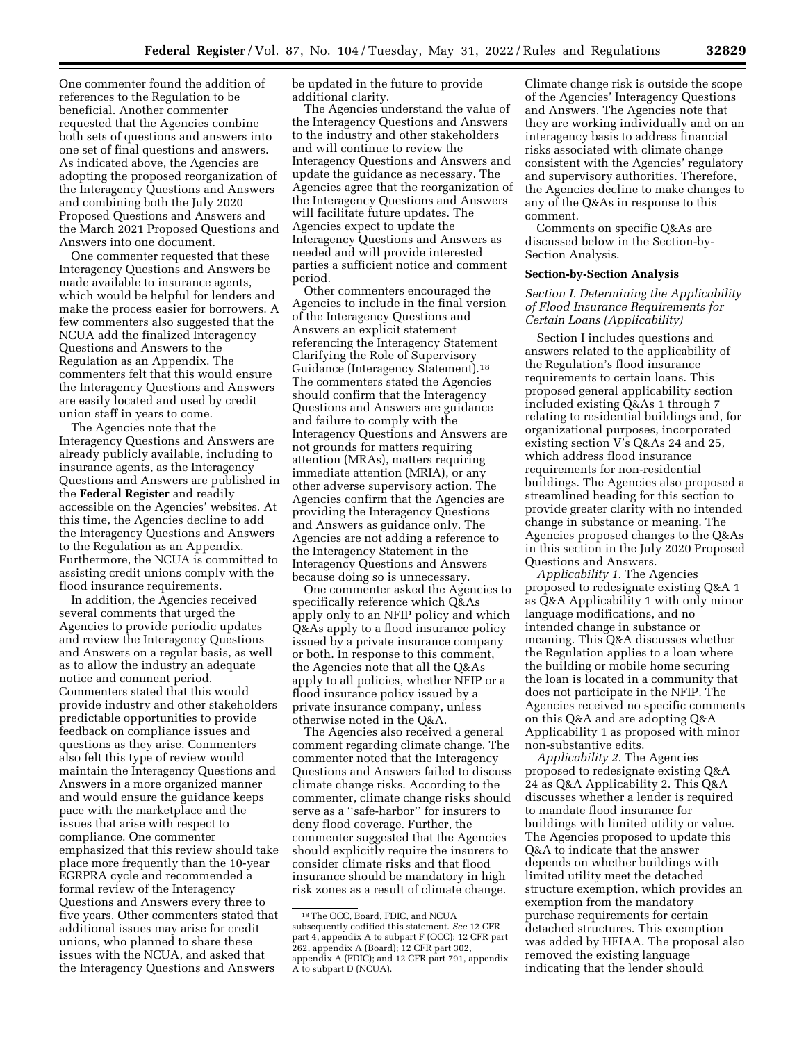One commenter found the addition of references to the Regulation to be beneficial. Another commenter requested that the Agencies combine both sets of questions and answers into one set of final questions and answers. As indicated above, the Agencies are adopting the proposed reorganization of the Interagency Questions and Answers and combining both the July 2020 Proposed Questions and Answers and the March 2021 Proposed Questions and Answers into one document.

One commenter requested that these Interagency Questions and Answers be made available to insurance agents, which would be helpful for lenders and make the process easier for borrowers. A few commenters also suggested that the NCUA add the finalized Interagency Questions and Answers to the Regulation as an Appendix. The commenters felt that this would ensure the Interagency Questions and Answers are easily located and used by credit union staff in years to come.

The Agencies note that the Interagency Questions and Answers are already publicly available, including to insurance agents, as the Interagency Questions and Answers are published in the **Federal Register** and readily accessible on the Agencies' websites. At this time, the Agencies decline to add the Interagency Questions and Answers to the Regulation as an Appendix. Furthermore, the NCUA is committed to assisting credit unions comply with the flood insurance requirements.

In addition, the Agencies received several comments that urged the Agencies to provide periodic updates and review the Interagency Questions and Answers on a regular basis, as well as to allow the industry an adequate notice and comment period. Commenters stated that this would provide industry and other stakeholders predictable opportunities to provide feedback on compliance issues and questions as they arise. Commenters also felt this type of review would maintain the Interagency Questions and Answers in a more organized manner and would ensure the guidance keeps pace with the marketplace and the issues that arise with respect to compliance. One commenter emphasized that this review should take place more frequently than the 10-year EGRPRA cycle and recommended a formal review of the Interagency Questions and Answers every three to five years. Other commenters stated that additional issues may arise for credit unions, who planned to share these issues with the NCUA, and asked that the Interagency Questions and Answers be updated in the future to provide additional clarity.

The Agencies understand the value of the Interagency Questions and Answers to the industry and other stakeholders and will continue to review the Interagency Questions and Answers and update the guidance as necessary. The Agencies agree that the reorganization of the Interagency Questions and Answers will facilitate future updates. The Agencies expect to update the Interagency Questions and Answers as needed and will provide interested parties a sufficient notice and comment period.

Other commenters encouraged the Agencies to include in the final version of the Interagency Questions and Answers an explicit statement referencing the Interagency Statement Clarifying the Role of Supervisory Guidance (Interagency Statement).[18] The commenters stated the Agencies should confirm that the Interagency Questions and Answers are guidance and failure to comply with the Interagency Questions and Answers are not grounds for matters requiring attention (MRAs), matters requiring immediate attention (MRIA), or any other adverse supervisory action. The Agencies confirm that the Agencies are providing the Interagency Questions and Answers as guidance only. The Agencies are not adding a reference to the Interagency Statement in the Interagency Questions and Answers because doing so is unnecessary.

One commenter asked the Agencies to specifically reference which Q&As apply only to an NFIP policy and which Q&As apply to a flood insurance policy issued by a private insurance company or both. In response to this comment, the Agencies note that all the Q&As apply to all policies, whether NFIP or a flood insurance policy issued by a private insurance company, unless otherwise noted in the Q&A.

The Agencies also received a general comment regarding climate change. The commenter noted that the Interagency Questions and Answers failed to discuss climate change risks. According to the commenter, climate change risks should serve as a ''safe-harbor'' for insurers to deny flood coverage. Further, the commenter suggested that the Agencies should explicitly require the insurers to consider climate risks and that flood insurance should be mandatory in high risk zones as a result of climate change.

Climate change risk is outside the scope of the Agencies' Interagency Questions and Answers. The Agencies note that they are working individually and on an interagency basis to address financial risks associated with climate change consistent with the Agencies' regulatory and supervisory authorities. Therefore, the Agencies decline to make changes to any of the Q&As in response to this comment.

Comments on specific Q&As are discussed below in the Section-by-Section Analysis.

## Section-by-Section Analysis

### *Section I. Determining the Applicability of Flood Insurance Requirements for Certain Loans (Applicability)*

Section I includes questions and answers related to the applicability of the Regulation's flood insurance requirements to certain loans. This proposed general applicability section included existing Q&As 1 through 7 relating to residential buildings and, for organizational purposes, incorporated existing section V's Q&As 24 and 25, which address flood insurance requirements for non-residential buildings. The Agencies also proposed a streamlined heading for this section to provide greater clarity with no intended change in substance or meaning. The Agencies proposed changes to the Q&As in this section in the July 2020 Proposed Questions and Answers.

*Applicability 1.* The Agencies proposed to redesignate existing Q&A 1 as Q&A Applicability 1 with only minor language modifications, and no intended change in substance or meaning. This Q&A discusses whether the Regulation applies to a loan where the building or mobile home securing the loan is located in a community that does not participate in the NFIP. The Agencies received no specific comments on this Q&A and are adopting Q&A Applicability 1 as proposed with minor non-substantive edits.

*Applicability 2.* The Agencies proposed to redesignate existing Q&A 24 as Q&A Applicability 2. This Q&A discusses whether a lender is required to mandate flood insurance for buildings with limited utility or value. The Agencies proposed to update this Q&A to indicate that the answer depends on whether buildings with limited utility meet the detached structure exemption, which provides an exemption from the mandatory purchase requirements for certain detached structures. This exemption was added by HFIAA. The proposal also removed the existing language indicating that the lender should

[18] The OCC, Board, FDIC, and NCUA subsequently codified this statement. *See* 12 CFR part 4, appendix A to subpart F (OCC); 12 CFR part 262, appendix A (Board); 12 CFR part 302, appendix A (FDIC); and 12 CFR part 791, appendix A to subpart D (NCUA).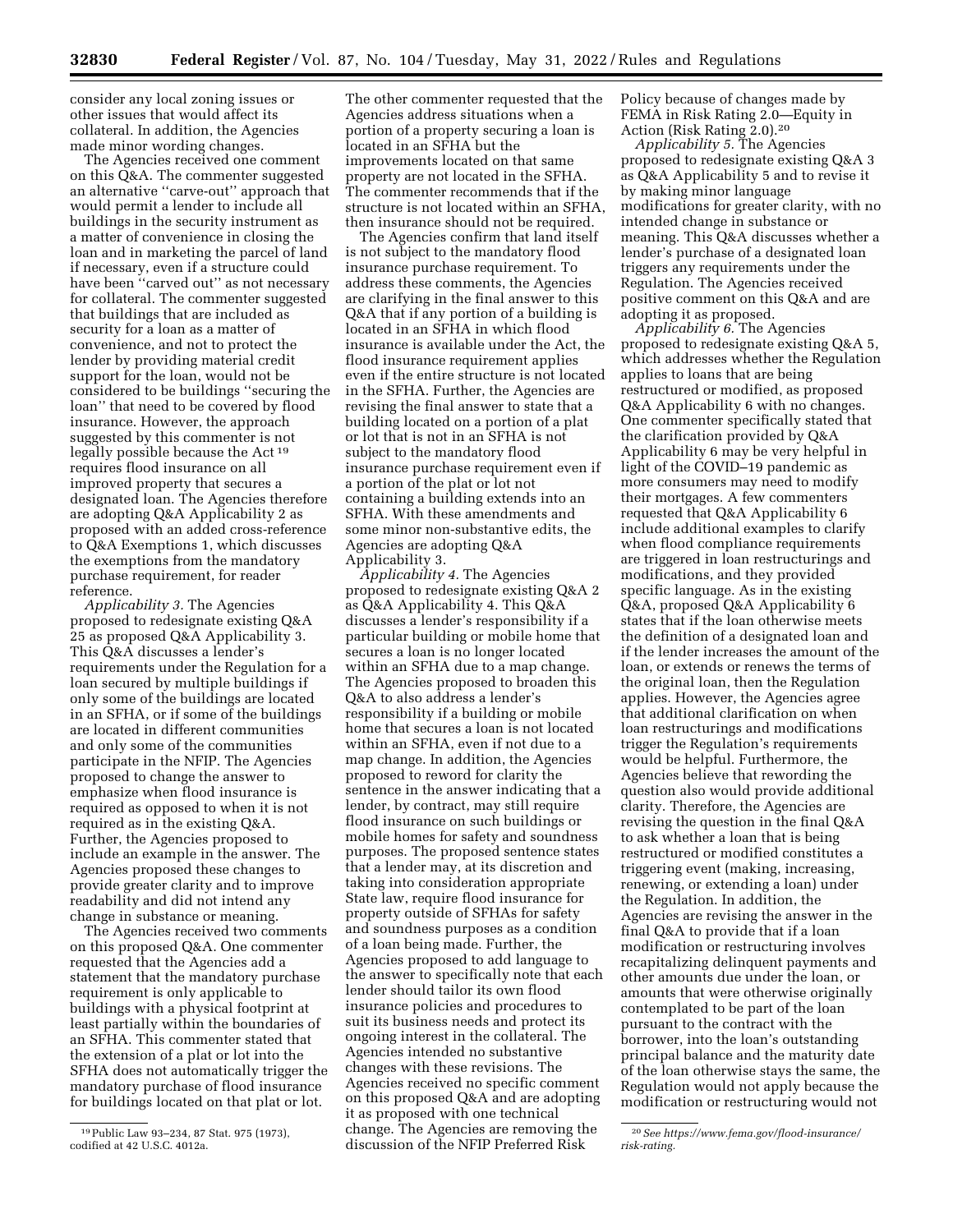consider any local zoning issues or other issues that would affect its collateral. In addition, the Agencies made minor wording changes.

The Agencies received one comment on this Q&A. The commenter suggested an alternative ''carve-out'' approach that would permit a lender to include all buildings in the security instrument as a matter of convenience in closing the loan and in marketing the parcel of land if necessary, even if a structure could have been ''carved out'' as not necessary for collateral. The commenter suggested that buildings that are included as security for a loan as a matter of convenience, and not to protect the lender by providing material credit support for the loan, would not be considered to be buildings ''securing the loan'' that need to be covered by flood insurance. However, the approach suggested by this commenter is not legally possible because the Act[19] requires flood insurance on all improved property that secures a designated loan. The Agencies therefore are adopting Q&A Applicability 2 as proposed with an added cross-reference to Q&A Exemptions 1, which discusses the exemptions from the mandatory purchase requirement, for reader reference.

*Applicability 3.* The Agencies proposed to redesignate existing Q&A 25 as proposed Q&A Applicability 3. This Q&A discusses a lender's requirements under the Regulation for a loan secured by multiple buildings if only some of the buildings are located in an SFHA, or if some of the buildings are located in different communities and only some of the communities participate in the NFIP. The Agencies proposed to change the answer to emphasize when flood insurance is required as opposed to when it is not required as in the existing Q&A. Further, the Agencies proposed to include an example in the answer. The Agencies proposed these changes to provide greater clarity and to improve readability and did not intend any change in substance or meaning.

The Agencies received two comments on this proposed Q&A. One commenter requested that the Agencies add a statement that the mandatory purchase requirement is only applicable to buildings with a physical footprint at least partially within the boundaries of an SFHA. This commenter stated that the extension of a plat or lot into the SFHA does not automatically trigger the mandatory purchase of flood insurance for buildings located on that plat or lot.

The other commenter requested that the Agencies address situations when a portion of a property securing a loan is located in an SFHA but the improvements located on that same property are not located in the SFHA. The commenter recommends that if the structure is not located within an SFHA, then insurance should not be required.

The Agencies confirm that land itself is not subject to the mandatory flood insurance purchase requirement. To address these comments, the Agencies are clarifying in the final answer to this Q&A that if any portion of a building is located in an SFHA in which flood insurance is available under the Act, the flood insurance requirement applies even if the entire structure is not located in the SFHA. Further, the Agencies are revising the final answer to state that a building located on a portion of a plat or lot that is not in an SFHA is not subject to the mandatory flood insurance purchase requirement even if a portion of the plat or lot not containing a building extends into an SFHA. With these amendments and some minor non-substantive edits, the Agencies are adopting Q&A Applicability 3.

*Applicability 4.* The Agencies proposed to redesignate existing Q&A 2 as Q&A Applicability 4. This Q&A discusses a lender's responsibility if a particular building or mobile home that secures a loan is no longer located within an SFHA due to a map change. The Agencies proposed to broaden this Q&A to also address a lender's responsibility if a building or mobile home that secures a loan is not located within an SFHA, even if not due to a map change. In addition, the Agencies proposed to reword for clarity the sentence in the answer indicating that a lender, by contract, may still require flood insurance on such buildings or mobile homes for safety and soundness purposes. The proposed sentence states that a lender may, at its discretion and taking into consideration appropriate State law, require flood insurance for property outside of SFHAs for safety and soundness purposes as a condition of a loan being made. Further, the Agencies proposed to add language to the answer to specifically note that each lender should tailor its own flood insurance policies and procedures to suit its business needs and protect its ongoing interest in the collateral. The Agencies intended no substantive changes with these revisions. The Agencies received no specific comment on this proposed Q&A and are adopting it as proposed with one technical change. The Agencies are removing the discussion of the NFIP Preferred Risk Policy because of changes made by FEMA in Risk Rating 2.0—Equity in Action (Risk Rating 2.0).[20]

*Applicability 5.* The Agencies proposed to redesignate existing Q&A 3 as Q&A Applicability 5 and to revise it by making minor language modifications for greater clarity, with no intended change in substance or meaning. This Q&A discusses whether a lender's purchase of a designated loan triggers any requirements under the Regulation. The Agencies received positive comment on this Q&A and are adopting it as proposed.

*Applicability 6.* The Agencies proposed to redesignate existing Q&A 5, which addresses whether the Regulation applies to loans that are being restructured or modified, as proposed Q&A Applicability 6 with no changes. One commenter specifically stated that the clarification provided by Q&A Applicability 6 may be very helpful in light of the COVID–19 pandemic as more consumers may need to modify their mortgages. A few commenters requested that Q&A Applicability 6 include additional examples to clarify when flood compliance requirements are triggered in loan restructurings and modifications, and they provided specific language. As in the existing Q&A, proposed Q&A Applicability 6 states that if the loan otherwise meets the definition of a designated loan and if the lender increases the amount of the loan, or extends or renews the terms of the original loan, then the Regulation applies. However, the Agencies agree that additional clarification on when loan restructurings and modifications trigger the Regulation's requirements would be helpful. Furthermore, the Agencies believe that rewording the question also would provide additional clarity. Therefore, the Agencies are revising the question in the final Q&A to ask whether a loan that is being restructured or modified constitutes a triggering event (making, increasing, renewing, or extending a loan) under the Regulation. In addition, the Agencies are revising the answer in the final Q&A to provide that if a loan modification or restructuring involves recapitalizing delinquent payments and other amounts due under the loan, or amounts that were otherwise originally contemplated to be part of the loan pursuant to the contract with the borrower, into the loan's outstanding principal balance and the maturity date of the loan otherwise stays the same, the Regulation would not apply because the modification or restructuring would not

[19] Public Law 93–234, 87 Stat. 975 (1973), codified at 42 U.S.C. 4012a.

[20] *See https://www.fema.gov/flood-insurance/risk-rating.*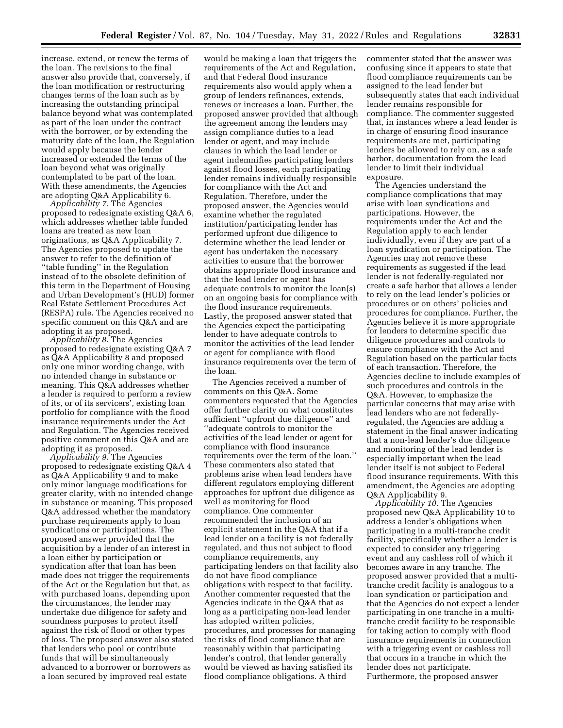increase, extend, or renew the terms of the loan. The revisions to the final answer also provide that, conversely, if the loan modification or restructuring changes terms of the loan such as by increasing the outstanding principal balance beyond what was contemplated as part of the loan under the contract with the borrower, or by extending the maturity date of the loan, the Regulation would apply because the lender increased or extended the terms of the loan beyond what was originally contemplated to be part of the loan. With these amendments, the Agencies are adopting Q&A Applicability 6.

*Applicability 7.* The Agencies proposed to redesignate existing Q&A 6, which addresses whether table funded loans are treated as new loan originations, as Q&A Applicability 7. The Agencies proposed to update the answer to refer to the definition of ''table funding'' in the Regulation instead of to the obsolete definition of this term in the Department of Housing and Urban Development's (HUD) former Real Estate Settlement Procedures Act (RESPA) rule. The Agencies received no specific comment on this Q&A and are adopting it as proposed.

*Applicability 8.* The Agencies proposed to redesignate existing Q&A 7 as Q&A Applicability 8 and proposed only one minor wording change, with no intended change in substance or meaning. This Q&A addresses whether a lender is required to perform a review of its, or of its servicers', existing loan portfolio for compliance with the flood insurance requirements under the Act and Regulation. The Agencies received positive comment on this Q&A and are adopting it as proposed.

*Applicability 9.* The Agencies proposed to redesignate existing Q&A 4 as Q&A Applicability 9 and to make only minor language modifications for greater clarity, with no intended change in substance or meaning. This proposed Q&A addressed whether the mandatory purchase requirements apply to loan syndications or participations. The proposed answer provided that the acquisition by a lender of an interest in a loan either by participation or syndication after that loan has been made does not trigger the requirements of the Act or the Regulation but that, as with purchased loans, depending upon the circumstances, the lender may undertake due diligence for safety and soundness purposes to protect itself against the risk of flood or other types of loss. The proposed answer also stated that lenders who pool or contribute funds that will be simultaneously advanced to a borrower or borrowers as a loan secured by improved real estate would be making a loan that triggers the requirements of the Act and Regulation, and that Federal flood insurance requirements also would apply when a group of lenders refinances, extends, renews or increases a loan. Further, the proposed answer provided that although the agreement among the lenders may assign compliance duties to a lead lender or agent, and may include clauses in which the lead lender or agent indemnifies participating lenders against flood losses, each participating lender remains individually responsible for compliance with the Act and Regulation. Therefore, under the proposed answer, the Agencies would examine whether the regulated institution/participating lender has performed upfront due diligence to determine whether the lead lender or agent has undertaken the necessary activities to ensure that the borrower obtains appropriate flood insurance and that the lead lender or agent has adequate controls to monitor the loan(s) on an ongoing basis for compliance with the flood insurance requirements. Lastly, the proposed answer stated that the Agencies expect the participating lender to have adequate controls to monitor the activities of the lead lender or agent for compliance with flood insurance requirements over the term of the loan.

The Agencies received a number of comments on this Q&A. Some commenters requested that the Agencies offer further clarity on what constitutes sufficient ''upfront due diligence'' and ''adequate controls to monitor the activities of the lead lender or agent for compliance with flood insurance requirements over the term of the loan.'' These commenters also stated that problems arise when lead lenders have different regulators employing different approaches for upfront due diligence as well as monitoring for flood compliance. One commenter recommended the inclusion of an explicit statement in the Q&A that if a lead lender on a facility is not federally regulated, and thus not subject to flood compliance requirements, any participating lenders on that facility also do not have flood compliance obligations with respect to that facility. Another commenter requested that the Agencies indicate in the Q&A that as long as a participating non-lead lender has adopted written policies, procedures, and processes for managing the risks of flood compliance that are reasonably within that participating lender's control, that lender generally would be viewed as having satisfied its flood compliance obligations. A third commenter stated that the answer was confusing since it appears to state that flood compliance requirements can be assigned to the lead lender but subsequently states that each individual lender remains responsible for compliance. The commenter suggested that, in instances where a lead lender is in charge of ensuring flood insurance requirements are met, participating lenders be allowed to rely on, as a safe harbor, documentation from the lead lender to limit their individual exposure.

The Agencies understand the compliance complications that may arise with loan syndications and participations. However, the requirements under the Act and the Regulation apply to each lender individually, even if they are part of a loan syndication or participation. The Agencies may not remove these requirements as suggested if the lead lender is not federally-regulated nor create a safe harbor that allows a lender to rely on the lead lender's policies or procedures or on others' policies and procedures for compliance. Further, the Agencies believe it is more appropriate for lenders to determine specific due diligence procedures and controls to ensure compliance with the Act and Regulation based on the particular facts of each transaction. Therefore, the Agencies decline to include examples of such procedures and controls in the Q&A. However, to emphasize the particular concerns that may arise with lead lenders who are not federally-regulated, the Agencies are adding a statement in the final answer indicating that a non-lead lender's due diligence and monitoring of the lead lender is especially important when the lead lender itself is not subject to Federal flood insurance requirements. With this amendment, the Agencies are adopting Q&A Applicability 9.

*Applicability 10.* The Agencies proposed new Q&A Applicability 10 to address a lender's obligations when participating in a multi-tranche credit facility, specifically whether a lender is expected to consider any triggering event and any cashless roll of which it becomes aware in any tranche. The proposed answer provided that a multi-tranche credit facility is analogous to a loan syndication or participation and that the Agencies do not expect a lender participating in one tranche in a multi-tranche credit facility to be responsible for taking action to comply with flood insurance requirements in connection with a triggering event or cashless roll that occurs in a tranche in which the lender does not participate. Furthermore, the proposed answer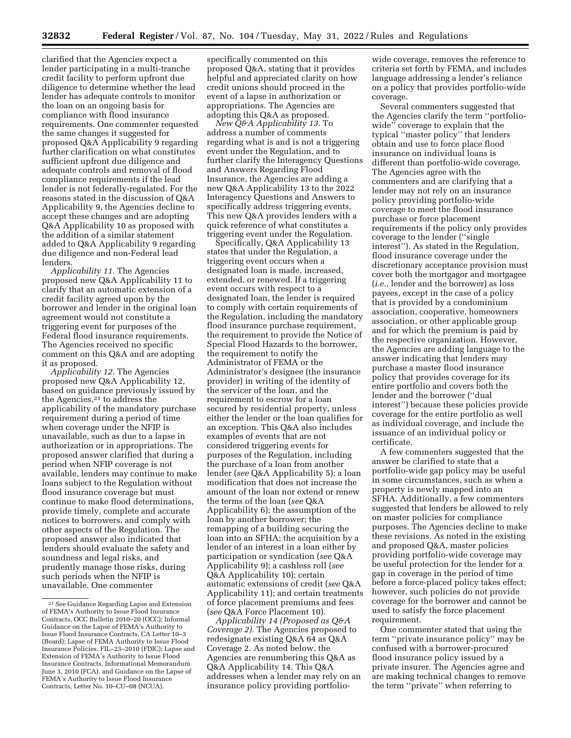clarified that the Agencies expect a lender participating in a multi-tranche credit facility to perform upfront due diligence to determine whether the lead lender has adequate controls to monitor the loan on an ongoing basis for compliance with flood insurance requirements. One commenter requested the same changes it suggested for proposed Q&A Applicability 9 regarding further clarification on what constitutes sufficient upfront due diligence and adequate controls and removal of flood compliance requirements if the lead lender is not federally-regulated. For the reasons stated in the discussion of Q&A Applicability 9, the Agencies decline to accept these changes and are adopting Q&A Applicability 10 as proposed with the addition of a similar statement added to Q&A Applicability 9 regarding due diligence and non-Federal lead lenders.

*Applicability 11.* The Agencies proposed new Q&A Applicability 11 to clarify that an automatic extension of a credit facility agreed upon by the borrower and lender in the original loan agreement would not constitute a triggering event for purposes of the Federal flood insurance requirements. The Agencies received no specific comment on this Q&A and are adopting it as proposed.

*Applicability 12.* The Agencies proposed new Q&A Applicability 12, based on guidance previously issued by the Agencies,[21] to address the applicability of the mandatory purchase requirement during a period of time when coverage under the NFIP is unavailable, such as due to a lapse in authorization or in appropriations. The proposed answer clarified that during a period when NFIP coverage is not available, lenders may continue to make loans subject to the Regulation without flood insurance coverage but must continue to make flood determinations, provide timely, complete and accurate notices to borrowers, and comply with other aspects of the Regulation. The proposed answer also indicated that lenders should evaluate the safety and soundness and legal risks, and prudently manage those risks, during such periods when the NFIP is unavailable. One commenter specifically commented on this proposed Q&A, stating that it provides helpful and appreciated clarity on how credit unions should proceed in the event of a lapse in authorization or appropriations. The Agencies are adopting this Q&A as proposed.

*New Q&A Applicability 13.* To address a number of comments regarding what is and is not a triggering event under the Regulation, and to further clarify the Interagency Questions and Answers Regarding Flood Insurance, the Agencies are adding a new Q&A Applicability 13 to the 2022 Interagency Questions and Answers to specifically address triggering events. This new Q&A provides lenders with a quick reference of what constitutes a triggering event under the Regulation.

Specifically, Q&A Applicability 13 states that under the Regulation, a triggering event occurs when a designated loan is made, increased, extended, or renewed. If a triggering event occurs with respect to a designated loan, the lender is required to comply with certain requirements of the Regulation, including the mandatory flood insurance purchase requirement, the requirement to provide the Notice of Special Flood Hazards to the borrower, the requirement to notify the Administrator of FEMA or the Administrator's designee (the insurance provider) in writing of the identity of the servicer of the loan, and the requirement to escrow for a loan secured by residential property, unless either the lender or the loan qualifies for an exception. This Q&A also includes examples of events that are not considered triggering events for purposes of the Regulation, including the purchase of a loan from another lender (*see* Q&A Applicability 5); a loan modification that does not increase the amount of the loan nor extend or renew the terms of the loan (*see* Q&A Applicability 6); the assumption of the loan by another borrower; the remapping of a building securing the loan into an SFHA; the acquisition by a lender of an interest in a loan either by participation or syndication (*see* Q&A Applicability 9); a cashless roll (*see* Q&A Applicability 10); certain automatic extensions of credit (*see* Q&A Applicability 11); and certain treatments of force placement premiums and fees (*see* Q&A Force Placement 10).

*Applicability 14 (Proposed as Q&A Coverage 2).* The Agencies proposed to redesignate existing Q&A 64 as Q&A Coverage 2. As noted below, the Agencies are renumbering this Q&A as Q&A Applicability 14. This Q&A addresses when a lender may rely on an insurance policy providing portfolio-wide coverage, removes the reference to criteria set forth by FEMA, and includes language addressing a lender's reliance on a policy that provides portfolio-wide coverage.

Several commenters suggested that the Agencies clarify the term ''portfolio-wide'' coverage to explain that the typical ''master policy'' that lenders obtain and use to force place flood insurance on individual loans is different than portfolio-wide coverage. The Agencies agree with the commenters and are clarifying that a lender may not rely on an insurance policy providing portfolio-wide coverage to meet the flood insurance purchase or force placement requirements if the policy only provides coverage to the lender (''single interest''). As stated in the Regulation, flood insurance coverage under the discretionary acceptance provision must cover both the mortgagor and mortgagee (*i.e.,* lender and the borrower) as loss payees, except in the case of a policy that is provided by a condominium association, cooperative, homeowners association, or other applicable group and for which the premium is paid by the respective organization. However, the Agencies are adding language to the answer indicating that lenders may purchase a master flood insurance policy that provides coverage for its entire portfolio and covers both the lender and the borrower (''dual interest'') because these policies provide coverage for the entire portfolio as well as individual coverage, and include the issuance of an individual policy or certificate.

A few commenters suggested that the answer be clarified to state that a portfolio-wide gap policy may be useful in some circumstances, such as when a property is newly mapped into an SFHA. Additionally, a few commenters suggested that lenders be allowed to rely on master policies for compliance purposes. The Agencies decline to make these revisions. As noted in the existing and proposed Q&A, master policies providing portfolio-wide coverage may be useful protection for the lender for a gap in coverage in the period of time before a force-placed policy takes effect; however, such policies do not provide coverage for the borrower and cannot be used to satisfy the force placement requirement.

One commenter stated that using the term ''private insurance policy'' may be confused with a borrower-procured flood insurance policy issued by a private insurer. The Agencies agree and are making technical changes to remove the term ''private'' when referring to

[21] *See* Guidance Regarding Lapse and Extension of FEMA's Authority to Issue Flood Insurance Contracts, OCC Bulletin 2010–20 (OCC); Informal Guidance on the Lapse of FEMA's Authority to Issue Flood Insurance Contracts, CA Letter 10–3 (Board); Lapse of FEMA Authority to Issue Flood Insurance Policies, FIL–23–2010 (FDIC); Lapse and Extension of FEMA's Authority to Issue Flood Insurance Contracts, Informational Memorandum June 3, 2010 (FCA), and Guidance on the Lapse of FEMA's Authority to Issue Flood Insurance Contracts, Letter No. 10–CU–08 (NCUA).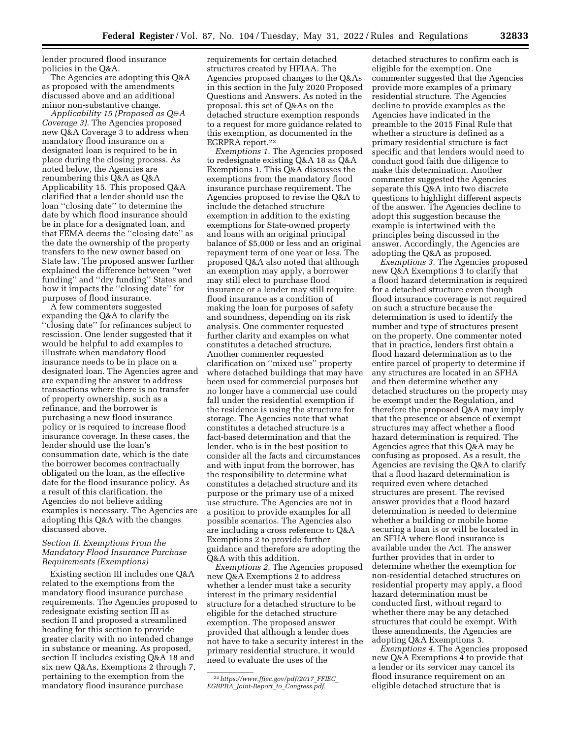lender procured flood insurance policies in the Q&A.

The Agencies are adopting this Q&A as proposed with the amendments discussed above and an additional minor non-substantive change.

*Applicability 15 (Proposed as Q&A Coverage 3).* The Agencies proposed new Q&A Coverage 3 to address when mandatory flood insurance on a designated loan is required to be in place during the closing process. As noted below, the Agencies are renumbering this Q&A as Q&A Applicability 15. This proposed Q&A clarified that a lender should use the loan ''closing date'' to determine the date by which flood insurance should be in place for a designated loan, and that FEMA deems the ''closing date'' as the date the ownership of the property transfers to the new owner based on State law. The proposed answer further explained the difference between ''wet funding'' and ''dry funding'' States and how it impacts the ''closing date'' for purposes of flood insurance.

A few commenters suggested expanding the Q&A to clarify the ''closing date'' for refinances subject to rescission. One lender suggested that it would be helpful to add examples to illustrate when mandatory flood insurance needs to be in place on a designated loan. The Agencies agree and are expanding the answer to address transactions where there is no transfer of property ownership, such as a refinance, and the borrower is purchasing a new flood insurance policy or is required to increase flood insurance coverage. In these cases, the lender should use the loan's consummation date, which is the date the borrower becomes contractually obligated on the loan, as the effective date for the flood insurance policy. As a result of this clarification, the Agencies do not believe adding examples is necessary. The Agencies are adopting this Q&A with the changes discussed above.

### *Section II. Exemptions From the Mandatory Flood Insurance Purchase Requirements (Exemptions)*

Existing section III includes one Q&A related to the exemptions from the mandatory flood insurance purchase requirements. The Agencies proposed to redesignate existing section III as section II and proposed a streamlined heading for this section to provide greater clarity with no intended change in substance or meaning. As proposed, section II includes existing Q&A 18 and six new Q&As, Exemptions 2 through 7, pertaining to the exemption from the mandatory flood insurance purchase requirements for certain detached structures created by HFIAA. The Agencies proposed changes to the Q&As in this section in the July 2020 Proposed Questions and Answers. As noted in the proposal, this set of Q&As on the detached structure exemption responds to a request for more guidance related to this exemption, as documented in the EGRPRA report.[22]

*Exemptions 1.* The Agencies proposed to redesignate existing Q&A 18 as Q&A Exemptions 1. This Q&A discusses the exemptions from the mandatory flood insurance purchase requirement. The Agencies proposed to revise the Q&A to include the detached structure exemption in addition to the existing exemptions for State-owned property and loans with an original principal balance of $5,000 or less and an original repayment term of one year or less. The proposed Q&A also noted that although an exemption may apply, a borrower may still elect to purchase flood insurance or a lender may still require flood insurance as a condition of making the loan for purposes of safety and soundness, depending on its risk analysis. One commenter requested further clarity and examples on what constitutes a detached structure. Another commenter requested clarification on ''mixed use'' property where detached buildings that may have been used for commercial purposes but no longer have a commercial use could fall under the residential exemption if the residence is using the structure for storage. The Agencies note that what constitutes a detached structure is a fact-based determination and that the lender, who is in the best position to consider all the facts and circumstances and with input from the borrower, has the responsibility to determine what constitutes a detached structure and its purpose or the primary use of a mixed use structure. The Agencies are not in a position to provide examples for all possible scenarios. The Agencies also are including a cross reference to Q&A Exemptions 2 to provide further guidance and therefore are adopting the Q&A with this addition.

*Exemptions 2.* The Agencies proposed new Q&A Exemptions 2 to address whether a lender must take a security interest in the primary residential structure for a detached structure to be eligible for the detached structure exemption. The proposed answer provided that although a lender does not have to take a security interest in the primary residential structure, it would need to evaluate the uses of the detached structures to confirm each is eligible for the exemption. One commenter suggested that the Agencies provide more examples of a primary residential structure. The Agencies decline to provide examples as the Agencies have indicated in the preamble to the 2015 Final Rule that whether a structure is defined as a primary residential structure is fact specific and that lenders would need to conduct good faith due diligence to make this determination. Another commenter suggested the Agencies separate this Q&A into two discrete questions to highlight different aspects of the answer. The Agencies decline to adopt this suggestion because the example is intertwined with the principles being discussed in the answer. Accordingly, the Agencies are adopting the Q&A as proposed.

*Exemptions 3.* The Agencies proposed new Q&A Exemptions 3 to clarify that a flood hazard determination is required for a detached structure even though flood insurance coverage is not required on such a structure because the determination is used to identify the number and type of structures present on the property. One commenter noted that in practice, lenders first obtain a flood hazard determination as to the entire parcel of property to determine if any structures are located in an SFHA and then determine whether any detached structures on the property may be exempt under the Regulation, and therefore the proposed Q&A may imply that the presence or absence of exempt structures may affect whether a flood hazard determination is required. The Agencies agree that this Q&A may be confusing as proposed. As a result, the Agencies are revising the Q&A to clarify that a flood hazard determination is required even where detached structures are present. The revised answer provides that a flood hazard determination is needed to determine whether a building or mobile home securing a loan is or will be located in an SFHA where flood insurance is available under the Act. The answer further provides that in order to determine whether the exemption for non-residential detached structures on residential property may apply, a flood hazard determination must be conducted first, without regard to whether there may be any detached structures that could be exempt. With these amendments, the Agencies are adopting Q&A Exemptions 3.

*Exemptions 4.* The Agencies proposed new Q&A Exemptions 4 to provide that a lender or its servicer may cancel its flood insurance requirement on an eligible detached structure that is

[22] *https://www.ffiec.gov/pdf/2017_FFIEC_EGRPRA_Joint-Report_to_Congress.pdf.*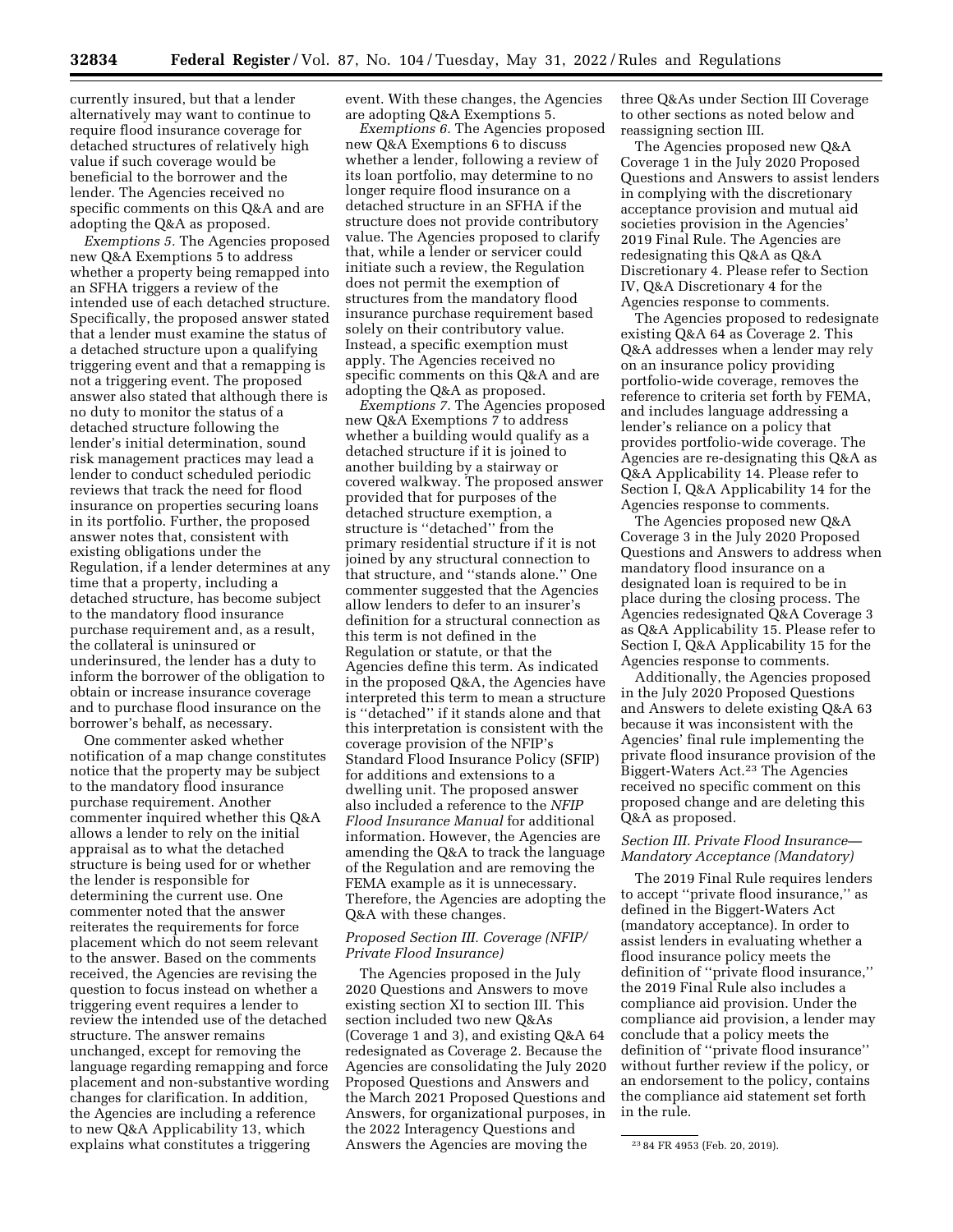currently insured, but that a lender alternatively may want to continue to require flood insurance coverage for detached structures of relatively high value if such coverage would be beneficial to the borrower and the lender. The Agencies received no specific comments on this Q&A and are adopting the Q&A as proposed.

*Exemptions 5.* The Agencies proposed new Q&A Exemptions 5 to address whether a property being remapped into an SFHA triggers a review of the intended use of each detached structure. Specifically, the proposed answer stated that a lender must examine the status of a detached structure upon a qualifying triggering event and that a remapping is not a triggering event. The proposed answer also stated that although there is no duty to monitor the status of a detached structure following the lender's initial determination, sound risk management practices may lead a lender to conduct scheduled periodic reviews that track the need for flood insurance on properties securing loans in its portfolio. Further, the proposed answer notes that, consistent with existing obligations under the Regulation, if a lender determines at any time that a property, including a detached structure, has become subject to the mandatory flood insurance purchase requirement and, as a result, the collateral is uninsured or underinsured, the lender has a duty to inform the borrower of the obligation to obtain or increase insurance coverage and to purchase flood insurance on the borrower's behalf, as necessary.

One commenter asked whether notification of a map change constitutes notice that the property may be subject to the mandatory flood insurance purchase requirement. Another commenter inquired whether this Q&A allows a lender to rely on the initial appraisal as to what the detached structure is being used for or whether the lender is responsible for determining the current use. One commenter noted that the answer reiterates the requirements for force placement which do not seem relevant to the answer. Based on the comments received, the Agencies are revising the question to focus instead on whether a triggering event requires a lender to review the intended use of the detached structure. The answer remains unchanged, except for removing the language regarding remapping and force placement and non-substantive wording changes for clarification. In addition, the Agencies are including a reference to new Q&A Applicability 13, which explains what constitutes a triggering event. With these changes, the Agencies are adopting Q&A Exemptions 5.

*Exemptions 6.* The Agencies proposed new Q&A Exemptions 6 to discuss whether a lender, following a review of its loan portfolio, may determine to no longer require flood insurance on a detached structure in an SFHA if the structure does not provide contributory value. The Agencies proposed to clarify that, while a lender or servicer could initiate such a review, the Regulation does not permit the exemption of structures from the mandatory flood insurance purchase requirement based solely on their contributory value. Instead, a specific exemption must apply. The Agencies received no specific comments on this Q&A and are adopting the Q&A as proposed.

*Exemptions 7.* The Agencies proposed new Q&A Exemptions 7 to address whether a building would qualify as a detached structure if it is joined to another building by a stairway or covered walkway. The proposed answer provided that for purposes of the detached structure exemption, a structure is ''detached'' from the primary residential structure if it is not joined by any structural connection to that structure, and ''stands alone.'' One commenter suggested that the Agencies allow lenders to defer to an insurer's definition for a structural connection as this term is not defined in the Regulation or statute, or that the Agencies define this term. As indicated in the proposed Q&A, the Agencies have interpreted this term to mean a structure is ''detached'' if it stands alone and that this interpretation is consistent with the coverage provision of the NFIP's Standard Flood Insurance Policy (SFIP) for additions and extensions to a dwelling unit. The proposed answer also included a reference to the *NFIP Flood Insurance Manual* for additional information. However, the Agencies are amending the Q&A to track the language of the Regulation and are removing the FEMA example as it is unnecessary. Therefore, the Agencies are adopting the Q&A with these changes.

### *Proposed Section III. Coverage (NFIP/Private Flood Insurance)*

The Agencies proposed in the July 2020 Questions and Answers to move existing section XI to section III. This section included two new Q&As (Coverage 1 and 3), and existing Q&A 64 redesignated as Coverage 2. Because the Agencies are consolidating the July 2020 Proposed Questions and Answers and the March 2021 Proposed Questions and Answers, for organizational purposes, in the 2022 Interagency Questions and Answers the Agencies are moving the three Q&As under Section III Coverage to other sections as noted below and reassigning section III.

The Agencies proposed new Q&A Coverage 1 in the July 2020 Proposed Questions and Answers to assist lenders in complying with the discretionary acceptance provision and mutual aid societies provision in the Agencies' 2019 Final Rule. The Agencies are redesignating this Q&A as Q&A Discretionary 4. Please refer to Section IV, Q&A Discretionary 4 for the Agencies response to comments.

The Agencies proposed to redesignate existing Q&A 64 as Coverage 2. This Q&A addresses when a lender may rely on an insurance policy providing portfolio-wide coverage, removes the reference to criteria set forth by FEMA, and includes language addressing a lender's reliance on a policy that provides portfolio-wide coverage. The Agencies are re-designating this Q&A as Q&A Applicability 14. Please refer to Section I, Q&A Applicability 14 for the Agencies response to comments.

The Agencies proposed new Q&A Coverage 3 in the July 2020 Proposed Questions and Answers to address when mandatory flood insurance on a designated loan is required to be in place during the closing process. The Agencies redesignated Q&A Coverage 3 as Q&A Applicability 15. Please refer to Section I, Q&A Applicability 15 for the Agencies response to comments.

Additionally, the Agencies proposed in the July 2020 Proposed Questions and Answers to delete existing Q&A 63 because it was inconsistent with the Agencies' final rule implementing the private flood insurance provision of the Biggert-Waters Act.[23] The Agencies received no specific comment on this proposed change and are deleting this Q&A as proposed.

### *Section III. Private Flood Insurance—Mandatory Acceptance (Mandatory)*

The 2019 Final Rule requires lenders to accept ''private flood insurance,'' as defined in the Biggert-Waters Act (mandatory acceptance). In order to assist lenders in evaluating whether a flood insurance policy meets the definition of ''private flood insurance,'' the 2019 Final Rule also includes a compliance aid provision. Under the compliance aid provision, a lender may conclude that a policy meets the definition of ''private flood insurance'' without further review if the policy, or an endorsement to the policy, contains the compliance aid statement set forth in the rule.

[23] 84 FR 4953 (Feb. 20, 2019).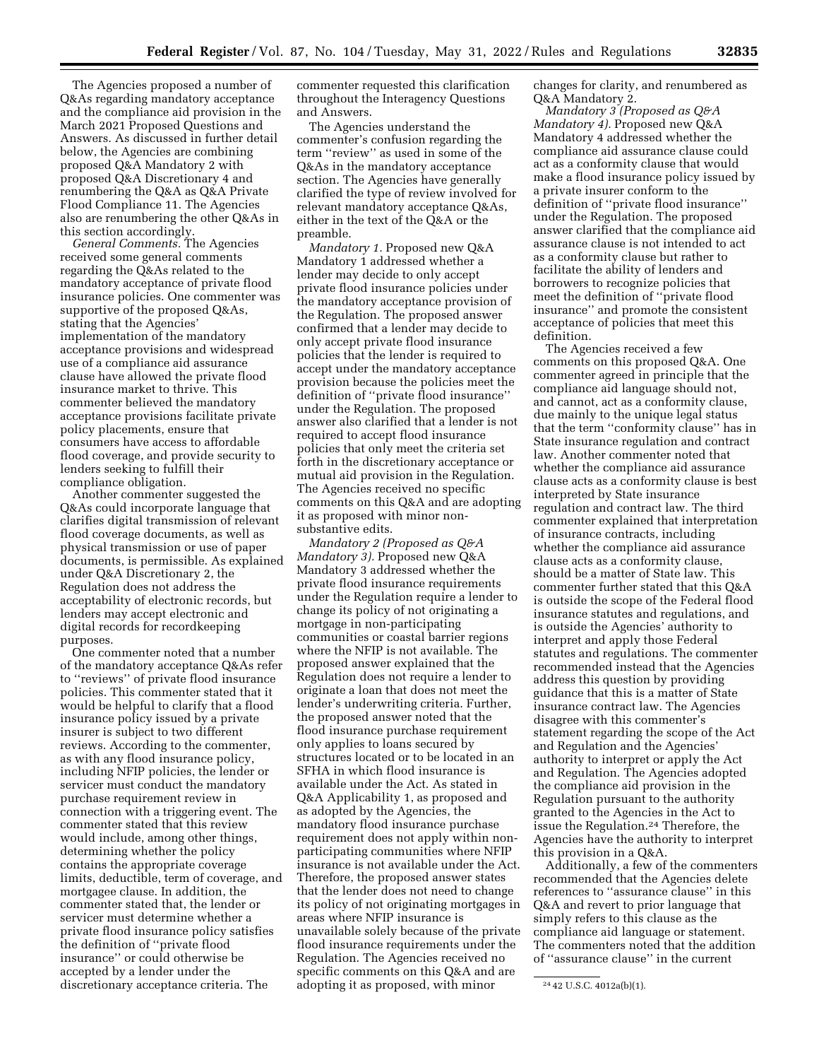The Agencies proposed a number of Q&As regarding mandatory acceptance and the compliance aid provision in the March 2021 Proposed Questions and Answers. As discussed in further detail below, the Agencies are combining proposed Q&A Mandatory 2 with proposed Q&A Discretionary 4 and renumbering the Q&A as Q&A Private Flood Compliance 11. The Agencies also are renumbering the other Q&As in this section accordingly.

*General Comments.* The Agencies received some general comments regarding the Q&As related to the mandatory acceptance of private flood insurance policies. One commenter was supportive of the proposed Q&As, stating that the Agencies' implementation of the mandatory acceptance provisions and widespread use of a compliance aid assurance clause have allowed the private flood insurance market to thrive. This commenter believed the mandatory acceptance provisions facilitate private policy placements, ensure that consumers have access to affordable flood coverage, and provide security to lenders seeking to fulfill their compliance obligation.

Another commenter suggested the Q&As could incorporate language that clarifies digital transmission of relevant flood coverage documents, as well as physical transmission or use of paper documents, is permissible. As explained under Q&A Discretionary 2, the Regulation does not address the acceptability of electronic records, but lenders may accept electronic and digital records for recordkeeping purposes.

One commenter noted that a number of the mandatory acceptance Q&As refer to ''reviews'' of private flood insurance policies. This commenter stated that it would be helpful to clarify that a flood insurance policy issued by a private insurer is subject to two different reviews. According to the commenter, as with any flood insurance policy, including NFIP policies, the lender or servicer must conduct the mandatory purchase requirement review in connection with a triggering event. The commenter stated that this review would include, among other things, determining whether the policy contains the appropriate coverage limits, deductible, term of coverage, and mortgagee clause. In addition, the commenter stated that, the lender or servicer must determine whether a private flood insurance policy satisfies the definition of ''private flood insurance'' or could otherwise be accepted by a lender under the discretionary acceptance criteria. The commenter requested this clarification throughout the Interagency Questions and Answers.

The Agencies understand the commenter's confusion regarding the term ''review'' as used in some of the Q&As in the mandatory acceptance section. The Agencies have generally clarified the type of review involved for relevant mandatory acceptance Q&As, either in the text of the Q&A or the preamble.

*Mandatory 1.* Proposed new Q&A Mandatory 1 addressed whether a lender may decide to only accept private flood insurance policies under the mandatory acceptance provision of the Regulation. The proposed answer confirmed that a lender may decide to only accept private flood insurance policies that the lender is required to accept under the mandatory acceptance provision because the policies meet the definition of ''private flood insurance'' under the Regulation. The proposed answer also clarified that a lender is not required to accept flood insurance policies that only meet the criteria set forth in the discretionary acceptance or mutual aid provision in the Regulation. The Agencies received no specific comments on this Q&A and are adopting it as proposed with minor non-substantive edits.

*Mandatory 2 (Proposed as Q&A Mandatory 3).* Proposed new Q&A Mandatory 3 addressed whether the private flood insurance requirements under the Regulation require a lender to change its policy of not originating a mortgage in non-participating communities or coastal barrier regions where the NFIP is not available. The proposed answer explained that the Regulation does not require a lender to originate a loan that does not meet the lender's underwriting criteria. Further, the proposed answer noted that the flood insurance purchase requirement only applies to loans secured by structures located or to be located in an SFHA in which flood insurance is available under the Act. As stated in Q&A Applicability 1, as proposed and as adopted by the Agencies, the mandatory flood insurance purchase requirement does not apply within non-participating communities where NFIP insurance is not available under the Act. Therefore, the proposed answer states that the lender does not need to change its policy of not originating mortgages in areas where NFIP insurance is unavailable solely because of the private flood insurance requirements under the Regulation. The Agencies received no specific comments on this Q&A and are adopting it as proposed, with minor changes for clarity, and renumbered as Q&A Mandatory 2.

*Mandatory 3 (Proposed as Q&A Mandatory 4).* Proposed new Q&A Mandatory 4 addressed whether the compliance aid assurance clause could act as a conformity clause that would make a flood insurance policy issued by a private insurer conform to the definition of ''private flood insurance'' under the Regulation. The proposed answer clarified that the compliance aid assurance clause is not intended to act as a conformity clause but rather to facilitate the ability of lenders and borrowers to recognize policies that meet the definition of ''private flood insurance'' and promote the consistent acceptance of policies that meet this definition.

The Agencies received a few comments on this proposed Q&A. One commenter agreed in principle that the compliance aid language should not, and cannot, act as a conformity clause, due mainly to the unique legal status that the term ''conformity clause'' has in State insurance regulation and contract law. Another commenter noted that whether the compliance aid assurance clause acts as a conformity clause is best interpreted by State insurance regulation and contract law. The third commenter explained that interpretation of insurance contracts, including whether the compliance aid assurance clause acts as a conformity clause, should be a matter of State law. This commenter further stated that this Q&A is outside the scope of the Federal flood insurance statutes and regulations, and is outside the Agencies' authority to interpret and apply those Federal statutes and regulations. The commenter recommended instead that the Agencies address this question by providing guidance that this is a matter of State insurance contract law. The Agencies disagree with this commenter's statement regarding the scope of the Act and Regulation and the Agencies' authority to interpret or apply the Act and Regulation. The Agencies adopted the compliance aid provision in the Regulation pursuant to the authority granted to the Agencies in the Act to issue the Regulation.[24] Therefore, the Agencies have the authority to interpret this provision in a Q&A.

Additionally, a few of the commenters recommended that the Agencies delete references to ''assurance clause'' in this Q&A and revert to prior language that simply refers to this clause as the compliance aid language or statement. The commenters noted that the addition of ''assurance clause'' in the current

[24] 42 U.S.C. 4012a(b)(1).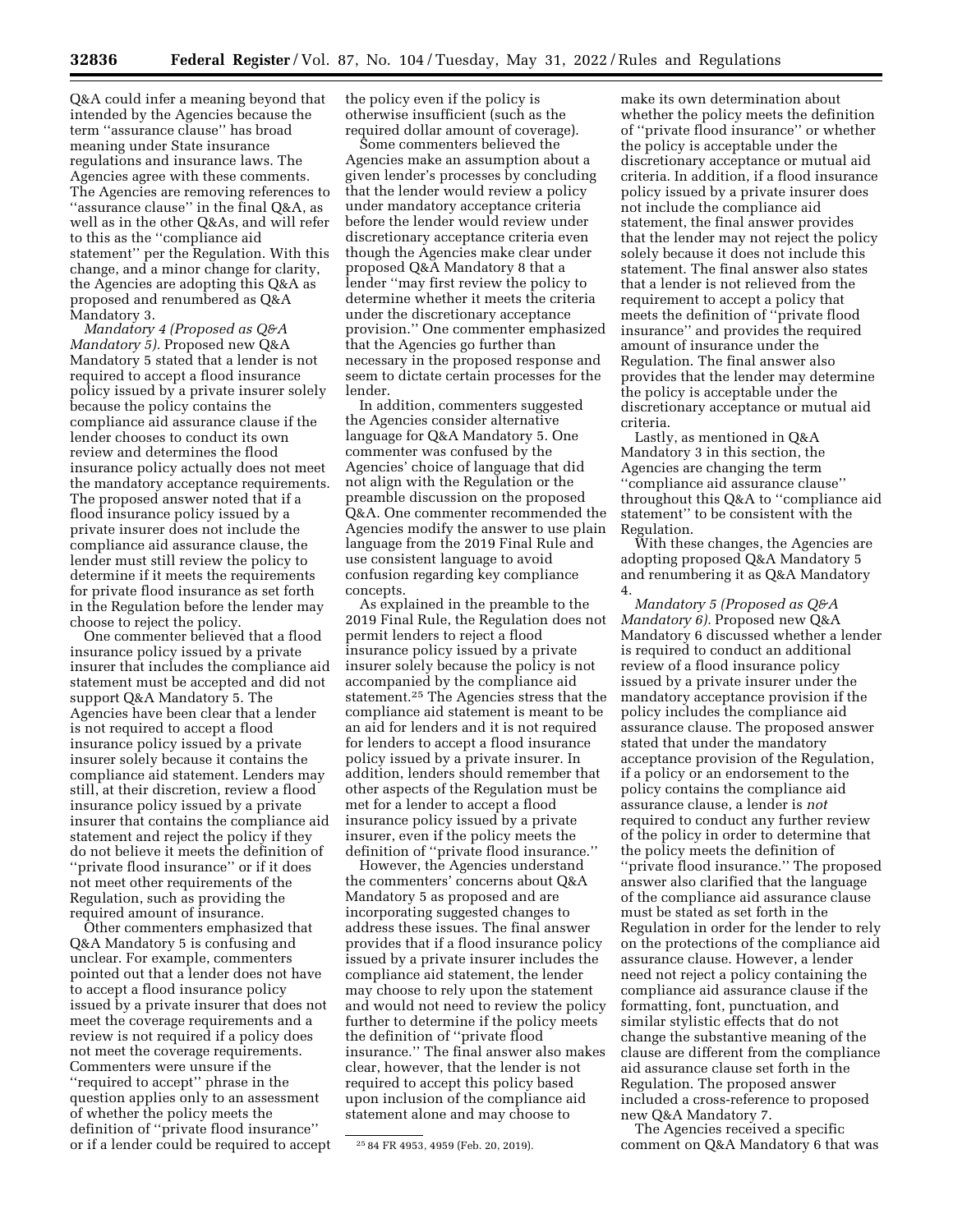Q&A could infer a meaning beyond that intended by the Agencies because the term ''assurance clause'' has broad meaning under State insurance regulations and insurance laws. The Agencies agree with these comments. The Agencies are removing references to ''assurance clause'' in the final Q&A, as well as in the other Q&As, and will refer to this as the ''compliance aid statement'' per the Regulation. With this change, and a minor change for clarity, the Agencies are adopting this Q&A as proposed and renumbered as Q&A Mandatory 3.

*Mandatory 4 (Proposed as Q&A Mandatory 5).* Proposed new Q&A Mandatory 5 stated that a lender is not required to accept a flood insurance policy issued by a private insurer solely because the policy contains the compliance aid assurance clause if the lender chooses to conduct its own review and determines the flood insurance policy actually does not meet the mandatory acceptance requirements. The proposed answer noted that if a flood insurance policy issued by a private insurer does not include the compliance aid assurance clause, the lender must still review the policy to determine if it meets the requirements for private flood insurance as set forth in the Regulation before the lender may choose to reject the policy.

One commenter believed that a flood insurance policy issued by a private insurer that includes the compliance aid statement must be accepted and did not support Q&A Mandatory 5. The Agencies have been clear that a lender is not required to accept a flood insurance policy issued by a private insurer solely because it contains the compliance aid statement. Lenders may still, at their discretion, review a flood insurance policy issued by a private insurer that contains the compliance aid statement and reject the policy if they do not believe it meets the definition of ''private flood insurance'' or if it does not meet other requirements of the Regulation, such as providing the required amount of insurance.

Other commenters emphasized that Q&A Mandatory 5 is confusing and unclear. For example, commenters pointed out that a lender does not have to accept a flood insurance policy issued by a private insurer that does not meet the coverage requirements and a review is not required if a policy does not meet the coverage requirements. Commenters were unsure if the ''required to accept'' phrase in the question applies only to an assessment of whether the policy meets the definition of ''private flood insurance'' or if a lender could be required to accept the policy even if the policy is otherwise insufficient (such as the required dollar amount of coverage).

Some commenters believed the Agencies make an assumption about a given lender's processes by concluding that the lender would review a policy under mandatory acceptance criteria before the lender would review under discretionary acceptance criteria even though the Agencies make clear under proposed Q&A Mandatory 8 that a lender ''may first review the policy to determine whether it meets the criteria under the discretionary acceptance provision.'' One commenter emphasized that the Agencies go further than necessary in the proposed response and seem to dictate certain processes for the lender.

In addition, commenters suggested the Agencies consider alternative language for Q&A Mandatory 5. One commenter was confused by the Agencies' choice of language that did not align with the Regulation or the preamble discussion on the proposed Q&A. One commenter recommended the Agencies modify the answer to use plain language from the 2019 Final Rule and use consistent language to avoid confusion regarding key compliance concepts.

As explained in the preamble to the 2019 Final Rule, the Regulation does not permit lenders to reject a flood insurance policy issued by a private insurer solely because the policy is not accompanied by the compliance aid statement.[25] The Agencies stress that the compliance aid statement is meant to be an aid for lenders and it is not required for lenders to accept a flood insurance policy issued by a private insurer. In addition, lenders should remember that other aspects of the Regulation must be met for a lender to accept a flood insurance policy issued by a private insurer, even if the policy meets the definition of ''private flood insurance.''

However, the Agencies understand the commenters' concerns about Q&A Mandatory 5 as proposed and are incorporating suggested changes to address these issues. The final answer provides that if a flood insurance policy issued by a private insurer includes the compliance aid statement, the lender may choose to rely upon the statement and would not need to review the policy further to determine if the policy meets the definition of ''private flood insurance.'' The final answer also makes clear, however, that the lender is not required to accept this policy based upon inclusion of the compliance aid statement alone and may choose to make its own determination about whether the policy meets the definition of ''private flood insurance'' or whether the policy is acceptable under the discretionary acceptance or mutual aid criteria. In addition, if a flood insurance policy issued by a private insurer does not include the compliance aid statement, the final answer provides that the lender may not reject the policy solely because it does not include this statement. The final answer also states that a lender is not relieved from the requirement to accept a policy that meets the definition of ''private flood insurance'' and provides the required amount of insurance under the Regulation. The final answer also provides that the lender may determine the policy is acceptable under the discretionary acceptance or mutual aid criteria.

Lastly, as mentioned in Q&A Mandatory 3 in this section, the Agencies are changing the term ''compliance aid assurance clause'' throughout this Q&A to ''compliance aid statement'' to be consistent with the Regulation.

With these changes, the Agencies are adopting proposed Q&A Mandatory 5 and renumbering it as Q&A Mandatory 4.

*Mandatory 5 (Proposed as Q&A Mandatory 6).* Proposed new Q&A Mandatory 6 discussed whether a lender is required to conduct an additional review of a flood insurance policy issued by a private insurer under the mandatory acceptance provision if the policy includes the compliance aid assurance clause. The proposed answer stated that under the mandatory acceptance provision of the Regulation, if a policy or an endorsement to the policy contains the compliance aid assurance clause, a lender is *not* required to conduct any further review of the policy in order to determine that the policy meets the definition of ''private flood insurance.'' The proposed answer also clarified that the language of the compliance aid assurance clause must be stated as set forth in the Regulation in order for the lender to rely on the protections of the compliance aid assurance clause. However, a lender need not reject a policy containing the compliance aid assurance clause if the formatting, font, punctuation, and similar stylistic effects that do not change the substantive meaning of the clause are different from the compliance aid assurance clause set forth in the Regulation. The proposed answer included a cross-reference to proposed new Q&A Mandatory 7.

The Agencies received a specific comment on Q&A Mandatory 6 that was

[25] 84 FR 4953, 4959 (Feb. 20, 2019).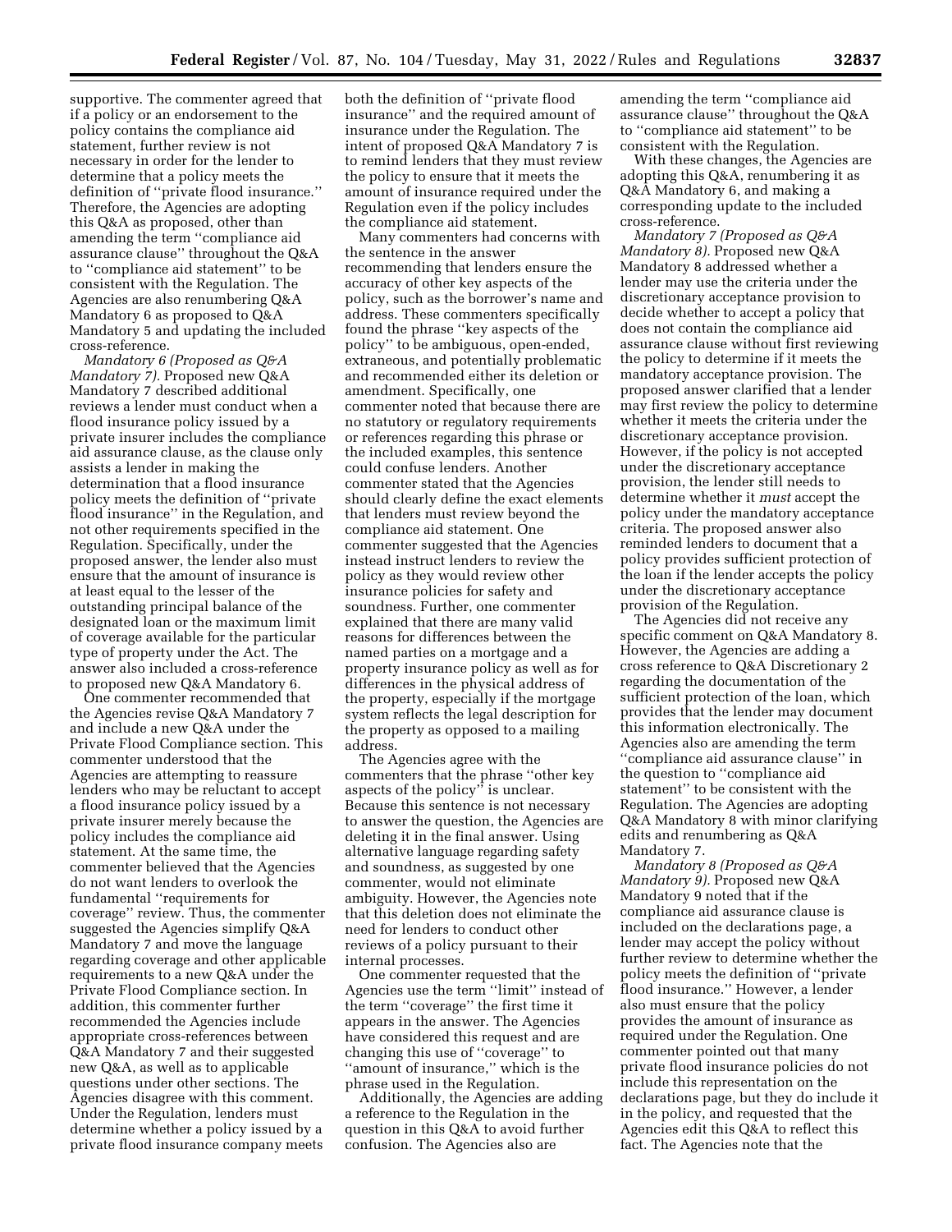supportive. The commenter agreed that if a policy or an endorsement to the policy contains the compliance aid statement, further review is not necessary in order for the lender to determine that a policy meets the definition of ''private flood insurance.'' Therefore, the Agencies are adopting this Q&A as proposed, other than amending the term ''compliance aid assurance clause'' throughout the Q&A to ''compliance aid statement'' to be consistent with the Regulation. The Agencies are also renumbering Q&A Mandatory 6 as proposed to Q&A Mandatory 5 and updating the included cross-reference.

*Mandatory 6 (Proposed as Q&A Mandatory 7).* Proposed new Q&A Mandatory 7 described additional reviews a lender must conduct when a flood insurance policy issued by a private insurer includes the compliance aid assurance clause, as the clause only assists a lender in making the determination that a flood insurance policy meets the definition of ''private flood insurance'' in the Regulation, and not other requirements specified in the Regulation. Specifically, under the proposed answer, the lender also must ensure that the amount of insurance is at least equal to the lesser of the outstanding principal balance of the designated loan or the maximum limit of coverage available for the particular type of property under the Act. The answer also included a cross-reference to proposed new Q&A Mandatory 6.

One commenter recommended that the Agencies revise Q&A Mandatory 7 and include a new Q&A under the Private Flood Compliance section. This commenter understood that the Agencies are attempting to reassure lenders who may be reluctant to accept a flood insurance policy issued by a private insurer merely because the policy includes the compliance aid statement. At the same time, the commenter believed that the Agencies do not want lenders to overlook the fundamental ''requirements for coverage'' review. Thus, the commenter suggested the Agencies simplify Q&A Mandatory 7 and move the language regarding coverage and other applicable requirements to a new Q&A under the Private Flood Compliance section. In addition, this commenter further recommended the Agencies include appropriate cross-references between Q&A Mandatory 7 and their suggested new Q&A, as well as to applicable questions under other sections. The Agencies disagree with this comment. Under the Regulation, lenders must determine whether a policy issued by a private flood insurance company meets both the definition of ''private flood insurance'' and the required amount of insurance under the Regulation. The intent of proposed Q&A Mandatory 7 is to remind lenders that they must review the policy to ensure that it meets the amount of insurance required under the Regulation even if the policy includes the compliance aid statement.

Many commenters had concerns with the sentence in the answer recommending that lenders ensure the accuracy of other key aspects of the policy, such as the borrower's name and address. These commenters specifically found the phrase ''key aspects of the policy'' to be ambiguous, open-ended, extraneous, and potentially problematic and recommended either its deletion or amendment. Specifically, one commenter noted that because there are no statutory or regulatory requirements or references regarding this phrase or the included examples, this sentence could confuse lenders. Another commenter stated that the Agencies should clearly define the exact elements that lenders must review beyond the compliance aid statement. One commenter suggested that the Agencies instead instruct lenders to review the policy as they would review other insurance policies for safety and soundness. Further, one commenter explained that there are many valid reasons for differences between the named parties on a mortgage and a property insurance policy as well as for differences in the physical address of the property, especially if the mortgage system reflects the legal description for the property as opposed to a mailing address.

The Agencies agree with the commenters that the phrase ''other key aspects of the policy'' is unclear. Because this sentence is not necessary to answer the question, the Agencies are deleting it in the final answer. Using alternative language regarding safety and soundness, as suggested by one commenter, would not eliminate ambiguity. However, the Agencies note that this deletion does not eliminate the need for lenders to conduct other reviews of a policy pursuant to their internal processes.

One commenter requested that the Agencies use the term ''limit'' instead of the term ''coverage'' the first time it appears in the answer. The Agencies have considered this request and are changing this use of ''coverage'' to ''amount of insurance,'' which is the phrase used in the Regulation.

Additionally, the Agencies are adding a reference to the Regulation in the question in this Q&A to avoid further confusion. The Agencies also are amending the term ''compliance aid assurance clause'' throughout the Q&A to ''compliance aid statement'' to be consistent with the Regulation.

With these changes, the Agencies are adopting this Q&A, renumbering it as Q&A Mandatory 6, and making a corresponding update to the included cross-reference.

*Mandatory 7 (Proposed as Q&A Mandatory 8).* Proposed new Q&A Mandatory 8 addressed whether a lender may use the criteria under the discretionary acceptance provision to decide whether to accept a policy that does not contain the compliance aid assurance clause without first reviewing the policy to determine if it meets the mandatory acceptance provision. The proposed answer clarified that a lender may first review the policy to determine whether it meets the criteria under the discretionary acceptance provision. However, if the policy is not accepted under the discretionary acceptance provision, the lender still needs to determine whether it *must* accept the policy under the mandatory acceptance criteria. The proposed answer also reminded lenders to document that a policy provides sufficient protection of the loan if the lender accepts the policy under the discretionary acceptance provision of the Regulation.

The Agencies did not receive any specific comment on Q&A Mandatory 8. However, the Agencies are adding a cross reference to Q&A Discretionary 2 regarding the documentation of the sufficient protection of the loan, which provides that the lender may document this information electronically. The Agencies also are amending the term ''compliance aid assurance clause'' in the question to ''compliance aid statement'' to be consistent with the Regulation. The Agencies are adopting Q&A Mandatory 8 with minor clarifying edits and renumbering as Q&A Mandatory 7.

*Mandatory 8 (Proposed as Q&A Mandatory 9).* Proposed new Q&A Mandatory 9 noted that if the compliance aid assurance clause is included on the declarations page, a lender may accept the policy without further review to determine whether the policy meets the definition of ''private flood insurance.'' However, a lender also must ensure that the policy provides the amount of insurance as required under the Regulation. One commenter pointed out that many private flood insurance policies do not include this representation on the declarations page, but they do include it in the policy, and requested that the Agencies edit this Q&A to reflect this fact. The Agencies note that the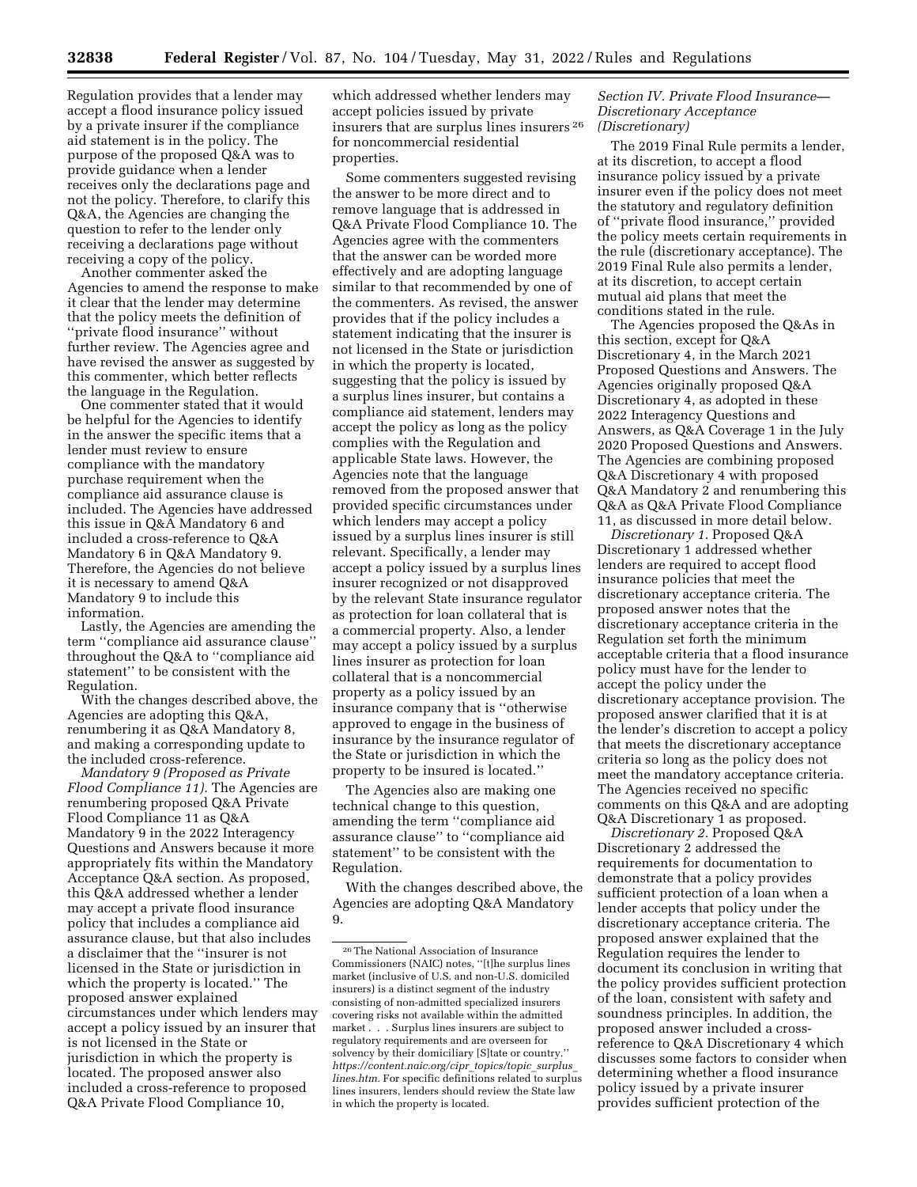Regulation provides that a lender may accept a flood insurance policy issued by a private insurer if the compliance aid statement is in the policy. The purpose of the proposed Q&A was to provide guidance when a lender receives only the declarations page and not the policy. Therefore, to clarify this Q&A, the Agencies are changing the question to refer to the lender only receiving a declarations page without receiving a copy of the policy.

Another commenter asked the Agencies to amend the response to make it clear that the lender may determine that the policy meets the definition of ''private flood insurance'' without further review. The Agencies agree and have revised the answer as suggested by this commenter, which better reflects the language in the Regulation.

One commenter stated that it would be helpful for the Agencies to identify in the answer the specific items that a lender must review to ensure compliance with the mandatory purchase requirement when the compliance aid assurance clause is included. The Agencies have addressed this issue in Q&A Mandatory 6 and included a cross-reference to Q&A Mandatory 6 in Q&A Mandatory 9. Therefore, the Agencies do not believe it is necessary to amend Q&A Mandatory 9 to include this information.

Lastly, the Agencies are amending the term ''compliance aid assurance clause'' throughout the Q&A to ''compliance aid statement'' to be consistent with the Regulation.

With the changes described above, the Agencies are adopting this Q&A, renumbering it as Q&A Mandatory 8, and making a corresponding update to the included cross-reference.

*Mandatory 9 (Proposed as Private Flood Compliance 11).* The Agencies are renumbering proposed Q&A Private Flood Compliance 11 as Q&A Mandatory 9 in the 2022 Interagency Questions and Answers because it more appropriately fits within the Mandatory Acceptance Q&A section. As proposed, this Q&A addressed whether a lender may accept a private flood insurance policy that includes a compliance aid assurance clause, but that also includes a disclaimer that the ''insurer is not licensed in the State or jurisdiction in which the property is located.'' The proposed answer explained circumstances under which lenders may accept a policy issued by an insurer that is not licensed in the State or jurisdiction in which the property is located. The proposed answer also included a cross-reference to proposed Q&A Private Flood Compliance 10, which addressed whether lenders may accept policies issued by private insurers that are surplus lines insurers[26] for noncommercial residential properties.

Some commenters suggested revising the answer to be more direct and to remove language that is addressed in Q&A Private Flood Compliance 10. The Agencies agree with the commenters that the answer can be worded more effectively and are adopting language similar to that recommended by one of the commenters. As revised, the answer provides that if the policy includes a statement indicating that the insurer is not licensed in the State or jurisdiction in which the property is located, suggesting that the policy is issued by a surplus lines insurer, but contains a compliance aid statement, lenders may accept the policy as long as the policy complies with the Regulation and applicable State laws. However, the Agencies note that the language removed from the proposed answer that provided specific circumstances under which lenders may accept a policy issued by a surplus lines insurer is still relevant. Specifically, a lender may accept a policy issued by a surplus lines insurer recognized or not disapproved by the relevant State insurance regulator as protection for loan collateral that is a commercial property. Also, a lender may accept a policy issued by a surplus lines insurer as protection for loan collateral that is a noncommercial property as a policy issued by an insurance company that is ''otherwise approved to engage in the business of insurance by the insurance regulator of the State or jurisdiction in which the property to be insured is located.''

The Agencies also are making one technical change to this question, amending the term ''compliance aid assurance clause'' to ''compliance aid statement'' to be consistent with the Regulation.

With the changes described above, the Agencies are adopting Q&A Mandatory 9.

[26] The National Association of Insurance Commissioners (NAIC) notes, ''[t]he surplus lines market (inclusive of U.S. and non-U.S. domiciled insurers) is a distinct segment of the industry consisting of non-admitted specialized insurers covering risks not available within the admitted market . . . Surplus lines insurers are subject to regulatory requirements and are overseen for solvency by their domiciliary [S]tate or country.'' *https://content.naic.org/cipr_topics/topic_surplus_lines.htm.* For specific definitions related to surplus lines insurers, lenders should review the State law in which the property is located.

*Section IV. Private Flood Insurance—Discretionary Acceptance (Discretionary)*

The 2019 Final Rule permits a lender, at its discretion, to accept a flood insurance policy issued by a private insurer even if the policy does not meet the statutory and regulatory definition of ''private flood insurance,'' provided the policy meets certain requirements in the rule (discretionary acceptance). The 2019 Final Rule also permits a lender, at its discretion, to accept certain mutual aid plans that meet the conditions stated in the rule.

The Agencies proposed the Q&As in this section, except for Q&A Discretionary 4, in the March 2021 Proposed Questions and Answers. The Agencies originally proposed Q&A Discretionary 4, as adopted in these 2022 Interagency Questions and Answers, as Q&A Coverage 1 in the July 2020 Proposed Questions and Answers. The Agencies are combining proposed Q&A Discretionary 4 with proposed Q&A Mandatory 2 and renumbering this Q&A as Q&A Private Flood Compliance 11, as discussed in more detail below.

*Discretionary 1.* Proposed Q&A Discretionary 1 addressed whether lenders are required to accept flood insurance policies that meet the discretionary acceptance criteria. The proposed answer notes that the discretionary acceptance criteria in the Regulation set forth the minimum acceptable criteria that a flood insurance policy must have for the lender to accept the policy under the discretionary acceptance provision. The proposed answer clarified that it is at the lender's discretion to accept a policy that meets the discretionary acceptance criteria so long as the policy does not meet the mandatory acceptance criteria. The Agencies received no specific comments on this Q&A and are adopting Q&A Discretionary 1 as proposed.

*Discretionary 2.* Proposed Q&A Discretionary 2 addressed the requirements for documentation to demonstrate that a policy provides sufficient protection of a loan when a lender accepts that policy under the discretionary acceptance criteria. The proposed answer explained that the Regulation requires the lender to document its conclusion in writing that the policy provides sufficient protection of the loan, consistent with safety and soundness principles. In addition, the proposed answer included a cross-reference to Q&A Discretionary 4 which discusses some factors to consider when determining whether a flood insurance policy issued by a private insurer provides sufficient protection of the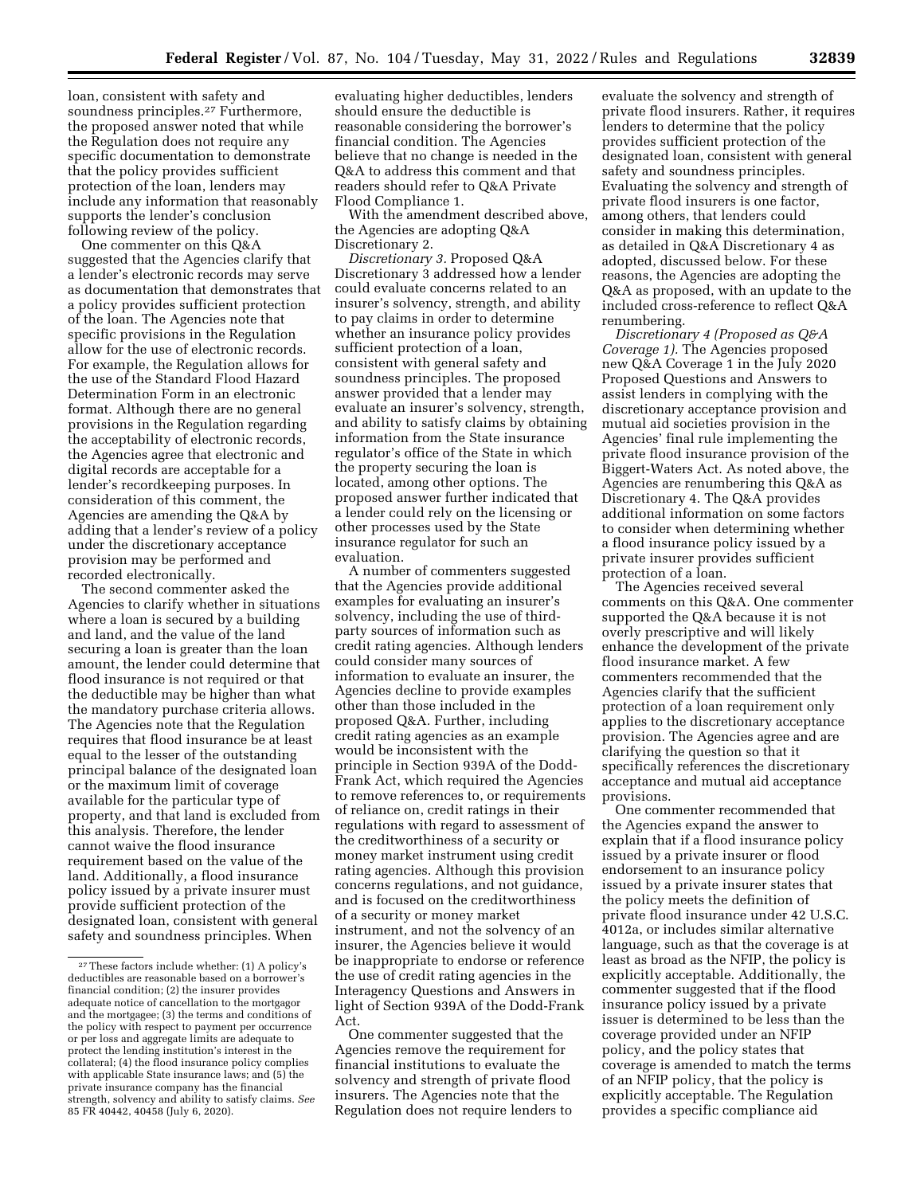loan, consistent with safety and soundness principles.[27] Furthermore, the proposed answer noted that while the Regulation does not require any specific documentation to demonstrate that the policy provides sufficient protection of the loan, lenders may include any information that reasonably supports the lender's conclusion following review of the policy.

One commenter on this Q&A suggested that the Agencies clarify that a lender's electronic records may serve as documentation that demonstrates that a policy provides sufficient protection of the loan. The Agencies note that specific provisions in the Regulation allow for the use of electronic records. For example, the Regulation allows for the use of the Standard Flood Hazard Determination Form in an electronic format. Although there are no general provisions in the Regulation regarding the acceptability of electronic records, the Agencies agree that electronic and digital records are acceptable for a lender's recordkeeping purposes. In consideration of this comment, the Agencies are amending the Q&A by adding that a lender's review of a policy under the discretionary acceptance provision may be performed and recorded electronically.

The second commenter asked the Agencies to clarify whether in situations where a loan is secured by a building and land, and the value of the land securing a loan is greater than the loan amount, the lender could determine that flood insurance is not required or that the deductible may be higher than what the mandatory purchase criteria allows. The Agencies note that the Regulation requires that flood insurance be at least equal to the lesser of the outstanding principal balance of the designated loan or the maximum limit of coverage available for the particular type of property, and that land is excluded from this analysis. Therefore, the lender cannot waive the flood insurance requirement based on the value of the land. Additionally, a flood insurance policy issued by a private insurer must provide sufficient protection of the designated loan, consistent with general safety and soundness principles. When evaluating higher deductibles, lenders should ensure the deductible is reasonable considering the borrower's financial condition. The Agencies believe that no change is needed in the Q&A to address this comment and that readers should refer to Q&A Private Flood Compliance 1.

With the amendment described above, the Agencies are adopting Q&A Discretionary 2.

*Discretionary 3.* Proposed Q&A Discretionary 3 addressed how a lender could evaluate concerns related to an insurer's solvency, strength, and ability to pay claims in order to determine whether an insurance policy provides sufficient protection of a loan, consistent with general safety and soundness principles. The proposed answer provided that a lender may evaluate an insurer's solvency, strength, and ability to satisfy claims by obtaining information from the State insurance regulator's office of the State in which the property securing the loan is located, among other options. The proposed answer further indicated that a lender could rely on the licensing or other processes used by the State insurance regulator for such an evaluation.

A number of commenters suggested that the Agencies provide additional examples for evaluating an insurer's solvency, including the use of third-party sources of information such as credit rating agencies. Although lenders could consider many sources of information to evaluate an insurer, the Agencies decline to provide examples other than those included in the proposed Q&A. Further, including credit rating agencies as an example would be inconsistent with the principle in Section 939A of the Dodd-Frank Act, which required the Agencies to remove references to, or requirements of reliance on, credit ratings in their regulations with regard to assessment of the creditworthiness of a security or money market instrument using credit rating agencies. Although this provision concerns regulations, and not guidance, and is focused on the creditworthiness of a security or money market instrument, and not the solvency of an insurer, the Agencies believe it would be inappropriate to endorse or reference the use of credit rating agencies in the Interagency Questions and Answers in light of Section 939A of the Dodd-Frank Act.

One commenter suggested that the Agencies remove the requirement for financial institutions to evaluate the solvency and strength of private flood insurers. The Agencies note that the Regulation does not require lenders to evaluate the solvency and strength of private flood insurers. Rather, it requires lenders to determine that the policy provides sufficient protection of the designated loan, consistent with general safety and soundness principles. Evaluating the solvency and strength of private flood insurers is one factor, among others, that lenders could consider in making this determination, as detailed in Q&A Discretionary 4 as adopted, discussed below. For these reasons, the Agencies are adopting the Q&A as proposed, with an update to the included cross-reference to reflect Q&A renumbering.

*Discretionary 4 (Proposed as Q&A Coverage 1).* The Agencies proposed new Q&A Coverage 1 in the July 2020 Proposed Questions and Answers to assist lenders in complying with the discretionary acceptance provision and mutual aid societies provision in the Agencies' final rule implementing the private flood insurance provision of the Biggert-Waters Act. As noted above, the Agencies are renumbering this Q&A as Discretionary 4. The Q&A provides additional information on some factors to consider when determining whether a flood insurance policy issued by a private insurer provides sufficient protection of a loan.

The Agencies received several comments on this Q&A. One commenter supported the Q&A because it is not overly prescriptive and will likely enhance the development of the private flood insurance market. A few commenters recommended that the Agencies clarify that the sufficient protection of a loan requirement only applies to the discretionary acceptance provision. The Agencies agree and are clarifying the question so that it specifically references the discretionary acceptance and mutual aid acceptance provisions.

One commenter recommended that the Agencies expand the answer to explain that if a flood insurance policy issued by a private insurer or flood endorsement to an insurance policy issued by a private insurer states that the policy meets the definition of private flood insurance under 42 U.S.C. 4012a, or includes similar alternative language, such as that the coverage is at least as broad as the NFIP, the policy is explicitly acceptable. Additionally, the commenter suggested that if the flood insurance policy issued by a private issuer is determined to be less than the coverage provided under an NFIP policy, and the policy states that coverage is amended to match the terms of an NFIP policy, that the policy is explicitly acceptable. The Regulation provides a specific compliance aid

[27] These factors include whether: (1) A policy's deductibles are reasonable based on a borrower's financial condition; (2) the insurer provides adequate notice of cancellation to the mortgagor and the mortgagee; (3) the terms and conditions of the policy with respect to payment per occurrence or per loss and aggregate limits are adequate to protect the lending institution's interest in the collateral; (4) the flood insurance policy complies with applicable State insurance laws; and (5) the private insurance company has the financial strength, solvency and ability to satisfy claims. *See* 85 FR 40442, 40458 (July 6, 2020).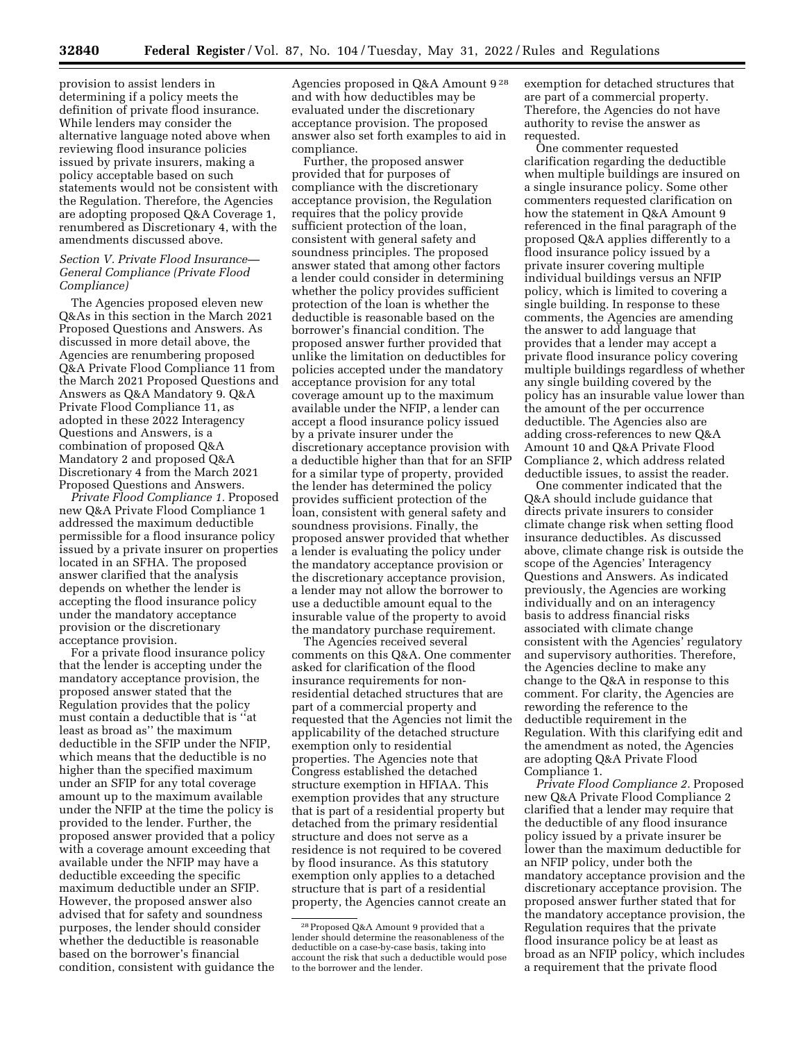provision to assist lenders in determining if a policy meets the definition of private flood insurance. While lenders may consider the alternative language noted above when reviewing flood insurance policies issued by private insurers, making a policy acceptable based on such statements would not be consistent with the Regulation. Therefore, the Agencies are adopting proposed Q&A Coverage 1, renumbered as Discretionary 4, with the amendments discussed above.

### *Section V. Private Flood Insurance—General Compliance (Private Flood Compliance)*

The Agencies proposed eleven new Q&As in this section in the March 2021 Proposed Questions and Answers. As discussed in more detail above, the Agencies are renumbering proposed Q&A Private Flood Compliance 11 from the March 2021 Proposed Questions and Answers as Q&A Mandatory 9. Q&A Private Flood Compliance 11, as adopted in these 2022 Interagency Questions and Answers, is a combination of proposed Q&A Mandatory 2 and proposed Q&A Discretionary 4 from the March 2021 Proposed Questions and Answers.

*Private Flood Compliance 1.* Proposed new Q&A Private Flood Compliance 1 addressed the maximum deductible permissible for a flood insurance policy issued by a private insurer on properties located in an SFHA. The proposed answer clarified that the analysis depends on whether the lender is accepting the flood insurance policy under the mandatory acceptance provision or the discretionary acceptance provision.

For a private flood insurance policy that the lender is accepting under the mandatory acceptance provision, the proposed answer stated that the Regulation provides that the policy must contain a deductible that is "at least as broad as" the maximum deductible in the SFIP under the NFIP, which means that the deductible is no higher than the specified maximum under an SFIP for any total coverage amount up to the maximum available under the NFIP at the time the policy is provided to the lender. Further, the proposed answer provided that a policy with a coverage amount exceeding that available under the NFIP may have a deductible exceeding the specific maximum deductible under an SFIP. However, the proposed answer also advised that for safety and soundness purposes, the lender should consider whether the deductible is reasonable based on the borrower's financial condition, consistent with guidance the Agencies proposed in Q&A Amount 9 [28] and with how deductibles may be evaluated under the discretionary acceptance provision. The proposed answer also set forth examples to aid in compliance.

Further, the proposed answer provided that for purposes of compliance with the discretionary acceptance provision, the Regulation requires that the policy provide sufficient protection of the loan, consistent with general safety and soundness principles. The proposed answer stated that among other factors a lender could consider in determining whether the policy provides sufficient protection of the loan is whether the deductible is reasonable based on the borrower's financial condition. The proposed answer further provided that unlike the limitation on deductibles for policies accepted under the mandatory acceptance provision for any total coverage amount up to the maximum available under the NFIP, a lender can accept a flood insurance policy issued by a private insurer under the discretionary acceptance provision with a deductible higher than that for an SFIP for a similar type of property, provided the lender has determined the policy provides sufficient protection of the loan, consistent with general safety and soundness provisions. Finally, the proposed answer provided that whether a lender is evaluating the policy under the mandatory acceptance provision or the discretionary acceptance provision, a lender may not allow the borrower to use a deductible amount equal to the insurable value of the property to avoid the mandatory purchase requirement.

The Agencies received several comments on this Q&A. One commenter asked for clarification of the flood insurance requirements for non-residential detached structures that are part of a commercial property and requested that the Agencies not limit the applicability of the detached structure exemption only to residential properties. The Agencies note that Congress established the detached structure exemption in HFIAA. This exemption provides that any structure that is part of a residential property but detached from the primary residential structure and does not serve as a residence is not required to be covered by flood insurance. As this statutory exemption only applies to a detached structure that is part of a residential property, the Agencies cannot create an exemption for detached structures that are part of a commercial property. Therefore, the Agencies do not have authority to revise the answer as requested.

One commenter requested clarification regarding the deductible when multiple buildings are insured on a single insurance policy. Some other commenters requested clarification on how the statement in Q&A Amount 9 referenced in the final paragraph of the proposed Q&A applies differently to a flood insurance policy issued by a private insurer covering multiple individual buildings versus an NFIP policy, which is limited to covering a single building. In response to these comments, the Agencies are amending the answer to add language that provides that a lender may accept a private flood insurance policy covering multiple buildings regardless of whether any single building covered by the policy has an insurable value lower than the amount of the per occurrence deductible. The Agencies also are adding cross-references to new Q&A Amount 10 and Q&A Private Flood Compliance 2, which address related deductible issues, to assist the reader.

One commenter indicated that the Q&A should include guidance that directs private insurers to consider climate change risk when setting flood insurance deductibles. As discussed above, climate change risk is outside the scope of the Agencies' Interagency Questions and Answers. As indicated previously, the Agencies are working individually and on an interagency basis to address financial risks associated with climate change consistent with the Agencies' regulatory and supervisory authorities. Therefore, the Agencies decline to make any change to the Q&A in response to this comment. For clarity, the Agencies are rewording the reference to the deductible requirement in the Regulation. With this clarifying edit and the amendment as noted, the Agencies are adopting Q&A Private Flood Compliance 1.

*Private Flood Compliance 2.* Proposed new Q&A Private Flood Compliance 2 clarified that a lender may require that the deductible of any flood insurance policy issued by a private insurer be lower than the maximum deductible for an NFIP policy, under both the mandatory acceptance provision and the discretionary acceptance provision. The proposed answer further stated that for the mandatory acceptance provision, the Regulation requires that the private flood insurance policy be at least as broad as an NFIP policy, which includes a requirement that the private flood

[28] Proposed Q&A Amount 9 provided that a lender should determine the reasonableness of the deductible on a case-by-case basis, taking into account the risk that such a deductible would pose to the borrower and the lender.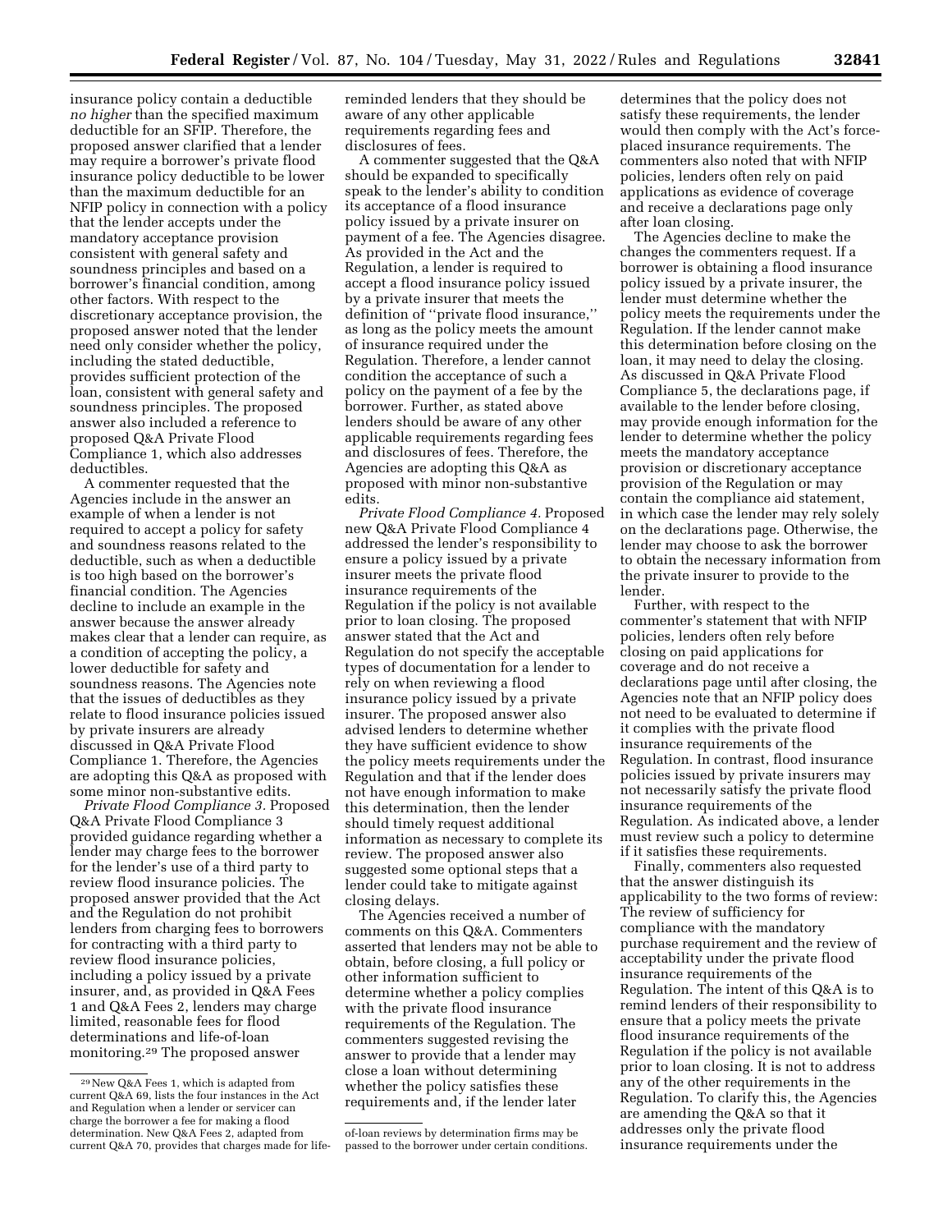insurance policy contain a deductible *no higher* than the specified maximum deductible for an SFIP. Therefore, the proposed answer clarified that a lender may require a borrower's private flood insurance policy deductible to be lower than the maximum deductible for an NFIP policy in connection with a policy that the lender accepts under the mandatory acceptance provision consistent with general safety and soundness principles and based on a borrower's financial condition, among other factors. With respect to the discretionary acceptance provision, the proposed answer noted that the lender need only consider whether the policy, including the stated deductible, provides sufficient protection of the loan, consistent with general safety and soundness principles. The proposed answer also included a reference to proposed Q&A Private Flood Compliance 1, which also addresses deductibles.

A commenter requested that the Agencies include in the answer an example of when a lender is not required to accept a policy for safety and soundness reasons related to the deductible, such as when a deductible is too high based on the borrower's financial condition. The Agencies decline to include an example in the answer because the answer already makes clear that a lender can require, as a condition of accepting the policy, a lower deductible for safety and soundness reasons. The Agencies note that the issues of deductibles as they relate to flood insurance policies issued by private insurers are already discussed in Q&A Private Flood Compliance 1. Therefore, the Agencies are adopting this Q&A as proposed with some minor non-substantive edits.

*Private Flood Compliance 3.* Proposed Q&A Private Flood Compliance 3 provided guidance regarding whether a lender may charge fees to the borrower for the lender's use of a third party to review flood insurance policies. The proposed answer provided that the Act and the Regulation do not prohibit lenders from charging fees to borrowers for contracting with a third party to review flood insurance policies, including a policy issued by a private insurer, and, as provided in Q&A Fees 1 and Q&A Fees 2, lenders may charge limited, reasonable fees for flood determinations and life-of-loan monitoring.[29] The proposed answer reminded lenders that they should be aware of any other applicable requirements regarding fees and disclosures of fees.

A commenter suggested that the Q&A should be expanded to specifically speak to the lender's ability to condition its acceptance of a flood insurance policy issued by a private insurer on payment of a fee. The Agencies disagree. As provided in the Act and the Regulation, a lender is required to accept a flood insurance policy issued by a private insurer that meets the definition of "private flood insurance," as long as the policy meets the amount of insurance required under the Regulation. Therefore, a lender cannot condition the acceptance of such a policy on the payment of a fee by the borrower. Further, as stated above lenders should be aware of any other applicable requirements regarding fees and disclosures of fees. Therefore, the Agencies are adopting this Q&A as proposed with minor non-substantive edits.

*Private Flood Compliance 4.* Proposed new Q&A Private Flood Compliance 4 addressed the lender's responsibility to ensure a policy issued by a private insurer meets the private flood insurance requirements of the Regulation if the policy is not available prior to loan closing. The proposed answer stated that the Act and Regulation do not specify the acceptable types of documentation for a lender to rely on when reviewing a flood insurance policy issued by a private insurer. The proposed answer also advised lenders to determine whether they have sufficient evidence to show the policy meets requirements under the Regulation and that if the lender does not have enough information to make this determination, then the lender should timely request additional information as necessary to complete its review. The proposed answer also suggested some optional steps that a lender could take to mitigate against closing delays.

The Agencies received a number of comments on this Q&A. Commenters asserted that lenders may not be able to obtain, before closing, a full policy or other information sufficient to determine whether a policy complies with the private flood insurance requirements of the Regulation. The commenters suggested revising the answer to provide that a lender may close a loan without determining whether the policy satisfies these requirements and, if the lender later determines that the policy does not satisfy these requirements, the lender would then comply with the Act's force-placed insurance requirements. The commenters also noted that with NFIP policies, lenders often rely on paid applications as evidence of coverage and receive a declarations page only after loan closing.

The Agencies decline to make the changes the commenters request. If a borrower is obtaining a flood insurance policy issued by a private insurer, the lender must determine whether the policy meets the requirements under the Regulation. If the lender cannot make this determination before closing on the loan, it may need to delay the closing. As discussed in Q&A Private Flood Compliance 5, the declarations page, if available to the lender before closing, may provide enough information for the lender to determine whether the policy meets the mandatory acceptance provision or discretionary acceptance provision of the Regulation or may contain the compliance aid statement, in which case the lender may rely solely on the declarations page. Otherwise, the lender may choose to ask the borrower to obtain the necessary information from the private insurer to provide to the lender.

Further, with respect to the commenter's statement that with NFIP policies, lenders often rely before closing on paid applications for coverage and do not receive a declarations page until after closing, the Agencies note that an NFIP policy does not need to be evaluated to determine if it complies with the private flood insurance requirements of the Regulation. In contrast, flood insurance policies issued by private insurers may not necessarily satisfy the private flood insurance requirements of the Regulation. As indicated above, a lender must review such a policy to determine if it satisfies these requirements.

Finally, commenters also requested that the answer distinguish its applicability to the two forms of review: The review of sufficiency for compliance with the mandatory purchase requirement and the review of acceptability under the private flood insurance requirements of the Regulation. The intent of this Q&A is to remind lenders of their responsibility to ensure that a policy meets the private flood insurance requirements of the Regulation if the policy is not available prior to loan closing. It is not to address any of the other requirements in the Regulation. To clarify this, the Agencies are amending the Q&A so that it addresses only the private flood insurance requirements under the

[29] New Q&A Fees 1, which is adapted from current Q&A 69, lists the four instances in the Act and Regulation when a lender or servicer can charge the borrower a fee for making a flood determination. New Q&A Fees 2, adapted from current Q&A 70, provides that charges made for life-of-loan reviews by determination firms may be passed to the borrower under certain conditions.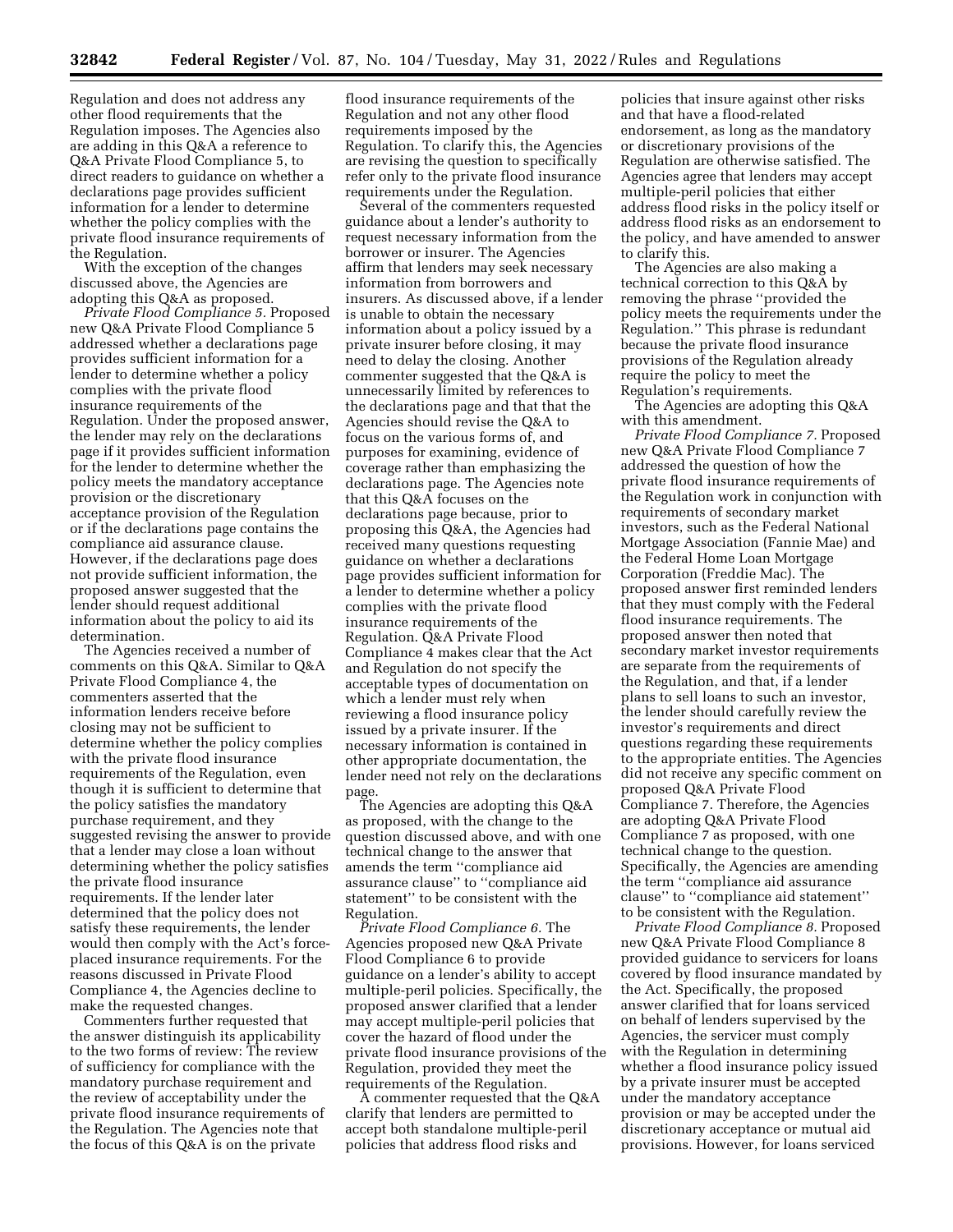Regulation and does not address any other flood requirements that the Regulation imposes. The Agencies also are adding in this Q&A a reference to Q&A Private Flood Compliance 5, to direct readers to guidance on whether a declarations page provides sufficient information for a lender to determine whether the policy complies with the private flood insurance requirements of the Regulation.

With the exception of the changes discussed above, the Agencies are adopting this Q&A as proposed.

*Private Flood Compliance 5.* Proposed new Q&A Private Flood Compliance 5 addressed whether a declarations page provides sufficient information for a lender to determine whether a policy complies with the private flood insurance requirements of the Regulation. Under the proposed answer, the lender may rely on the declarations page if it provides sufficient information for the lender to determine whether the policy meets the mandatory acceptance provision or the discretionary acceptance provision of the Regulation or if the declarations page contains the compliance aid assurance clause. However, if the declarations page does not provide sufficient information, the proposed answer suggested that the lender should request additional information about the policy to aid its determination.

The Agencies received a number of comments on this Q&A. Similar to Q&A Private Flood Compliance 4, the commenters asserted that the information lenders receive before closing may not be sufficient to determine whether the policy complies with the private flood insurance requirements of the Regulation, even though it is sufficient to determine that the policy satisfies the mandatory purchase requirement, and they suggested revising the answer to provide that a lender may close a loan without determining whether the policy satisfies the private flood insurance requirements. If the lender later determined that the policy does not satisfy these requirements, the lender would then comply with the Act's force-placed insurance requirements. For the reasons discussed in Private Flood Compliance 4, the Agencies decline to make the requested changes.

Commenters further requested that the answer distinguish its applicability to the two forms of review: The review of sufficiency for compliance with the mandatory purchase requirement and the review of acceptability under the private flood insurance requirements of the Regulation. The Agencies note that the focus of this Q&A is on the private flood insurance requirements of the Regulation and not any other flood requirements imposed by the Regulation. To clarify this, the Agencies are revising the question to specifically refer only to the private flood insurance requirements under the Regulation.

Several of the commenters requested guidance about a lender's authority to request necessary information from the borrower or insurer. The Agencies affirm that lenders may seek necessary information from borrowers and insurers. As discussed above, if a lender is unable to obtain the necessary information about a policy issued by a private insurer before closing, it may need to delay the closing. Another commenter suggested that the Q&A is unnecessarily limited by references to the declarations page and that that the Agencies should revise the Q&A to focus on the various forms of, and purposes for examining, evidence of coverage rather than emphasizing the declarations page. The Agencies note that this Q&A focuses on the declarations page because, prior to proposing this Q&A, the Agencies had received many questions requesting guidance on whether a declarations page provides sufficient information for a lender to determine whether a policy complies with the private flood insurance requirements of the Regulation. Q&A Private Flood Compliance 4 makes clear that the Act and Regulation do not specify the acceptable types of documentation on which a lender must rely when reviewing a flood insurance policy issued by a private insurer. If the necessary information is contained in other appropriate documentation, the lender need not rely on the declarations page.

The Agencies are adopting this Q&A as proposed, with the change to the question discussed above, and with one technical change to the answer that amends the term ''compliance aid assurance clause'' to ''compliance aid statement'' to be consistent with the Regulation.

*Private Flood Compliance 6.* The Agencies proposed new Q&A Private Flood Compliance 6 to provide guidance on a lender's ability to accept multiple-peril policies. Specifically, the proposed answer clarified that a lender may accept multiple-peril policies that cover the hazard of flood under the private flood insurance provisions of the Regulation, provided they meet the requirements of the Regulation.

A commenter requested that the Q&A clarify that lenders are permitted to accept both standalone multiple-peril policies that address flood risks and policies that insure against other risks and that have a flood-related endorsement, as long as the mandatory or discretionary provisions of the Regulation are otherwise satisfied. The Agencies agree that lenders may accept multiple-peril policies that either address flood risks in the policy itself or address flood risks as an endorsement to the policy, and have amended to answer to clarify this.

The Agencies are also making a technical correction to this Q&A by removing the phrase ''provided the policy meets the requirements under the Regulation.'' This phrase is redundant because the private flood insurance provisions of the Regulation already require the policy to meet the Regulation's requirements.

The Agencies are adopting this Q&A with this amendment.

*Private Flood Compliance 7.* Proposed new Q&A Private Flood Compliance 7 addressed the question of how the private flood insurance requirements of the Regulation work in conjunction with requirements of secondary market investors, such as the Federal National Mortgage Association (Fannie Mae) and the Federal Home Loan Mortgage Corporation (Freddie Mac). The proposed answer first reminded lenders that they must comply with the Federal flood insurance requirements. The proposed answer then noted that secondary market investor requirements are separate from the requirements of the Regulation, and that, if a lender plans to sell loans to such an investor, the lender should carefully review the investor's requirements and direct questions regarding these requirements to the appropriate entities. The Agencies did not receive any specific comment on proposed Q&A Private Flood Compliance 7. Therefore, the Agencies are adopting Q&A Private Flood Compliance 7 as proposed, with one technical change to the question. Specifically, the Agencies are amending the term ''compliance aid assurance clause'' to ''compliance aid statement'' to be consistent with the Regulation.

*Private Flood Compliance 8.* Proposed new Q&A Private Flood Compliance 8 provided guidance to servicers for loans covered by flood insurance mandated by the Act. Specifically, the proposed answer clarified that for loans serviced on behalf of lenders supervised by the Agencies, the servicer must comply with the Regulation in determining whether a flood insurance policy issued by a private insurer must be accepted under the mandatory acceptance provision or may be accepted under the discretionary acceptance or mutual aid provisions. However, for loans serviced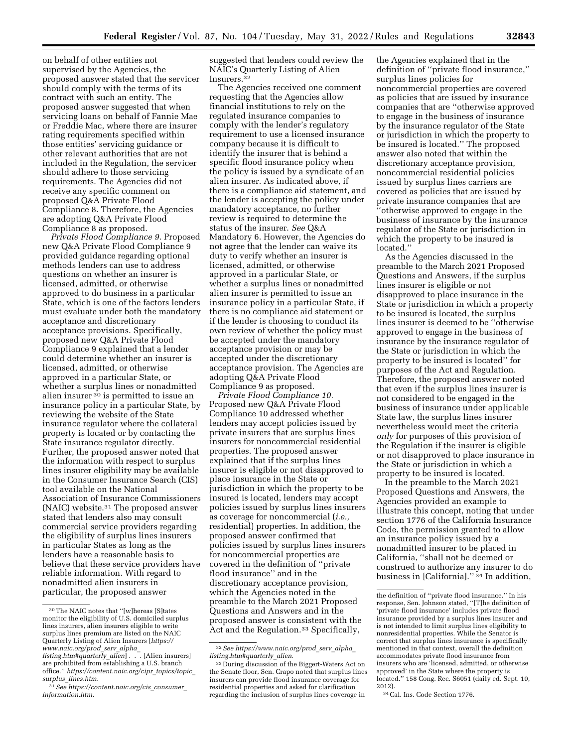on behalf of other entities not supervised by the Agencies, the proposed answer stated that the servicer should comply with the terms of its contract with such an entity. The proposed answer suggested that when servicing loans on behalf of Fannie Mae or Freddie Mac, where there are insurer rating requirements specified within those entities' servicing guidance or other relevant authorities that are not included in the Regulation, the servicer should adhere to those servicing requirements. The Agencies did not receive any specific comment on proposed Q&A Private Flood Compliance 8. Therefore, the Agencies are adopting Q&A Private Flood Compliance 8 as proposed.

*Private Flood Compliance 9.* Proposed new Q&A Private Flood Compliance 9 provided guidance regarding optional methods lenders can use to address questions on whether an insurer is licensed, admitted, or otherwise approved to do business in a particular State, which is one of the factors lenders must evaluate under both the mandatory acceptance and discretionary acceptance provisions. Specifically, proposed new Q&A Private Flood Compliance 9 explained that a lender could determine whether an insurer is licensed, admitted, or otherwise approved in a particular State, or whether a surplus lines or nonadmitted alien insurer [30] is permitted to issue an insurance policy in a particular State, by reviewing the website of the State insurance regulator where the collateral property is located or by contacting the State insurance regulator directly. Further, the proposed answer noted that the information with respect to surplus lines insurer eligibility may be available in the Consumer Insurance Search (CIS) tool available on the National Association of Insurance Commissioners (NAIC) website.[31] The proposed answer stated that lenders also may consult commercial service providers regarding the eligibility of surplus lines insurers in particular States as long as the lenders have a reasonable basis to believe that these service providers have reliable information. With regard to nonadmitted alien insurers in particular, the proposed answer suggested that lenders could review the NAIC's Quarterly Listing of Alien Insurers.[32]

The Agencies received one comment requesting that the Agencies allow financial institutions to rely on the regulated insurance companies to comply with the lender's regulatory requirement to use a licensed insurance company because it is difficult to identify the insurer that is behind a specific flood insurance policy when the policy is issued by a syndicate of an alien insurer. As indicated above, if there is a compliance aid statement, and the lender is accepting the policy under mandatory acceptance, no further review is required to determine the status of the insurer. *See* Q&A Mandatory 6. However, the Agencies do not agree that the lender can waive its duty to verify whether an insurer is licensed, admitted, or otherwise approved in a particular State, or whether a surplus lines or nonadmitted alien insurer is permitted to issue an insurance policy in a particular State, if there is no compliance aid statement or if the lender is choosing to conduct its own review of whether the policy must be accepted under the mandatory acceptance provision or may be accepted under the discretionary acceptance provision. The Agencies are adopting Q&A Private Flood Compliance 9 as proposed.

*Private Flood Compliance 10.* Proposed new Q&A Private Flood Compliance 10 addressed whether lenders may accept policies issued by private insurers that are surplus lines insurers for noncommercial residential properties. The proposed answer explained that if the surplus lines insurer is eligible or not disapproved to place insurance in the State or jurisdiction in which the property to be insured is located, lenders may accept policies issued by surplus lines insurers as coverage for noncommercial (*i.e.,* residential) properties. In addition, the proposed answer confirmed that policies issued by surplus lines insurers for noncommercial properties are covered in the definition of "private flood insurance" and in the discretionary acceptance provision, which the Agencies noted in the preamble to the March 2021 Proposed Questions and Answers and in the proposed answer is consistent with the Act and the Regulation.[33] Specifically, the Agencies explained that in the definition of "private flood insurance," surplus lines policies for noncommercial properties are covered as policies that are issued by insurance companies that are "otherwise approved to engage in the business of insurance by the insurance regulator of the State or jurisdiction in which the property to be insured is located." The proposed answer also noted that within the discretionary acceptance provision, noncommercial residential policies issued by surplus lines carriers are covered as policies that are issued by private insurance companies that are "otherwise approved to engage in the business of insurance by the insurance regulator of the State or jurisdiction in which the property to be insured is located."

As the Agencies discussed in the preamble to the March 2021 Proposed Questions and Answers, if the surplus lines insurer is eligible or not disapproved to place insurance in the State or jurisdiction in which a property to be insured is located, the surplus lines insurer is deemed to be "otherwise approved to engage in the business of insurance by the insurance regulator of the State or jurisdiction in which the property to be insured is located" for purposes of the Act and Regulation. Therefore, the proposed answer noted that even if the surplus lines insurer is not considered to be engaged in the business of insurance under applicable State law, the surplus lines insurer nevertheless would meet the criteria *only* for purposes of this provision of the Regulation if the insurer is eligible or not disapproved to place insurance in the State or jurisdiction in which a property to be insured is located.

In the preamble to the March 2021 Proposed Questions and Answers, the Agencies provided an example to illustrate this concept, noting that under section 1776 of the California Insurance Code, the permission granted to allow an insurance policy issued by a nonadmitted insurer to be placed in California, "shall not be deemed or construed to authorize any insurer to do business in [California]." [34] In addition,

---

[30] The NAIC notes that "[w]hereas [S]tates monitor the eligibility of U.S. domiciled surplus lines insurers, alien insurers eligible to write surplus lines premium are listed on the NAIC Quarterly Listing of Alien Insurers [*https://www.naic.org/prod_serv_alpha_listing.htm#quarterly_alien*] . . . [Alien insurers] are prohibited from establishing a U.S. branch office." *https://content.naic.org/cipr_topics/topic_surplus_lines.htm.*

[31] *See https://content.naic.org/cis_consumer_information.htm.*

[32] *See https://www.naic.org/prod_serv_alpha_listing.htm#quarterly_alien.*

[33] During discussion of the Biggert-Waters Act on the Senate floor, Sen. Crapo noted that surplus lines insurers can provide flood insurance coverage for residential properties and asked for clarification regarding the inclusion of surplus lines coverage in the definition of "private flood insurance." In his response, Sen. Johnson stated, "[T]he definition of 'private flood insurance' includes private flood insurance provided by a surplus lines insurer and is not intended to limit surplus lines eligibility to nonresidential properties. While the Senator is correct that surplus lines insurance is specifically mentioned in that context, overall the definition accommodates private flood insurance from insurers who are 'licensed, admitted, or otherwise approved' in the State where the property is located." 158 Cong. Rec. S6051 (daily ed. Sept. 10, 2012).

[34] Cal. Ins. Code Section 1776.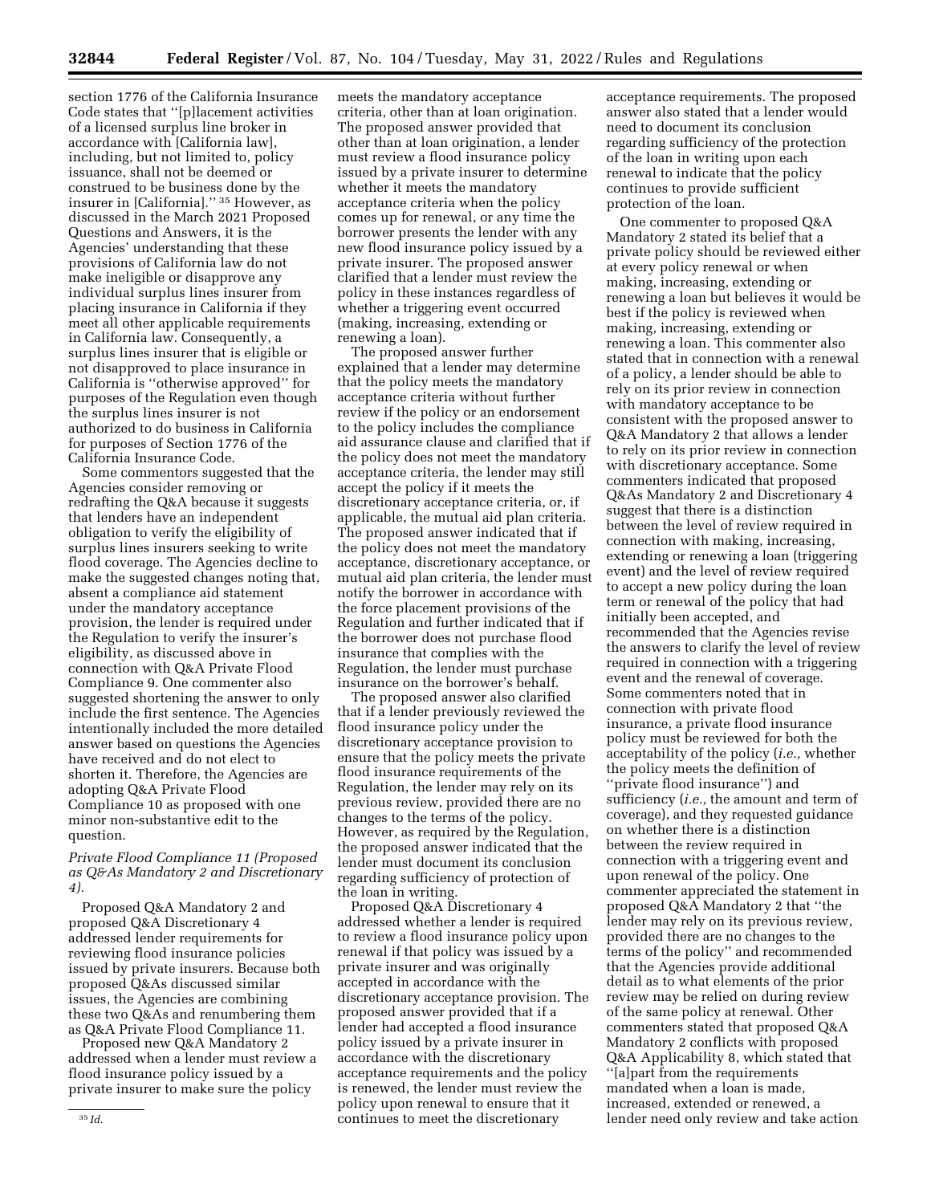section 1776 of the California Insurance Code states that ''[p]lacement activities of a licensed surplus line broker in accordance with [California law], including, but not limited to, policy issuance, shall not be deemed or construed to be business done by the insurer in [California].'' [35] However, as discussed in the March 2021 Proposed Questions and Answers, it is the Agencies' understanding that these provisions of California law do not make ineligible or disapprove any individual surplus lines insurer from placing insurance in California if they meet all other applicable requirements in California law. Consequently, a surplus lines insurer that is eligible or not disapproved to place insurance in California is ''otherwise approved'' for purposes of the Regulation even though the surplus lines insurer is not authorized to do business in California for purposes of Section 1776 of the California Insurance Code.

Some commentors suggested that the Agencies consider removing or redrafting the Q&A because it suggests that lenders have an independent obligation to verify the eligibility of surplus lines insurers seeking to write flood coverage. The Agencies decline to make the suggested changes noting that, absent a compliance aid statement under the mandatory acceptance provision, the lender is required under the Regulation to verify the insurer's eligibility, as discussed above in connection with Q&A Private Flood Compliance 9. One commenter also suggested shortening the answer to only include the first sentence. The Agencies intentionally included the more detailed answer based on questions the Agencies have received and do not elect to shorten it. Therefore, the Agencies are adopting Q&A Private Flood Compliance 10 as proposed with one minor non-substantive edit to the question.

*Private Flood Compliance 11 (Proposed as Q&As Mandatory 2 and Discretionary 4).*

Proposed Q&A Mandatory 2 and proposed Q&A Discretionary 4 addressed lender requirements for reviewing flood insurance policies issued by private insurers. Because both proposed Q&As discussed similar issues, the Agencies are combining these two Q&As and renumbering them as Q&A Private Flood Compliance 11.

Proposed new Q&A Mandatory 2 addressed when a lender must review a flood insurance policy issued by a private insurer to make sure the policy meets the mandatory acceptance criteria, other than at loan origination. The proposed answer provided that other than at loan origination, a lender must review a flood insurance policy issued by a private insurer to determine whether it meets the mandatory acceptance criteria when the policy comes up for renewal, or any time the borrower presents the lender with any new flood insurance policy issued by a private insurer. The proposed answer clarified that a lender must review the policy in these instances regardless of whether a triggering event occurred (making, increasing, extending or renewing a loan).

The proposed answer further explained that a lender may determine that the policy meets the mandatory acceptance criteria without further review if the policy or an endorsement to the policy includes the compliance aid assurance clause and clarified that if the policy does not meet the mandatory acceptance criteria, the lender may still accept the policy if it meets the discretionary acceptance criteria, or, if applicable, the mutual aid plan criteria. The proposed answer indicated that if the policy does not meet the mandatory acceptance, discretionary acceptance, or mutual aid plan criteria, the lender must notify the borrower in accordance with the force placement provisions of the Regulation and further indicated that if the borrower does not purchase flood insurance that complies with the Regulation, the lender must purchase insurance on the borrower's behalf.

The proposed answer also clarified that if a lender previously reviewed the flood insurance policy under the discretionary acceptance provision to ensure that the policy meets the private flood insurance requirements of the Regulation, the lender may rely on its previous review, provided there are no changes to the terms of the policy. However, as required by the Regulation, the proposed answer indicated that the lender must document its conclusion regarding sufficiency of protection of the loan in writing.

Proposed Q&A Discretionary 4 addressed whether a lender is required to review a flood insurance policy upon renewal if that policy was issued by a private insurer and was originally accepted in accordance with the discretionary acceptance provision. The proposed answer provided that if a lender had accepted a flood insurance policy issued by a private insurer in accordance with the discretionary acceptance requirements and the policy is renewed, the lender must review the policy upon renewal to ensure that it continues to meet the discretionary acceptance requirements. The proposed answer also stated that a lender would need to document its conclusion regarding sufficiency of the protection of the loan in writing upon each renewal to indicate that the policy continues to provide sufficient protection of the loan.

One commenter to proposed Q&A Mandatory 2 stated its belief that a private policy should be reviewed either at every policy renewal or when making, increasing, extending or renewing a loan but believes it would be best if the policy is reviewed when making, increasing, extending or renewing a loan. This commenter also stated that in connection with a renewal of a policy, a lender should be able to rely on its prior review in connection with mandatory acceptance to be consistent with the proposed answer to Q&A Mandatory 2 that allows a lender to rely on its prior review in connection with discretionary acceptance. Some commenters indicated that proposed Q&As Mandatory 2 and Discretionary 4 suggest that there is a distinction between the level of review required in connection with making, increasing, extending or renewing a loan (triggering event) and the level of review required to accept a new policy during the loan term or renewal of the policy that had initially been accepted, and recommended that the Agencies revise the answers to clarify the level of review required in connection with a triggering event and the renewal of coverage. Some commenters noted that in connection with private flood insurance, a private flood insurance policy must be reviewed for both the acceptability of the policy (*i.e.,* whether the policy meets the definition of ''private flood insurance'') and sufficiency (*i.e.,* the amount and term of coverage), and they requested guidance on whether there is a distinction between the review required in connection with a triggering event and upon renewal of the policy. One commenter appreciated the statement in proposed Q&A Mandatory 2 that ''the lender may rely on its previous review, provided there are no changes to the terms of the policy'' and recommended that the Agencies provide additional detail as to what elements of the prior review may be relied on during review of the same policy at renewal. Other commenters stated that proposed Q&A Mandatory 2 conflicts with proposed Q&A Applicability 8, which stated that ''[a]part from the requirements mandated when a loan is made, increased, extended or renewed, a lender need only review and take action

[35] *Id.*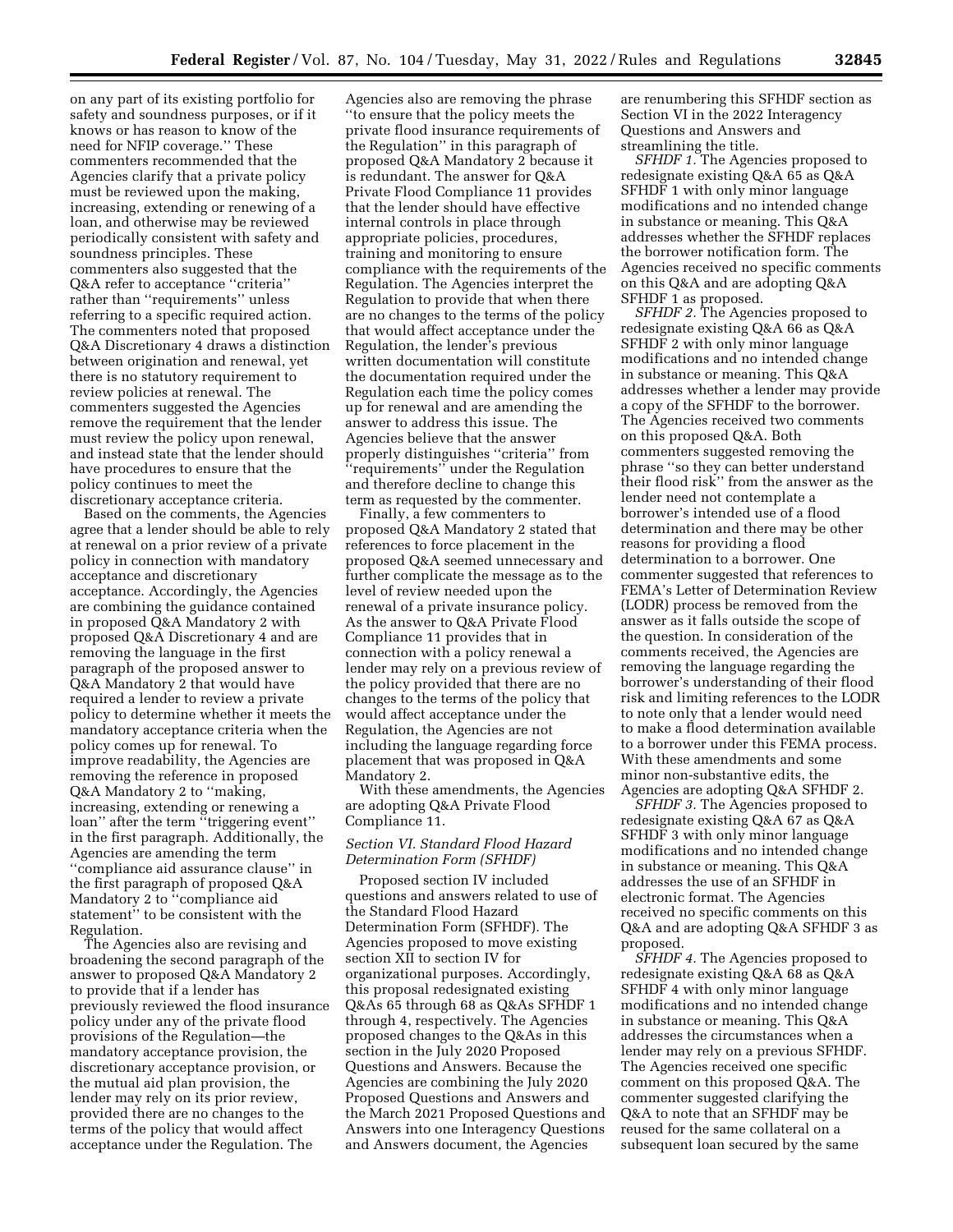on any part of its existing portfolio for safety and soundness purposes, or if it knows or has reason to know of the need for NFIP coverage.'' These commenters recommended that the Agencies clarify that a private policy must be reviewed upon the making, increasing, extending or renewing of a loan, and otherwise may be reviewed periodically consistent with safety and soundness principles. These commenters also suggested that the Q&A refer to acceptance ''criteria'' rather than ''requirements'' unless referring to a specific required action. The commenters noted that proposed Q&A Discretionary 4 draws a distinction between origination and renewal, yet there is no statutory requirement to review policies at renewal. The commenters suggested the Agencies remove the requirement that the lender must review the policy upon renewal, and instead state that the lender should have procedures to ensure that the policy continues to meet the discretionary acceptance criteria.

Based on the comments, the Agencies agree that a lender should be able to rely at renewal on a prior review of a private policy in connection with mandatory acceptance and discretionary acceptance. Accordingly, the Agencies are combining the guidance contained in proposed Q&A Mandatory 2 with proposed Q&A Discretionary 4 and are removing the language in the first paragraph of the proposed answer to Q&A Mandatory 2 that would have required a lender to review a private policy to determine whether it meets the mandatory acceptance criteria when the policy comes up for renewal. To improve readability, the Agencies are removing the reference in proposed Q&A Mandatory 2 to ''making, increasing, extending or renewing a loan'' after the term ''triggering event'' in the first paragraph. Additionally, the Agencies are amending the term ''compliance aid assurance clause'' in the first paragraph of proposed Q&A Mandatory 2 to ''compliance aid statement'' to be consistent with the Regulation.

The Agencies also are revising and broadening the second paragraph of the answer to proposed Q&A Mandatory 2 to provide that if a lender has previously reviewed the flood insurance policy under any of the private flood provisions of the Regulation—the mandatory acceptance provision, the discretionary acceptance provision, or the mutual aid plan provision, the lender may rely on its prior review, provided there are no changes to the terms of the policy that would affect acceptance under the Regulation. The Agencies also are removing the phrase ''to ensure that the policy meets the private flood insurance requirements of the Regulation'' in this paragraph of proposed Q&A Mandatory 2 because it is redundant. The answer for Q&A Private Flood Compliance 11 provides that the lender should have effective internal controls in place through appropriate policies, procedures, training and monitoring to ensure compliance with the requirements of the Regulation. The Agencies interpret the Regulation to provide that when there are no changes to the terms of the policy that would affect acceptance under the Regulation, the lender's previous written documentation will constitute the documentation required under the Regulation each time the policy comes up for renewal and are amending the answer to address this issue. The Agencies believe that the answer properly distinguishes ''criteria'' from ''requirements'' under the Regulation and therefore decline to change this term as requested by the commenter.

Finally, a few commenters to proposed Q&A Mandatory 2 stated that references to force placement in the proposed Q&A seemed unnecessary and further complicate the message as to the level of review needed upon the renewal of a private insurance policy. As the answer to Q&A Private Flood Compliance 11 provides that in connection with a policy renewal a lender may rely on a previous review of the policy provided that there are no changes to the terms of the policy that would affect acceptance under the Regulation, the Agencies are not including the language regarding force placement that was proposed in Q&A Mandatory 2.

With these amendments, the Agencies are adopting Q&A Private Flood Compliance 11.

### *Section VI. Standard Flood Hazard Determination Form (SFHDF)*

Proposed section IV included questions and answers related to use of the Standard Flood Hazard Determination Form (SFHDF). The Agencies proposed to move existing section XII to section IV for organizational purposes. Accordingly, this proposal redesignated existing Q&As 65 through 68 as Q&As SFHDF 1 through 4, respectively. The Agencies proposed changes to the Q&As in this section in the July 2020 Proposed Questions and Answers. Because the Agencies are combining the July 2020 Proposed Questions and Answers and the March 2021 Proposed Questions and Answers into one Interagency Questions and Answers document, the Agencies are renumbering this SFHDF section as Section VI in the 2022 Interagency Questions and Answers and streamlining the title.

*SFHDF 1.* The Agencies proposed to redesignate existing Q&A 65 as Q&A SFHDF 1 with only minor language modifications and no intended change in substance or meaning. This Q&A addresses whether the SFHDF replaces the borrower notification form. The Agencies received no specific comments on this Q&A and are adopting Q&A SFHDF 1 as proposed.

*SFHDF 2.* The Agencies proposed to redesignate existing Q&A 66 as Q&A SFHDF 2 with only minor language modifications and no intended change in substance or meaning. This Q&A addresses whether a lender may provide a copy of the SFHDF to the borrower. The Agencies received two comments on this proposed Q&A. Both commenters suggested removing the phrase ''so they can better understand their flood risk'' from the answer as the lender need not contemplate a borrower's intended use of a flood determination and there may be other reasons for providing a flood determination to a borrower. One commenter suggested that references to FEMA's Letter of Determination Review (LODR) process be removed from the answer as it falls outside the scope of the question. In consideration of the comments received, the Agencies are removing the language regarding the borrower's understanding of their flood risk and limiting references to the LODR to note only that a lender would need to make a flood determination available to a borrower under this FEMA process. With these amendments and some minor non-substantive edits, the Agencies are adopting Q&A SFHDF 2.

*SFHDF 3.* The Agencies proposed to redesignate existing Q&A 67 as Q&A SFHDF 3 with only minor language modifications and no intended change in substance or meaning. This Q&A addresses the use of an SFHDF in electronic format. The Agencies received no specific comments on this Q&A and are adopting Q&A SFHDF 3 as proposed.

*SFHDF 4.* The Agencies proposed to redesignate existing Q&A 68 as Q&A SFHDF 4 with only minor language modifications and no intended change in substance or meaning. This Q&A addresses the circumstances when a lender may rely on a previous SFHDF. The Agencies received one specific comment on this proposed Q&A. The commenter suggested clarifying the Q&A to note that an SFHDF may be reused for the same collateral on a subsequent loan secured by the same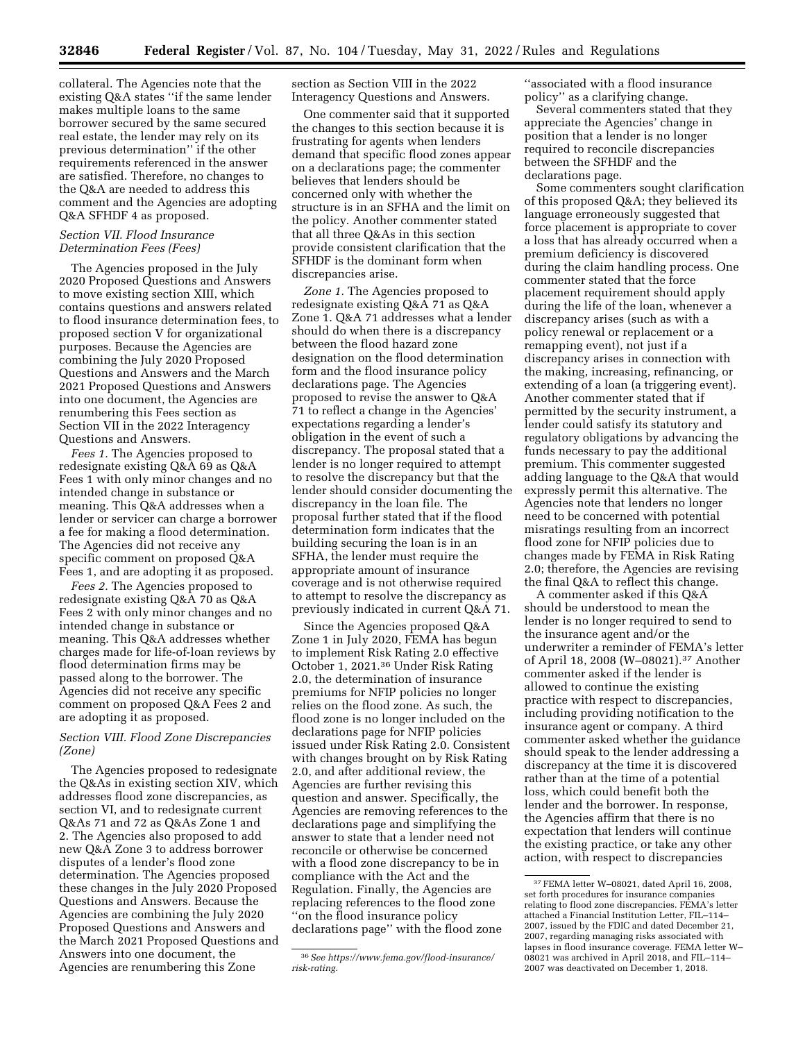collateral. The Agencies note that the existing Q&A states "if the same lender makes multiple loans to the same borrower secured by the same secured real estate, the lender may rely on its previous determination" if the other requirements referenced in the answer are satisfied. Therefore, no changes to the Q&A are needed to address this comment and the Agencies are adopting Q&A SFHDF 4 as proposed.

### *Section VII. Flood Insurance Determination Fees (Fees)*

The Agencies proposed in the July 2020 Proposed Questions and Answers to move existing section XIII, which contains questions and answers related to flood insurance determination fees, to proposed section V for organizational purposes. Because the Agencies are combining the July 2020 Proposed Questions and Answers and the March 2021 Proposed Questions and Answers into one document, the Agencies are renumbering this Fees section as Section VII in the 2022 Interagency Questions and Answers.

*Fees 1.* The Agencies proposed to redesignate existing Q&A 69 as Q&A Fees 1 with only minor changes and no intended change in substance or meaning. This Q&A addresses when a lender or servicer can charge a borrower a fee for making a flood determination. The Agencies did not receive any specific comment on proposed Q&A Fees 1, and are adopting it as proposed.

*Fees 2.* The Agencies proposed to redesignate existing Q&A 70 as Q&A Fees 2 with only minor changes and no intended change in substance or meaning. This Q&A addresses whether charges made for life-of-loan reviews by flood determination firms may be passed along to the borrower. The Agencies did not receive any specific comment on proposed Q&A Fees 2 and are adopting it as proposed.

### *Section VIII. Flood Zone Discrepancies (Zone)*

The Agencies proposed to redesignate the Q&As in existing section XIV, which addresses flood zone discrepancies, as section VI, and to redesignate current Q&As 71 and 72 as Q&As Zone 1 and 2. The Agencies also proposed to add new Q&A Zone 3 to address borrower disputes of a lender's flood zone determination. The Agencies proposed these changes in the July 2020 Proposed Questions and Answers. Because the Agencies are combining the July 2020 Proposed Questions and Answers and the March 2021 Proposed Questions and Answers into one document, the Agencies are renumbering this Zone section as Section VIII in the 2022 Interagency Questions and Answers.

One commenter said that it supported the changes to this section because it is frustrating for agents when lenders demand that specific flood zones appear on a declarations page; the commenter believes that lenders should be concerned only with whether the structure is in an SFHA and the limit on the policy. Another commenter stated that all three Q&As in this section provide consistent clarification that the SFHDF is the dominant form when discrepancies arise.

*Zone 1.* The Agencies proposed to redesignate existing Q&A 71 as Q&A Zone 1. Q&A 71 addresses what a lender should do when there is a discrepancy between the flood hazard zone designation on the flood determination form and the flood insurance policy declarations page. The Agencies proposed to revise the answer to Q&A 71 to reflect a change in the Agencies' expectations regarding a lender's obligation in the event of such a discrepancy. The proposal stated that a lender is no longer required to attempt to resolve the discrepancy but that the lender should consider documenting the discrepancy in the loan file. The proposal further stated that if the flood determination form indicates that the building securing the loan is in an SFHA, the lender must require the appropriate amount of insurance coverage and is not otherwise required to attempt to resolve the discrepancy as previously indicated in current Q&A 71.

Since the Agencies proposed Q&A Zone 1 in July 2020, FEMA has begun to implement Risk Rating 2.0 effective October 1, 2021.[36] Under Risk Rating 2.0, the determination of insurance premiums for NFIP policies no longer relies on the flood zone. As such, the flood zone is no longer included on the declarations page for NFIP policies issued under Risk Rating 2.0. Consistent with changes brought on by Risk Rating 2.0, and after additional review, the Agencies are further revising this question and answer. Specifically, the Agencies are removing references to the declarations page and simplifying the answer to state that a lender need not reconcile or otherwise be concerned with a flood zone discrepancy to be in compliance with the Act and the Regulation. Finally, the Agencies are replacing references to the flood zone "on the flood insurance policy declarations page" with the flood zone "associated with a flood insurance policy" as a clarifying change.

Several commenters stated that they appreciate the Agencies' change in position that a lender is no longer required to reconcile discrepancies between the SFHDF and the declarations page.

Some commenters sought clarification of this proposed Q&A; they believed its language erroneously suggested that force placement is appropriate to cover a loss that has already occurred when a premium deficiency is discovered during the claim handling process. One commenter stated that the force placement requirement should apply during the life of the loan, whenever a discrepancy arises (such as with a policy renewal or replacement or a remapping event), not just if a discrepancy arises in connection with the making, increasing, refinancing, or extending of a loan (a triggering event). Another commenter stated that if permitted by the security instrument, a lender could satisfy its statutory and regulatory obligations by advancing the funds necessary to pay the additional premium. This commenter suggested adding language to the Q&A that would expressly permit this alternative. The Agencies note that lenders no longer need to be concerned with potential misratings resulting from an incorrect flood zone for NFIP policies due to changes made by FEMA in Risk Rating 2.0; therefore, the Agencies are revising the final Q&A to reflect this change.

A commenter asked if this Q&A should be understood to mean the lender is no longer required to send to the insurance agent and/or the underwriter a reminder of FEMA's letter of April 18, 2008 (W–08021).[37] Another commenter asked if the lender is allowed to continue the existing practice with respect to discrepancies, including providing notification to the insurance agent or company. A third commenter asked whether the guidance should speak to the lender addressing a discrepancy at the time it is discovered rather than at the time of a potential loss, which could benefit both the lender and the borrower. In response, the Agencies affirm that there is no expectation that lenders will continue the existing practice, or take any other action, with respect to discrepancies

---

[36] *See https://www.fema.gov/flood-insurance/risk-rating.*

[37] FEMA letter W–08021, dated April 16, 2008, set forth procedures for insurance companies relating to flood zone discrepancies. FEMA's letter attached a Financial Institution Letter, FIL–114–2007, issued by the FDIC and dated December 21, 2007, regarding managing risks associated with lapses in flood insurance coverage. FEMA letter W–08021 was archived in April 2018, and FIL–114–2007 was deactivated on December 1, 2018.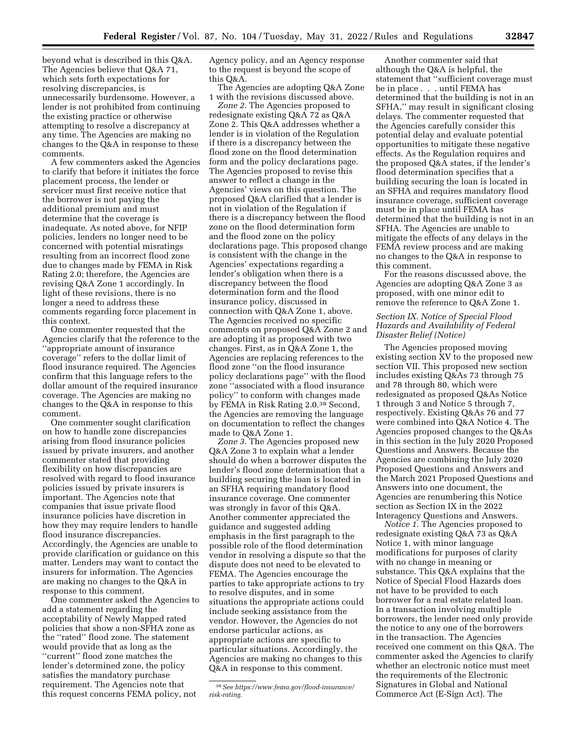beyond what is described in this Q&A. The Agencies believe that Q&A 71, which sets forth expectations for resolving discrepancies, is unnecessarily burdensome. However, a lender is not prohibited from continuing the existing practice or otherwise attempting to resolve a discrepancy at any time. The Agencies are making no changes to the Q&A in response to these comments.

A few commenters asked the Agencies to clarify that before it initiates the force placement process, the lender or servicer must first receive notice that the borrower is not paying the additional premium and must determine that the coverage is inadequate. As noted above, for NFIP policies, lenders no longer need to be concerned with potential misratings resulting from an incorrect flood zone due to changes made by FEMA in Risk Rating 2.0; therefore, the Agencies are revising Q&A Zone 1 accordingly. In light of these revisions, there is no longer a need to address these comments regarding force placement in this context.

One commenter requested that the Agencies clarify that the reference to the ''appropriate amount of insurance coverage'' refers to the dollar limit of flood insurance required. The Agencies confirm that this language refers to the dollar amount of the required insurance coverage. The Agencies are making no changes to the Q&A in response to this comment.

One commenter sought clarification on how to handle zone discrepancies arising from flood insurance policies issued by private insurers, and another commenter stated that providing flexibility on how discrepancies are resolved with regard to flood insurance policies issued by private insurers is important. The Agencies note that companies that issue private flood insurance policies have discretion in how they may require lenders to handle flood insurance discrepancies. Accordingly, the Agencies are unable to provide clarification or guidance on this matter. Lenders may want to contact the insurers for information. The Agencies are making no changes to the Q&A in response to this comment.

One commenter asked the Agencies to add a statement regarding the acceptability of Newly Mapped rated policies that show a non-SFHA zone as the ''rated'' flood zone. The statement would provide that as long as the ''current'' flood zone matches the lender's determined zone, the policy satisfies the mandatory purchase requirement. The Agencies note that this request concerns FEMA policy, not Agency policy, and an Agency response to the request is beyond the scope of this Q&A.

The Agencies are adopting Q&A Zone 1 with the revisions discussed above.

*Zone 2.* The Agencies proposed to redesignate existing Q&A 72 as Q&A Zone 2. This Q&A addresses whether a lender is in violation of the Regulation if there is a discrepancy between the flood zone on the flood determination form and the policy declarations page. The Agencies proposed to revise this answer to reflect a change in the Agencies' views on this question. The proposed Q&A clarified that a lender is not in violation of the Regulation if there is a discrepancy between the flood zone on the flood determination form and the flood zone on the policy declarations page. This proposed change is consistent with the change in the Agencies' expectations regarding a lender's obligation when there is a discrepancy between the flood determination form and the flood insurance policy, discussed in connection with Q&A Zone 1, above. The Agencies received no specific comments on proposed Q&A Zone 2 and are adopting it as proposed with two changes. First, as in Q&A Zone 1, the Agencies are replacing references to the flood zone ''on the flood insurance policy declarations page'' with the flood zone ''associated with a flood insurance policy'' to conform with changes made by FEMA in Risk Rating 2.0.[38] Second, the Agencies are removing the language on documentation to reflect the changes made to Q&A Zone 1.

*Zone 3.* The Agencies proposed new Q&A Zone 3 to explain what a lender should do when a borrower disputes the lender's flood zone determination that a building securing the loan is located in an SFHA requiring mandatory flood insurance coverage. One commenter was strongly in favor of this Q&A. Another commenter appreciated the guidance and suggested adding emphasis in the first paragraph to the possible role of the flood determination vendor in resolving a dispute so that the dispute does not need to be elevated to FEMA. The Agencies encourage the parties to take appropriate actions to try to resolve disputes, and in some situations the appropriate actions could include seeking assistance from the vendor. However, the Agencies do not endorse particular actions, as appropriate actions are specific to particular situations. Accordingly, the Agencies are making no changes to this Q&A in response to this comment.

Another commenter said that although the Q&A is helpful, the statement that ''sufficient coverage must be in place . . . until FEMA has determined that the building is not in an SFHA,'' may result in significant closing delays. The commenter requested that the Agencies carefully consider this potential delay and evaluate potential opportunities to mitigate these negative effects. As the Regulation requires and the proposed Q&A states, if the lender's flood determination specifies that a building securing the loan is located in an SFHA and requires mandatory flood insurance coverage, sufficient coverage must be in place until FEMA has determined that the building is not in an SFHA. The Agencies are unable to mitigate the effects of any delays in the FEMA review process and are making no changes to the Q&A in response to this comment.

For the reasons discussed above, the Agencies are adopting Q&A Zone 3 as proposed, with one minor edit to remove the reference to Q&A Zone 1.

### *Section IX. Notice of Special Flood Hazards and Availability of Federal Disaster Relief (Notice)*

The Agencies proposed moving existing section XV to the proposed new section VII. This proposed new section includes existing Q&As 73 through 75 and 78 through 80, which were redesignated as proposed Q&As Notice 1 through 3 and Notice 5 through 7, respectively. Existing Q&As 76 and 77 were combined into Q&A Notice 4. The Agencies proposed changes to the Q&As in this section in the July 2020 Proposed Questions and Answers. Because the Agencies are combining the July 2020 Proposed Questions and Answers and the March 2021 Proposed Questions and Answers into one document, the Agencies are renumbering this Notice section as Section IX in the 2022 Interagency Questions and Answers.

*Notice 1.* The Agencies proposed to redesignate existing Q&A 73 as Q&A Notice 1, with minor language modifications for purposes of clarity with no change in meaning or substance. This Q&A explains that the Notice of Special Flood Hazards does not have to be provided to each borrower for a real estate related loan. In a transaction involving multiple borrowers, the lender need only provide the notice to any one of the borrowers in the transaction. The Agencies received one comment on this Q&A. The commenter asked the Agencies to clarify whether an electronic notice must meet the requirements of the Electronic Signatures in Global and National Commerce Act (E-Sign Act). The

[38] *See https://www.fema.gov/flood-insurance/risk-rating.*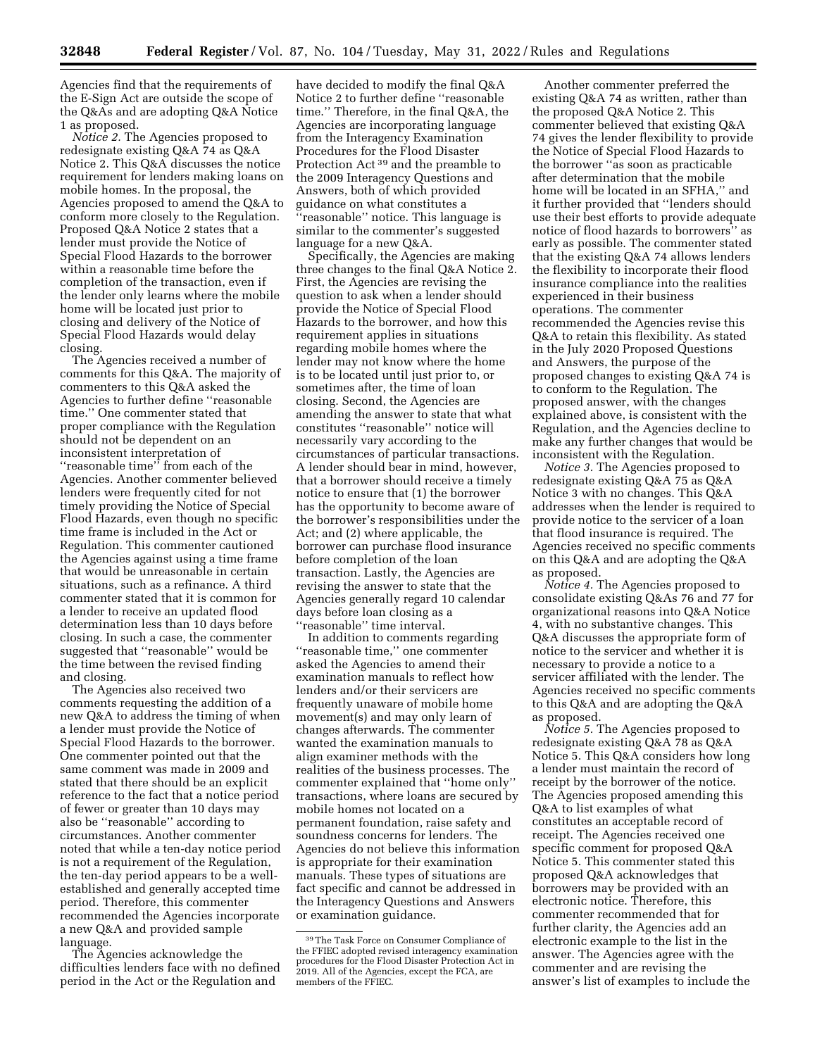Agencies find that the requirements of the E-Sign Act are outside the scope of the Q&As and are adopting Q&A Notice 1 as proposed.

*Notice 2.* The Agencies proposed to redesignate existing Q&A 74 as Q&A Notice 2. This Q&A discusses the notice requirement for lenders making loans on mobile homes. In the proposal, the Agencies proposed to amend the Q&A to conform more closely to the Regulation. Proposed Q&A Notice 2 states that a lender must provide the Notice of Special Flood Hazards to the borrower within a reasonable time before the completion of the transaction, even if the lender only learns where the mobile home will be located just prior to closing and delivery of the Notice of Special Flood Hazards would delay closing.

The Agencies received a number of comments for this Q&A. The majority of commenters to this Q&A asked the Agencies to further define ''reasonable time.'' One commenter stated that proper compliance with the Regulation should not be dependent on an inconsistent interpretation of ''reasonable time'' from each of the Agencies. Another commenter believed lenders were frequently cited for not timely providing the Notice of Special Flood Hazards, even though no specific time frame is included in the Act or Regulation. This commenter cautioned the Agencies against using a time frame that would be unreasonable in certain situations, such as a refinance. A third commenter stated that it is common for a lender to receive an updated flood determination less than 10 days before closing. In such a case, the commenter suggested that ''reasonable'' would be the time between the revised finding and closing.

The Agencies also received two comments requesting the addition of a new Q&A to address the timing of when a lender must provide the Notice of Special Flood Hazards to the borrower. One commenter pointed out that the same comment was made in 2009 and stated that there should be an explicit reference to the fact that a notice period of fewer or greater than 10 days may also be ''reasonable'' according to circumstances. Another commenter noted that while a ten-day notice period is not a requirement of the Regulation, the ten-day period appears to be a well-established and generally accepted time period. Therefore, this commenter recommended the Agencies incorporate a new Q&A and provided sample language.

The Agencies acknowledge the difficulties lenders face with no defined period in the Act or the Regulation and have decided to modify the final Q&A Notice 2 to further define ''reasonable time.'' Therefore, in the final Q&A, the Agencies are incorporating language from the Interagency Examination Procedures for the Flood Disaster Protection Act [39] and the preamble to the 2009 Interagency Questions and Answers, both of which provided guidance on what constitutes a ''reasonable'' notice. This language is similar to the commenter's suggested language for a new Q&A.

Specifically, the Agencies are making three changes to the final Q&A Notice 2. First, the Agencies are revising the question to ask when a lender should provide the Notice of Special Flood Hazards to the borrower, and how this requirement applies in situations regarding mobile homes where the lender may not know where the home is to be located until just prior to, or sometimes after, the time of loan closing. Second, the Agencies are amending the answer to state that what constitutes ''reasonable'' notice will necessarily vary according to the circumstances of particular transactions. A lender should bear in mind, however, that a borrower should receive a timely notice to ensure that (1) the borrower has the opportunity to become aware of the borrower's responsibilities under the Act; and (2) where applicable, the borrower can purchase flood insurance before completion of the loan transaction. Lastly, the Agencies are revising the answer to state that the Agencies generally regard 10 calendar days before loan closing as a ''reasonable'' time interval.

In addition to comments regarding ''reasonable time,'' one commenter asked the Agencies to amend their examination manuals to reflect how lenders and/or their servicers are frequently unaware of mobile home movement(s) and may only learn of changes afterwards. The commenter wanted the examination manuals to align examiner methods with the realities of the business processes. The commenter explained that ''home only'' transactions, where loans are secured by mobile homes not located on a permanent foundation, raise safety and soundness concerns for lenders. The Agencies do not believe this information is appropriate for their examination manuals. These types of situations are fact specific and cannot be addressed in the Interagency Questions and Answers or examination guidance.

Another commenter preferred the existing Q&A 74 as written, rather than the proposed Q&A Notice 2. This commenter believed that existing Q&A 74 gives the lender flexibility to provide the Notice of Special Flood Hazards to the borrower ''as soon as practicable after determination that the mobile home will be located in an SFHA,'' and it further provided that ''lenders should use their best efforts to provide adequate notice of flood hazards to borrowers'' as early as possible. The commenter stated that the existing Q&A 74 allows lenders the flexibility to incorporate their flood insurance compliance into the realities experienced in their business operations. The commenter recommended the Agencies revise this Q&A to retain this flexibility. As stated in the July 2020 Proposed Questions and Answers, the purpose of the proposed changes to existing Q&A 74 is to conform to the Regulation. The proposed answer, with the changes explained above, is consistent with the Regulation, and the Agencies decline to make any further changes that would be inconsistent with the Regulation.

*Notice 3.* The Agencies proposed to redesignate existing Q&A 75 as Q&A Notice 3 with no changes. This Q&A addresses when the lender is required to provide notice to the servicer of a loan that flood insurance is required. The Agencies received no specific comments on this Q&A and are adopting the Q&A as proposed.

*Notice 4.* The Agencies proposed to consolidate existing Q&As 76 and 77 for organizational reasons into Q&A Notice 4, with no substantive changes. This Q&A discusses the appropriate form of notice to the servicer and whether it is necessary to provide a notice to a servicer affiliated with the lender. The Agencies received no specific comments to this Q&A and are adopting the Q&A as proposed.

*Notice 5.* The Agencies proposed to redesignate existing Q&A 78 as Q&A Notice 5. This Q&A considers how long a lender must maintain the record of receipt by the borrower of the notice. The Agencies proposed amending this Q&A to list examples of what constitutes an acceptable record of receipt. The Agencies received one specific comment for proposed Q&A Notice 5. This commenter stated this proposed Q&A acknowledges that borrowers may be provided with an electronic notice. Therefore, this commenter recommended that for further clarity, the Agencies add an electronic example to the list in the answer. The Agencies agree with the commenter and are revising the answer's list of examples to include the

[39] The Task Force on Consumer Compliance of the FFIEC adopted revised interagency examination procedures for the Flood Disaster Protection Act in 2019. All of the Agencies, except the FCA, are members of the FFIEC.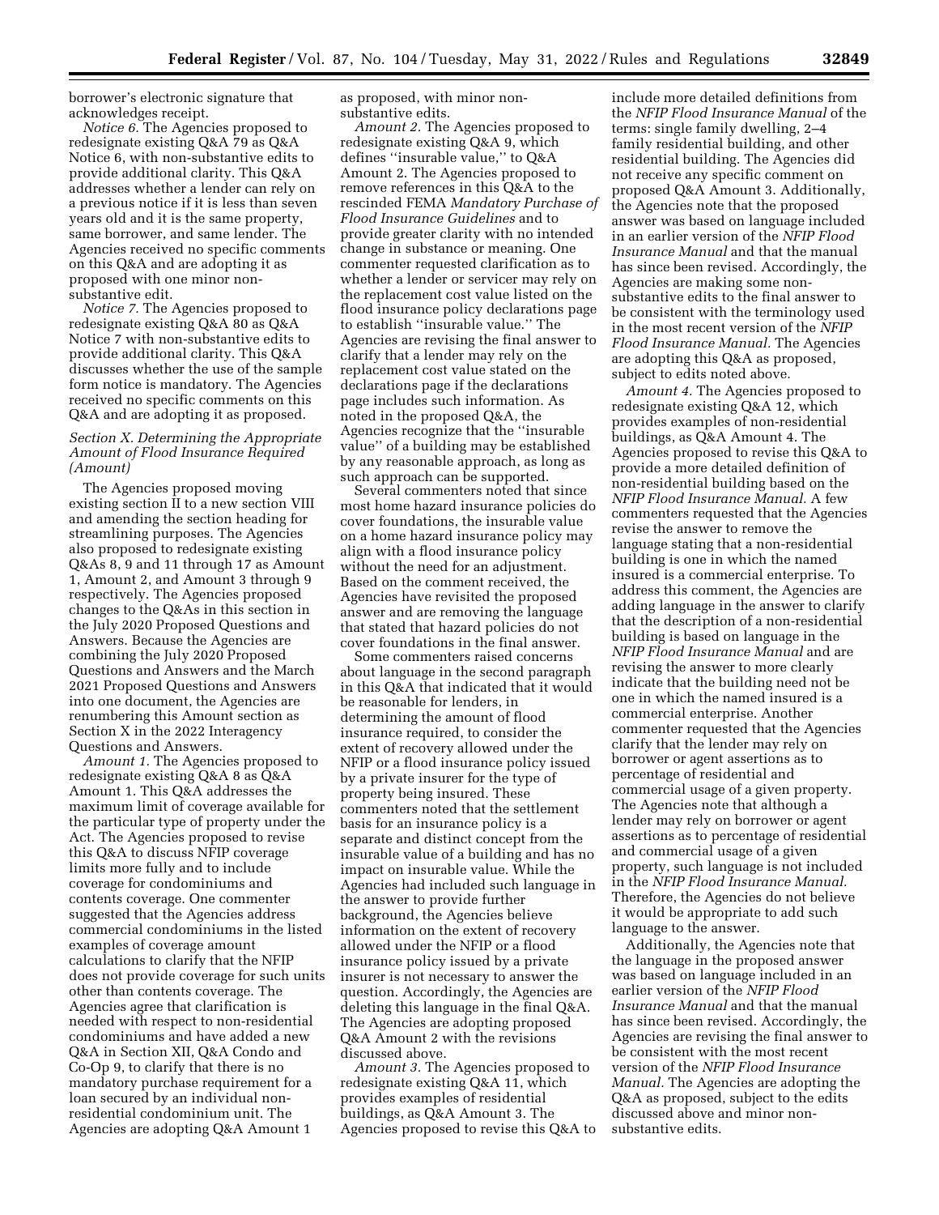borrower's electronic signature that acknowledges receipt.

*Notice 6.* The Agencies proposed to redesignate existing Q&A 79 as Q&A Notice 6, with non-substantive edits to provide additional clarity. This Q&A addresses whether a lender can rely on a previous notice if it is less than seven years old and it is the same property, same borrower, and same lender. The Agencies received no specific comments on this Q&A and are adopting it as proposed with one minor non-substantive edit.

*Notice 7.* The Agencies proposed to redesignate existing Q&A 80 as Q&A Notice 7 with non-substantive edits to provide additional clarity. This Q&A discusses whether the use of the sample form notice is mandatory. The Agencies received no specific comments on this Q&A and are adopting it as proposed.

### *Section X. Determining the Appropriate Amount of Flood Insurance Required (Amount)*

The Agencies proposed moving existing section II to a new section VIII and amending the section heading for streamlining purposes. The Agencies also proposed to redesignate existing Q&As 8, 9 and 11 through 17 as Amount 1, Amount 2, and Amount 3 through 9 respectively. The Agencies proposed changes to the Q&As in this section in the July 2020 Proposed Questions and Answers. Because the Agencies are combining the July 2020 Proposed Questions and Answers and the March 2021 Proposed Questions and Answers into one document, the Agencies are renumbering this Amount section as Section X in the 2022 Interagency Questions and Answers.

*Amount 1.* The Agencies proposed to redesignate existing Q&A 8 as Q&A Amount 1. This Q&A addresses the maximum limit of coverage available for the particular type of property under the Act. The Agencies proposed to revise this Q&A to discuss NFIP coverage limits more fully and to include coverage for condominiums and contents coverage. One commenter suggested that the Agencies address commercial condominiums in the listed examples of coverage amount calculations to clarify that the NFIP does not provide coverage for such units other than contents coverage. The Agencies agree that clarification is needed with respect to non-residential condominiums and have added a new Q&A in Section XII, Q&A Condo and Co-Op 9, to clarify that there is no mandatory purchase requirement for a loan secured by an individual non-residential condominium unit. The Agencies are adopting Q&A Amount 1 as proposed, with minor non-substantive edits.

*Amount 2.* The Agencies proposed to redesignate existing Q&A 9, which defines ''insurable value,'' to Q&A Amount 2. The Agencies proposed to remove references in this Q&A to the rescinded FEMA *Mandatory Purchase of Flood Insurance Guidelines* and to provide greater clarity with no intended change in substance or meaning. One commenter requested clarification as to whether a lender or servicer may rely on the replacement cost value listed on the flood insurance policy declarations page to establish ''insurable value.'' The Agencies are revising the final answer to clarify that a lender may rely on the replacement cost value stated on the declarations page if the declarations page includes such information. As noted in the proposed Q&A, the Agencies recognize that the ''insurable value'' of a building may be established by any reasonable approach, as long as such approach can be supported.

Several commenters noted that since most home hazard insurance policies do cover foundations, the insurable value on a home hazard insurance policy may align with a flood insurance policy without the need for an adjustment. Based on the comment received, the Agencies have revisited the proposed answer and are removing the language that stated that hazard policies do not cover foundations in the final answer.

Some commenters raised concerns about language in the second paragraph in this Q&A that indicated that it would be reasonable for lenders, in determining the amount of flood insurance required, to consider the extent of recovery allowed under the NFIP or a flood insurance policy issued by a private insurer for the type of property being insured. These commenters noted that the settlement basis for an insurance policy is a separate and distinct concept from the insurable value of a building and has no impact on insurable value. While the Agencies had included such language in the answer to provide further background, the Agencies believe information on the extent of recovery allowed under the NFIP or a flood insurance policy issued by a private insurer is not necessary to answer the question. Accordingly, the Agencies are deleting this language in the final Q&A. The Agencies are adopting proposed Q&A Amount 2 with the revisions discussed above.

*Amount 3.* The Agencies proposed to redesignate existing Q&A 11, which provides examples of residential buildings, as Q&A Amount 3. The Agencies proposed to revise this Q&A to include more detailed definitions from the *NFIP Flood Insurance Manual* of the terms: single family dwelling, 2–4 family residential building, and other residential building. The Agencies did not receive any specific comment on proposed Q&A Amount 3. Additionally, the Agencies note that the proposed answer was based on language included in an earlier version of the *NFIP Flood Insurance Manual* and that the manual has since been revised. Accordingly, the Agencies are making some non-substantive edits to the final answer to be consistent with the terminology used in the most recent version of the *NFIP Flood Insurance Manual.* The Agencies are adopting this Q&A as proposed, subject to edits noted above.

*Amount 4.* The Agencies proposed to redesignate existing Q&A 12, which provides examples of non-residential buildings, as Q&A Amount 4. The Agencies proposed to revise this Q&A to provide a more detailed definition of non-residential building based on the *NFIP Flood Insurance Manual.* A few commenters requested that the Agencies revise the answer to remove the language stating that a non-residential building is one in which the named insured is a commercial enterprise. To address this comment, the Agencies are adding language in the answer to clarify that the description of a non-residential building is based on language in the *NFIP Flood Insurance Manual* and are revising the answer to more clearly indicate that the building need not be one in which the named insured is a commercial enterprise. Another commenter requested that the Agencies clarify that the lender may rely on borrower or agent assertions as to percentage of residential and commercial usage of a given property. The Agencies note that although a lender may rely on borrower or agent assertions as to percentage of residential and commercial usage of a given property, such language is not included in the *NFIP Flood Insurance Manual.* Therefore, the Agencies do not believe it would be appropriate to add such language to the answer.

Additionally, the Agencies note that the language in the proposed answer was based on language included in an earlier version of the *NFIP Flood Insurance Manual* and that the manual has since been revised. Accordingly, the Agencies are revising the final answer to be consistent with the most recent version of the *NFIP Flood Insurance Manual.* The Agencies are adopting the Q&A as proposed, subject to the edits discussed above and minor non-substantive edits.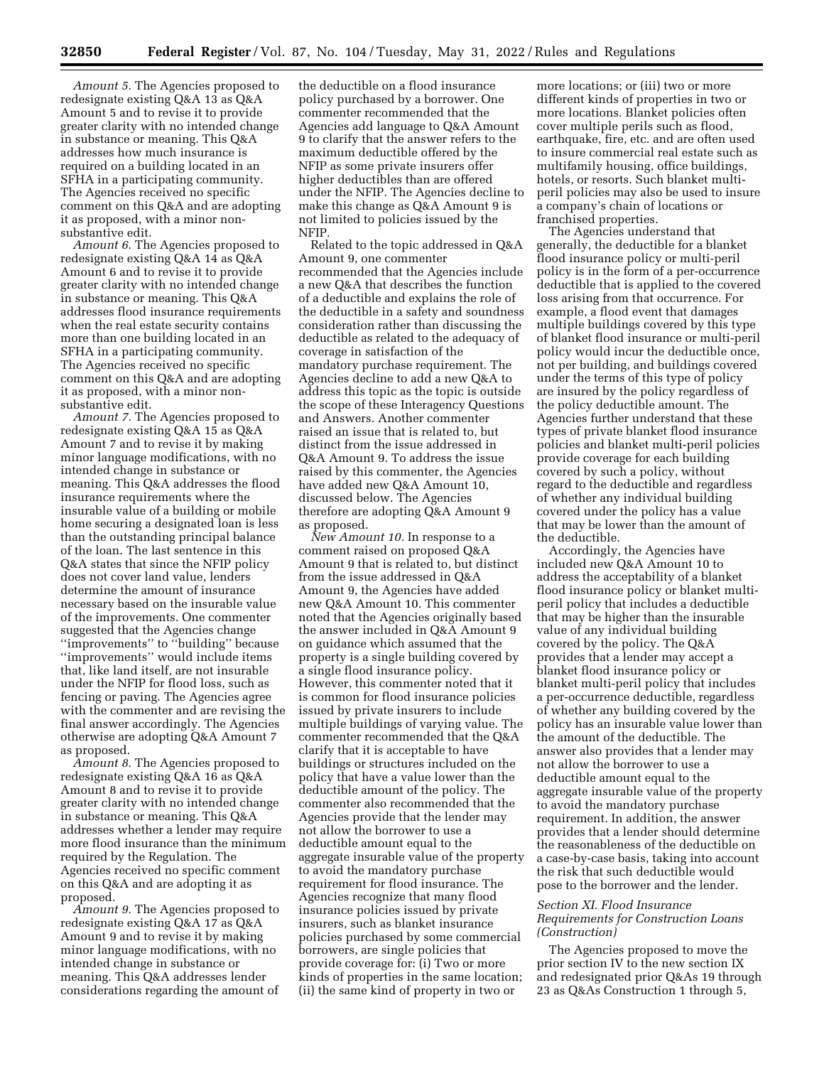*Amount 5.* The Agencies proposed to redesignate existing Q&A 13 as Q&A Amount 5 and to revise it to provide greater clarity with no intended change in substance or meaning. This Q&A addresses how much insurance is required on a building located in an SFHA in a participating community. The Agencies received no specific comment on this Q&A and are adopting it as proposed, with a minor non-substantive edit.

*Amount 6.* The Agencies proposed to redesignate existing Q&A 14 as Q&A Amount 6 and to revise it to provide greater clarity with no intended change in substance or meaning. This Q&A addresses flood insurance requirements when the real estate security contains more than one building located in an SFHA in a participating community. The Agencies received no specific comment on this Q&A and are adopting it as proposed, with a minor non-substantive edit.

*Amount 7.* The Agencies proposed to redesignate existing Q&A 15 as Q&A Amount 7 and to revise it by making minor language modifications, with no intended change in substance or meaning. This Q&A addresses the flood insurance requirements where the insurable value of a building or mobile home securing a designated loan is less than the outstanding principal balance of the loan. The last sentence in this Q&A states that since the NFIP policy does not cover land value, lenders determine the amount of insurance necessary based on the insurable value of the improvements. One commenter suggested that the Agencies change ''improvements'' to ''building'' because ''improvements'' would include items that, like land itself, are not insurable under the NFIP for flood loss, such as fencing or paving. The Agencies agree with the commenter and are revising the final answer accordingly. The Agencies otherwise are adopting Q&A Amount 7 as proposed.

*Amount 8.* The Agencies proposed to redesignate existing Q&A 16 as Q&A Amount 8 and to revise it to provide greater clarity with no intended change in substance or meaning. This Q&A addresses whether a lender may require more flood insurance than the minimum required by the Regulation. The Agencies received no specific comment on this Q&A and are adopting it as proposed.

*Amount 9.* The Agencies proposed to redesignate existing Q&A 17 as Q&A Amount 9 and to revise it by making minor language modifications, with no intended change in substance or meaning. This Q&A addresses lender considerations regarding the amount of the deductible on a flood insurance policy purchased by a borrower. One commenter recommended that the Agencies add language to Q&A Amount 9 to clarify that the answer refers to the maximum deductible offered by the NFIP as some private insurers offer higher deductibles than are offered under the NFIP. The Agencies decline to make this change as Q&A Amount 9 is not limited to policies issued by the NFIP.

Related to the topic addressed in Q&A Amount 9, one commenter recommended that the Agencies include a new Q&A that describes the function of a deductible and explains the role of the deductible in a safety and soundness consideration rather than discussing the deductible as related to the adequacy of coverage in satisfaction of the mandatory purchase requirement. The Agencies decline to add a new Q&A to address this topic as the topic is outside the scope of these Interagency Questions and Answers. Another commenter raised an issue that is related to, but distinct from the issue addressed in Q&A Amount 9. To address the issue raised by this commenter, the Agencies have added new Q&A Amount 10, discussed below. The Agencies therefore are adopting Q&A Amount 9 as proposed.

*New Amount 10.* In response to a comment raised on proposed Q&A Amount 9 that is related to, but distinct from the issue addressed in Q&A Amount 9, the Agencies have added new Q&A Amount 10. This commenter noted that the Agencies originally based the answer included in Q&A Amount 9 on guidance which assumed that the property is a single building covered by a single flood insurance policy. However, this commenter noted that it is common for flood insurance policies issued by private insurers to include multiple buildings of varying value. The commenter recommended that the Q&A clarify that it is acceptable to have buildings or structures included on the policy that have a value lower than the deductible amount of the policy. The commenter also recommended that the Agencies provide that the lender may not allow the borrower to use a deductible amount equal to the aggregate insurable value of the property to avoid the mandatory purchase requirement for flood insurance. The Agencies recognize that many flood insurance policies issued by private insurers, such as blanket insurance policies purchased by some commercial borrowers, are single policies that provide coverage for: (i) Two or more kinds of properties in the same location; (ii) the same kind of property in two or more locations; or (iii) two or more different kinds of properties in two or more locations. Blanket policies often cover multiple perils such as flood, earthquake, fire, etc. and are often used to insure commercial real estate such as multifamily housing, office buildings, hotels, or resorts. Such blanket multi-peril policies may also be used to insure a company's chain of locations or franchised properties.

The Agencies understand that generally, the deductible for a blanket flood insurance policy or multi-peril policy is in the form of a per-occurrence deductible that is applied to the covered loss arising from that occurrence. For example, a flood event that damages multiple buildings covered by this type of blanket flood insurance or multi-peril policy would incur the deductible once, not per building, and buildings covered under the terms of this type of policy are insured by the policy regardless of the policy deductible amount. The Agencies further understand that these types of private blanket flood insurance policies and blanket multi-peril policies provide coverage for each building covered by such a policy, without regard to the deductible and regardless of whether any individual building covered under the policy has a value that may be lower than the amount of the deductible.

Accordingly, the Agencies have included new Q&A Amount 10 to address the acceptability of a blanket flood insurance policy or blanket multi-peril policy that includes a deductible that may be higher than the insurable value of any individual building covered by the policy. The Q&A provides that a lender may accept a blanket flood insurance policy or blanket multi-peril policy that includes a per-occurrence deductible, regardless of whether any building covered by the policy has an insurable value lower than the amount of the deductible. The answer also provides that a lender may not allow the borrower to use a deductible amount equal to the aggregate insurable value of the property to avoid the mandatory purchase requirement. In addition, the answer provides that a lender should determine the reasonableness of the deductible on a case-by-case basis, taking into account the risk that such deductible would pose to the borrower and the lender.

### *Section XI. Flood Insurance Requirements for Construction Loans (Construction)*

The Agencies proposed to move the prior section IV to the new section IX and redesignated prior Q&As 19 through 23 as Q&As Construction 1 through 5,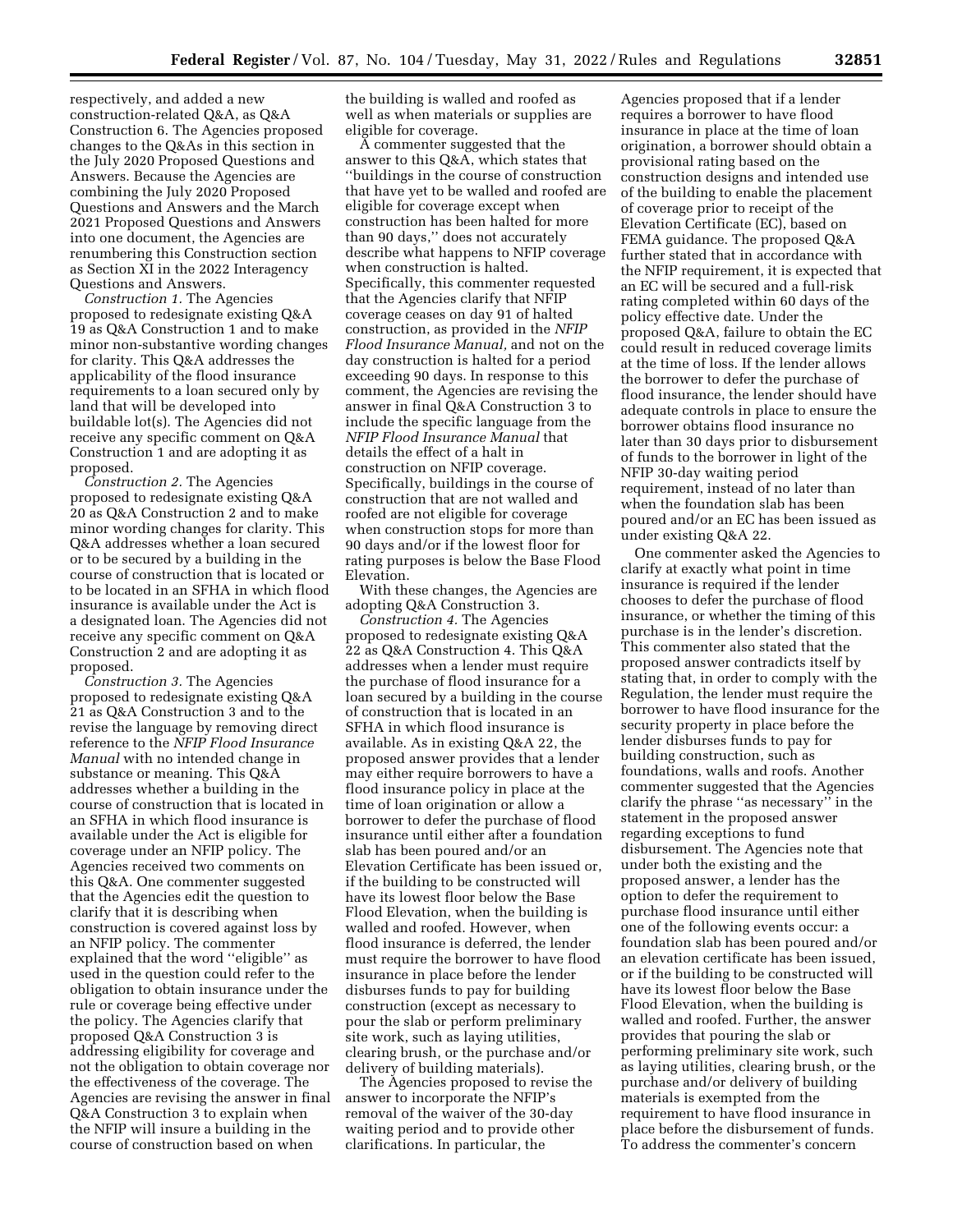respectively, and added a new construction-related Q&A, as Q&A Construction 6. The Agencies proposed changes to the Q&As in this section in the July 2020 Proposed Questions and Answers. Because the Agencies are combining the July 2020 Proposed Questions and Answers and the March 2021 Proposed Questions and Answers into one document, the Agencies are renumbering this Construction section as Section XI in the 2022 Interagency Questions and Answers.

*Construction 1.* The Agencies proposed to redesignate existing Q&A 19 as Q&A Construction 1 and to make minor non-substantive wording changes for clarity. This Q&A addresses the applicability of the flood insurance requirements to a loan secured only by land that will be developed into buildable lot(s). The Agencies did not receive any specific comment on Q&A Construction 1 and are adopting it as proposed.

*Construction 2.* The Agencies proposed to redesignate existing Q&A 20 as Q&A Construction 2 and to make minor wording changes for clarity. This Q&A addresses whether a loan secured or to be secured by a building in the course of construction that is located or to be located in an SFHA in which flood insurance is available under the Act is a designated loan. The Agencies did not receive any specific comment on Q&A Construction 2 and are adopting it as proposed.

*Construction 3.* The Agencies proposed to redesignate existing Q&A 21 as Q&A Construction 3 and to the revise the language by removing direct reference to the *NFIP Flood Insurance Manual* with no intended change in substance or meaning. This Q&A addresses whether a building in the course of construction that is located in an SFHA in which flood insurance is available under the Act is eligible for coverage under an NFIP policy. The Agencies received two comments on this Q&A. One commenter suggested that the Agencies edit the question to clarify that it is describing when construction is covered against loss by an NFIP policy. The commenter explained that the word ''eligible'' as used in the question could refer to the obligation to obtain insurance under the rule or coverage being effective under the policy. The Agencies clarify that proposed Q&A Construction 3 is addressing eligibility for coverage and not the obligation to obtain coverage nor the effectiveness of the coverage. The Agencies are revising the answer in final Q&A Construction 3 to explain when the NFIP will insure a building in the course of construction based on when the building is walled and roofed as well as when materials or supplies are eligible for coverage.

A commenter suggested that the answer to this Q&A, which states that ''buildings in the course of construction that have yet to be walled and roofed are eligible for coverage except when construction has been halted for more than 90 days,'' does not accurately describe what happens to NFIP coverage when construction is halted. Specifically, this commenter requested that the Agencies clarify that NFIP coverage ceases on day 91 of halted construction, as provided in the *NFIP Flood Insurance Manual,* and not on the day construction is halted for a period exceeding 90 days. In response to this comment, the Agencies are revising the answer in final Q&A Construction 3 to include the specific language from the *NFIP Flood Insurance Manual* that details the effect of a halt in construction on NFIP coverage. Specifically, buildings in the course of construction that are not walled and roofed are not eligible for coverage when construction stops for more than 90 days and/or if the lowest floor for rating purposes is below the Base Flood Elevation.

With these changes, the Agencies are adopting Q&A Construction 3.

*Construction 4.* The Agencies proposed to redesignate existing Q&A 22 as Q&A Construction 4. This Q&A addresses when a lender must require the purchase of flood insurance for a loan secured by a building in the course of construction that is located in an SFHA in which flood insurance is available. As in existing Q&A 22, the proposed answer provides that a lender may either require borrowers to have a flood insurance policy in place at the time of loan origination or allow a borrower to defer the purchase of flood insurance until either after a foundation slab has been poured and/or an Elevation Certificate has been issued or, if the building to be constructed will have its lowest floor below the Base Flood Elevation, when the building is walled and roofed. However, when flood insurance is deferred, the lender must require the borrower to have flood insurance in place before the lender disburses funds to pay for building construction (except as necessary to pour the slab or perform preliminary site work, such as laying utilities, clearing brush, or the purchase and/or delivery of building materials).

The Agencies proposed to revise the answer to incorporate the NFIP's removal of the waiver of the 30-day waiting period and to provide other clarifications. In particular, the Agencies proposed that if a lender requires a borrower to have flood insurance in place at the time of loan origination, a borrower should obtain a provisional rating based on the construction designs and intended use of the building to enable the placement of coverage prior to receipt of the Elevation Certificate (EC), based on FEMA guidance. The proposed Q&A further stated that in accordance with the NFIP requirement, it is expected that an EC will be secured and a full-risk rating completed within 60 days of the policy effective date. Under the proposed Q&A, failure to obtain the EC could result in reduced coverage limits at the time of loss. If the lender allows the borrower to defer the purchase of flood insurance, the lender should have adequate controls in place to ensure the borrower obtains flood insurance no later than 30 days prior to disbursement of funds to the borrower in light of the NFIP 30-day waiting period requirement, instead of no later than when the foundation slab has been poured and/or an EC has been issued as under existing Q&A 22.

One commenter asked the Agencies to clarify at exactly what point in time insurance is required if the lender chooses to defer the purchase of flood insurance, or whether the timing of this purchase is in the lender's discretion. This commenter also stated that the proposed answer contradicts itself by stating that, in order to comply with the Regulation, the lender must require the borrower to have flood insurance for the security property in place before the lender disburses funds to pay for building construction, such as foundations, walls and roofs. Another commenter suggested that the Agencies clarify the phrase ''as necessary'' in the statement in the proposed answer regarding exceptions to fund disbursement. The Agencies note that under both the existing and the proposed answer, a lender has the option to defer the requirement to purchase flood insurance until either one of the following events occur: a foundation slab has been poured and/or an elevation certificate has been issued, or if the building to be constructed will have its lowest floor below the Base Flood Elevation, when the building is walled and roofed. Further, the answer provides that pouring the slab or performing preliminary site work, such as laying utilities, clearing brush, or the purchase and/or delivery of building materials is exempted from the requirement to have flood insurance in place before the disbursement of funds. To address the commenter's concern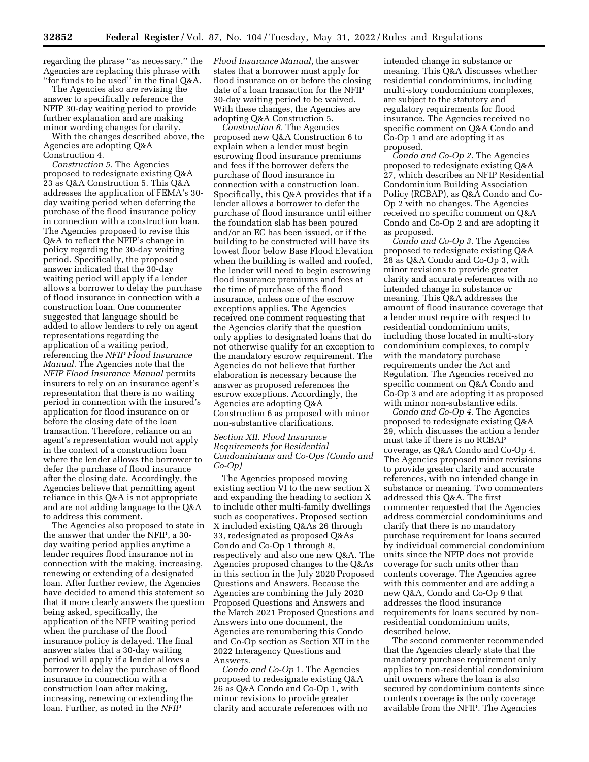regarding the phrase "as necessary," the Agencies are replacing this phrase with "for funds to be used" in the final Q&A.

The Agencies also are revising the answer to specifically reference the NFIP 30-day waiting period to provide further explanation and are making minor wording changes for clarity.

With the changes described above, the Agencies are adopting Q&A Construction 4.

*Construction 5.* The Agencies proposed to redesignate existing Q&A 23 as Q&A Construction 5. This Q&A addresses the application of FEMA's 30-day waiting period when deferring the purchase of the flood insurance policy in connection with a construction loan. The Agencies proposed to revise this Q&A to reflect the NFIP's change in policy regarding the 30-day waiting period. Specifically, the proposed answer indicated that the 30-day waiting period will apply if a lender allows a borrower to delay the purchase of flood insurance in connection with a construction loan. One commenter suggested that language should be added to allow lenders to rely on agent representations regarding the application of a waiting period, referencing the *NFIP Flood Insurance Manual.* The Agencies note that the *NFIP Flood Insurance Manual* permits insurers to rely on an insurance agent's representation that there is no waiting period in connection with the insured's application for flood insurance on or before the closing date of the loan transaction. Therefore, reliance on an agent's representation would not apply in the context of a construction loan where the lender allows the borrower to defer the purchase of flood insurance after the closing date. Accordingly, the Agencies believe that permitting agent reliance in this Q&A is not appropriate and are not adding language to the Q&A to address this comment.

The Agencies also proposed to state in the answer that under the NFIP, a 30-day waiting period applies anytime a lender requires flood insurance not in connection with the making, increasing, renewing or extending of a designated loan. After further review, the Agencies have decided to amend this statement so that it more clearly answers the question being asked, specifically, the application of the NFIP waiting period when the purchase of the flood insurance policy is delayed. The final answer states that a 30-day waiting period will apply if a lender allows a borrower to delay the purchase of flood insurance in connection with a construction loan after making, increasing, renewing or extending the loan. Further, as noted in the *NFIP Flood Insurance Manual,* the answer states that a borrower must apply for flood insurance on or before the closing date of a loan transaction for the NFIP 30-day waiting period to be waived. With these changes, the Agencies are adopting Q&A Construction 5.

*Construction 6.* The Agencies proposed new Q&A Construction 6 to explain when a lender must begin escrowing flood insurance premiums and fees if the borrower defers the purchase of flood insurance in connection with a construction loan. Specifically, this Q&A provides that if a lender allows a borrower to defer the purchase of flood insurance until either the foundation slab has been poured and/or an EC has been issued, or if the building to be constructed will have its lowest floor below Base Flood Elevation when the building is walled and roofed, the lender will need to begin escrowing flood insurance premiums and fees at the time of purchase of the flood insurance, unless one of the escrow exceptions applies. The Agencies received one comment requesting that the Agencies clarify that the question only applies to designated loans that do not otherwise qualify for an exception to the mandatory escrow requirement. The Agencies do not believe that further elaboration is necessary because the answer as proposed references the escrow exceptions. Accordingly, the Agencies are adopting Q&A Construction 6 as proposed with minor non-substantive clarifications.

*Section XII. Flood Insurance Requirements for Residential Condominiums and Co-Ops (Condo and Co-Op)*

The Agencies proposed moving existing section VI to the new section X and expanding the heading to section X to include other multi-family dwellings such as cooperatives. Proposed section X included existing Q&As 26 through 33, redesignated as proposed Q&As Condo and Co-Op 1 through 8, respectively and also one new Q&A. The Agencies proposed changes to the Q&As in this section in the July 2020 Proposed Questions and Answers. Because the Agencies are combining the July 2020 Proposed Questions and Answers and the March 2021 Proposed Questions and Answers into one document, the Agencies are renumbering this Condo and Co-Op section as Section XII in the 2022 Interagency Questions and Answers.

*Condo and Co-Op* 1. The Agencies proposed to redesignate existing Q&A 26 as Q&A Condo and Co-Op 1, with minor revisions to provide greater clarity and accurate references with no intended change in substance or meaning. This Q&A discusses whether residential condominiums, including multi-story condominium complexes, are subject to the statutory and regulatory requirements for flood insurance. The Agencies received no specific comment on Q&A Condo and Co-Op 1 and are adopting it as proposed.

*Condo and Co-Op 2.* The Agencies proposed to redesignate existing Q&A 27, which describes an NFIP Residential Condominium Building Association Policy (RCBAP), as Q&A Condo and Co-Op 2 with no changes. The Agencies received no specific comment on Q&A Condo and Co-Op 2 and are adopting it as proposed.

*Condo and Co-Op 3.* The Agencies proposed to redesignate existing Q&A 28 as Q&A Condo and Co-Op 3, with minor revisions to provide greater clarity and accurate references with no intended change in substance or meaning. This Q&A addresses the amount of flood insurance coverage that a lender must require with respect to residential condominium units, including those located in multi-story condominium complexes, to comply with the mandatory purchase requirements under the Act and Regulation. The Agencies received no specific comment on Q&A Condo and Co-Op 3 and are adopting it as proposed with minor non-substantive edits.

*Condo and Co-Op 4.* The Agencies proposed to redesignate existing Q&A 29, which discusses the action a lender must take if there is no RCBAP coverage, as Q&A Condo and Co-Op 4. The Agencies proposed minor revisions to provide greater clarity and accurate references, with no intended change in substance or meaning. Two commenters addressed this Q&A. The first commenter requested that the Agencies address commercial condominiums and clarify that there is no mandatory purchase requirement for loans secured by individual commercial condominium units since the NFIP does not provide coverage for such units other than contents coverage. The Agencies agree with this commenter and are adding a new Q&A, Condo and Co-Op 9 that addresses the flood insurance requirements for loans secured by non-residential condominium units, described below.

The second commenter recommended that the Agencies clearly state that the mandatory purchase requirement only applies to non-residential condominium unit owners where the loan is also secured by condominium contents since contents coverage is the only coverage available from the NFIP. The Agencies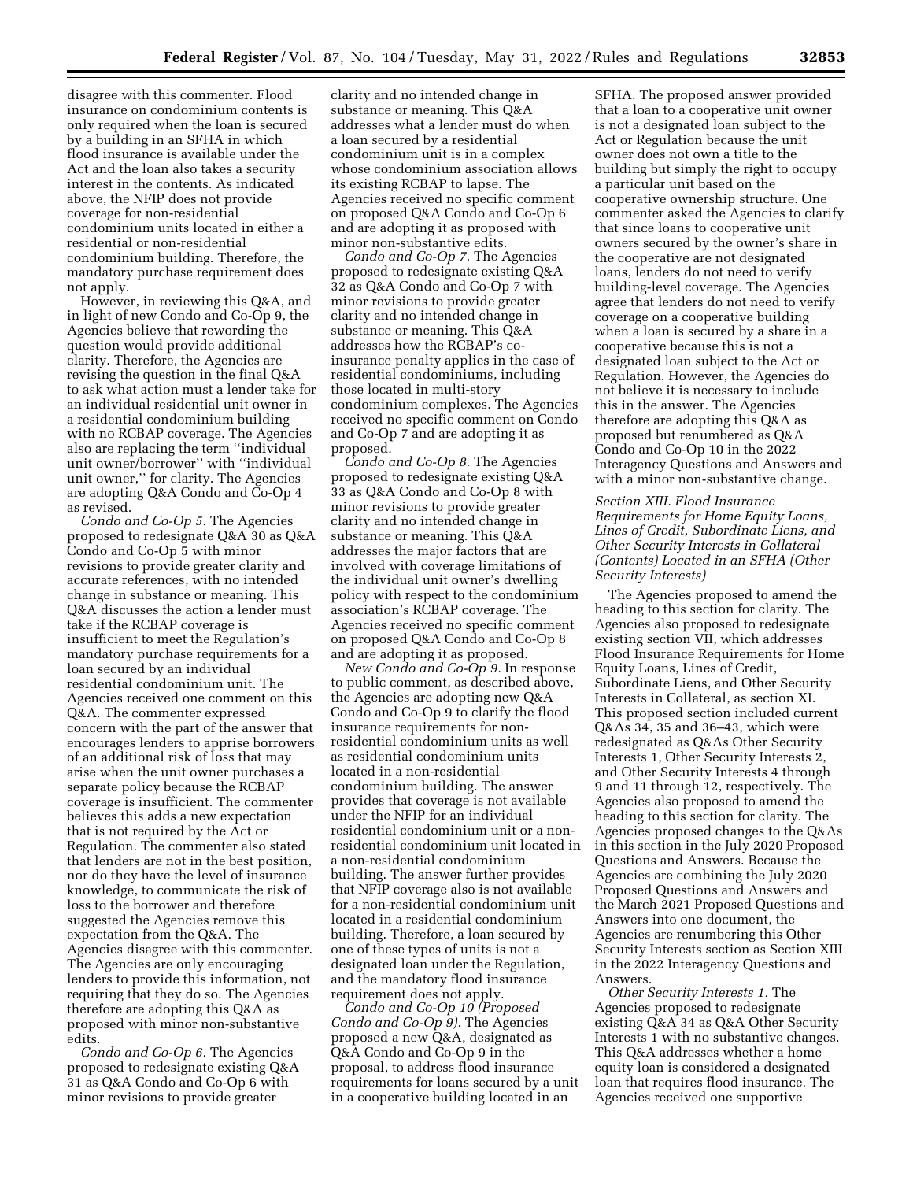disagree with this commenter. Flood insurance on condominium contents is only required when the loan is secured by a building in an SFHA in which flood insurance is available under the Act and the loan also takes a security interest in the contents. As indicated above, the NFIP does not provide coverage for non-residential condominium units located in either a residential or non-residential condominium building. Therefore, the mandatory purchase requirement does not apply.

However, in reviewing this Q&A, and in light of new Condo and Co-Op 9, the Agencies believe that rewording the question would provide additional clarity. Therefore, the Agencies are revising the question in the final Q&A to ask what action must a lender take for an individual residential unit owner in a residential condominium building with no RCBAP coverage. The Agencies also are replacing the term ''individual unit owner/borrower'' with ''individual unit owner,'' for clarity. The Agencies are adopting Q&A Condo and Co-Op 4 as revised.

*Condo and Co-Op 5.* The Agencies proposed to redesignate Q&A 30 as Q&A Condo and Co-Op 5 with minor revisions to provide greater clarity and accurate references, with no intended change in substance or meaning. This Q&A discusses the action a lender must take if the RCBAP coverage is insufficient to meet the Regulation's mandatory purchase requirements for a loan secured by an individual residential condominium unit. The Agencies received one comment on this Q&A. The commenter expressed concern with the part of the answer that encourages lenders to apprise borrowers of an additional risk of loss that may arise when the unit owner purchases a separate policy because the RCBAP coverage is insufficient. The commenter believes this adds a new expectation that is not required by the Act or Regulation. The commenter also stated that lenders are not in the best position, nor do they have the level of insurance knowledge, to communicate the risk of loss to the borrower and therefore suggested the Agencies remove this expectation from the Q&A. The Agencies disagree with this commenter. The Agencies are only encouraging lenders to provide this information, not requiring that they do so. The Agencies therefore are adopting this Q&A as proposed with minor non-substantive edits.

*Condo and Co-Op 6.* The Agencies proposed to redesignate existing Q&A 31 as Q&A Condo and Co-Op 6 with minor revisions to provide greater clarity and no intended change in substance or meaning. This Q&A addresses what a lender must do when a loan secured by a residential condominium unit is in a complex whose condominium association allows its existing RCBAP to lapse. The Agencies received no specific comment on proposed Q&A Condo and Co-Op 6 and are adopting it as proposed with minor non-substantive edits.

*Condo and Co-Op 7.* The Agencies proposed to redesignate existing Q&A 32 as Q&A Condo and Co-Op 7 with minor revisions to provide greater clarity and no intended change in substance or meaning. This Q&A addresses how the RCBAP's co-insurance penalty applies in the case of residential condominiums, including those located in multi-story condominium complexes. The Agencies received no specific comment on Condo and Co-Op 7 and are adopting it as proposed.

*Condo and Co-Op 8.* The Agencies proposed to redesignate existing Q&A 33 as Q&A Condo and Co-Op 8 with minor revisions to provide greater clarity and no intended change in substance or meaning. This Q&A addresses the major factors that are involved with coverage limitations of the individual unit owner's dwelling policy with respect to the condominium association's RCBAP coverage. The Agencies received no specific comment on proposed Q&A Condo and Co-Op 8 and are adopting it as proposed.

*New Condo and Co-Op 9.* In response to public comment, as described above, the Agencies are adopting new Q&A Condo and Co-Op 9 to clarify the flood insurance requirements for non-residential condominium units as well as residential condominium units located in a non-residential condominium building. The answer provides that coverage is not available under the NFIP for an individual residential condominium unit or a non-residential condominium unit located in a non-residential condominium building. The answer further provides that NFIP coverage also is not available for a non-residential condominium unit located in a residential condominium building. Therefore, a loan secured by one of these types of units is not a designated loan under the Regulation, and the mandatory flood insurance requirement does not apply.

*Condo and Co-Op 10 (Proposed Condo and Co-Op 9).* The Agencies proposed a new Q&A, designated as Q&A Condo and Co-Op 9 in the proposal, to address flood insurance requirements for loans secured by a unit in a cooperative building located in an SFHA. The proposed answer provided that a loan to a cooperative unit owner is not a designated loan subject to the Act or Regulation because the unit owner does not own a title to the building but simply the right to occupy a particular unit based on the cooperative ownership structure. One commenter asked the Agencies to clarify that since loans to cooperative unit owners secured by the owner's share in the cooperative are not designated loans, lenders do not need to verify building-level coverage. The Agencies agree that lenders do not need to verify coverage on a cooperative building when a loan is secured by a share in a cooperative because this is not a designated loan subject to the Act or Regulation. However, the Agencies do not believe it is necessary to include this in the answer. The Agencies therefore are adopting this Q&A as proposed but renumbered as Q&A Condo and Co-Op 10 in the 2022 Interagency Questions and Answers and with a minor non-substantive change.

*Section XIII. Flood Insurance Requirements for Home Equity Loans, Lines of Credit, Subordinate Liens, and Other Security Interests in Collateral (Contents) Located in an SFHA (Other Security Interests)*

The Agencies proposed to amend the heading to this section for clarity. The Agencies also proposed to redesignate existing section VII, which addresses Flood Insurance Requirements for Home Equity Loans, Lines of Credit, Subordinate Liens, and Other Security Interests in Collateral, as section XI. This proposed section included current Q&As 34, 35 and 36–43, which were redesignated as Q&As Other Security Interests 1, Other Security Interests 2, and Other Security Interests 4 through 9 and 11 through 12, respectively. The Agencies also proposed to amend the heading to this section for clarity. The Agencies proposed changes to the Q&As in this section in the July 2020 Proposed Questions and Answers. Because the Agencies are combining the July 2020 Proposed Questions and Answers and the March 2021 Proposed Questions and Answers into one document, the Agencies are renumbering this Other Security Interests section as Section XIII in the 2022 Interagency Questions and Answers.

*Other Security Interests 1.* The Agencies proposed to redesignate existing Q&A 34 as Q&A Other Security Interests 1 with no substantive changes. This Q&A addresses whether a home equity loan is considered a designated loan that requires flood insurance. The Agencies received one supportive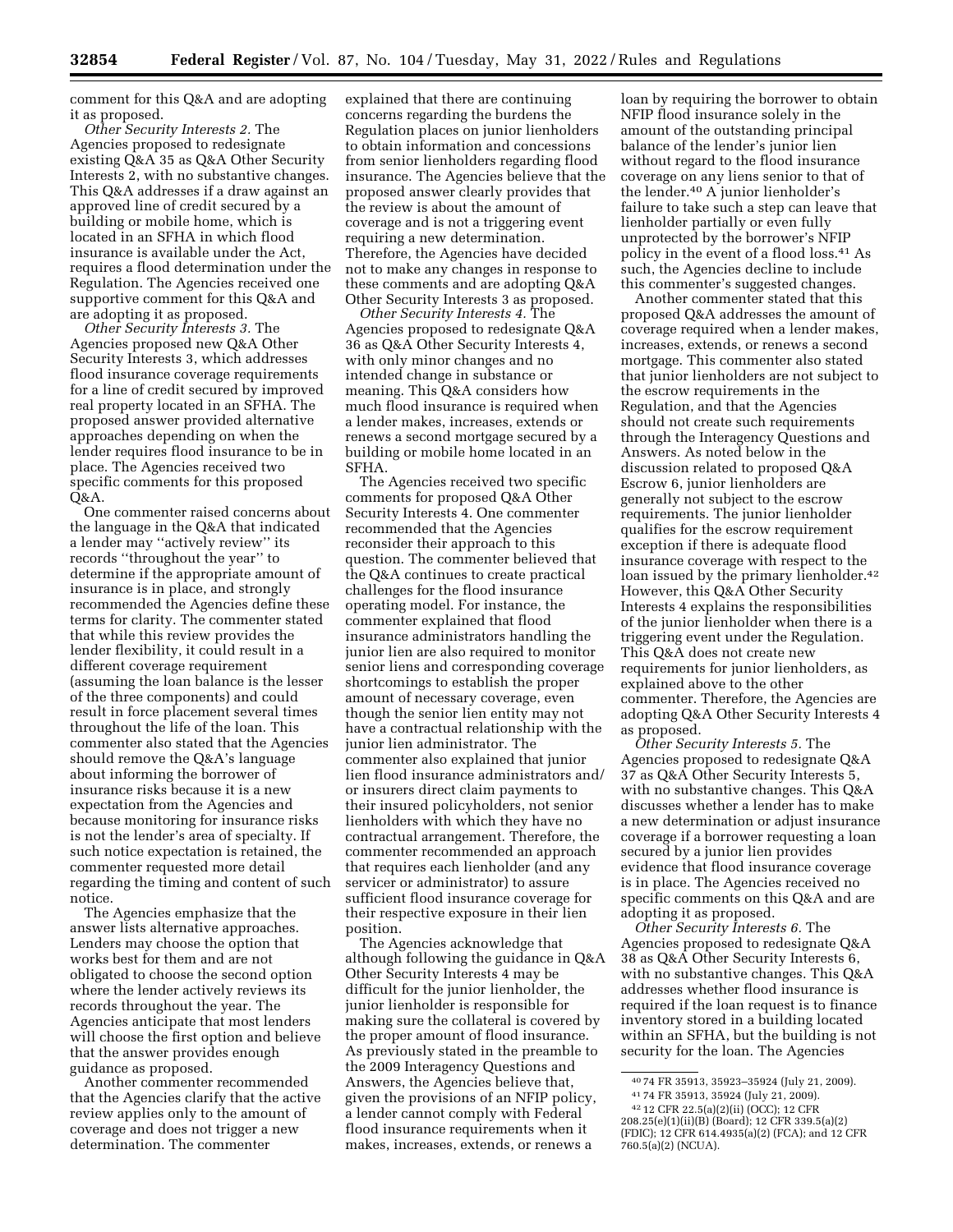comment for this Q&A and are adopting it as proposed.

*Other Security Interests 2.* The Agencies proposed to redesignate existing Q&A 35 as Q&A Other Security Interests 2, with no substantive changes. This Q&A addresses if a draw against an approved line of credit secured by a building or mobile home, which is located in an SFHA in which flood insurance is available under the Act, requires a flood determination under the Regulation. The Agencies received one supportive comment for this Q&A and are adopting it as proposed.

*Other Security Interests 3.* The Agencies proposed new Q&A Other Security Interests 3, which addresses flood insurance coverage requirements for a line of credit secured by improved real property located in an SFHA. The proposed answer provided alternative approaches depending on when the lender requires flood insurance to be in place. The Agencies received two specific comments for this proposed Q&A.

One commenter raised concerns about the language in the Q&A that indicated a lender may ''actively review'' its records ''throughout the year'' to determine if the appropriate amount of insurance is in place, and strongly recommended the Agencies define these terms for clarity. The commenter stated that while this review provides the lender flexibility, it could result in a different coverage requirement (assuming the loan balance is the lesser of the three components) and could result in force placement several times throughout the life of the loan. This commenter also stated that the Agencies should remove the Q&A's language about informing the borrower of insurance risks because it is a new expectation from the Agencies and because monitoring for insurance risks is not the lender's area of specialty. If such notice expectation is retained, the commenter requested more detail regarding the timing and content of such notice.

The Agencies emphasize that the answer lists alternative approaches. Lenders may choose the option that works best for them and are not obligated to choose the second option where the lender actively reviews its records throughout the year. The Agencies anticipate that most lenders will choose the first option and believe that the answer provides enough guidance as proposed.

Another commenter recommended that the Agencies clarify that the active review applies only to the amount of coverage and does not trigger a new determination. The commenter explained that there are continuing concerns regarding the burdens the Regulation places on junior lienholders to obtain information and concessions from senior lienholders regarding flood insurance. The Agencies believe that the proposed answer clearly provides that the review is about the amount of coverage and is not a triggering event requiring a new determination. Therefore, the Agencies have decided not to make any changes in response to these comments and are adopting Q&A Other Security Interests 3 as proposed.

*Other Security Interests 4.* The Agencies proposed to redesignate Q&A 36 as Q&A Other Security Interests 4, with only minor changes and no intended change in substance or meaning. This Q&A considers how much flood insurance is required when a lender makes, increases, extends or renews a second mortgage secured by a building or mobile home located in an SFHA.

The Agencies received two specific comments for proposed Q&A Other Security Interests 4. One commenter recommended that the Agencies reconsider their approach to this question. The commenter believed that the Q&A continues to create practical challenges for the flood insurance operating model. For instance, the commenter explained that flood insurance administrators handling the junior lien are also required to monitor senior liens and corresponding coverage shortcomings to establish the proper amount of necessary coverage, even though the senior lien entity may not have a contractual relationship with the junior lien administrator. The commenter also explained that junior lien flood insurance administrators and/or insurers direct claim payments to their insured policyholders, not senior lienholders with which they have no contractual arrangement. Therefore, the commenter recommended an approach that requires each lienholder (and any servicer or administrator) to assure sufficient flood insurance coverage for their respective exposure in their lien position.

The Agencies acknowledge that although following the guidance in Q&A Other Security Interests 4 may be difficult for the junior lienholder, the junior lienholder is responsible for making sure the collateral is covered by the proper amount of flood insurance. As previously stated in the preamble to the 2009 Interagency Questions and Answers, the Agencies believe that, given the provisions of an NFIP policy, a lender cannot comply with Federal flood insurance requirements when it makes, increases, extends, or renews a loan by requiring the borrower to obtain NFIP flood insurance solely in the amount of the outstanding principal balance of the lender's junior lien without regard to the flood insurance coverage on any liens senior to that of the lender.[40] A junior lienholder's failure to take such a step can leave that lienholder partially or even fully unprotected by the borrower's NFIP policy in the event of a flood loss.[41] As such, the Agencies decline to include this commenter's suggested changes.

Another commenter stated that this proposed Q&A addresses the amount of coverage required when a lender makes, increases, extends, or renews a second mortgage. This commenter also stated that junior lienholders are not subject to the escrow requirements in the Regulation, and that the Agencies should not create such requirements through the Interagency Questions and Answers. As noted below in the discussion related to proposed Q&A Escrow 6, junior lienholders are generally not subject to the escrow requirements. The junior lienholder qualifies for the escrow requirement exception if there is adequate flood insurance coverage with respect to the loan issued by the primary lienholder.[42] However, this Q&A Other Security Interests 4 explains the responsibilities of the junior lienholder when there is a triggering event under the Regulation. This Q&A does not create new requirements for junior lienholders, as explained above to the other commenter. Therefore, the Agencies are adopting Q&A Other Security Interests 4 as proposed.

*Other Security Interests 5.* The Agencies proposed to redesignate Q&A 37 as Q&A Other Security Interests 5, with no substantive changes. This Q&A discusses whether a lender has to make a new determination or adjust insurance coverage if a borrower requesting a loan secured by a junior lien provides evidence that flood insurance coverage is in place. The Agencies received no specific comments on this Q&A and are adopting it as proposed.

*Other Security Interests 6.* The Agencies proposed to redesignate Q&A 38 as Q&A Other Security Interests 6, with no substantive changes. This Q&A addresses whether flood insurance is required if the loan request is to finance inventory stored in a building located within an SFHA, but the building is not security for the loan. The Agencies

---

[40] 74 FR 35913, 35923–35924 (July 21, 2009).

[41] 74 FR 35913, 35924 (July 21, 2009).

[42] 12 CFR 22.5(a)(2)(ii) (OCC); 12 CFR 208.25(e)(1)(ii)(B) (Board); 12 CFR 339.5(a)(2) (FDIC); 12 CFR 614.4935(a)(2) (FCA); and 12 CFR 760.5(a)(2) (NCUA).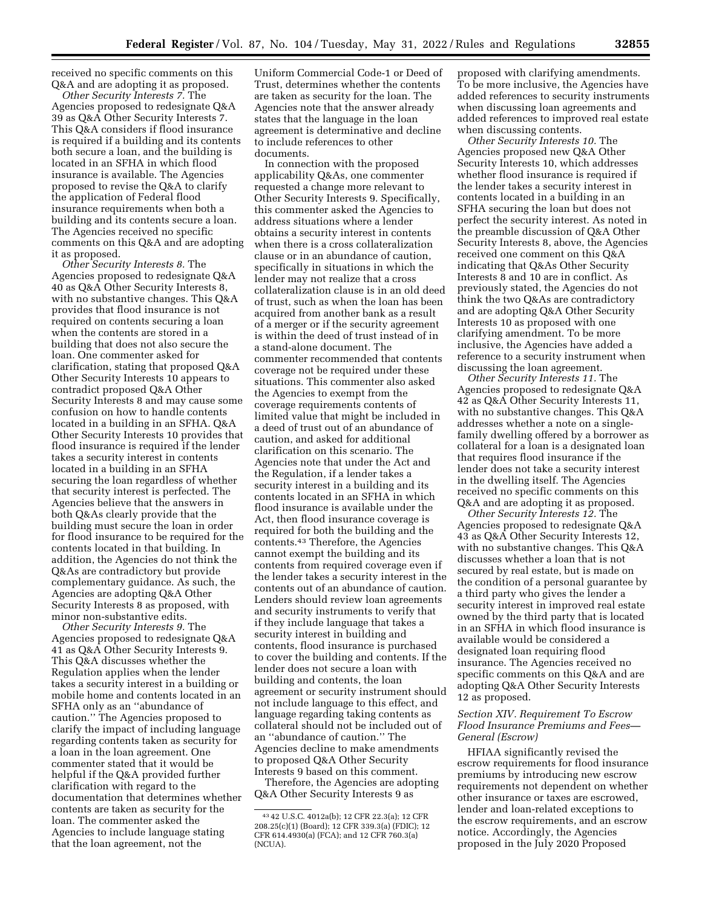received no specific comments on this Q&A and are adopting it as proposed.

*Other Security Interests 7.* The Agencies proposed to redesignate Q&A 39 as Q&A Other Security Interests 7. This Q&A considers if flood insurance is required if a building and its contents both secure a loan, and the building is located in an SFHA in which flood insurance is available. The Agencies proposed to revise the Q&A to clarify the application of Federal flood insurance requirements when both a building and its contents secure a loan. The Agencies received no specific comments on this Q&A and are adopting it as proposed.

*Other Security Interests 8.* The Agencies proposed to redesignate Q&A 40 as Q&A Other Security Interests 8, with no substantive changes. This Q&A provides that flood insurance is not required on contents securing a loan when the contents are stored in a building that does not also secure the loan. One commenter asked for clarification, stating that proposed Q&A Other Security Interests 10 appears to contradict proposed Q&A Other Security Interests 8 and may cause some confusion on how to handle contents located in a building in an SFHA. Q&A Other Security Interests 10 provides that flood insurance is required if the lender takes a security interest in contents located in a building in an SFHA securing the loan regardless of whether that security interest is perfected. The Agencies believe that the answers in both Q&As clearly provide that the building must secure the loan in order for flood insurance to be required for the contents located in that building. In addition, the Agencies do not think the Q&As are contradictory but provide complementary guidance. As such, the Agencies are adopting Q&A Other Security Interests 8 as proposed, with minor non-substantive edits.

*Other Security Interests 9.* The Agencies proposed to redesignate Q&A 41 as Q&A Other Security Interests 9. This Q&A discusses whether the Regulation applies when the lender takes a security interest in a building or mobile home and contents located in an SFHA only as an ''abundance of caution.'' The Agencies proposed to clarify the impact of including language regarding contents taken as security for a loan in the loan agreement. One commenter stated that it would be helpful if the Q&A provided further clarification with regard to the documentation that determines whether contents are taken as security for the loan. The commenter asked the Agencies to include language stating that the loan agreement, not the Uniform Commercial Code-1 or Deed of Trust, determines whether the contents are taken as security for the loan. The Agencies note that the answer already states that the language in the loan agreement is determinative and decline to include references to other documents.

In connection with the proposed applicability Q&As, one commenter requested a change more relevant to Other Security Interests 9. Specifically, this commenter asked the Agencies to address situations where a lender obtains a security interest in contents when there is a cross collateralization clause or in an abundance of caution, specifically in situations in which the lender may not realize that a cross collateralization clause is in an old deed of trust, such as when the loan has been acquired from another bank as a result of a merger or if the security agreement is within the deed of trust instead of in a stand-alone document. The commenter recommended that contents coverage not be required under these situations. This commenter also asked the Agencies to exempt from the coverage requirements contents of limited value that might be included in a deed of trust out of an abundance of caution, and asked for additional clarification on this scenario. The Agencies note that under the Act and the Regulation, if a lender takes a security interest in a building and its contents located in an SFHA in which flood insurance is available under the Act, then flood insurance coverage is required for both the building and the contents.[43] Therefore, the Agencies cannot exempt the building and its contents from required coverage even if the lender takes a security interest in the contents out of an abundance of caution. Lenders should review loan agreements and security instruments to verify that if they include language that takes a security interest in building and contents, flood insurance is purchased to cover the building and contents. If the lender does not secure a loan with building and contents, the loan agreement or security instrument should not include language to this effect, and language regarding taking contents as collateral should not be included out of an ''abundance of caution.'' The Agencies decline to make amendments to proposed Q&A Other Security Interests 9 based on this comment.

Therefore, the Agencies are adopting Q&A Other Security Interests 9 as proposed with clarifying amendments. To be more inclusive, the Agencies have added references to security instruments when discussing loan agreements and added references to improved real estate when discussing contents.

*Other Security Interests 10.* The Agencies proposed new Q&A Other Security Interests 10, which addresses whether flood insurance is required if the lender takes a security interest in contents located in a building in an SFHA securing the loan but does not perfect the security interest. As noted in the preamble discussion of Q&A Other Security Interests 8, above, the Agencies received one comment on this Q&A indicating that Q&As Other Security Interests 8 and 10 are in conflict. As previously stated, the Agencies do not think the two Q&As are contradictory and are adopting Q&A Other Security Interests 10 as proposed with one clarifying amendment. To be more inclusive, the Agencies have added a reference to a security instrument when discussing the loan agreement.

*Other Security Interests 11.* The Agencies proposed to redesignate Q&A 42 as Q&A Other Security Interests 11, with no substantive changes. This Q&A addresses whether a note on a single-family dwelling offered by a borrower as collateral for a loan is a designated loan that requires flood insurance if the lender does not take a security interest in the dwelling itself. The Agencies received no specific comments on this Q&A and are adopting it as proposed.

*Other Security Interests 12.* The Agencies proposed to redesignate Q&A 43 as Q&A Other Security Interests 12, with no substantive changes. This Q&A discusses whether a loan that is not secured by real estate, but is made on the condition of a personal guarantee by a third party who gives the lender a security interest in improved real estate owned by the third party that is located in an SFHA in which flood insurance is available would be considered a designated loan requiring flood insurance. The Agencies received no specific comments on this Q&A and are adopting Q&A Other Security Interests 12 as proposed.

### *Section XIV. Requirement To Escrow Flood Insurance Premiums and Fees—General (Escrow)*

HFIAA significantly revised the escrow requirements for flood insurance premiums by introducing new escrow requirements not dependent on whether other insurance or taxes are escrowed, lender and loan-related exceptions to the escrow requirements, and an escrow notice. Accordingly, the Agencies proposed in the July 2020 Proposed

---

[43] 42 U.S.C. 4012a(b); 12 CFR 22.3(a); 12 CFR 208.25(c)(1) (Board); 12 CFR 339.3(a) (FDIC); 12 CFR 614.4930(a) (FCA); and 12 CFR 760.3(a) (NCUA).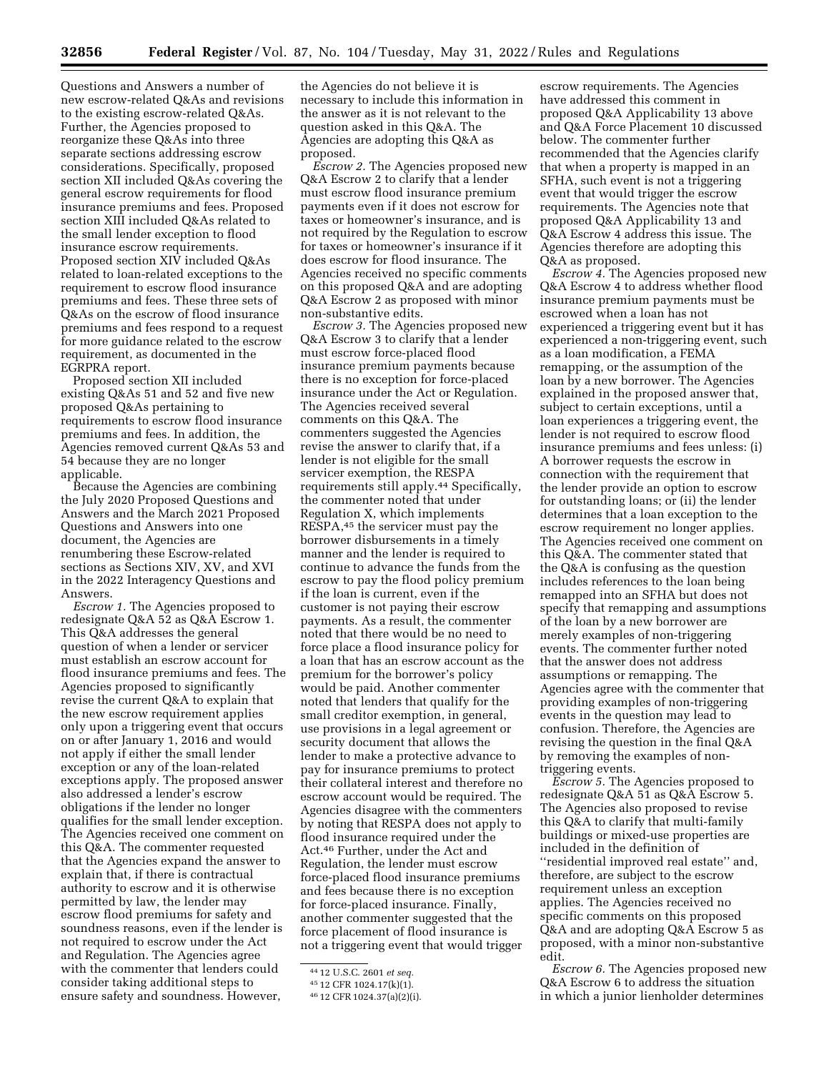Questions and Answers a number of new escrow-related Q&As and revisions to the existing escrow-related Q&As. Further, the Agencies proposed to reorganize these Q&As into three separate sections addressing escrow considerations. Specifically, proposed section XII included Q&As covering the general escrow requirements for flood insurance premiums and fees. Proposed section XIII included Q&As related to the small lender exception to flood insurance escrow requirements. Proposed section XIV included Q&As related to loan-related exceptions to the requirement to escrow flood insurance premiums and fees. These three sets of Q&As on the escrow of flood insurance premiums and fees respond to a request for more guidance related to the escrow requirement, as documented in the EGRPRA report.

Proposed section XII included existing Q&As 51 and 52 and five new proposed Q&As pertaining to requirements to escrow flood insurance premiums and fees. In addition, the Agencies removed current Q&As 53 and 54 because they are no longer applicable.

Because the Agencies are combining the July 2020 Proposed Questions and Answers and the March 2021 Proposed Questions and Answers into one document, the Agencies are renumbering these Escrow-related sections as Sections XIV, XV, and XVI in the 2022 Interagency Questions and Answers.

*Escrow 1.* The Agencies proposed to redesignate Q&A 52 as Q&A Escrow 1. This Q&A addresses the general question of when a lender or servicer must establish an escrow account for flood insurance premiums and fees. The Agencies proposed to significantly revise the current Q&A to explain that the new escrow requirement applies only upon a triggering event that occurs on or after January 1, 2016 and would not apply if either the small lender exception or any of the loan-related exceptions apply. The proposed answer also addressed a lender's escrow obligations if the lender no longer qualifies for the small lender exception. The Agencies received one comment on this Q&A. The commenter requested that the Agencies expand the answer to explain that, if there is contractual authority to escrow and it is otherwise permitted by law, the lender may escrow flood premiums for safety and soundness reasons, even if the lender is not required to escrow under the Act and Regulation. The Agencies agree with the commenter that lenders could consider taking additional steps to ensure safety and soundness. However, the Agencies do not believe it is necessary to include this information in the answer as it is not relevant to the question asked in this Q&A. The Agencies are adopting this Q&A as proposed.

*Escrow 2.* The Agencies proposed new Q&A Escrow 2 to clarify that a lender must escrow flood insurance premium payments even if it does not escrow for taxes or homeowner's insurance, and is not required by the Regulation to escrow for taxes or homeowner's insurance if it does escrow for flood insurance. The Agencies received no specific comments on this proposed Q&A and are adopting Q&A Escrow 2 as proposed with minor non-substantive edits.

*Escrow 3.* The Agencies proposed new Q&A Escrow 3 to clarify that a lender must escrow force-placed flood insurance premium payments because there is no exception for force-placed insurance under the Act or Regulation. The Agencies received several comments on this Q&A. The commenters suggested the Agencies revise the answer to clarify that, if a lender is not eligible for the small servicer exemption, the RESPA requirements still apply.[44] Specifically, the commenter noted that under Regulation X, which implements RESPA,[45] the servicer must pay the borrower disbursements in a timely manner and the lender is required to continue to advance the funds from the escrow to pay the flood policy premium if the loan is current, even if the customer is not paying their escrow payments. As a result, the commenter noted that there would be no need to force place a flood insurance policy for a loan that has an escrow account as the premium for the borrower's policy would be paid. Another commenter noted that lenders that qualify for the small creditor exemption, in general, use provisions in a legal agreement or security document that allows the lender to make a protective advance to pay for insurance premiums to protect their collateral interest and therefore no escrow account would be required. The Agencies disagree with the commenters by noting that RESPA does not apply to flood insurance required under the Act.[46] Further, under the Act and Regulation, the lender must escrow force-placed flood insurance premiums and fees because there is no exception for force-placed insurance. Finally, another commenter suggested that the force placement of flood insurance is not a triggering event that would trigger escrow requirements. The Agencies have addressed this comment in proposed Q&A Applicability 13 above and Q&A Force Placement 10 discussed below. The commenter further recommended that the Agencies clarify that when a property is mapped in an SFHA, such event is not a triggering event that would trigger the escrow requirements. The Agencies note that proposed Q&A Applicability 13 and Q&A Escrow 4 address this issue. The Agencies therefore are adopting this Q&A as proposed.

*Escrow 4.* The Agencies proposed new Q&A Escrow 4 to address whether flood insurance premium payments must be escrowed when a loan has not experienced a triggering event but it has experienced a non-triggering event, such as a loan modification, a FEMA remapping, or the assumption of the loan by a new borrower. The Agencies explained in the proposed answer that, subject to certain exceptions, until a loan experiences a triggering event, the lender is not required to escrow flood insurance premiums and fees unless: (i) A borrower requests the escrow in connection with the requirement that the lender provide an option to escrow for outstanding loans; or (ii) the lender determines that a loan exception to the escrow requirement no longer applies. The Agencies received one comment on this Q&A. The commenter stated that the Q&A is confusing as the question includes references to the loan being remapped into an SFHA but does not specify that remapping and assumptions of the loan by a new borrower are merely examples of non-triggering events. The commenter further noted that the answer does not address assumptions or remapping. The Agencies agree with the commenter that providing examples of non-triggering events in the question may lead to confusion. Therefore, the Agencies are revising the question in the final Q&A by removing the examples of non-triggering events.

*Escrow 5.* The Agencies proposed to redesignate Q&A 51 as Q&A Escrow 5. The Agencies also proposed to revise this Q&A to clarify that multi-family buildings or mixed-use properties are included in the definition of "residential improved real estate" and, therefore, are subject to the escrow requirement unless an exception applies. The Agencies received no specific comments on this proposed Q&A and are adopting Q&A Escrow 5 as proposed, with a minor non-substantive edit.

*Escrow 6.* The Agencies proposed new Q&A Escrow 6 to address the situation in which a junior lienholder determines

---

[44] 12 U.S.C. 2601 *et seq.*

[45] 12 CFR 1024.17(k)(1).

[46] 12 CFR 1024.37(a)(2)(i).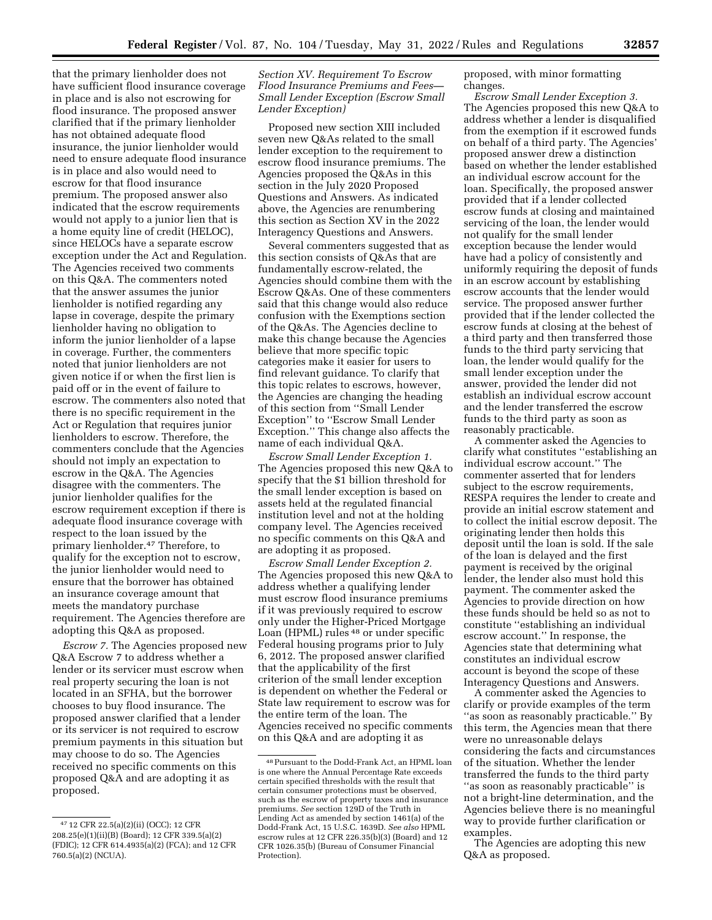that the primary lienholder does not have sufficient flood insurance coverage in place and is also not escrowing for flood insurance. The proposed answer clarified that if the primary lienholder has not obtained adequate flood insurance, the junior lienholder would need to ensure adequate flood insurance is in place and also would need to escrow for that flood insurance premium. The proposed answer also indicated that the escrow requirements would not apply to a junior lien that is a home equity line of credit (HELOC), since HELOCs have a separate escrow exception under the Act and Regulation. The Agencies received two comments on this Q&A. The commenters noted that the answer assumes the junior lienholder is notified regarding any lapse in coverage, despite the primary lienholder having no obligation to inform the junior lienholder of a lapse in coverage. Further, the commenters noted that junior lienholders are not given notice if or when the first lien is paid off or in the event of failure to escrow. The commenters also noted that there is no specific requirement in the Act or Regulation that requires junior lienholders to escrow. Therefore, the commenters conclude that the Agencies should not imply an expectation to escrow in the Q&A. The Agencies disagree with the commenters. The junior lienholder qualifies for the escrow requirement exception if there is adequate flood insurance coverage with respect to the loan issued by the primary lienholder.[47] Therefore, to qualify for the exception not to escrow, the junior lienholder would need to ensure that the borrower has obtained an insurance coverage amount that meets the mandatory purchase requirement. The Agencies therefore are adopting this Q&A as proposed.

*Escrow 7.* The Agencies proposed new Q&A Escrow 7 to address whether a lender or its servicer must escrow when real property securing the loan is not located in an SFHA, but the borrower chooses to buy flood insurance. The proposed answer clarified that a lender or its servicer is not required to escrow premium payments in this situation but may choose to do so. The Agencies received no specific comments on this proposed Q&A and are adopting it as proposed.

*Section XV. Requirement To Escrow Flood Insurance Premiums and Fees—Small Lender Exception (Escrow Small Lender Exception)*

Proposed new section XIII included seven new Q&As related to the small lender exception to the requirement to escrow flood insurance premiums. The Agencies proposed the Q&As in this section in the July 2020 Proposed Questions and Answers. As indicated above, the Agencies are renumbering this section as Section XV in the 2022 Interagency Questions and Answers.

Several commenters suggested that as this section consists of Q&As that are fundamentally escrow-related, the Agencies should combine them with the Escrow Q&As. One of these commenters said that this change would also reduce confusion with the Exemptions section of the Q&As. The Agencies decline to make this change because the Agencies believe that more specific topic categories make it easier for users to find relevant guidance. To clarify that this topic relates to escrows, however, the Agencies are changing the heading of this section from ''Small Lender Exception'' to ''Escrow Small Lender Exception.'' This change also affects the name of each individual Q&A.

*Escrow Small Lender Exception 1.* The Agencies proposed this new Q&A to specify that the $1 billion threshold for the small lender exception is based on assets held at the regulated financial institution level and not at the holding company level. The Agencies received no specific comments on this Q&A and are adopting it as proposed.

*Escrow Small Lender Exception 2.* The Agencies proposed this new Q&A to address whether a qualifying lender must escrow flood insurance premiums if it was previously required to escrow only under the Higher-Priced Mortgage Loan (HPML) rules[48] or under specific Federal housing programs prior to July 6, 2012. The proposed answer clarified that the applicability of the first criterion of the small lender exception is dependent on whether the Federal or State law requirement to escrow was for the entire term of the loan. The Agencies received no specific comments on this Q&A and are adopting it as proposed, with minor formatting changes.

*Escrow Small Lender Exception 3.* The Agencies proposed this new Q&A to address whether a lender is disqualified from the exemption if it escrowed funds on behalf of a third party. The Agencies' proposed answer drew a distinction based on whether the lender established an individual escrow account for the loan. Specifically, the proposed answer provided that if a lender collected escrow funds at closing and maintained servicing of the loan, the lender would not qualify for the small lender exception because the lender would have had a policy of consistently and uniformly requiring the deposit of funds in an escrow account by establishing escrow accounts that the lender would service. The proposed answer further provided that if the lender collected the escrow funds at closing at the behest of a third party and then transferred those funds to the third party servicing that loan, the lender would qualify for the small lender exception under the answer, provided the lender did not establish an individual escrow account and the lender transferred the escrow funds to the third party as soon as reasonably practicable.

A commenter asked the Agencies to clarify what constitutes ''establishing an individual escrow account.'' The commenter asserted that for lenders subject to the escrow requirements, RESPA requires the lender to create and provide an initial escrow statement and to collect the initial escrow deposit. The originating lender then holds this deposit until the loan is sold. If the sale of the loan is delayed and the first payment is received by the original lender, the lender also must hold this payment. The commenter asked the Agencies to provide direction on how these funds should be held so as not to constitute ''establishing an individual escrow account.'' In response, the Agencies state that determining what constitutes an individual escrow account is beyond the scope of these Interagency Questions and Answers.

A commenter asked the Agencies to clarify or provide examples of the term ''as soon as reasonably practicable.'' By this term, the Agencies mean that there were no unreasonable delays considering the facts and circumstances of the situation. Whether the lender transferred the funds to the third party ''as soon as reasonably practicable'' is not a bright-line determination, and the Agencies believe there is no meaningful way to provide further clarification or examples.

The Agencies are adopting this new Q&A as proposed.

---

[47] 12 CFR 22.5(a)(2)(ii) (OCC); 12 CFR 208.25(e)(1)(ii)(B) (Board); 12 CFR 339.5(a)(2) (FDIC); 12 CFR 614.4935(a)(2) (FCA); and 12 CFR 760.5(a)(2) (NCUA).

[48] Pursuant to the Dodd-Frank Act, an HPML loan is one where the Annual Percentage Rate exceeds certain specified thresholds with the result that certain consumer protections must be observed, such as the escrow of property taxes and insurance premiums. *See* section 129D of the Truth in Lending Act as amended by section 1461(a) of the Dodd-Frank Act, 15 U.S.C. 1639D. *See also* HPML escrow rules at 12 CFR 226.35(b)(3) (Board) and 12 CFR 1026.35(b) (Bureau of Consumer Financial Protection).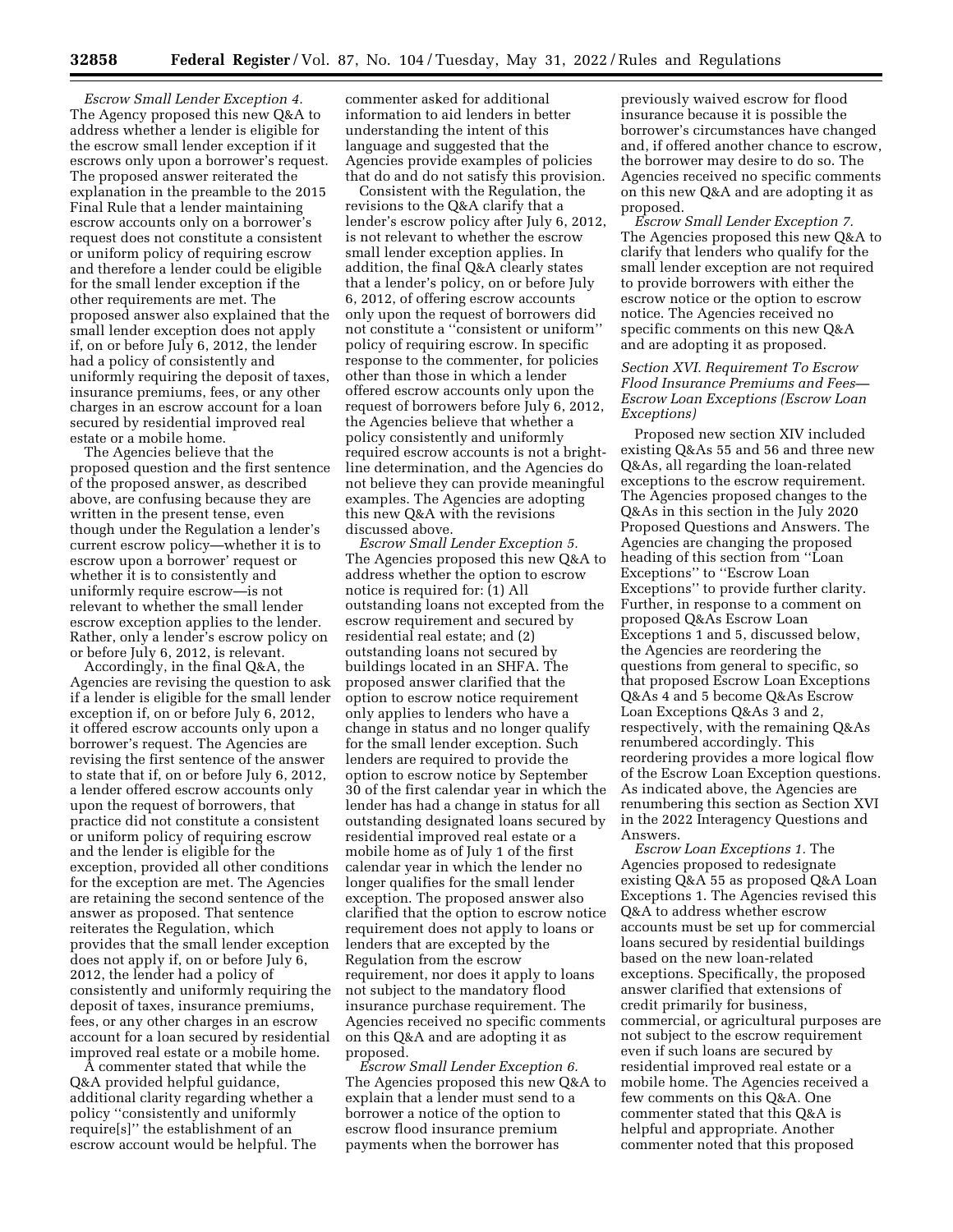*Escrow Small Lender Exception 4.* The Agency proposed this new Q&A to address whether a lender is eligible for the escrow small lender exception if it escrows only upon a borrower's request. The proposed answer reiterated the explanation in the preamble to the 2015 Final Rule that a lender maintaining escrow accounts only on a borrower's request does not constitute a consistent or uniform policy of requiring escrow and therefore a lender could be eligible for the small lender exception if the other requirements are met. The proposed answer also explained that the small lender exception does not apply if, on or before July 6, 2012, the lender had a policy of consistently and uniformly requiring the deposit of taxes, insurance premiums, fees, or any other charges in an escrow account for a loan secured by residential improved real estate or a mobile home.

The Agencies believe that the proposed question and the first sentence of the proposed answer, as described above, are confusing because they are written in the present tense, even though under the Regulation a lender's current escrow policy—whether it is to escrow upon a borrower' request or whether it is to consistently and uniformly require escrow—is not relevant to whether the small lender escrow exception applies to the lender. Rather, only a lender's escrow policy on or before July 6, 2012, is relevant.

Accordingly, in the final Q&A, the Agencies are revising the question to ask if a lender is eligible for the small lender exception if, on or before July 6, 2012, it offered escrow accounts only upon a borrower's request. The Agencies are revising the first sentence of the answer to state that if, on or before July 6, 2012, a lender offered escrow accounts only upon the request of borrowers, that practice did not constitute a consistent or uniform policy of requiring escrow and the lender is eligible for the exception, provided all other conditions for the exception are met. The Agencies are retaining the second sentence of the answer as proposed. That sentence reiterates the Regulation, which provides that the small lender exception does not apply if, on or before July 6, 2012, the lender had a policy of consistently and uniformly requiring the deposit of taxes, insurance premiums, fees, or any other charges in an escrow account for a loan secured by residential improved real estate or a mobile home.

A commenter stated that while the Q&A provided helpful guidance, additional clarity regarding whether a policy ''consistently and uniformly require[s]'' the establishment of an escrow account would be helpful. The commenter asked for additional information to aid lenders in better understanding the intent of this language and suggested that the Agencies provide examples of policies that do and do not satisfy this provision.

Consistent with the Regulation, the revisions to the Q&A clarify that a lender's escrow policy after July 6, 2012, is not relevant to whether the escrow small lender exception applies. In addition, the final Q&A clearly states that a lender's policy, on or before July 6, 2012, of offering escrow accounts only upon the request of borrowers did not constitute a ''consistent or uniform'' policy of requiring escrow. In specific response to the commenter, for policies other than those in which a lender offered escrow accounts only upon the request of borrowers before July 6, 2012, the Agencies believe that whether a policy consistently and uniformly required escrow accounts is not a bright-line determination, and the Agencies do not believe they can provide meaningful examples. The Agencies are adopting this new Q&A with the revisions discussed above.

*Escrow Small Lender Exception 5.* The Agencies proposed this new Q&A to address whether the option to escrow notice is required for: (1) All outstanding loans not excepted from the escrow requirement and secured by residential real estate; and (2) outstanding loans not secured by buildings located in an SHFA. The proposed answer clarified that the option to escrow notice requirement only applies to lenders who have a change in status and no longer qualify for the small lender exception. Such lenders are required to provide the option to escrow notice by September 30 of the first calendar year in which the lender has had a change in status for all outstanding designated loans secured by residential improved real estate or a mobile home as of July 1 of the first calendar year in which the lender no longer qualifies for the small lender exception. The proposed answer also clarified that the option to escrow notice requirement does not apply to loans or lenders that are excepted by the Regulation from the escrow requirement, nor does it apply to loans not subject to the mandatory flood insurance purchase requirement. The Agencies received no specific comments on this Q&A and are adopting it as proposed.

*Escrow Small Lender Exception 6.* The Agencies proposed this new Q&A to explain that a lender must send to a borrower a notice of the option to escrow flood insurance premium payments when the borrower has previously waived escrow for flood insurance because it is possible the borrower's circumstances have changed and, if offered another chance to escrow, the borrower may desire to do so. The Agencies received no specific comments on this new Q&A and are adopting it as proposed.

*Escrow Small Lender Exception 7.* The Agencies proposed this new Q&A to clarify that lenders who qualify for the small lender exception are not required to provide borrowers with either the escrow notice or the option to escrow notice. The Agencies received no specific comments on this new Q&A and are adopting it as proposed.

*Section XVI. Requirement To Escrow Flood Insurance Premiums and Fees—Escrow Loan Exceptions (Escrow Loan Exceptions)*

Proposed new section XIV included existing Q&As 55 and 56 and three new Q&As, all regarding the loan-related exceptions to the escrow requirement. The Agencies proposed changes to the Q&As in this section in the July 2020 Proposed Questions and Answers. The Agencies are changing the proposed heading of this section from ''Loan Exceptions'' to ''Escrow Loan Exceptions'' to provide further clarity. Further, in response to a comment on proposed Q&As Escrow Loan Exceptions 1 and 5, discussed below, the Agencies are reordering the questions from general to specific, so that proposed Escrow Loan Exceptions Q&As 4 and 5 become Q&As Escrow Loan Exceptions Q&As 3 and 2, respectively, with the remaining Q&As renumbered accordingly. This reordering provides a more logical flow of the Escrow Loan Exception questions. As indicated above, the Agencies are renumbering this section as Section XVI in the 2022 Interagency Questions and Answers.

*Escrow Loan Exceptions 1.* The Agencies proposed to redesignate existing Q&A 55 as proposed Q&A Loan Exceptions 1. The Agencies revised this Q&A to address whether escrow accounts must be set up for commercial loans secured by residential buildings based on the new loan-related exceptions. Specifically, the proposed answer clarified that extensions of credit primarily for business, commercial, or agricultural purposes are not subject to the escrow requirement even if such loans are secured by residential improved real estate or a mobile home. The Agencies received a few comments on this Q&A. One commenter stated that this Q&A is helpful and appropriate. Another commenter noted that this proposed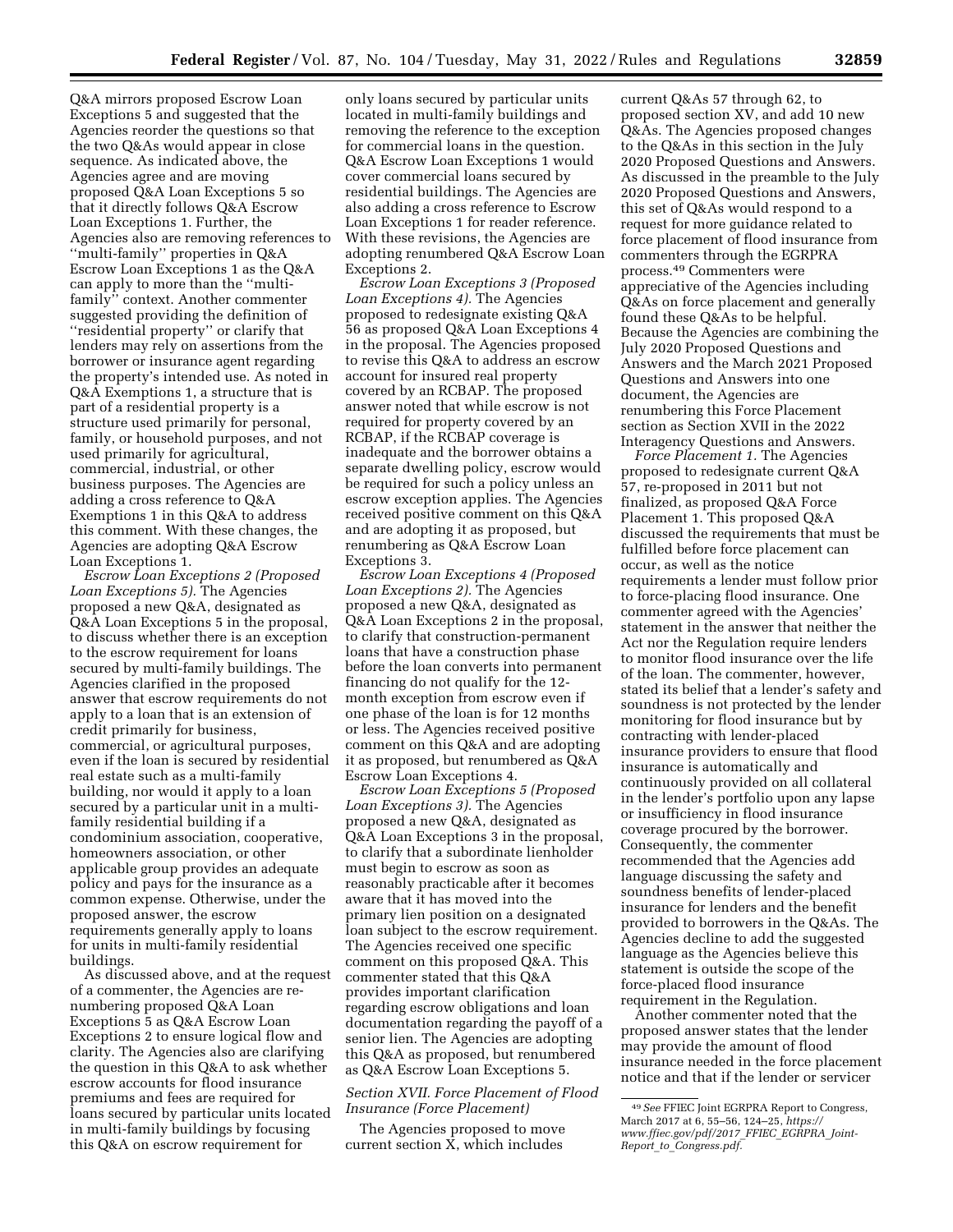Q&A mirrors proposed Escrow Loan Exceptions 5 and suggested that the Agencies reorder the questions so that the two Q&As would appear in close sequence. As indicated above, the Agencies agree and are moving proposed Q&A Loan Exceptions 5 so that it directly follows Q&A Escrow Loan Exceptions 1. Further, the Agencies also are removing references to ''multi-family'' properties in Q&A Escrow Loan Exceptions 1 as the Q&A can apply to more than the ''multi-family'' context. Another commenter suggested providing the definition of ''residential property'' or clarify that lenders may rely on assertions from the borrower or insurance agent regarding the property's intended use. As noted in Q&A Exemptions 1, a structure that is part of a residential property is a structure used primarily for personal, family, or household purposes, and not used primarily for agricultural, commercial, industrial, or other business purposes. The Agencies are adding a cross reference to Q&A Exemptions 1 in this Q&A to address this comment. With these changes, the Agencies are adopting Q&A Escrow Loan Exceptions 1.

*Escrow Loan Exceptions 2 (Proposed Loan Exceptions 5).* The Agencies proposed a new Q&A, designated as Q&A Loan Exceptions 5 in the proposal, to discuss whether there is an exception to the escrow requirement for loans secured by multi-family buildings. The Agencies clarified in the proposed answer that escrow requirements do not apply to a loan that is an extension of credit primarily for business, commercial, or agricultural purposes, even if the loan is secured by residential real estate such as a multi-family building, nor would it apply to a loan secured by a particular unit in a multi-family residential building if a condominium association, cooperative, homeowners association, or other applicable group provides an adequate policy and pays for the insurance as a common expense. Otherwise, under the proposed answer, the escrow requirements generally apply to loans for units in multi-family residential buildings.

As discussed above, and at the request of a commenter, the Agencies are re-numbering proposed Q&A Loan Exceptions 5 as Q&A Escrow Loan Exceptions 2 to ensure logical flow and clarity. The Agencies also are clarifying the question in this Q&A to ask whether escrow accounts for flood insurance premiums and fees are required for loans secured by particular units located in multi-family buildings by focusing this Q&A on escrow requirement for only loans secured by particular units located in multi-family buildings and removing the reference to the exception for commercial loans in the question. Q&A Escrow Loan Exceptions 1 would cover commercial loans secured by residential buildings. The Agencies are also adding a cross reference to Escrow Loan Exceptions 1 for reader reference. With these revisions, the Agencies are adopting renumbered Q&A Escrow Loan Exceptions 2.

*Escrow Loan Exceptions 3 (Proposed Loan Exceptions 4).* The Agencies proposed to redesignate existing Q&A 56 as proposed Q&A Loan Exceptions 4 in the proposal. The Agencies proposed to revise this Q&A to address an escrow account for insured real property covered by an RCBAP. The proposed answer noted that while escrow is not required for property covered by an RCBAP, if the RCBAP coverage is inadequate and the borrower obtains a separate dwelling policy, escrow would be required for such a policy unless an escrow exception applies. The Agencies received positive comment on this Q&A and are adopting it as proposed, but renumbering as Q&A Escrow Loan Exceptions 3.

*Escrow Loan Exceptions 4 (Proposed Loan Exceptions 2).* The Agencies proposed a new Q&A, designated as Q&A Loan Exceptions 2 in the proposal, to clarify that construction-permanent loans that have a construction phase before the loan converts into permanent financing do not qualify for the 12-month exception from escrow even if one phase of the loan is for 12 months or less. The Agencies received positive comment on this Q&A and are adopting it as proposed, but renumbered as Q&A Escrow Loan Exceptions 4.

*Escrow Loan Exceptions 5 (Proposed Loan Exceptions 3).* The Agencies proposed a new Q&A, designated as Q&A Loan Exceptions 3 in the proposal, to clarify that a subordinate lienholder must begin to escrow as soon as reasonably practicable after it becomes aware that it has moved into the primary lien position on a designated loan subject to the escrow requirement. The Agencies received one specific comment on this proposed Q&A. This commenter stated that this Q&A provides important clarification regarding escrow obligations and loan documentation regarding the payoff of a senior lien. The Agencies are adopting this Q&A as proposed, but renumbered as Q&A Escrow Loan Exceptions 5.

### *Section XVII. Force Placement of Flood Insurance (Force Placement)*

The Agencies proposed to move current section X, which includes current Q&As 57 through 62, to proposed section XV, and add 10 new Q&As. The Agencies proposed changes to the Q&As in this section in the July 2020 Proposed Questions and Answers. As discussed in the preamble to the July 2020 Proposed Questions and Answers, this set of Q&As would respond to a request for more guidance related to force placement of flood insurance from commenters through the EGRPRA process.[49] Commenters were appreciative of the Agencies including Q&As on force placement and generally found these Q&As to be helpful. Because the Agencies are combining the July 2020 Proposed Questions and Answers and the March 2021 Proposed Questions and Answers into one document, the Agencies are renumbering this Force Placement section as Section XVII in the 2022 Interagency Questions and Answers.

*Force Placement 1.* The Agencies proposed to redesignate current Q&A 57, re-proposed in 2011 but not finalized, as proposed Q&A Force Placement 1. This proposed Q&A discussed the requirements that must be fulfilled before force placement can occur, as well as the notice requirements a lender must follow prior to force-placing flood insurance. One commenter agreed with the Agencies' statement in the answer that neither the Act nor the Regulation require lenders to monitor flood insurance over the life of the loan. The commenter, however, stated its belief that a lender's safety and soundness is not protected by the lender monitoring for flood insurance but by contracting with lender-placed insurance providers to ensure that flood insurance is automatically and continuously provided on all collateral in the lender's portfolio upon any lapse or insufficiency in flood insurance coverage procured by the borrower. Consequently, the commenter recommended that the Agencies add language discussing the safety and soundness benefits of lender-placed insurance for lenders and the benefit provided to borrowers in the Q&As. The Agencies decline to add the suggested language as the Agencies believe this statement is outside the scope of the force-placed flood insurance requirement in the Regulation.

Another commenter noted that the proposed answer states that the lender may provide the amount of flood insurance needed in the force placement notice and that if the lender or servicer

[49] *See* FFIEC Joint EGRPRA Report to Congress, March 2017 at 6, 55–56, 124–25, *https://www.ffiec.gov/pdf/2017_FFIEC_EGRPRA_Joint-Report_to_Congress.pdf.*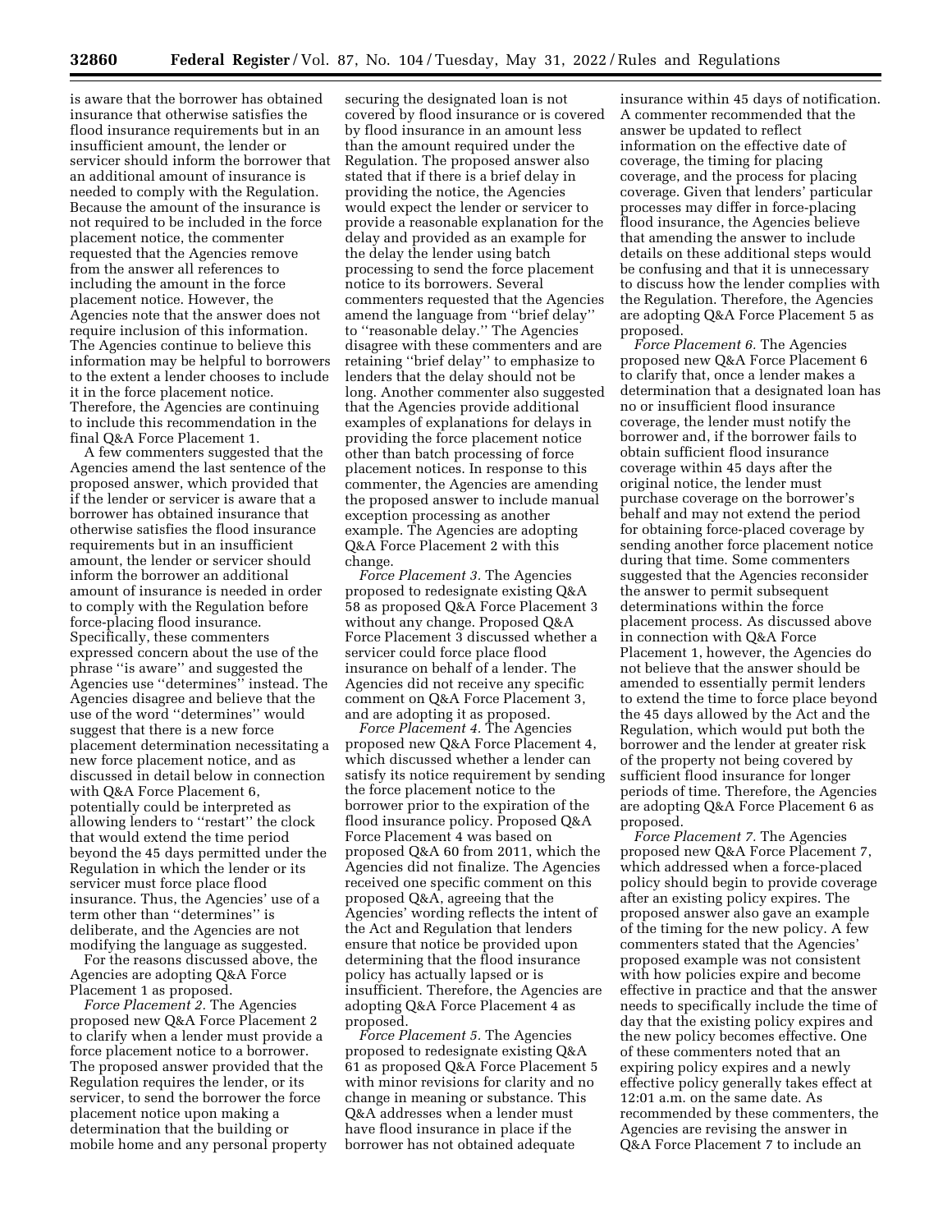is aware that the borrower has obtained insurance that otherwise satisfies the flood insurance requirements but in an insufficient amount, the lender or servicer should inform the borrower that an additional amount of insurance is needed to comply with the Regulation. Because the amount of the insurance is not required to be included in the force placement notice, the commenter requested that the Agencies remove from the answer all references to including the amount in the force placement notice. However, the Agencies note that the answer does not require inclusion of this information. The Agencies continue to believe this information may be helpful to borrowers to the extent a lender chooses to include it in the force placement notice. Therefore, the Agencies are continuing to include this recommendation in the final Q&A Force Placement 1.

A few commenters suggested that the Agencies amend the last sentence of the proposed answer, which provided that if the lender or servicer is aware that a borrower has obtained insurance that otherwise satisfies the flood insurance requirements but in an insufficient amount, the lender or servicer should inform the borrower an additional amount of insurance is needed in order to comply with the Regulation before force-placing flood insurance. Specifically, these commenters expressed concern about the use of the phrase ''is aware'' and suggested the Agencies use ''determines'' instead. The Agencies disagree and believe that the use of the word ''determines'' would suggest that there is a new force placement determination necessitating a new force placement notice, and as discussed in detail below in connection with Q&A Force Placement 6, potentially could be interpreted as allowing lenders to ''restart'' the clock that would extend the time period beyond the 45 days permitted under the Regulation in which the lender or its servicer must force place flood insurance. Thus, the Agencies' use of a term other than ''determines'' is deliberate, and the Agencies are not modifying the language as suggested.

For the reasons discussed above, the Agencies are adopting Q&A Force Placement 1 as proposed.

*Force Placement 2.* The Agencies proposed new Q&A Force Placement 2 to clarify when a lender must provide a force placement notice to a borrower. The proposed answer provided that the Regulation requires the lender, or its servicer, to send the borrower the force placement notice upon making a determination that the building or mobile home and any personal property securing the designated loan is not covered by flood insurance or is covered by flood insurance in an amount less than the amount required under the Regulation. The proposed answer also stated that if there is a brief delay in providing the notice, the Agencies would expect the lender or servicer to provide a reasonable explanation for the delay and provided as an example for the delay the lender using batch processing to send the force placement notice to its borrowers. Several commenters requested that the Agencies amend the language from ''brief delay'' to ''reasonable delay.'' The Agencies disagree with these commenters and are retaining ''brief delay'' to emphasize to lenders that the delay should not be long. Another commenter also suggested that the Agencies provide additional examples of explanations for delays in providing the force placement notice other than batch processing of force placement notices. In response to this commenter, the Agencies are amending the proposed answer to include manual exception processing as another example. The Agencies are adopting Q&A Force Placement 2 with this change.

*Force Placement 3.* The Agencies proposed to redesignate existing Q&A 58 as proposed Q&A Force Placement 3 without any change. Proposed Q&A Force Placement 3 discussed whether a servicer could force place flood insurance on behalf of a lender. The Agencies did not receive any specific comment on Q&A Force Placement 3, and are adopting it as proposed.

*Force Placement 4.* The Agencies proposed new Q&A Force Placement 4, which discussed whether a lender can satisfy its notice requirement by sending the force placement notice to the borrower prior to the expiration of the flood insurance policy. Proposed Q&A Force Placement 4 was based on proposed Q&A 60 from 2011, which the Agencies did not finalize. The Agencies received one specific comment on this proposed Q&A, agreeing that the Agencies' wording reflects the intent of the Act and Regulation that lenders ensure that notice be provided upon determining that the flood insurance policy has actually lapsed or is insufficient. Therefore, the Agencies are adopting Q&A Force Placement 4 as proposed.

*Force Placement 5.* The Agencies proposed to redesignate existing Q&A 61 as proposed Q&A Force Placement 5 with minor revisions for clarity and no change in meaning or substance. This Q&A addresses when a lender must have flood insurance in place if the borrower has not obtained adequate insurance within 45 days of notification. A commenter recommended that the answer be updated to reflect information on the effective date of coverage, the timing for placing coverage, and the process for placing coverage. Given that lenders' particular processes may differ in force-placing flood insurance, the Agencies believe that amending the answer to include details on these additional steps would be confusing and that it is unnecessary to discuss how the lender complies with the Regulation. Therefore, the Agencies are adopting Q&A Force Placement 5 as proposed.

*Force Placement 6.* The Agencies proposed new Q&A Force Placement 6 to clarify that, once a lender makes a determination that a designated loan has no or insufficient flood insurance coverage, the lender must notify the borrower and, if the borrower fails to obtain sufficient flood insurance coverage within 45 days after the original notice, the lender must purchase coverage on the borrower's behalf and may not extend the period for obtaining force-placed coverage by sending another force placement notice during that time. Some commenters suggested that the Agencies reconsider the answer to permit subsequent determinations within the force placement process. As discussed above in connection with Q&A Force Placement 1, however, the Agencies do not believe that the answer should be amended to essentially permit lenders to extend the time to force place beyond the 45 days allowed by the Act and the Regulation, which would put both the borrower and the lender at greater risk of the property not being covered by sufficient flood insurance for longer periods of time. Therefore, the Agencies are adopting Q&A Force Placement 6 as proposed.

*Force Placement 7.* The Agencies proposed new Q&A Force Placement 7, which addressed when a force-placed policy should begin to provide coverage after an existing policy expires. The proposed answer also gave an example of the timing for the new policy. A few commenters stated that the Agencies' proposed example was not consistent with how policies expire and become effective in practice and that the answer needs to specifically include the time of day that the existing policy expires and the new policy becomes effective. One of these commenters noted that an expiring policy expires and a newly effective policy generally takes effect at 12:01 a.m. on the same date. As recommended by these commenters, the Agencies are revising the answer in Q&A Force Placement 7 to include an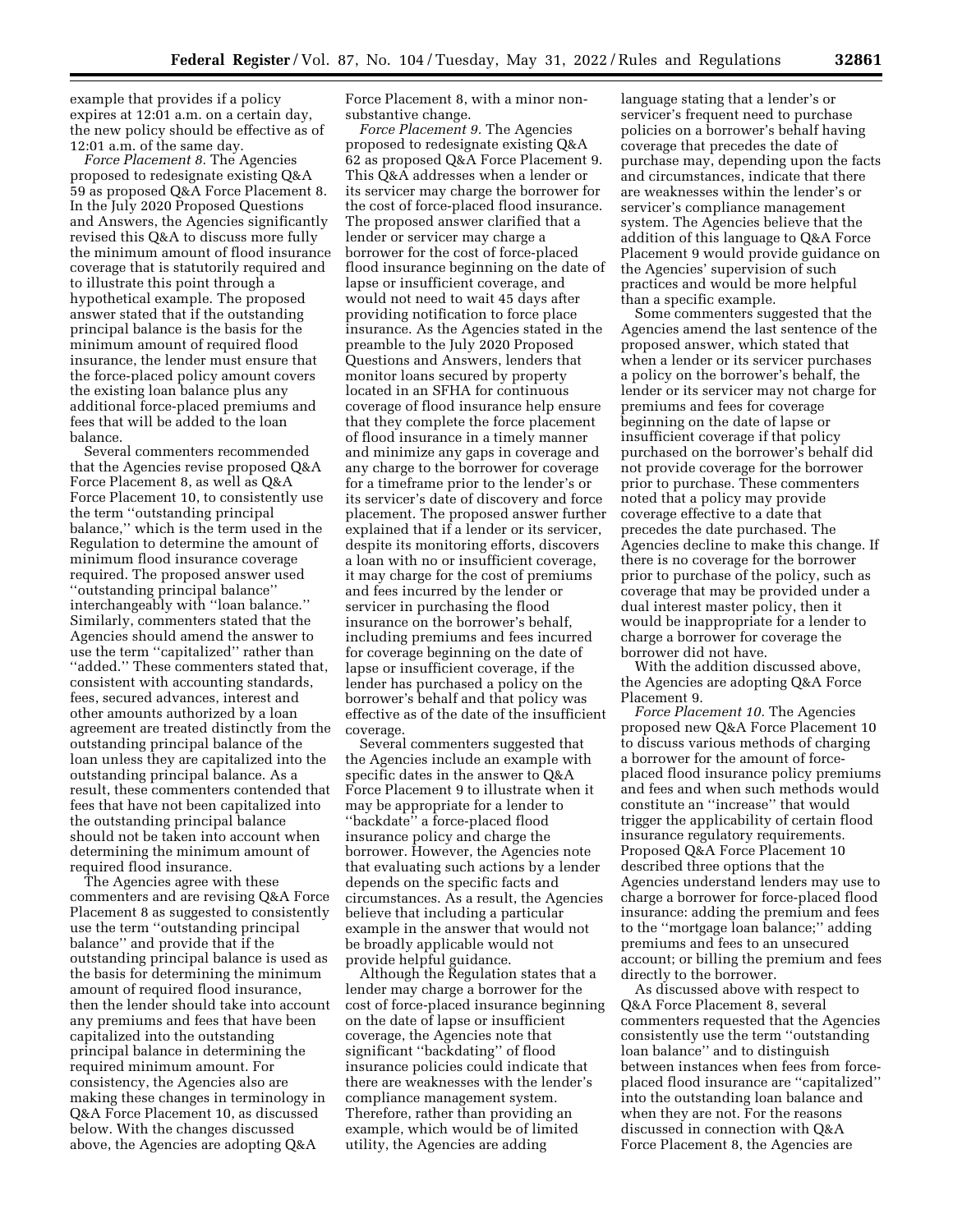example that provides if a policy expires at 12:01 a.m. on a certain day, the new policy should be effective as of 12:01 a.m. of the same day.

*Force Placement 8.* The Agencies proposed to redesignate existing Q&A 59 as proposed Q&A Force Placement 8. In the July 2020 Proposed Questions and Answers, the Agencies significantly revised this Q&A to discuss more fully the minimum amount of flood insurance coverage that is statutorily required and to illustrate this point through a hypothetical example. The proposed answer stated that if the outstanding principal balance is the basis for the minimum amount of required flood insurance, the lender must ensure that the force-placed policy amount covers the existing loan balance plus any additional force-placed premiums and fees that will be added to the loan balance.

Several commenters recommended that the Agencies revise proposed Q&A Force Placement 8, as well as Q&A Force Placement 10, to consistently use the term ''outstanding principal balance,'' which is the term used in the Regulation to determine the amount of minimum flood insurance coverage required. The proposed answer used ''outstanding principal balance'' interchangeably with ''loan balance.'' Similarly, commenters stated that the Agencies should amend the answer to use the term ''capitalized'' rather than ''added.'' These commenters stated that, consistent with accounting standards, fees, secured advances, interest and other amounts authorized by a loan agreement are treated distinctly from the outstanding principal balance of the loan unless they are capitalized into the outstanding principal balance. As a result, these commenters contended that fees that have not been capitalized into the outstanding principal balance should not be taken into account when determining the minimum amount of required flood insurance.

The Agencies agree with these commenters and are revising Q&A Force Placement 8 as suggested to consistently use the term ''outstanding principal balance'' and provide that if the outstanding principal balance is used as the basis for determining the minimum amount of required flood insurance, then the lender should take into account any premiums and fees that have been capitalized into the outstanding principal balance in determining the required minimum amount. For consistency, the Agencies also are making these changes in terminology in Q&A Force Placement 10, as discussed below. With the changes discussed above, the Agencies are adopting Q&A Force Placement 8, with a minor non-substantive change.

*Force Placement 9.* The Agencies proposed to redesignate existing Q&A 62 as proposed Q&A Force Placement 9. This Q&A addresses when a lender or its servicer may charge the borrower for the cost of force-placed flood insurance. The proposed answer clarified that a lender or servicer may charge a borrower for the cost of force-placed flood insurance beginning on the date of lapse or insufficient coverage, and would not need to wait 45 days after providing notification to force place insurance. As the Agencies stated in the preamble to the July 2020 Proposed Questions and Answers, lenders that monitor loans secured by property located in an SFHA for continuous coverage of flood insurance help ensure that they complete the force placement of flood insurance in a timely manner and minimize any gaps in coverage and any charge to the borrower for coverage for a timeframe prior to the lender's or its servicer's date of discovery and force placement. The proposed answer further explained that if a lender or its servicer, despite its monitoring efforts, discovers a loan with no or insufficient coverage, it may charge for the cost of premiums and fees incurred by the lender or servicer in purchasing the flood insurance on the borrower's behalf, including premiums and fees incurred for coverage beginning on the date of lapse or insufficient coverage, if the lender has purchased a policy on the borrower's behalf and that policy was effective as of the date of the insufficient coverage.

Several commenters suggested that the Agencies include an example with specific dates in the answer to Q&A Force Placement 9 to illustrate when it may be appropriate for a lender to ''backdate'' a force-placed flood insurance policy and charge the borrower. However, the Agencies note that evaluating such actions by a lender depends on the specific facts and circumstances. As a result, the Agencies believe that including a particular example in the answer that would not be broadly applicable would not provide helpful guidance.

Although the Regulation states that a lender may charge a borrower for the cost of force-placed insurance beginning on the date of lapse or insufficient coverage, the Agencies note that significant ''backdating'' of flood insurance policies could indicate that there are weaknesses with the lender's compliance management system. Therefore, rather than providing an example, which would be of limited utility, the Agencies are adding language stating that a lender's or servicer's frequent need to purchase policies on a borrower's behalf having coverage that precedes the date of purchase may, depending upon the facts and circumstances, indicate that there are weaknesses within the lender's or servicer's compliance management system. The Agencies believe that the addition of this language to Q&A Force Placement 9 would provide guidance on the Agencies' supervision of such practices and would be more helpful than a specific example.

Some commenters suggested that the Agencies amend the last sentence of the proposed answer, which stated that when a lender or its servicer purchases a policy on the borrower's behalf, the lender or its servicer may not charge for premiums and fees for coverage beginning on the date of lapse or insufficient coverage if that policy purchased on the borrower's behalf did not provide coverage for the borrower prior to purchase. These commenters noted that a policy may provide coverage effective to a date that precedes the date purchased. The Agencies decline to make this change. If there is no coverage for the borrower prior to purchase of the policy, such as coverage that may be provided under a dual interest master policy, then it would be inappropriate for a lender to charge a borrower for coverage the borrower did not have.

With the addition discussed above, the Agencies are adopting Q&A Force Placement 9.

*Force Placement 10.* The Agencies proposed new Q&A Force Placement 10 to discuss various methods of charging a borrower for the amount of force-placed flood insurance policy premiums and fees and when such methods would constitute an ''increase'' that would trigger the applicability of certain flood insurance regulatory requirements. Proposed Q&A Force Placement 10 described three options that the Agencies understand lenders may use to charge a borrower for force-placed flood insurance: adding the premium and fees to the ''mortgage loan balance;'' adding premiums and fees to an unsecured account; or billing the premium and fees directly to the borrower.

As discussed above with respect to Q&A Force Placement 8, several commenters requested that the Agencies consistently use the term ''outstanding loan balance'' and to distinguish between instances when fees from force-placed flood insurance are ''capitalized'' into the outstanding loan balance and when they are not. For the reasons discussed in connection with Q&A Force Placement 8, the Agencies are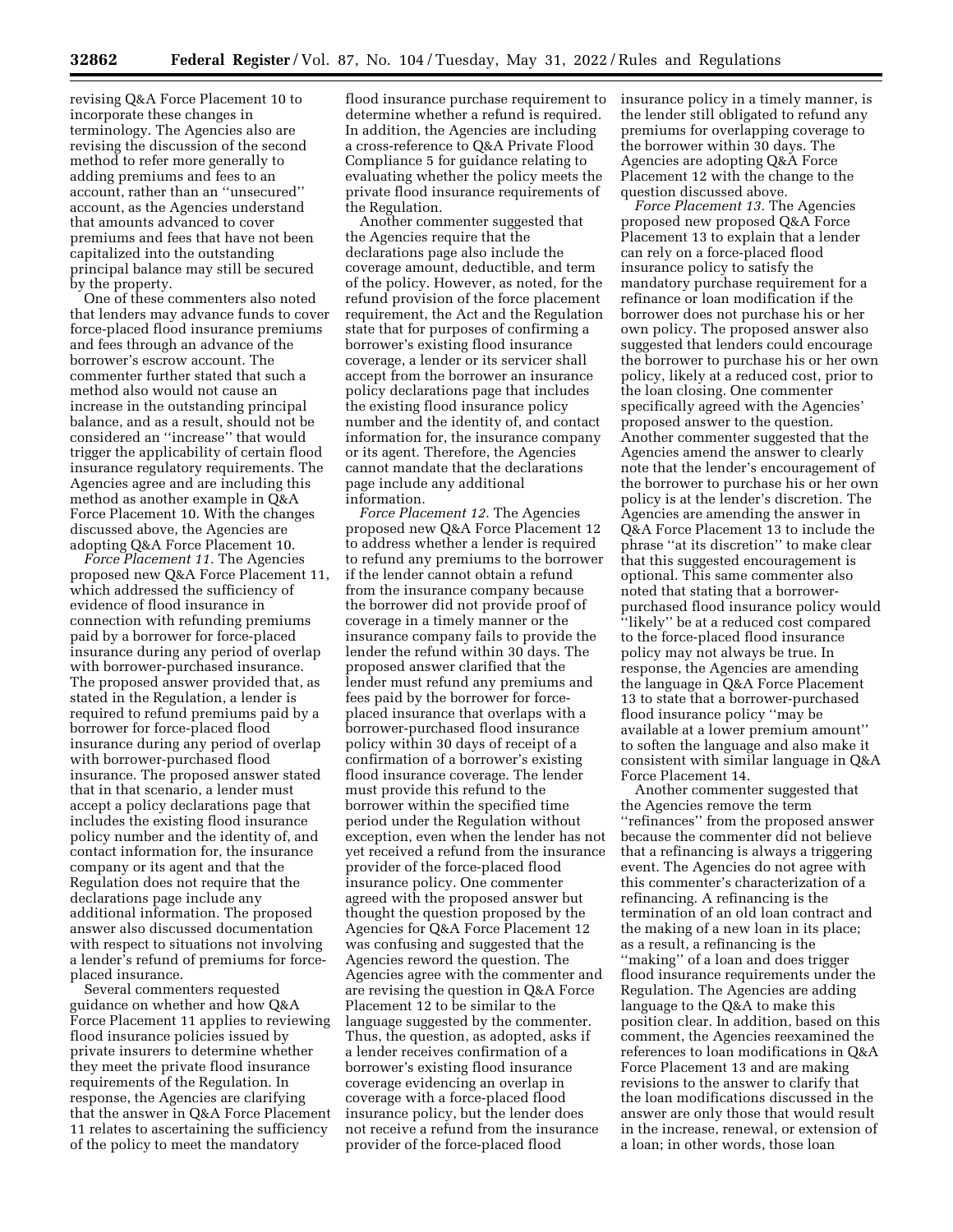revising Q&A Force Placement 10 to incorporate these changes in terminology. The Agencies also are revising the discussion of the second method to refer more generally to adding premiums and fees to an account, rather than an ''unsecured'' account, as the Agencies understand that amounts advanced to cover premiums and fees that have not been capitalized into the outstanding principal balance may still be secured by the property.

One of these commenters also noted that lenders may advance funds to cover force-placed flood insurance premiums and fees through an advance of the borrower's escrow account. The commenter further stated that such a method also would not cause an increase in the outstanding principal balance, and as a result, should not be considered an ''increase'' that would trigger the applicability of certain flood insurance regulatory requirements. The Agencies agree and are including this method as another example in Q&A Force Placement 10. With the changes discussed above, the Agencies are adopting Q&A Force Placement 10.

*Force Placement 11.* The Agencies proposed new Q&A Force Placement 11, which addressed the sufficiency of evidence of flood insurance in connection with refunding premiums paid by a borrower for force-placed insurance during any period of overlap with borrower-purchased insurance. The proposed answer provided that, as stated in the Regulation, a lender is required to refund premiums paid by a borrower for force-placed flood insurance during any period of overlap with borrower-purchased flood insurance. The proposed answer stated that in that scenario, a lender must accept a policy declarations page that includes the existing flood insurance policy number and the identity of, and contact information for, the insurance company or its agent and that the Regulation does not require that the declarations page include any additional information. The proposed answer also discussed documentation with respect to situations not involving a lender's refund of premiums for force-placed insurance.

Several commenters requested guidance on whether and how Q&A Force Placement 11 applies to reviewing flood insurance policies issued by private insurers to determine whether they meet the private flood insurance requirements of the Regulation. In response, the Agencies are clarifying that the answer in Q&A Force Placement 11 relates to ascertaining the sufficiency of the policy to meet the mandatory flood insurance purchase requirement to determine whether a refund is required. In addition, the Agencies are including a cross-reference to Q&A Private Flood Compliance 5 for guidance relating to evaluating whether the policy meets the private flood insurance requirements of the Regulation.

Another commenter suggested that the Agencies require that the declarations page also include the coverage amount, deductible, and term of the policy. However, as noted, for the refund provision of the force placement requirement, the Act and the Regulation state that for purposes of confirming a borrower's existing flood insurance coverage, a lender or its servicer shall accept from the borrower an insurance policy declarations page that includes the existing flood insurance policy number and the identity of, and contact information for, the insurance company or its agent. Therefore, the Agencies cannot mandate that the declarations page include any additional information.

*Force Placement 12.* The Agencies proposed new Q&A Force Placement 12 to address whether a lender is required to refund any premiums to the borrower if the lender cannot obtain a refund from the insurance company because the borrower did not provide proof of coverage in a timely manner or the insurance company fails to provide the lender the refund within 30 days. The proposed answer clarified that the lender must refund any premiums and fees paid by the borrower for force-placed insurance that overlaps with a borrower-purchased flood insurance policy within 30 days of receipt of a confirmation of a borrower's existing flood insurance coverage. The lender must provide this refund to the borrower within the specified time period under the Regulation without exception, even when the lender has not yet received a refund from the insurance provider of the force-placed flood insurance policy. One commenter agreed with the proposed answer but thought the question proposed by the Agencies for Q&A Force Placement 12 was confusing and suggested that the Agencies reword the question. The Agencies agree with the commenter and are revising the question in Q&A Force Placement 12 to be similar to the language suggested by the commenter. Thus, the question, as adopted, asks if a lender receives confirmation of a borrower's existing flood insurance coverage evidencing an overlap in coverage with a force-placed flood insurance policy, but the lender does not receive a refund from the insurance provider of the force-placed flood insurance policy in a timely manner, is the lender still obligated to refund any premiums for overlapping coverage to the borrower within 30 days. The Agencies are adopting Q&A Force Placement 12 with the change to the question discussed above.

*Force Placement 13.* The Agencies proposed new proposed Q&A Force Placement 13 to explain that a lender can rely on a force-placed flood insurance policy to satisfy the mandatory purchase requirement for a refinance or loan modification if the borrower does not purchase his or her own policy. The proposed answer also suggested that lenders could encourage the borrower to purchase his or her own policy, likely at a reduced cost, prior to the loan closing. One commenter specifically agreed with the Agencies' proposed answer to the question. Another commenter suggested that the Agencies amend the answer to clearly note that the lender's encouragement of the borrower to purchase his or her own policy is at the lender's discretion. The Agencies are amending the answer in Q&A Force Placement 13 to include the phrase ''at its discretion'' to make clear that this suggested encouragement is optional. This same commenter also noted that stating that a borrower-purchased flood insurance policy would ''likely'' be at a reduced cost compared to the force-placed flood insurance policy may not always be true. In response, the Agencies are amending the language in Q&A Force Placement 13 to state that a borrower-purchased flood insurance policy ''may be available at a lower premium amount'' to soften the language and also make it consistent with similar language in Q&A Force Placement 14.

Another commenter suggested that the Agencies remove the term ''refinances'' from the proposed answer because the commenter did not believe that a refinancing is always a triggering event. The Agencies do not agree with this commenter's characterization of a refinancing. A refinancing is the termination of an old loan contract and the making of a new loan in its place; as a result, a refinancing is the ''making'' of a loan and does trigger flood insurance requirements under the Regulation. The Agencies are adding language to the Q&A to make this position clear. In addition, based on this comment, the Agencies reexamined the references to loan modifications in Q&A Force Placement 13 and are making revisions to the answer to clarify that the loan modifications discussed in the answer are only those that would result in the increase, renewal, or extension of a loan; in other words, those loan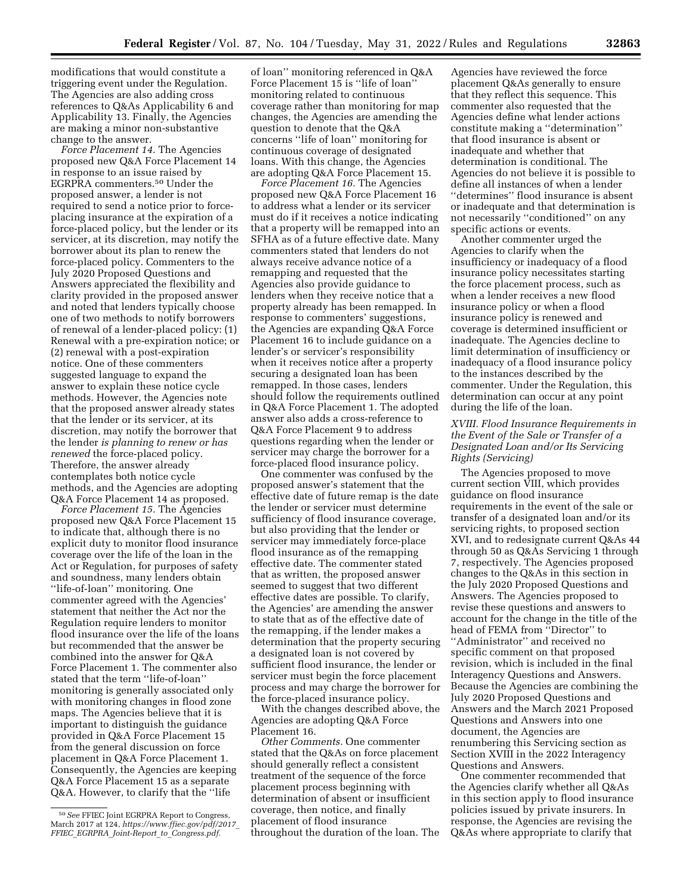modifications that would constitute a triggering event under the Regulation. The Agencies are also adding cross references to Q&As Applicability 6 and Applicability 13. Finally, the Agencies are making a minor non-substantive change to the answer.

*Force Placement 14.* The Agencies proposed new Q&A Force Placement 14 in response to an issue raised by EGRPRA commenters.[50] Under the proposed answer, a lender is not required to send a notice prior to force-placing insurance at the expiration of a force-placed policy, but the lender or its servicer, at its discretion, may notify the borrower about its plan to renew the force-placed policy. Commenters to the July 2020 Proposed Questions and Answers appreciated the flexibility and clarity provided in the proposed answer and noted that lenders typically choose one of two methods to notify borrowers of renewal of a lender-placed policy: (1) Renewal with a pre-expiration notice; or (2) renewal with a post-expiration notice. One of these commenters suggested language to expand the answer to explain these notice cycle methods. However, the Agencies note that the proposed answer already states that the lender or its servicer, at its discretion, may notify the borrower that the lender *is planning to renew or has renewed* the force-placed policy. Therefore, the answer already contemplates both notice cycle methods, and the Agencies are adopting Q&A Force Placement 14 as proposed.

*Force Placement 15.* The Agencies proposed new Q&A Force Placement 15 to indicate that, although there is no explicit duty to monitor flood insurance coverage over the life of the loan in the Act or Regulation, for purposes of safety and soundness, many lenders obtain ''life-of-loan'' monitoring. One commenter agreed with the Agencies' statement that neither the Act nor the Regulation require lenders to monitor flood insurance over the life of the loans but recommended that the answer be combined into the answer for Q&A Force Placement 1. The commenter also stated that the term ''life-of-loan'' monitoring is generally associated only with monitoring changes in flood zone maps. The Agencies believe that it is important to distinguish the guidance provided in Q&A Force Placement 15 from the general discussion on force placement in Q&A Force Placement 1. Consequently, the Agencies are keeping Q&A Force Placement 15 as a separate Q&A. However, to clarify that the ''life of loan'' monitoring referenced in Q&A Force Placement 15 is ''life of loan'' monitoring related to continuous coverage rather than monitoring for map changes, the Agencies are amending the question to denote that the Q&A concerns ''life of loan'' monitoring for continuous coverage of designated loans. With this change, the Agencies are adopting Q&A Force Placement 15.

*Force Placement 16.* The Agencies proposed new Q&A Force Placement 16 to address what a lender or its servicer must do if it receives a notice indicating that a property will be remapped into an SFHA as of a future effective date. Many commenters stated that lenders do not always receive advance notice of a remapping and requested that the Agencies also provide guidance to lenders when they receive notice that a property already has been remapped. In response to commenters' suggestions, the Agencies are expanding Q&A Force Placement 16 to include guidance on a lender's or servicer's responsibility when it receives notice after a property securing a designated loan has been remapped. In those cases, lenders should follow the requirements outlined in Q&A Force Placement 1. The adopted answer also adds a cross-reference to Q&A Force Placement 9 to address questions regarding when the lender or servicer may charge the borrower for a force-placed flood insurance policy.

One commenter was confused by the proposed answer's statement that the effective date of future remap is the date the lender or servicer must determine sufficiency of flood insurance coverage, but also providing that the lender or servicer may immediately force-place flood insurance as of the remapping effective date. The commenter stated that as written, the proposed answer seemed to suggest that two different effective dates are possible. To clarify, the Agencies' are amending the answer to state that as of the effective date of the remapping, if the lender makes a determination that the property securing a designated loan is not covered by sufficient flood insurance, the lender or servicer must begin the force placement process and may charge the borrower for the force-placed insurance policy.

With the changes described above, the Agencies are adopting Q&A Force Placement 16.

*Other Comments.* One commenter stated that the Q&As on force placement should generally reflect a consistent treatment of the sequence of the force placement process beginning with determination of absent or insufficient coverage, then notice, and finally placement of flood insurance throughout the duration of the loan. The Agencies have reviewed the force placement Q&As generally to ensure that they reflect this sequence. This commenter also requested that the Agencies define what lender actions constitute making a ''determination'' that flood insurance is absent or inadequate and whether that determination is conditional. The Agencies do not believe it is possible to define all instances of when a lender ''determines'' flood insurance is absent or inadequate and that determination is not necessarily ''conditioned'' on any specific actions or events.

Another commenter urged the Agencies to clarify when the insufficiency or inadequacy of a flood insurance policy necessitates starting the force placement process, such as when a lender receives a new flood insurance policy or when a flood insurance policy is renewed and coverage is determined insufficient or inadequate. The Agencies decline to limit determination of insufficiency or inadequacy of a flood insurance policy to the instances described by the commenter. Under the Regulation, this determination can occur at any point during the life of the loan.

### *XVIII. Flood Insurance Requirements in the Event of the Sale or Transfer of a Designated Loan and/or Its Servicing Rights (Servicing)*

The Agencies proposed to move current section VIII, which provides guidance on flood insurance requirements in the event of the sale or transfer of a designated loan and/or its servicing rights, to proposed section XVI, and to redesignate current Q&As 44 through 50 as Q&As Servicing 1 through 7, respectively. The Agencies proposed changes to the Q&As in this section in the July 2020 Proposed Questions and Answers. The Agencies proposed to revise these questions and answers to account for the change in the title of the head of FEMA from ''Director'' to ''Administrator'' and received no specific comment on that proposed revision, which is included in the final Interagency Questions and Answers. Because the Agencies are combining the July 2020 Proposed Questions and Answers and the March 2021 Proposed Questions and Answers into one document, the Agencies are renumbering this Servicing section as Section XVIII in the 2022 Interagency Questions and Answers.

One commenter recommended that the Agencies clarify whether all Q&As in this section apply to flood insurance policies issued by private insurers. In response, the Agencies are revising the Q&As where appropriate to clarify that

[50] *See* FFIEC Joint EGRPRA Report to Congress, March 2017 at 124, *https://www.ffiec.gov/pdf/2017_FFIEC_EGRPRA_Joint-Report_to_Congress.pdf.*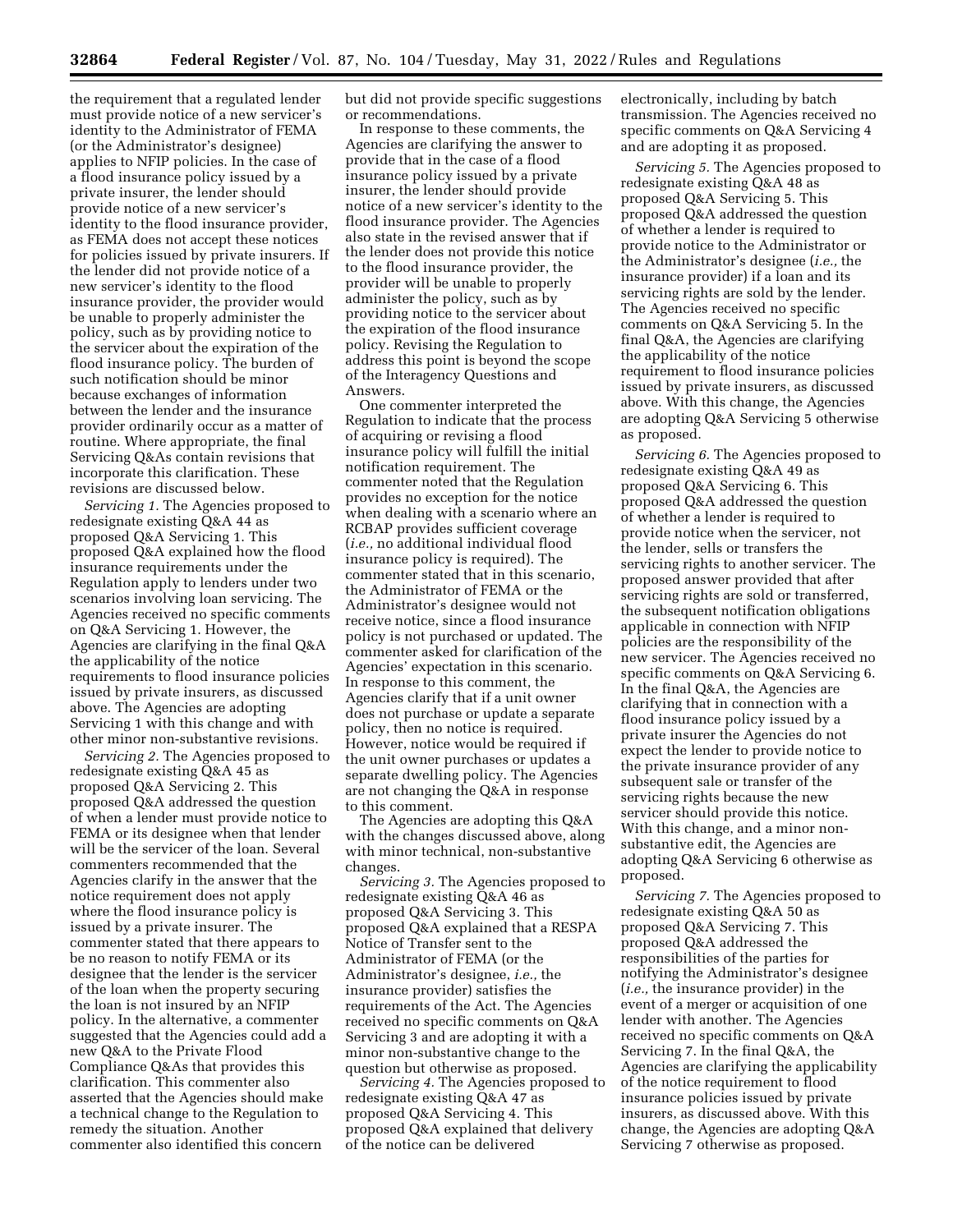the requirement that a regulated lender must provide notice of a new servicer's identity to the Administrator of FEMA (or the Administrator's designee) applies to NFIP policies. In the case of a flood insurance policy issued by a private insurer, the lender should provide notice of a new servicer's identity to the flood insurance provider, as FEMA does not accept these notices for policies issued by private insurers. If the lender did not provide notice of a new servicer's identity to the flood insurance provider, the provider would be unable to properly administer the policy, such as by providing notice to the servicer about the expiration of the flood insurance policy. The burden of such notification should be minor because exchanges of information between the lender and the insurance provider ordinarily occur as a matter of routine. Where appropriate, the final Servicing Q&As contain revisions that incorporate this clarification. These revisions are discussed below.

*Servicing 1.* The Agencies proposed to redesignate existing Q&A 44 as proposed Q&A Servicing 1. This proposed Q&A explained how the flood insurance requirements under the Regulation apply to lenders under two scenarios involving loan servicing. The Agencies received no specific comments on Q&A Servicing 1. However, the Agencies are clarifying in the final Q&A the applicability of the notice requirements to flood insurance policies issued by private insurers, as discussed above. The Agencies are adopting Servicing 1 with this change and with other minor non-substantive revisions.

*Servicing 2.* The Agencies proposed to redesignate existing Q&A 45 as proposed Q&A Servicing 2. This proposed Q&A addressed the question of when a lender must provide notice to FEMA or its designee when that lender will be the servicer of the loan. Several commenters recommended that the Agencies clarify in the answer that the notice requirement does not apply where the flood insurance policy is issued by a private insurer. The commenter stated that there appears to be no reason to notify FEMA or its designee that the lender is the servicer of the loan when the property securing the loan is not insured by an NFIP policy. In the alternative, a commenter suggested that the Agencies could add a new Q&A to the Private Flood Compliance Q&As that provides this clarification. This commenter also asserted that the Agencies should make a technical change to the Regulation to remedy the situation. Another commenter also identified this concern but did not provide specific suggestions or recommendations.

In response to these comments, the Agencies are clarifying the answer to provide that in the case of a flood insurance policy issued by a private insurer, the lender should provide notice of a new servicer's identity to the flood insurance provider. The Agencies also state in the revised answer that if the lender does not provide this notice to the flood insurance provider, the provider will be unable to properly administer the policy, such as by providing notice to the servicer about the expiration of the flood insurance policy. Revising the Regulation to address this point is beyond the scope of the Interagency Questions and Answers.

One commenter interpreted the Regulation to indicate that the process of acquiring or revising a flood insurance policy will fulfill the initial notification requirement. The commenter noted that the Regulation provides no exception for the notice when dealing with a scenario where an RCBAP provides sufficient coverage (*i.e.,* no additional individual flood insurance policy is required). The commenter stated that in this scenario, the Administrator of FEMA or the Administrator's designee would not receive notice, since a flood insurance policy is not purchased or updated. The commenter asked for clarification of the Agencies' expectation in this scenario. In response to this comment, the Agencies clarify that if a unit owner does not purchase or update a separate policy, then no notice is required. However, notice would be required if the unit owner purchases or updates a separate dwelling policy. The Agencies are not changing the Q&A in response to this comment.

The Agencies are adopting this Q&A with the changes discussed above, along with minor technical, non-substantive changes.

*Servicing 3.* The Agencies proposed to redesignate existing Q&A 46 as proposed Q&A Servicing 3. This proposed Q&A explained that a RESPA Notice of Transfer sent to the Administrator of FEMA (or the Administrator's designee, *i.e.,* the insurance provider) satisfies the requirements of the Act. The Agencies received no specific comments on Q&A Servicing 3 and are adopting it with a minor non-substantive change to the question but otherwise as proposed.

*Servicing 4.* The Agencies proposed to redesignate existing Q&A 47 as proposed Q&A Servicing 4. This proposed Q&A explained that delivery of the notice can be delivered electronically, including by batch transmission. The Agencies received no specific comments on Q&A Servicing 4 and are adopting it as proposed.

*Servicing 5.* The Agencies proposed to redesignate existing Q&A 48 as proposed Q&A Servicing 5. This proposed Q&A addressed the question of whether a lender is required to provide notice to the Administrator or the Administrator's designee (*i.e.,* the insurance provider) if a loan and its servicing rights are sold by the lender. The Agencies received no specific comments on Q&A Servicing 5. In the final Q&A, the Agencies are clarifying the applicability of the notice requirement to flood insurance policies issued by private insurers, as discussed above. With this change, the Agencies are adopting Q&A Servicing 5 otherwise as proposed.

*Servicing 6.* The Agencies proposed to redesignate existing Q&A 49 as proposed Q&A Servicing 6. This proposed Q&A addressed the question of whether a lender is required to provide notice when the servicer, not the lender, sells or transfers the servicing rights to another servicer. The proposed answer provided that after servicing rights are sold or transferred, the subsequent notification obligations applicable in connection with NFIP policies are the responsibility of the new servicer. The Agencies received no specific comments on Q&A Servicing 6. In the final Q&A, the Agencies are clarifying that in connection with a flood insurance policy issued by a private insurer the Agencies do not expect the lender to provide notice to the private insurance provider of any subsequent sale or transfer of the servicing rights because the new servicer should provide this notice. With this change, and a minor non-substantive edit, the Agencies are adopting Q&A Servicing 6 otherwise as proposed.

*Servicing 7.* The Agencies proposed to redesignate existing Q&A 50 as proposed Q&A Servicing 7. This proposed Q&A addressed the responsibilities of the parties for notifying the Administrator's designee (*i.e.,* the insurance provider) in the event of a merger or acquisition of one lender with another. The Agencies received no specific comments on Q&A Servicing 7. In the final Q&A, the Agencies are clarifying the applicability of the notice requirement to flood insurance policies issued by private insurers, as discussed above. With this change, the Agencies are adopting Q&A Servicing 7 otherwise as proposed.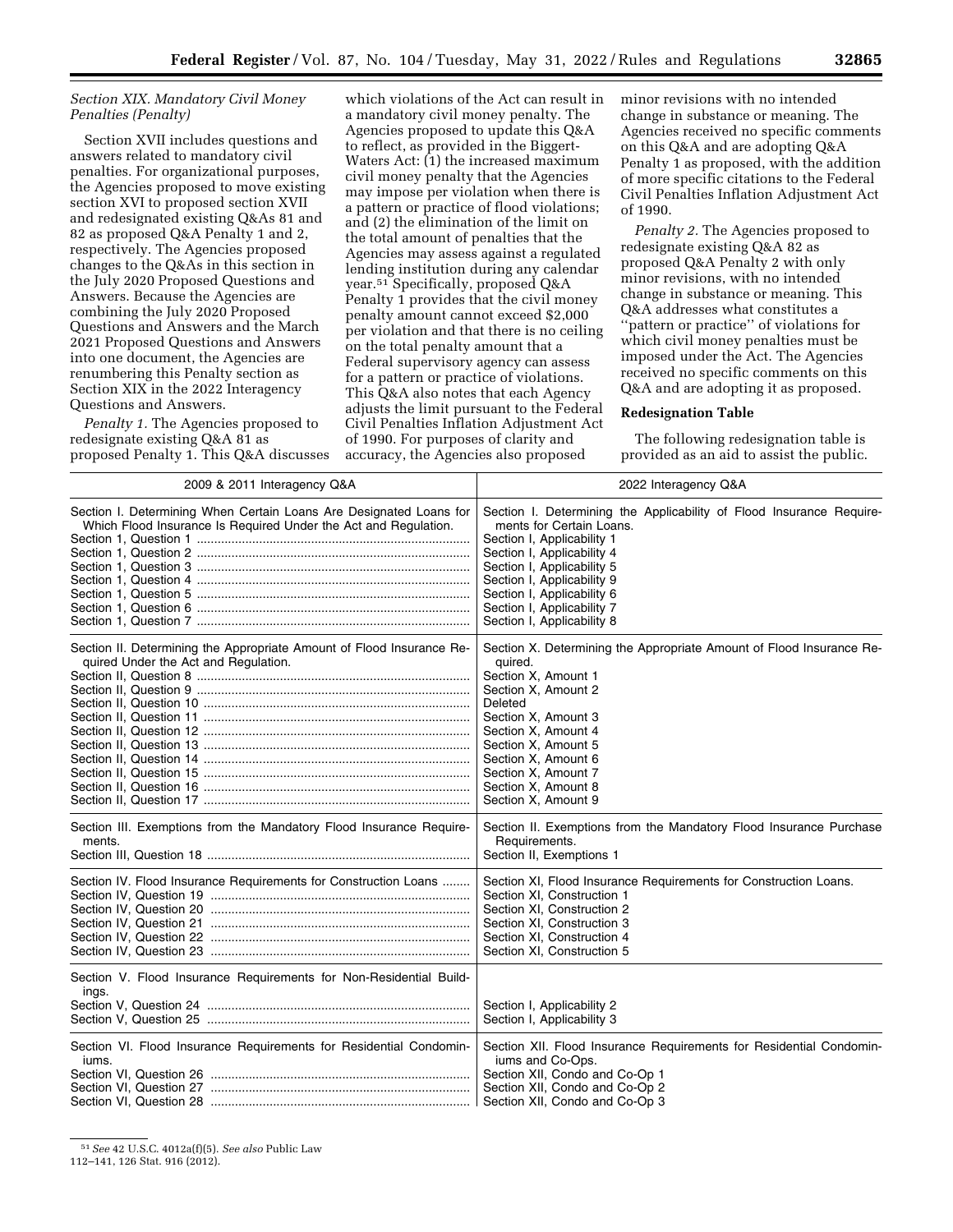*Section XIX. Mandatory Civil Money Penalties (Penalty)*

Section XVII includes questions and answers related to mandatory civil penalties. For organizational purposes, the Agencies proposed to move existing section XVI to proposed section XVII and redesignated existing Q&As 81 and 82 as proposed Q&A Penalty 1 and 2, respectively. The Agencies proposed changes to the Q&As in this section in the July 2020 Proposed Questions and Answers. Because the Agencies are combining the July 2020 Proposed Questions and Answers and the March 2021 Proposed Questions and Answers into one document, the Agencies are renumbering this Penalty section as Section XIX in the 2022 Interagency Questions and Answers.

*Penalty 1.* The Agencies proposed to redesignate existing Q&A 81 as proposed Penalty 1. This Q&A discusses which violations of the Act can result in a mandatory civil money penalty. The Agencies proposed to update this Q&A to reflect, as provided in the Biggert-Waters Act: (1) the increased maximum civil money penalty that the Agencies may impose per violation when there is a pattern or practice of flood violations; and (2) the elimination of the limit on the total amount of penalties that the Agencies may assess against a regulated lending institution during any calendar year.[51] Specifically, proposed Q&A Penalty 1 provides that the civil money penalty amount cannot exceed $2,000 per violation and that there is no ceiling on the total penalty amount that a Federal supervisory agency can assess for a pattern or practice of violations. This Q&A also notes that each Agency adjusts the limit pursuant to the Federal Civil Penalties Inflation Adjustment Act of 1990. For purposes of clarity and accuracy, the Agencies also proposed minor revisions with no intended change in substance or meaning. The Agencies received no specific comments on this Q&A and are adopting Q&A Penalty 1 as proposed, with the addition of more specific citations to the Federal Civil Penalties Inflation Adjustment Act of 1990.

*Penalty 2.* The Agencies proposed to redesignate existing Q&A 82 as proposed Q&A Penalty 2 with only minor revisions, with no intended change in substance or meaning. This Q&A addresses what constitutes a ''pattern or practice'' of violations for which civil money penalties must be imposed under the Act. The Agencies received no specific comments on this Q&A and are adopting it as proposed.

**Redesignation Table**

The following redesignation table is provided as an aid to assist the public.

| 2009 & 2011 Interagency Q&A | 2022 Interagency Q&A |
|---|---|
| Section I. Determining When Certain Loans Are Designated Loans for Which Flood Insurance Is Required Under the Act and Regulation. | Section I. Determining the Applicability of Flood Insurance Requirements for Certain Loans. |
| Section 1, Question 1 | Section I, Applicability 1 |
| Section 1, Question 2 | Section I, Applicability 4 |
| Section 1, Question 3 | Section I, Applicability 5 |
| Section 1, Question 4 | Section I, Applicability 9 |
| Section 1, Question 5 | Section I, Applicability 6 |
| Section 1, Question 6 | Section I, Applicability 7 |
| Section 1, Question 7 | Section I, Applicability 8 |
| Section II. Determining the Appropriate Amount of Flood Insurance Required Under the Act and Regulation. | Section X. Determining the Appropriate Amount of Flood Insurance Required. |
| Section II, Question 8 | Section X, Amount 1 |
| Section II, Question 9 | Section X, Amount 2 |
| Section II, Question 10 | Deleted |
| Section II, Question 11 | Section X, Amount 3 |
| Section II, Question 12 | Section X, Amount 4 |
| Section II, Question 13 | Section X, Amount 5 |
| Section II, Question 14 | Section X, Amount 6 |
| Section II, Question 15 | Section X, Amount 7 |
| Section II, Question 16 | Section X, Amount 8 |
| Section II, Question 17 | Section X, Amount 9 |
| Section III. Exemptions from the Mandatory Flood Insurance Requirements. | Section II. Exemptions from the Mandatory Flood Insurance Purchase Requirements. |
| Section III, Question 18 | Section II, Exemptions 1 |
| Section IV. Flood Insurance Requirements for Construction Loans | Section XI, Flood Insurance Requirements for Construction Loans. |
| Section IV, Question 19 | Section XI, Construction 1 |
| Section IV, Question 20 | Section XI, Construction 2 |
| Section IV, Question 21 | Section XI, Construction 3 |
| Section IV, Question 22 | Section XI, Construction 4 |
| Section IV, Question 23 | Section XI, Construction 5 |
| Section V. Flood Insurance Requirements for Non-Residential Buildings. | |
| Section V, Question 24 | Section I, Applicability 2 |
| Section V, Question 25 | Section I, Applicability 3 |
| Section VI. Flood Insurance Requirements for Residential Condominiums. | Section XII. Flood Insurance Requirements for Residential Condominiums and Co-Ops. |
| Section VI, Question 26 | Section XII, Condo and Co-Op 1 |
| Section VI, Question 27 | Section XII, Condo and Co-Op 2 |
| Section VI, Question 28 | Section XII, Condo and Co-Op 3 |

[51] *See* 42 U.S.C. 4012a(f)(5). *See also* Public Law 112–141, 126 Stat. 916 (2012).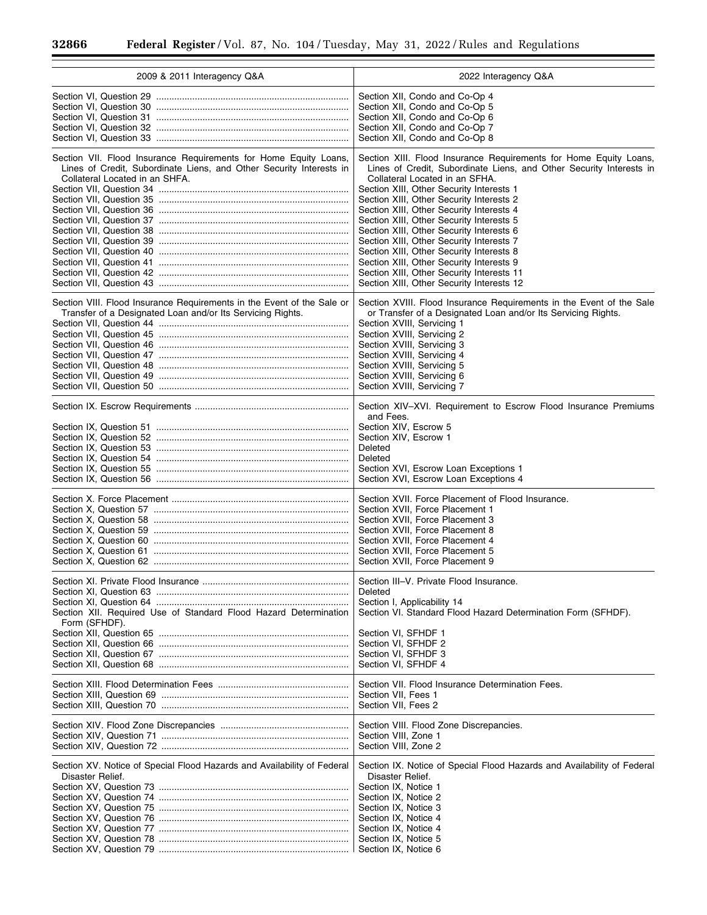| 2009 & 2011 Interagency Q&A | 2022 Interagency Q&A |
|---|---|
| Section VI, Question 29 | Section XII, Condo and Co-Op 4 |
| Section VI, Question 30 | Section XII, Condo and Co-Op 5 |
| Section VI, Question 31 | Section XII, Condo and Co-Op 6 |
| Section VI, Question 32 | Section XII, Condo and Co-Op 7 |
| Section VI, Question 33 | Section XII, Condo and Co-Op 8 |
| Section VII. Flood Insurance Requirements for Home Equity Loans, Lines of Credit, Subordinate Liens, and Other Security Interests in Collateral Located in an SHFA. | Section XIII. Flood Insurance Requirements for Home Equity Loans, Lines of Credit, Subordinate Liens, and Other Security Interests in Collateral Located in an SFHA. |
| Section VII, Question 34 | Section XIII, Other Security Interests 1 |
| Section VII, Question 35 | Section XIII, Other Security Interests 2 |
| Section VII, Question 36 | Section XIII, Other Security Interests 4 |
| Section VII, Question 37 | Section XIII, Other Security Interests 5 |
| Section VII, Question 38 | Section XIII, Other Security Interests 6 |
| Section VII, Question 39 | Section XIII, Other Security Interests 7 |
| Section VII, Question 40 | Section XIII, Other Security Interests 8 |
| Section VII, Question 41 | Section XIII, Other Security Interests 9 |
| Section VII, Question 42 | Section XIII, Other Security Interests 11 |
| Section VII, Question 43 | Section XIII, Other Security Interests 12 |
| Section VIII. Flood Insurance Requirements in the Event of the Sale or Transfer of a Designated Loan and/or Its Servicing Rights. | Section XVIII. Flood Insurance Requirements in the Event of the Sale or Transfer of a Designated Loan and/or Its Servicing Rights. |
| Section VII, Question 44 | Section XVIII, Servicing 1 |
| Section VII, Question 45 | Section XVIII, Servicing 2 |
| Section VII, Question 46 | Section XVIII, Servicing 3 |
| Section VII, Question 47 | Section XVIII, Servicing 4 |
| Section VII, Question 48 | Section XVIII, Servicing 5 |
| Section VII, Question 49 | Section XVIII, Servicing 6 |
| Section VII, Question 50 | Section XVIII, Servicing 7 |
| Section IX. Escrow Requirements | Section XIV–XVI. Requirement to Escrow Flood Insurance Premiums and Fees. |
| Section IX, Question 51 | Section XIV, Escrow 5 |
| Section IX, Question 52 | Section XIV, Escrow 1 |
| Section IX, Question 53 | Deleted |
| Section IX, Question 54 | Deleted |
| Section IX, Question 55 | Section XVI, Escrow Loan Exceptions 1 |
| Section IX, Question 56 | Section XVI, Escrow Loan Exceptions 4 |
| Section X. Force Placement | Section XVII. Force Placement of Flood Insurance. |
| Section X, Question 57 | Section XVII, Force Placement 1 |
| Section X, Question 58 | Section XVII, Force Placement 3 |
| Section X, Question 59 | Section XVII, Force Placement 8 |
| Section X, Question 60 | Section XVII, Force Placement 4 |
| Section X, Question 61 | Section XVII, Force Placement 5 |
| Section X, Question 62 | Section XVII, Force Placement 9 |
| Section XI. Private Flood Insurance | Section III–V. Private Flood Insurance. |
| Section XI, Question 63 | Deleted |
| Section XI, Question 64 | Section I, Applicability 14 |
| Section XII. Required Use of Standard Flood Hazard Determination Form (SFHDF). | Section VI. Standard Flood Hazard Determination Form (SFHDF). |
| Section XII, Question 65 | Section VI, SFHDF 1 |
| Section XII, Question 66 | Section VI, SFHDF 2 |
| Section XII, Question 67 | Section VI, SFHDF 3 |
| Section XII, Question 68 | Section VI, SFHDF 4 |
| Section XIII. Flood Determination Fees | Section VII. Flood Insurance Determination Fees. |
| Section XIII, Question 69 | Section VII, Fees 1 |
| Section XIII, Question 70 | Section VII, Fees 2 |
| Section XIV. Flood Zone Discrepancies | Section VIII. Flood Zone Discrepancies. |
| Section XIV, Question 71 | Section VIII, Zone 1 |
| Section XIV, Question 72 | Section VIII, Zone 2 |
| Section XV. Notice of Special Flood Hazards and Availability of Federal Disaster Relief. | Section IX. Notice of Special Flood Hazards and Availability of Federal Disaster Relief. |
| Section XV, Question 73 | Section IX, Notice 1 |
| Section XV, Question 74 | Section IX, Notice 2 |
| Section XV, Question 75 | Section IX, Notice 3 |
| Section XV, Question 76 | Section IX, Notice 4 |
| Section XV, Question 77 | Section IX, Notice 4 |
| Section XV, Question 78 | Section IX, Notice 5 |
| Section XV, Question 79 | Section IX, Notice 6 |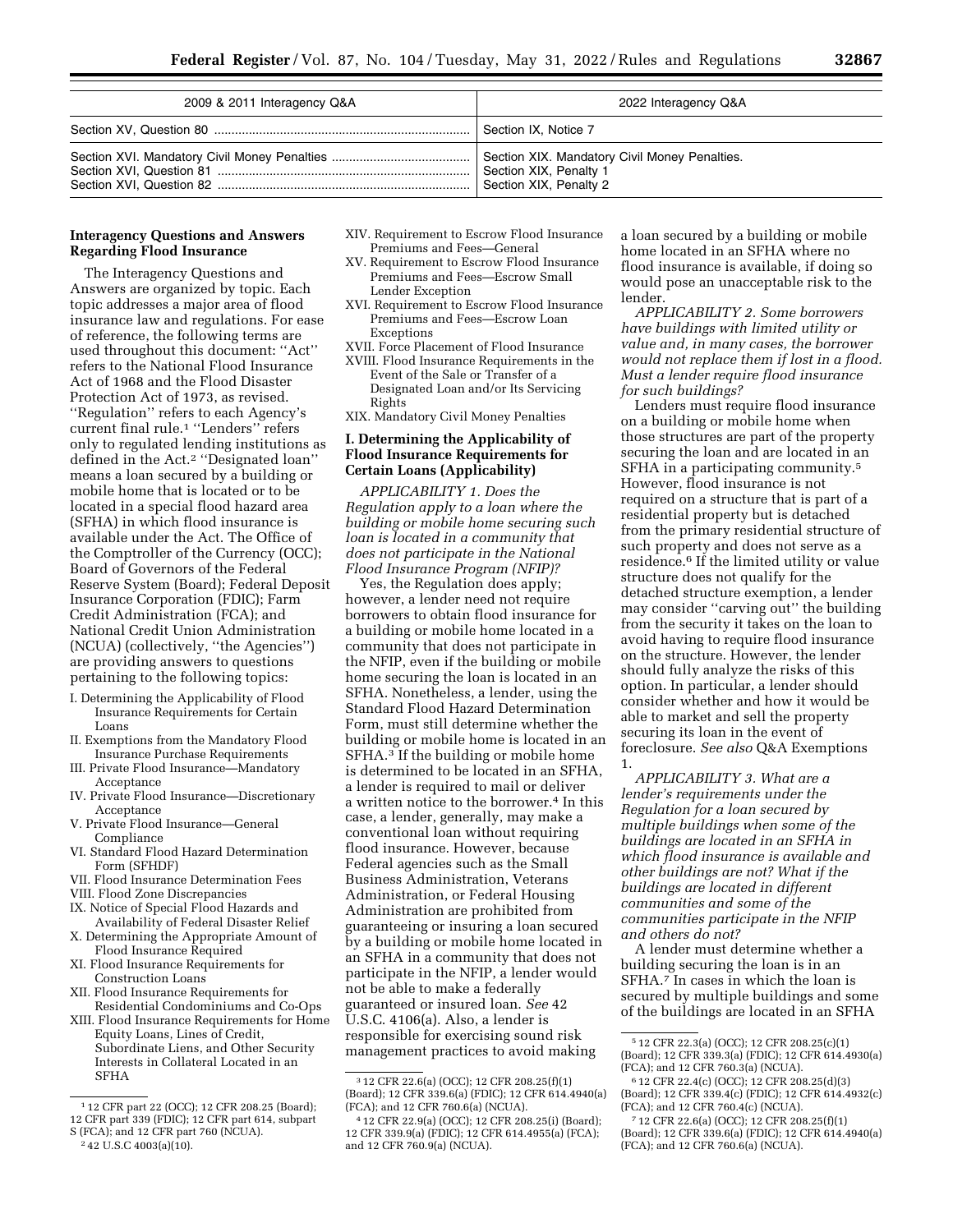| 2009 & 2011 Interagency Q&A | 2022 Interagency Q&A |
| --- | --- |
| Section XV, Question 80 | Section IX, Notice 7 |
| Section XVI. Mandatory Civil Money Penalties<br>Section XVI, Question 81<br>Section XVI, Question 82 | Section XIX. Mandatory Civil Money Penalties.<br>Section XIX, Penalty 1<br>Section XIX, Penalty 2 |

**Interagency Questions and Answers Regarding Flood Insurance**

The Interagency Questions and Answers are organized by topic. Each topic addresses a major area of flood insurance law and regulations. For ease of reference, the following terms are used throughout this document: ''Act'' refers to the National Flood Insurance Act of 1968 and the Flood Disaster Protection Act of 1973, as revised. ''Regulation'' refers to each Agency's current final rule.[1] ''Lenders'' refers only to regulated lending institutions as defined in the Act.[2] ''Designated loan'' means a loan secured by a building or mobile home that is located or to be located in a special flood hazard area (SFHA) in which flood insurance is available under the Act. The Office of the Comptroller of the Currency (OCC); Board of Governors of the Federal Reserve System (Board); Federal Deposit Insurance Corporation (FDIC); Farm Credit Administration (FCA); and National Credit Union Administration (NCUA) (collectively, ''the Agencies'') are providing answers to questions pertaining to the following topics:

- I. Determining the Applicability of Flood Insurance Requirements for Certain Loans
- II. Exemptions from the Mandatory Flood Insurance Purchase Requirements
- III. Private Flood Insurance—Mandatory Acceptance
- IV. Private Flood Insurance—Discretionary Acceptance
- V. Private Flood Insurance—General Compliance
- VI. Standard Flood Hazard Determination Form (SFHDF)
- VII. Flood Insurance Determination Fees
- VIII. Flood Zone Discrepancies
- IX. Notice of Special Flood Hazards and Availability of Federal Disaster Relief
- X. Determining the Appropriate Amount of Flood Insurance Required
- XI. Flood Insurance Requirements for Construction Loans
- XII. Flood Insurance Requirements for Residential Condominiums and Co-Ops
- XIII. Flood Insurance Requirements for Home Equity Loans, Lines of Credit, Subordinate Liens, and Other Security Interests in Collateral Located in an SFHA
- XIV. Requirement to Escrow Flood Insurance Premiums and Fees—General
- XV. Requirement to Escrow Flood Insurance Premiums and Fees—Escrow Small Lender Exception
- XVI. Requirement to Escrow Flood Insurance Premiums and Fees—Escrow Loan Exceptions
- XVII. Force Placement of Flood Insurance
- XVIII. Flood Insurance Requirements in the Event of the Sale or Transfer of a Designated Loan and/or Its Servicing Rights
- XIX. Mandatory Civil Money Penalties

**I. Determining the Applicability of Flood Insurance Requirements for Certain Loans (Applicability)**

*APPLICABILITY 1. Does the Regulation apply to a loan where the building or mobile home securing such loan is located in a community that does not participate in the National Flood Insurance Program (NFIP)?*

Yes, the Regulation does apply; however, a lender need not require borrowers to obtain flood insurance for a building or mobile home located in a community that does not participate in the NFIP, even if the building or mobile home securing the loan is located in an SFHA. Nonetheless, a lender, using the Standard Flood Hazard Determination Form, must still determine whether the building or mobile home is located in an SFHA.[3] If the building or mobile home is determined to be located in an SFHA, a lender is required to mail or deliver a written notice to the borrower.[4] In this case, a lender, generally, may make a conventional loan without requiring flood insurance. However, because Federal agencies such as the Small Business Administration, Veterans Administration, or Federal Housing Administration are prohibited from guaranteeing or insuring a loan secured by a building or mobile home located in an SFHA in a community that does not participate in the NFIP, a lender would not be able to make a federally guaranteed or insured loan. *See* 42 U.S.C. 4106(a). Also, a lender is responsible for exercising sound risk management practices to avoid making a loan secured by a building or mobile home located in an SFHA where no flood insurance is available, if doing so would pose an unacceptable risk to the lender.

*APPLICABILITY 2. Some borrowers have buildings with limited utility or value and, in many cases, the borrower would not replace them if lost in a flood. Must a lender require flood insurance for such buildings?*

Lenders must require flood insurance on a building or mobile home when those structures are part of the property securing the loan and are located in an SFHA in a participating community.[5] However, flood insurance is not required on a structure that is part of a residential property but is detached from the primary residential structure of such property and does not serve as a residence.[6] If the limited utility or value structure does not qualify for the detached structure exemption, a lender may consider ''carving out'' the building from the security it takes on the loan to avoid having to require flood insurance on the structure. However, the lender should fully analyze the risks of this option. In particular, a lender should consider whether and how it would be able to market and sell the property securing its loan in the event of foreclosure. *See also* Q&A Exemptions 1.

*APPLICABILITY 3. What are a lender's requirements under the Regulation for a loan secured by multiple buildings when some of the buildings are located in an SFHA in which flood insurance is available and other buildings are not? What if the buildings are located in different communities and some of the communities participate in the NFIP and others do not?*

A lender must determine whether a building securing the loan is in an SFHA.[7] In cases in which the loan is secured by multiple buildings and some of the buildings are located in an SFHA

---

[1] 12 CFR part 22 (OCC); 12 CFR 208.25 (Board); 12 CFR part 339 (FDIC); 12 CFR part 614, subpart S (FCA); and 12 CFR part 760 (NCUA).

[2] 42 U.S.C 4003(a)(10).

[3] 12 CFR 22.6(a) (OCC); 12 CFR 208.25(f)(1) (Board); 12 CFR 339.6(a) (FDIC); 12 CFR 614.4940(a) (FCA); and 12 CFR 760.6(a) (NCUA).

[4] 12 CFR 22.9(a) (OCC); 12 CFR 208.25(i) (Board); 12 CFR 339.9(a) (FDIC); 12 CFR 614.4955(a) (FCA); and 12 CFR 760.9(a) (NCUA).

[5] 12 CFR 22.3(a) (OCC); 12 CFR 208.25(c)(1) (Board); 12 CFR 339.3(a) (FDIC); 12 CFR 614.4930(a) (FCA); and 12 CFR 760.3(a) (NCUA).

[6] 12 CFR 22.4(c) (OCC); 12 CFR 208.25(d)(3) (Board); 12 CFR 339.4(c) (FDIC); 12 CFR 614.4932(c) (FCA); and 12 CFR 760.4(c) (NCUA).

[7] 12 CFR 22.6(a) (OCC); 12 CFR 208.25(f)(1) (Board); 12 CFR 339.6(a) (FDIC); 12 CFR 614.4940(a) (FCA); and 12 CFR 760.6(a) (NCUA).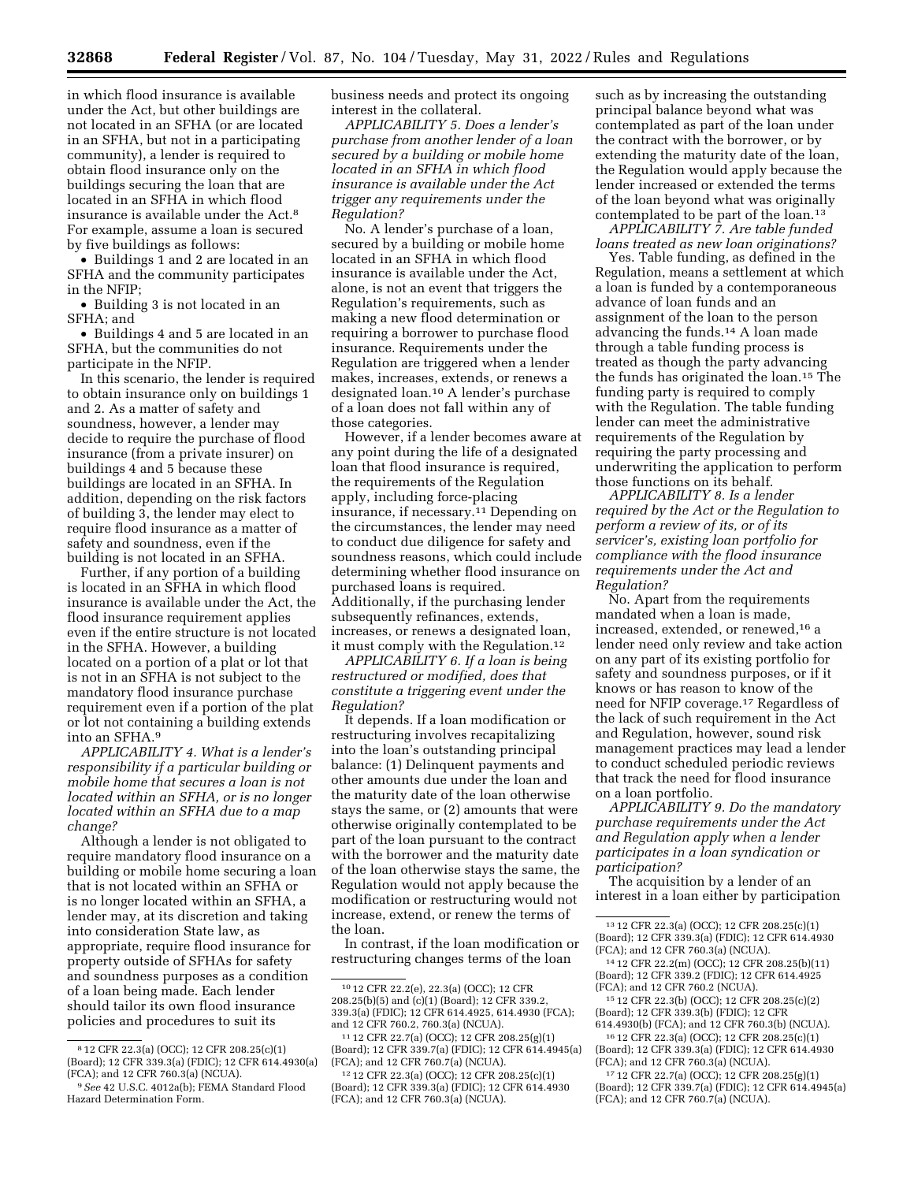in which flood insurance is available under the Act, but other buildings are not located in an SFHA (or are located in an SFHA, but not in a participating community), a lender is required to obtain flood insurance only on the buildings securing the loan that are located in an SFHA in which flood insurance is available under the Act.[8] For example, assume a loan is secured by five buildings as follows:

- Buildings 1 and 2 are located in an SFHA and the community participates in the NFIP;
- Building 3 is not located in an SFHA; and
- Buildings 4 and 5 are located in an SFHA, but the communities do not participate in the NFIP.

In this scenario, the lender is required to obtain insurance only on buildings 1 and 2. As a matter of safety and soundness, however, a lender may decide to require the purchase of flood insurance (from a private insurer) on buildings 4 and 5 because these buildings are located in an SFHA. In addition, depending on the risk factors of building 3, the lender may elect to require flood insurance as a matter of safety and soundness, even if the building is not located in an SFHA.

Further, if any portion of a building is located in an SFHA in which flood insurance is available under the Act, the flood insurance requirement applies even if the entire structure is not located in the SFHA. However, a building located on a portion of a plat or lot that is not in an SFHA is not subject to the mandatory flood insurance purchase requirement even if a portion of the plat or lot not containing a building extends into an SFHA.[9]

*APPLICABILITY 4. What is a lender's responsibility if a particular building or mobile home that secures a loan is not located within an SFHA, or is no longer located within an SFHA due to a map change?*

Although a lender is not obligated to require mandatory flood insurance on a building or mobile home securing a loan that is not located within an SFHA or is no longer located within an SFHA, a lender may, at its discretion and taking into consideration State law, as appropriate, require flood insurance for property outside of SFHAs for safety and soundness purposes as a condition of a loan being made. Each lender should tailor its own flood insurance policies and procedures to suit its business needs and protect its ongoing interest in the collateral.

*APPLICABILITY 5. Does a lender's purchase from another lender of a loan secured by a building or mobile home located in an SFHA in which flood insurance is available under the Act trigger any requirements under the Regulation?*

No. A lender's purchase of a loan, secured by a building or mobile home located in an SFHA in which flood insurance is available under the Act, alone, is not an event that triggers the Regulation's requirements, such as making a new flood determination or requiring a borrower to purchase flood insurance. Requirements under the Regulation are triggered when a lender makes, increases, extends, or renews a designated loan.[10] A lender's purchase of a loan does not fall within any of those categories.

However, if a lender becomes aware at any point during the life of a designated loan that flood insurance is required, the requirements of the Regulation apply, including force-placing insurance, if necessary.[11] Depending on the circumstances, the lender may need to conduct due diligence for safety and soundness reasons, which could include determining whether flood insurance on purchased loans is required. Additionally, if the purchasing lender subsequently refinances, extends, increases, or renews a designated loan, it must comply with the Regulation.[12]

*APPLICABILITY 6. If a loan is being restructured or modified, does that constitute a triggering event under the Regulation?*

It depends. If a loan modification or restructuring involves recapitalizing into the loan's outstanding principal balance: (1) Delinquent payments and other amounts due under the loan and the maturity date of the loan otherwise stays the same, or (2) amounts that were otherwise originally contemplated to be part of the loan pursuant to the contract with the borrower and the maturity date of the loan otherwise stays the same, the Regulation would not apply because the modification or restructuring would not increase, extend, or renew the terms of the loan.

In contrast, if the loan modification or restructuring changes terms of the loan such as by increasing the outstanding principal balance beyond what was contemplated as part of the loan under the contract with the borrower, or by extending the maturity date of the loan, the Regulation would apply because the lender increased or extended the terms of the loan beyond what was originally contemplated to be part of the loan.[13]

*APPLICABILITY 7. Are table funded loans treated as new loan originations?*

Yes. Table funding, as defined in the Regulation, means a settlement at which a loan is funded by a contemporaneous advance of loan funds and an assignment of the loan to the person advancing the funds.[14] A loan made through a table funding process is treated as though the party advancing the funds has originated the loan.[15] The funding party is required to comply with the Regulation. The table funding lender can meet the administrative requirements of the Regulation by requiring the party processing and underwriting the application to perform those functions on its behalf.

*APPLICABILITY 8. Is a lender required by the Act or the Regulation to perform a review of its, or of its servicer's, existing loan portfolio for compliance with the flood insurance requirements under the Act and Regulation?*

No. Apart from the requirements mandated when a loan is made, increased, extended, or renewed,[16] a lender need only review and take action on any part of its existing portfolio for safety and soundness purposes, or if it knows or has reason to know of the need for NFIP coverage.[17] Regardless of the lack of such requirement in the Act and Regulation, however, sound risk management practices may lead a lender to conduct scheduled periodic reviews that track the need for flood insurance on a loan portfolio.

*APPLICABILITY 9. Do the mandatory purchase requirements under the Act and Regulation apply when a lender participates in a loan syndication or participation?*

The acquisition by a lender of an interest in a loan either by participation

---

[8] 12 CFR 22.3(a) (OCC); 12 CFR 208.25(c)(1) (Board); 12 CFR 339.3(a) (FDIC); 12 CFR 614.4930(a) (FCA); and 12 CFR 760.3(a) (NCUA).

[9] *See* 42 U.S.C. 4012a(b); FEMA Standard Flood Hazard Determination Form.

[10] 12 CFR 22.2(e), 22.3(a) (OCC); 12 CFR 208.25(b)(5) and (c)(1) (Board); 12 CFR 339.2, 339.3(a) (FDIC); 12 CFR 614.4925, 614.4930 (FCA); and 12 CFR 760.2, 760.3(a) (NCUA).

[11] 12 CFR 22.7(a) (OCC); 12 CFR 208.25(g)(1) (Board); 12 CFR 339.7(a) (FDIC); 12 CFR 614.4945(a) (FCA); and 12 CFR 760.7(a) (NCUA).

[12] 12 CFR 22.3(a) (OCC); 12 CFR 208.25(c)(1) (Board); 12 CFR 339.3(a) (FDIC); 12 CFR 614.4930 (FCA); and 12 CFR 760.3(a) (NCUA).

[13] 12 CFR 22.3(a) (OCC); 12 CFR 208.25(c)(1) (Board); 12 CFR 339.3(a) (FDIC); 12 CFR 614.4930 (FCA); and 12 CFR 760.3(a) (NCUA).

[14] 12 CFR 22.2(m) (OCC); 12 CFR 208.25(b)(11) (Board); 12 CFR 339.2 (FDIC); 12 CFR 614.4925 (FCA); and 12 CFR 760.2 (NCUA).

[15] 12 CFR 22.3(b) (OCC); 12 CFR 208.25(c)(2) (Board); 12 CFR 339.3(b) (FDIC); 12 CFR 614.4930(b) (FCA); and 12 CFR 760.3(b) (NCUA).

[16] 12 CFR 22.3(a) (OCC); 12 CFR 208.25(c)(1) (Board); 12 CFR 339.3(a) (FDIC); 12 CFR 614.4930 (FCA); and 12 CFR 760.3(a) (NCUA).

[17] 12 CFR 22.7(a) (OCC); 12 CFR 208.25(g)(1) (Board); 12 CFR 339.7(a) (FDIC); 12 CFR 614.4945(a) (FCA); and 12 CFR 760.7(a) (NCUA).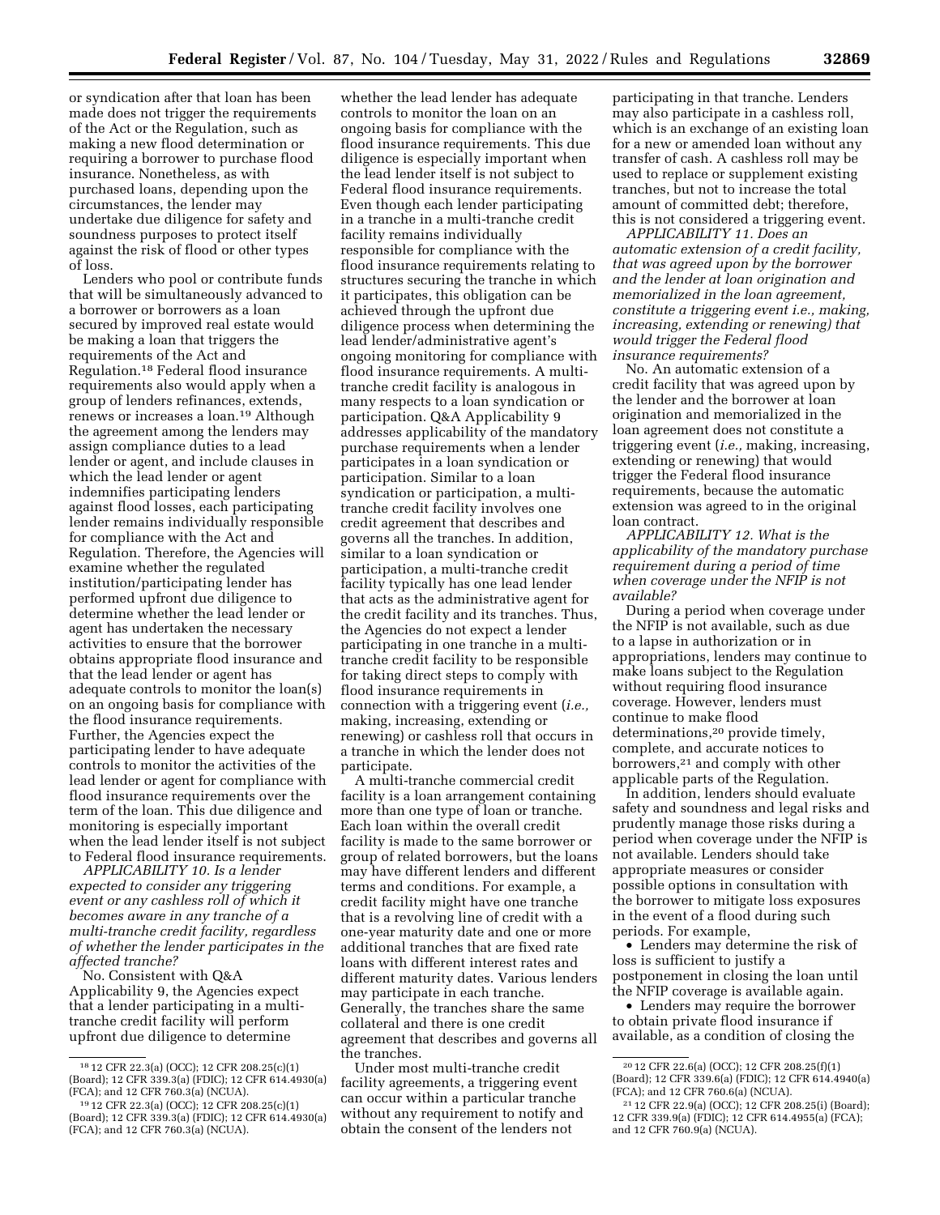or syndication after that loan has been made does not trigger the requirements of the Act or the Regulation, such as making a new flood determination or requiring a borrower to purchase flood insurance. Nonetheless, as with purchased loans, depending upon the circumstances, the lender may undertake due diligence for safety and soundness purposes to protect itself against the risk of flood or other types of loss.

Lenders who pool or contribute funds that will be simultaneously advanced to a borrower or borrowers as a loan secured by improved real estate would be making a loan that triggers the requirements of the Act and Regulation.[18] Federal flood insurance requirements also would apply when a group of lenders refinances, extends, renews or increases a loan.[19] Although the agreement among the lenders may assign compliance duties to a lead lender or agent, and include clauses in which the lead lender or agent indemnifies participating lenders against flood losses, each participating lender remains individually responsible for compliance with the Act and Regulation. Therefore, the Agencies will examine whether the regulated institution/participating lender has performed upfront due diligence to determine whether the lead lender or agent has undertaken the necessary activities to ensure that the borrower obtains appropriate flood insurance and that the lead lender or agent has adequate controls to monitor the loan(s) on an ongoing basis for compliance with the flood insurance requirements. Further, the Agencies expect the participating lender to have adequate controls to monitor the activities of the lead lender or agent for compliance with flood insurance requirements over the term of the loan. This due diligence and monitoring is especially important when the lead lender itself is not subject to Federal flood insurance requirements.

*APPLICABILITY 10. Is a lender expected to consider any triggering event or any cashless roll of which it becomes aware in any tranche of a multi-tranche credit facility, regardless of whether the lender participates in the affected tranche?*

No. Consistent with Q&A Applicability 9, the Agencies expect that a lender participating in a multi-tranche credit facility will perform upfront due diligence to determine whether the lead lender has adequate controls to monitor the loan on an ongoing basis for compliance with the flood insurance requirements. This due diligence is especially important when the lead lender itself is not subject to Federal flood insurance requirements. Even though each lender participating in a tranche in a multi-tranche credit facility remains individually responsible for compliance with the flood insurance requirements relating to structures securing the tranche in which it participates, this obligation can be achieved through the upfront due diligence process when determining the lead lender/administrative agent's ongoing monitoring for compliance with flood insurance requirements. A multi-tranche credit facility is analogous in many respects to a loan syndication or participation. Q&A Applicability 9 addresses applicability of the mandatory purchase requirements when a lender participates in a loan syndication or participation. Similar to a loan syndication or participation, a multi-tranche credit facility involves one credit agreement that describes and governs all the tranches. In addition, similar to a loan syndication or participation, a multi-tranche credit facility typically has one lead lender that acts as the administrative agent for the credit facility and its tranches. Thus, the Agencies do not expect a lender participating in one tranche in a multi-tranche credit facility to be responsible for taking direct steps to comply with flood insurance requirements in connection with a triggering event (*i.e.,* making, increasing, extending or renewing) or cashless roll that occurs in a tranche in which the lender does not participate.

A multi-tranche commercial credit facility is a loan arrangement containing more than one type of loan or tranche. Each loan within the overall credit facility is made to the same borrower or group of related borrowers, but the loans may have different lenders and different terms and conditions. For example, a credit facility might have one tranche that is a revolving line of credit with a one-year maturity date and one or more additional tranches that are fixed rate loans with different interest rates and different maturity dates. Various lenders may participate in each tranche. Generally, the tranches share the same collateral and there is one credit agreement that describes and governs all the tranches.

Under most multi-tranche credit facility agreements, a triggering event can occur within a particular tranche without any requirement to notify and obtain the consent of the lenders not participating in that tranche. Lenders may also participate in a cashless roll, which is an exchange of an existing loan for a new or amended loan without any transfer of cash. A cashless roll may be used to replace or supplement existing tranches, but not to increase the total amount of committed debt; therefore, this is not considered a triggering event.

*APPLICABILITY 11. Does an automatic extension of a credit facility, that was agreed upon by the borrower and the lender at loan origination and memorialized in the loan agreement, constitute a triggering event i.e., making, increasing, extending or renewing) that would trigger the Federal flood insurance requirements?*

No. An automatic extension of a credit facility that was agreed upon by the lender and the borrower at loan origination and memorialized in the loan agreement does not constitute a triggering event (*i.e.,* making, increasing, extending or renewing) that would trigger the Federal flood insurance requirements, because the automatic extension was agreed to in the original loan contract.

*APPLICABILITY 12. What is the applicability of the mandatory purchase requirement during a period of time when coverage under the NFIP is not available?*

During a period when coverage under the NFIP is not available, such as due to a lapse in authorization or in appropriations, lenders may continue to make loans subject to the Regulation without requiring flood insurance coverage. However, lenders must continue to make flood determinations,[20] provide timely, complete, and accurate notices to borrowers,[21] and comply with other applicable parts of the Regulation.

In addition, lenders should evaluate safety and soundness and legal risks and prudently manage those risks during a period when coverage under the NFIP is not available. Lenders should take appropriate measures or consider possible options in consultation with the borrower to mitigate loss exposures in the event of a flood during such periods. For example,

- Lenders may determine the risk of loss is sufficient to justify a postponement in closing the loan until the NFIP coverage is available again.
- Lenders may require the borrower to obtain private flood insurance if available, as a condition of closing the

---

[18] 12 CFR 22.3(a) (OCC); 12 CFR 208.25(c)(1) (Board); 12 CFR 339.3(a) (FDIC); 12 CFR 614.4930(a) (FCA); and 12 CFR 760.3(a) (NCUA).

[19] 12 CFR 22.3(a) (OCC); 12 CFR 208.25(c)(1) (Board); 12 CFR 339.3(a) (FDIC); 12 CFR 614.4930(a) (FCA); and 12 CFR 760.3(a) (NCUA).

[20] 12 CFR 22.6(a) (OCC); 12 CFR 208.25(f)(1) (Board); 12 CFR 339.6(a) (FDIC); 12 CFR 614.4940(a) (FCA); and 12 CFR 760.6(a) (NCUA).

[21] 12 CFR 22.9(a) (OCC); 12 CFR 208.25(i) (Board); 12 CFR 339.9(a) (FDIC); 12 CFR 614.4955(a) (FCA); and 12 CFR 760.9(a) (NCUA).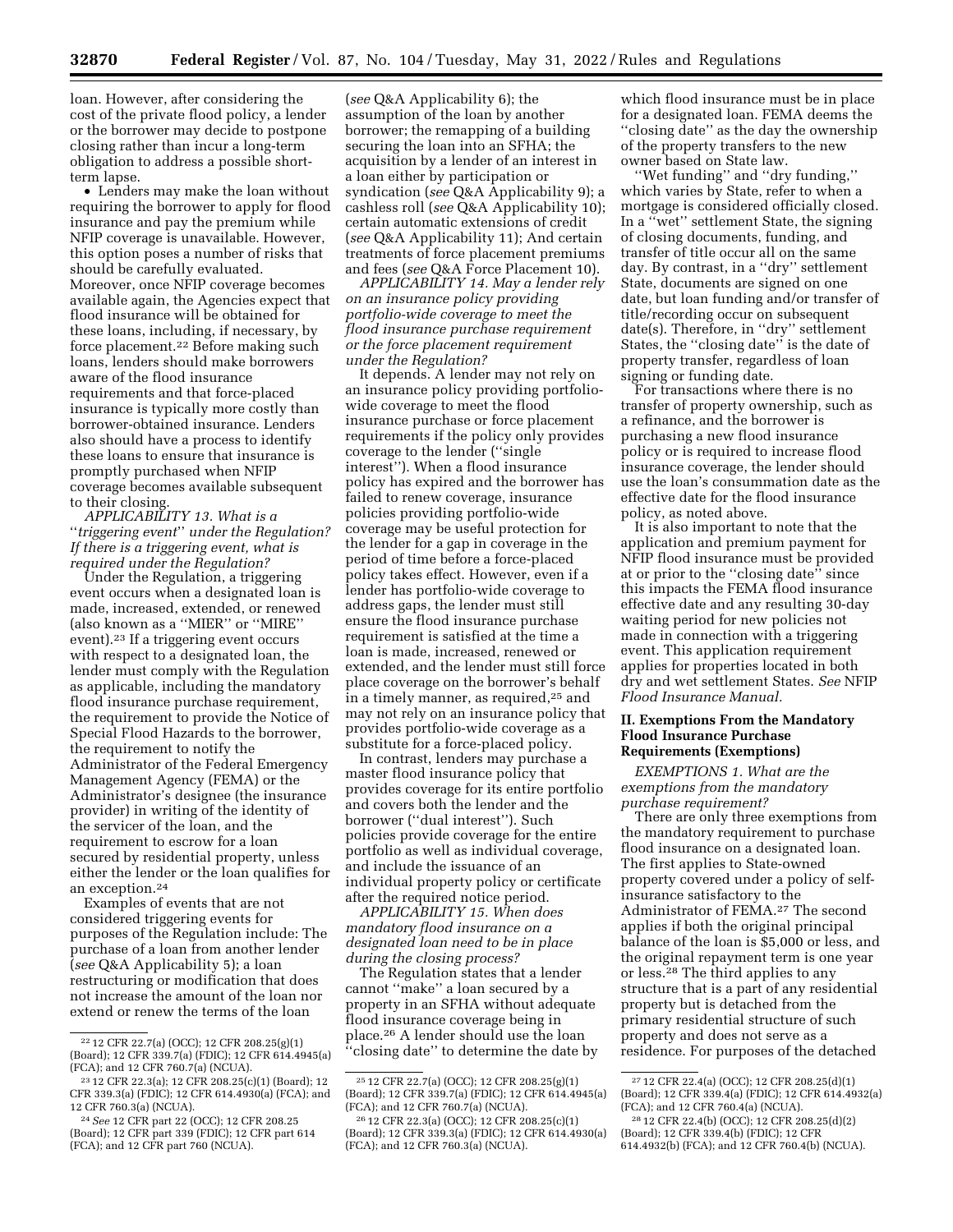loan. However, after considering the cost of the private flood policy, a lender or the borrower may decide to postpone closing rather than incur a long-term obligation to address a possible short-term lapse.

- Lenders may make the loan without requiring the borrower to apply for flood insurance and pay the premium while NFIP coverage is unavailable. However, this option poses a number of risks that should be carefully evaluated. Moreover, once NFIP coverage becomes available again, the Agencies expect that flood insurance will be obtained for these loans, including, if necessary, by force placement.[22] Before making such loans, lenders should make borrowers aware of the flood insurance requirements and that force-placed insurance is typically more costly than borrower-obtained insurance. Lenders also should have a process to identify these loans to ensure that insurance is promptly purchased when NFIP coverage becomes available subsequent to their closing.

*APPLICABILITY 13. What is a "triggering event" under the Regulation? If there is a triggering event, what is required under the Regulation?*

Under the Regulation, a triggering event occurs when a designated loan is made, increased, extended, or renewed (also known as a "MIER" or "MIRE" event).[23] If a triggering event occurs with respect to a designated loan, the lender must comply with the Regulation as applicable, including the mandatory flood insurance purchase requirement, the requirement to provide the Notice of Special Flood Hazards to the borrower, the requirement to notify the Administrator of the Federal Emergency Management Agency (FEMA) or the Administrator's designee (the insurance provider) in writing of the identity of the servicer of the loan, and the requirement to escrow for a loan secured by residential property, unless either the lender or the loan qualifies for an exception.[24]

Examples of events that are not considered triggering events for purposes of the Regulation include: The purchase of a loan from another lender (*see* Q&A Applicability 5); a loan restructuring or modification that does not increase the amount of the loan nor extend or renew the terms of the loan (*see* Q&A Applicability 6); the assumption of the loan by another borrower; the remapping of a building securing the loan into an SFHA; the acquisition by a lender of an interest in a loan either by participation or syndication (*see* Q&A Applicability 9); a cashless roll (*see* Q&A Applicability 10); certain automatic extensions of credit (*see* Q&A Applicability 11); And certain treatments of force placement premiums and fees (*see* Q&A Force Placement 10).

*APPLICABILITY 14. May a lender rely on an insurance policy providing portfolio-wide coverage to meet the flood insurance purchase requirement or the force placement requirement under the Regulation?*

It depends. A lender may not rely on an insurance policy providing portfolio-wide coverage to meet the flood insurance purchase or force placement requirements if the policy only provides coverage to the lender ("single interest"). When a flood insurance policy has expired and the borrower has failed to renew coverage, insurance policies providing portfolio-wide coverage may be useful protection for the lender for a gap in coverage in the period of time before a force-placed policy takes effect. However, even if a lender has portfolio-wide coverage to address gaps, the lender must still ensure the flood insurance purchase requirement is satisfied at the time a loan is made, increased, renewed or extended, and the lender must still force place coverage on the borrower's behalf in a timely manner, as required,[25] and may not rely on an insurance policy that provides portfolio-wide coverage as a substitute for a force-placed policy.

In contrast, lenders may purchase a master flood insurance policy that provides coverage for its entire portfolio and covers both the lender and the borrower ("dual interest"). Such policies provide coverage for the entire portfolio as well as individual coverage, and include the issuance of an individual property policy or certificate after the required notice period.

*APPLICABILITY 15. When does mandatory flood insurance on a designated loan need to be in place during the closing process?*

The Regulation states that a lender cannot "make" a loan secured by a property in an SFHA without adequate flood insurance coverage being in place.[26] A lender should use the loan "closing date" to determine the date by which flood insurance must be in place for a designated loan. FEMA deems the "closing date" as the day the ownership of the property transfers to the new owner based on State law.

"Wet funding" and "dry funding," which varies by State, refer to when a mortgage is considered officially closed. In a "wet" settlement State, the signing of closing documents, funding, and transfer of title occur all on the same day. By contrast, in a "dry" settlement State, documents are signed on one date, but loan funding and/or transfer of title/recording occur on subsequent date(s). Therefore, in "dry" settlement States, the "closing date" is the date of property transfer, regardless of loan signing or funding date.

For transactions where there is no transfer of property ownership, such as a refinance, and the borrower is purchasing a new flood insurance policy or is required to increase flood insurance coverage, the lender should use the loan's consummation date as the effective date for the flood insurance policy, as noted above.

It is also important to note that the application and premium payment for NFIP flood insurance must be provided at or prior to the "closing date" since this impacts the FEMA flood insurance effective date and any resulting 30-day waiting period for new policies not made in connection with a triggering event. This application requirement applies for properties located in both dry and wet settlement States. *See* NFIP *Flood Insurance Manual.*

## II. Exemptions From the Mandatory Flood Insurance Purchase Requirements (Exemptions)

*EXEMPTIONS 1. What are the exemptions from the mandatory purchase requirement?*

There are only three exemptions from the mandatory requirement to purchase flood insurance on a designated loan. The first applies to State-owned property covered under a policy of self-insurance satisfactory to the Administrator of FEMA.[27] The second applies if both the original principal balance of the loan is $5,000 or less, and the original repayment term is one year or less.[28] The third applies to any structure that is a part of any residential property but is detached from the primary residential structure of such property and does not serve as a residence. For purposes of the detached

---

[22] 12 CFR 22.7(a) (OCC); 12 CFR 208.25(g)(1) (Board); 12 CFR 339.7(a) (FDIC); 12 CFR 614.4945(a) (FCA); and 12 CFR 760.7(a) (NCUA).

[23] 12 CFR 22.3(a); 12 CFR 208.25(c)(1) (Board); 12 CFR 339.3(a) (FDIC); 12 CFR 614.4930(a) (FCA); and 12 CFR 760.3(a) (NCUA).

[24] *See* 12 CFR part 22 (OCC); 12 CFR 208.25 (Board); 12 CFR part 339 (FDIC); 12 CFR part 614 (FCA); and 12 CFR part 760 (NCUA).

[25] 12 CFR 22.7(a) (OCC); 12 CFR 208.25(g)(1) (Board); 12 CFR 339.7(a) (FDIC); 12 CFR 614.4945(a) (FCA); and 12 CFR 760.7(a) (NCUA).

[26] 12 CFR 22.3(a) (OCC); 12 CFR 208.25(c)(1) (Board); 12 CFR 339.3(a) (FDIC); 12 CFR 614.4930(a) (FCA); and 12 CFR 760.3(a) (NCUA).

[27] 12 CFR 22.4(a) (OCC); 12 CFR 208.25(d)(1) (Board); 12 CFR 339.4(a) (FDIC); 12 CFR 614.4932(a) (FCA); and 12 CFR 760.4(a) (NCUA).

[28] 12 CFR 22.4(b) (OCC); 12 CFR 208.25(d)(2) (Board); 12 CFR 339.4(b) (FDIC); 12 CFR 614.4932(b) (FCA); and 12 CFR 760.4(b) (NCUA).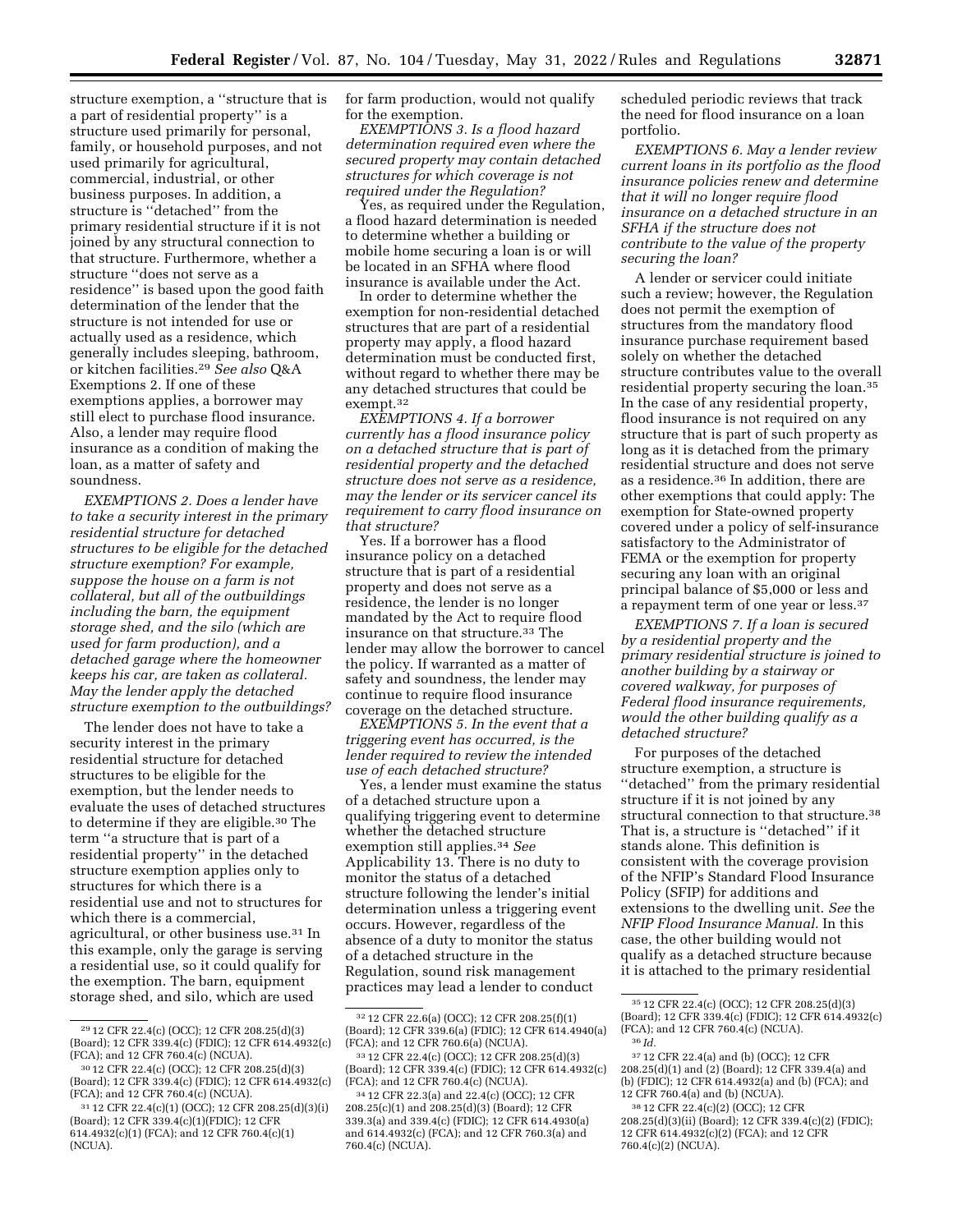structure exemption, a ''structure that is a part of residential property'' is a structure used primarily for personal, family, or household purposes, and not used primarily for agricultural, commercial, industrial, or other business purposes. In addition, a structure is ''detached'' from the primary residential structure if it is not joined by any structural connection to that structure. Furthermore, whether a structure ''does not serve as a residence'' is based upon the good faith determination of the lender that the structure is not intended for use or actually used as a residence, which generally includes sleeping, bathroom, or kitchen facilities.[29] *See also* Q&A Exemptions 2. If one of these exemptions applies, a borrower may still elect to purchase flood insurance. Also, a lender may require flood insurance as a condition of making the loan, as a matter of safety and soundness.

*EXEMPTIONS 2. Does a lender have to take a security interest in the primary residential structure for detached structures to be eligible for the detached structure exemption? For example, suppose the house on a farm is not collateral, but all of the outbuildings including the barn, the equipment storage shed, and the silo (which are used for farm production), and a detached garage where the homeowner keeps his car, are taken as collateral. May the lender apply the detached structure exemption to the outbuildings?*

The lender does not have to take a security interest in the primary residential structure for detached structures to be eligible for the exemption, but the lender needs to evaluate the uses of detached structures to determine if they are eligible.[30] The term ''a structure that is part of a residential property'' in the detached structure exemption applies only to structures for which there is a residential use and not to structures for which there is a commercial, agricultural, or other business use.[31] In this example, only the garage is serving a residential use, so it could qualify for the exemption. The barn, equipment storage shed, and silo, which are used for farm production, would not qualify for the exemption.

*EXEMPTIONS 3. Is a flood hazard determination required even where the secured property may contain detached structures for which coverage is not required under the Regulation?*

Yes, as required under the Regulation, a flood hazard determination is needed to determine whether a building or mobile home securing a loan is or will be located in an SFHA where flood insurance is available under the Act.

In order to determine whether the exemption for non-residential detached structures that are part of a residential property may apply, a flood hazard determination must be conducted first, without regard to whether there may be any detached structures that could be exempt.[32]

*EXEMPTIONS 4. If a borrower currently has a flood insurance policy on a detached structure that is part of residential property and the detached structure does not serve as a residence, may the lender or its servicer cancel its requirement to carry flood insurance on that structure?*

Yes. If a borrower has a flood insurance policy on a detached structure that is part of a residential property and does not serve as a residence, the lender is no longer mandated by the Act to require flood insurance on that structure.[33] The lender may allow the borrower to cancel the policy. If warranted as a matter of safety and soundness, the lender may continue to require flood insurance coverage on the detached structure.

*EXEMPTIONS 5. In the event that a triggering event has occurred, is the lender required to review the intended use of each detached structure?*

Yes, a lender must examine the status of a detached structure upon a qualifying triggering event to determine whether the detached structure exemption still applies.[34] *See* Applicability 13. There is no duty to monitor the status of a detached structure following the lender's initial determination unless a triggering event occurs. However, regardless of the absence of a duty to monitor the status of a detached structure in the Regulation, sound risk management practices may lead a lender to conduct scheduled periodic reviews that track the need for flood insurance on a loan portfolio.

*EXEMPTIONS 6. May a lender review current loans in its portfolio as the flood insurance policies renew and determine that it will no longer require flood insurance on a detached structure in an SFHA if the structure does not contribute to the value of the property securing the loan?*

A lender or servicer could initiate such a review; however, the Regulation does not permit the exemption of structures from the mandatory flood insurance purchase requirement based solely on whether the detached structure contributes value to the overall residential property securing the loan.[35] In the case of any residential property, flood insurance is not required on any structure that is part of such property as long as it is detached from the primary residential structure and does not serve as a residence.[36] In addition, there are other exemptions that could apply: The exemption for State-owned property covered under a policy of self-insurance satisfactory to the Administrator of FEMA or the exemption for property securing any loan with an original principal balance of $5,000 or less and a repayment term of one year or less.[37]

*EXEMPTIONS 7. If a loan is secured by a residential property and the primary residential structure is joined to another building by a stairway or covered walkway, for purposes of Federal flood insurance requirements, would the other building qualify as a detached structure?*

For purposes of the detached structure exemption, a structure is ''detached'' from the primary residential structure if it is not joined by any structural connection to that structure.[38] That is, a structure is ''detached'' if it stands alone. This definition is consistent with the coverage provision of the NFIP's Standard Flood Insurance Policy (SFIP) for additions and extensions to the dwelling unit. *See* the *NFIP Flood Insurance Manual.* In this case, the other building would not qualify as a detached structure because it is attached to the primary residential

---

[29] 12 CFR 22.4(c) (OCC); 12 CFR 208.25(d)(3) (Board); 12 CFR 339.4(c) (FDIC); 12 CFR 614.4932(c) (FCA); and 12 CFR 760.4(c) (NCUA).

[30] 12 CFR 22.4(c) (OCC); 12 CFR 208.25(d)(3) (Board); 12 CFR 339.4(c) (FDIC); 12 CFR 614.4932(c) (FCA); and 12 CFR 760.4(c) (NCUA).

[31] 12 CFR 22.4(c)(1) (OCC); 12 CFR 208.25(d)(3)(i) (Board); 12 CFR 339.4(c)(1)(FDIC); 12 CFR 614.4932(c)(1) (FCA); and 12 CFR 760.4(c)(1) (NCUA).

[32] 12 CFR 22.6(a) (OCC); 12 CFR 208.25(f)(1) (Board); 12 CFR 339.6(a) (FDIC); 12 CFR 614.4940(a) (FCA); and 12 CFR 760.6(a) (NCUA).

[33] 12 CFR 22.4(c) (OCC); 12 CFR 208.25(d)(3) (Board); 12 CFR 339.4(c) (FDIC); 12 CFR 614.4932(c) (FCA); and 12 CFR 760.4(c) (NCUA).

[34] 12 CFR 22.3(a) and 22.4(c) (OCC); 12 CFR 208.25(c)(1) and 208.25(d)(3) (Board); 12 CFR 339.3(a) and 339.4(c) (FDIC); 12 CFR 614.4930(a) and 614.4932(c) (FCA); and 12 CFR 760.3(a) and 760.4(c) (NCUA).

[35] 12 CFR 22.4(c) (OCC); 12 CFR 208.25(d)(3) (Board); 12 CFR 339.4(c) (FDIC); 12 CFR 614.4932(c) (FCA); and 12 CFR 760.4(c) (NCUA).

[36] *Id.*

[37] 12 CFR 22.4(a) and (b) (OCC); 12 CFR 208.25(d)(1) and (2) (Board); 12 CFR 339.4(a) and (b) (FDIC); 12 CFR 614.4932(a) and (b) (FCA); and 12 CFR 760.4(a) and (b) (NCUA).

[38] 12 CFR 22.4(c)(2) (OCC); 12 CFR 208.25(d)(3)(ii) (Board); 12 CFR 339.4(c)(2) (FDIC); 12 CFR 614.4932(c)(2) (FCA); and 12 CFR 760.4(c)(2) (NCUA).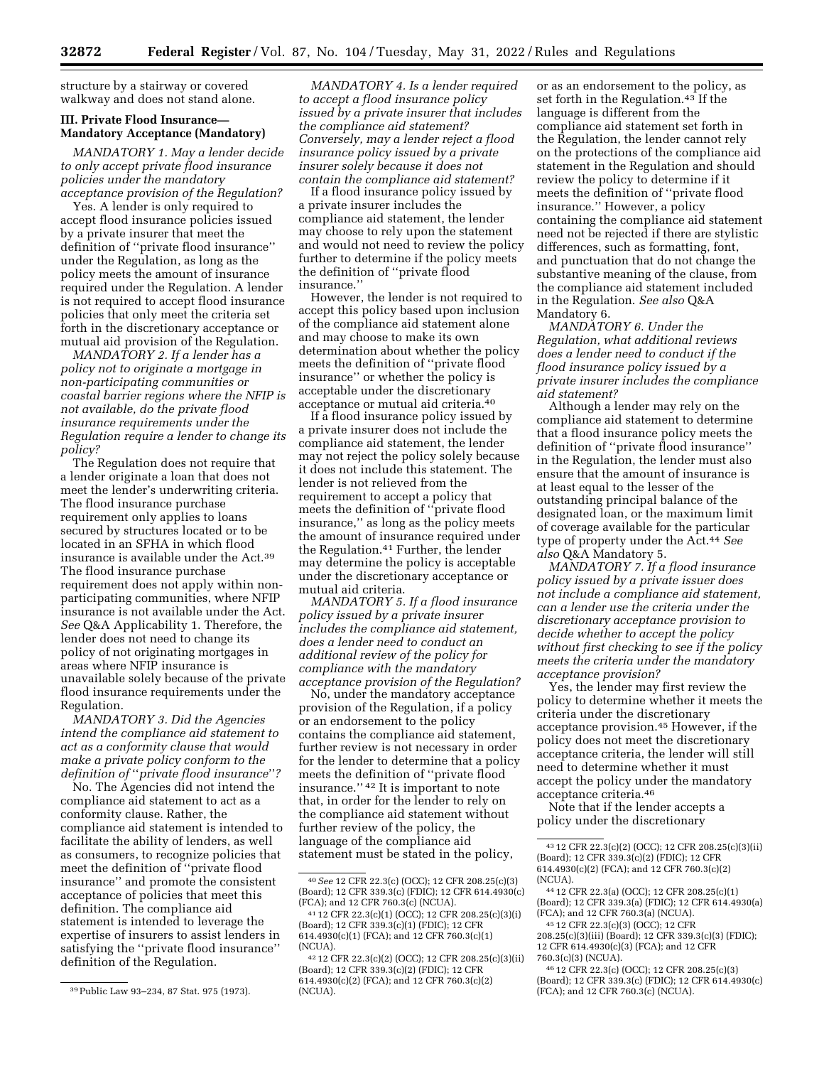structure by a stairway or covered walkway and does not stand alone.

### III. Private Flood Insurance—Mandatory Acceptance (Mandatory)

*MANDATORY 1. May a lender decide to only accept private flood insurance policies under the mandatory acceptance provision of the Regulation?*

Yes. A lender is only required to accept flood insurance policies issued by a private insurer that meet the definition of ''private flood insurance'' under the Regulation, as long as the policy meets the amount of insurance required under the Regulation. A lender is not required to accept flood insurance policies that only meet the criteria set forth in the discretionary acceptance or mutual aid provision of the Regulation.

*MANDATORY 2. If a lender has a policy not to originate a mortgage in non-participating communities or coastal barrier regions where the NFIP is not available, do the private flood insurance requirements under the Regulation require a lender to change its policy?*

The Regulation does not require that a lender originate a loan that does not meet the lender's underwriting criteria. The flood insurance purchase requirement only applies to loans secured by structures located or to be located in an SFHA in which flood insurance is available under the Act.[39] The flood insurance purchase requirement does not apply within non-participating communities, where NFIP insurance is not available under the Act. *See* Q&A Applicability 1. Therefore, the lender does not need to change its policy of not originating mortgages in areas where NFIP insurance is unavailable solely because of the private flood insurance requirements under the Regulation.

*MANDATORY 3. Did the Agencies intend the compliance aid statement to act as a conformity clause that would make a private policy conform to the definition of ''private flood insurance''?*

No. The Agencies did not intend the compliance aid statement to act as a conformity clause. Rather, the compliance aid statement is intended to facilitate the ability of lenders, as well as consumers, to recognize policies that meet the definition of ''private flood insurance'' and promote the consistent acceptance of policies that meet this definition. The compliance aid statement is intended to leverage the expertise of insurers to assist lenders in satisfying the ''private flood insurance'' definition of the Regulation.

*MANDATORY 4. Is a lender required to accept a flood insurance policy issued by a private insurer that includes the compliance aid statement? Conversely, may a lender reject a flood insurance policy issued by a private insurer solely because it does not contain the compliance aid statement?*

If a flood insurance policy issued by a private insurer includes the compliance aid statement, the lender may choose to rely upon the statement and would not need to review the policy further to determine if the policy meets the definition of ''private flood insurance.''

However, the lender is not required to accept this policy based upon inclusion of the compliance aid statement alone and may choose to make its own determination about whether the policy meets the definition of ''private flood insurance'' or whether the policy is acceptable under the discretionary acceptance or mutual aid criteria.[40]

If a flood insurance policy issued by a private insurer does not include the compliance aid statement, the lender may not reject the policy solely because it does not include this statement. The lender is not relieved from the requirement to accept a policy that meets the definition of ''private flood insurance,'' as long as the policy meets the amount of insurance required under the Regulation.[41] Further, the lender may determine the policy is acceptable under the discretionary acceptance or mutual aid criteria.

*MANDATORY 5. If a flood insurance policy issued by a private insurer includes the compliance aid statement, does a lender need to conduct an additional review of the policy for compliance with the mandatory acceptance provision of the Regulation?*

No, under the mandatory acceptance provision of the Regulation, if a policy or an endorsement to the policy contains the compliance aid statement, further review is not necessary in order for the lender to determine that a policy meets the definition of ''private flood insurance.''[42] It is important to note that, in order for the lender to rely on the compliance aid statement without further review of the policy, the language of the compliance aid statement must be stated in the policy, or as an endorsement to the policy, as set forth in the Regulation.[43] If the language is different from the compliance aid statement set forth in the Regulation, the lender cannot rely on the protections of the compliance aid statement in the Regulation and should review the policy to determine if it meets the definition of ''private flood insurance.'' However, a policy containing the compliance aid statement need not be rejected if there are stylistic differences, such as formatting, font, and punctuation that do not change the substantive meaning of the clause, from the compliance aid statement included in the Regulation. *See also* Q&A Mandatory 6.

*MANDATORY 6. Under the Regulation, what additional reviews does a lender need to conduct if the flood insurance policy issued by a private insurer includes the compliance aid statement?*

Although a lender may rely on the compliance aid statement to determine that a flood insurance policy meets the definition of ''private flood insurance'' in the Regulation, the lender must also ensure that the amount of insurance is at least equal to the lesser of the outstanding principal balance of the designated loan, or the maximum limit of coverage available for the particular type of property under the Act.[44] *See also* Q&A Mandatory 5.

*MANDATORY 7. If a flood insurance policy issued by a private issuer does not include a compliance aid statement, can a lender use the criteria under the discretionary acceptance provision to decide whether to accept the policy without first checking to see if the policy meets the criteria under the mandatory acceptance provision?*

Yes, the lender may first review the policy to determine whether it meets the criteria under the discretionary acceptance provision.[45] However, if the policy does not meet the discretionary acceptance criteria, the lender will still need to determine whether it must accept the policy under the mandatory acceptance criteria.[46]

Note that if the lender accepts a policy under the discretionary

---

[39] Public Law 93–234, 87 Stat. 975 (1973).

[40] *See* 12 CFR 22.3(c) (OCC); 12 CFR 208.25(c)(3) (Board); 12 CFR 339.3(c) (FDIC); 12 CFR 614.4930(c) (FCA); and 12 CFR 760.3(c) (NCUA).

[41] 12 CFR 22.3(c)(1) (OCC); 12 CFR 208.25(c)(3)(i) (Board); 12 CFR 339.3(c)(1) (FDIC); 12 CFR 614.4930(c)(1) (FCA); and 12 CFR 760.3(c)(1) (NCUA).

[42] 12 CFR 22.3(c)(2) (OCC); 12 CFR 208.25(c)(3)(ii) (Board); 12 CFR 339.3(c)(2) (FDIC); 12 CFR 614.4930(c)(2) (FCA); and 12 CFR 760.3(c)(2) (NCUA).

[43] 12 CFR 22.3(c)(2) (OCC); 12 CFR 208.25(c)(3)(ii) (Board); 12 CFR 339.3(c)(2) (FDIC); 12 CFR 614.4930(c)(2) (FCA); and 12 CFR 760.3(c)(2) (NCUA).

[44] 12 CFR 22.3(a) (OCC); 12 CFR 208.25(c)(1) (Board); 12 CFR 339.3(a) (FDIC); 12 CFR 614.4930(a) (FCA); and 12 CFR 760.3(a) (NCUA).

[45] 12 CFR 22.3(c)(3) (OCC); 12 CFR 208.25(c)(3)(iii) (Board); 12 CFR 339.3(c)(3) (FDIC); 12 CFR 614.4930(c)(3) (FCA); and 12 CFR 760.3(c)(3) (NCUA).

[46] 12 CFR 22.3(c) (OCC); 12 CFR 208.25(c)(3) (Board); 12 CFR 339.3(c) (FDIC); 12 CFR 614.4930(c) (FCA); and 12 CFR 760.3(c) (NCUA).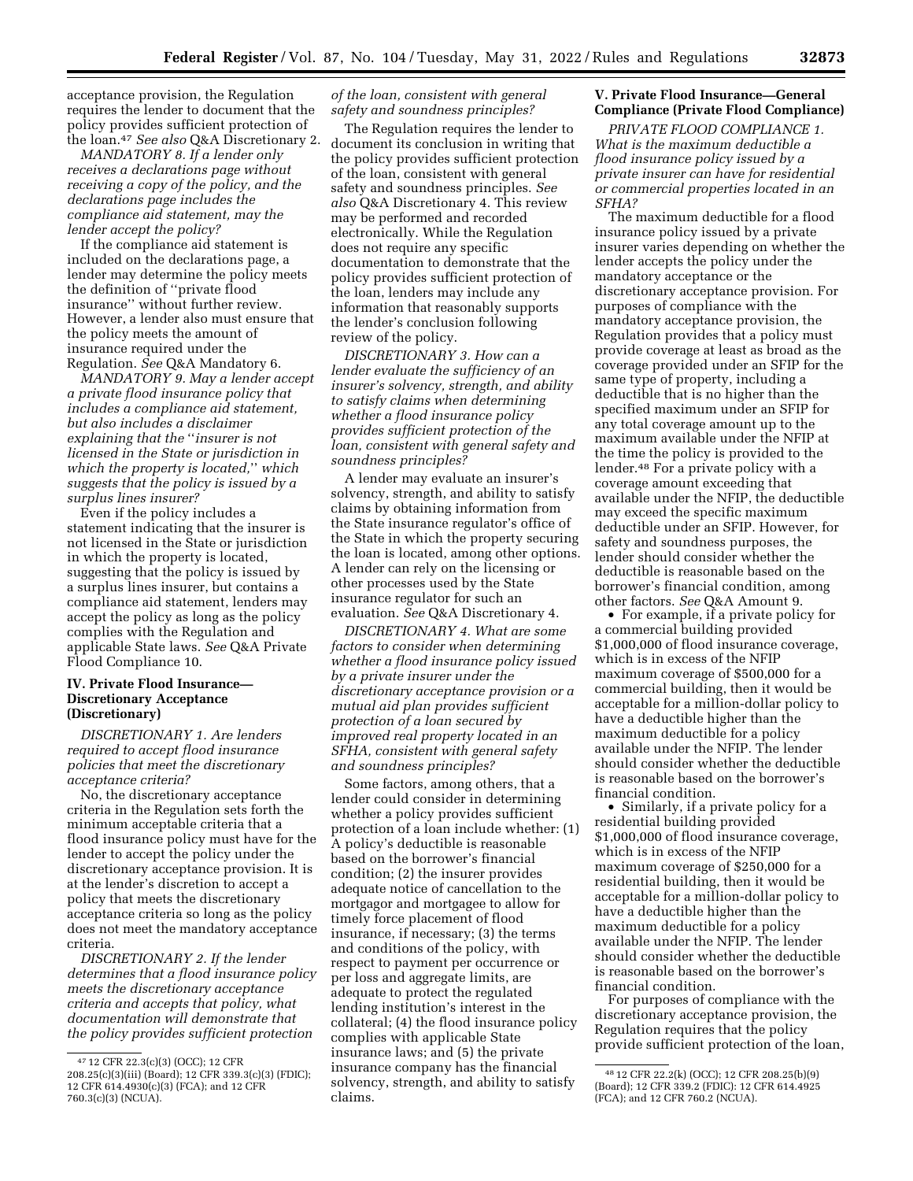acceptance provision, the Regulation requires the lender to document that the policy provides sufficient protection of the loan.[47] *See also* Q&A Discretionary 2.

*MANDATORY 8. If a lender only receives a declarations page without receiving a copy of the policy, and the declarations page includes the compliance aid statement, may the lender accept the policy?*

If the compliance aid statement is included on the declarations page, a lender may determine the policy meets the definition of ''private flood insurance'' without further review. However, a lender also must ensure that the policy meets the amount of insurance required under the Regulation. *See* Q&A Mandatory 6.

*MANDATORY 9. May a lender accept a private flood insurance policy that includes a compliance aid statement, but also includes a disclaimer explaining that the ''insurer is not licensed in the State or jurisdiction in which the property is located,'' which suggests that the policy is issued by a surplus lines insurer?*

Even if the policy includes a statement indicating that the insurer is not licensed in the State or jurisdiction in which the property is located, suggesting that the policy is issued by a surplus lines insurer, but contains a compliance aid statement, lenders may accept the policy as long as the policy complies with the Regulation and applicable State laws. *See* Q&A Private Flood Compliance 10.

## IV. Private Flood Insurance—Discretionary Acceptance (Discretionary)

*DISCRETIONARY 1. Are lenders required to accept flood insurance policies that meet the discretionary acceptance criteria?*

No, the discretionary acceptance criteria in the Regulation sets forth the minimum acceptable criteria that a flood insurance policy must have for the lender to accept the policy under the discretionary acceptance provision. It is at the lender's discretion to accept a policy that meets the discretionary acceptance criteria so long as the policy does not meet the mandatory acceptance criteria.

*DISCRETIONARY 2. If the lender determines that a flood insurance policy meets the discretionary acceptance criteria and accepts that policy, what documentation will demonstrate that the policy provides sufficient protection of the loan, consistent with general safety and soundness principles?*

The Regulation requires the lender to document its conclusion in writing that the policy provides sufficient protection of the loan, consistent with general safety and soundness principles. *See also* Q&A Discretionary 4. This review may be performed and recorded electronically. While the Regulation does not require any specific documentation to demonstrate that the policy provides sufficient protection of the loan, lenders may include any information that reasonably supports the lender's conclusion following review of the policy.

*DISCRETIONARY 3. How can a lender evaluate the sufficiency of an insurer's solvency, strength, and ability to satisfy claims when determining whether a flood insurance policy provides sufficient protection of the loan, consistent with general safety and soundness principles?*

A lender may evaluate an insurer's solvency, strength, and ability to satisfy claims by obtaining information from the State insurance regulator's office of the State in which the property securing the loan is located, among other options. A lender can rely on the licensing or other processes used by the State insurance regulator for such an evaluation. *See* Q&A Discretionary 4.

*DISCRETIONARY 4. What are some factors to consider when determining whether a flood insurance policy issued by a private insurer under the discretionary acceptance provision or a mutual aid plan provides sufficient protection of a loan secured by improved real property located in an SFHA, consistent with general safety and soundness principles?*

Some factors, among others, that a lender could consider in determining whether a policy provides sufficient protection of a loan include whether: (1) A policy's deductible is reasonable based on the borrower's financial condition; (2) the insurer provides adequate notice of cancellation to the mortgagor and mortgagee to allow for timely force placement of flood insurance, if necessary; (3) the terms and conditions of the policy, with respect to payment per occurrence or per loss and aggregate limits, are adequate to protect the regulated lending institution's interest in the collateral; (4) the flood insurance policy complies with applicable State insurance laws; and (5) the private insurance company has the financial solvency, strength, and ability to satisfy claims.

## V. Private Flood Insurance—General Compliance (Private Flood Compliance)

*PRIVATE FLOOD COMPLIANCE 1. What is the maximum deductible a flood insurance policy issued by a private insurer can have for residential or commercial properties located in an SFHA?*

The maximum deductible for a flood insurance policy issued by a private insurer varies depending on whether the lender accepts the policy under the mandatory acceptance or the discretionary acceptance provision. For purposes of compliance with the mandatory acceptance provision, the Regulation provides that a policy must provide coverage at least as broad as the coverage provided under an SFIP for the same type of property, including a deductible that is no higher than the specified maximum under an SFIP for any total coverage amount up to the maximum available under the NFIP at the time the policy is provided to the lender.[48] For a private policy with a coverage amount exceeding that available under the NFIP, the deductible may exceed the specific maximum deductible under an SFIP. However, for safety and soundness purposes, the lender should consider whether the deductible is reasonable based on the borrower's financial condition, among other factors. *See* Q&A Amount 9.

- For example, if a private policy for a commercial building provided $1,000,000 of flood insurance coverage, which is in excess of the NFIP maximum coverage of $500,000 for a commercial building, then it would be acceptable for a million-dollar policy to have a deductible higher than the maximum deductible for a policy available under the NFIP. The lender should consider whether the deductible is reasonable based on the borrower's financial condition.
- Similarly, if a private policy for a residential building provided $1,000,000 of flood insurance coverage, which is in excess of the NFIP maximum coverage of $250,000 for a residential building, then it would be acceptable for a million-dollar policy to have a deductible higher than the maximum deductible for a policy available under the NFIP. The lender should consider whether the deductible is reasonable based on the borrower's financial condition.

For purposes of compliance with the discretionary acceptance provision, the Regulation requires that the policy provide sufficient protection of the loan,

[47] 12 CFR 22.3(c)(3) (OCC); 12 CFR 208.25(c)(3)(iii) (Board); 12 CFR 339.3(c)(3) (FDIC); 12 CFR 614.4930(c)(3) (FCA); and 12 CFR 760.3(c)(3) (NCUA).

[48] 12 CFR 22.2(k) (OCC); 12 CFR 208.25(b)(9) (Board); 12 CFR 339.2 (FDIC); 12 CFR 614.4925 (FCA); and 12 CFR 760.2 (NCUA).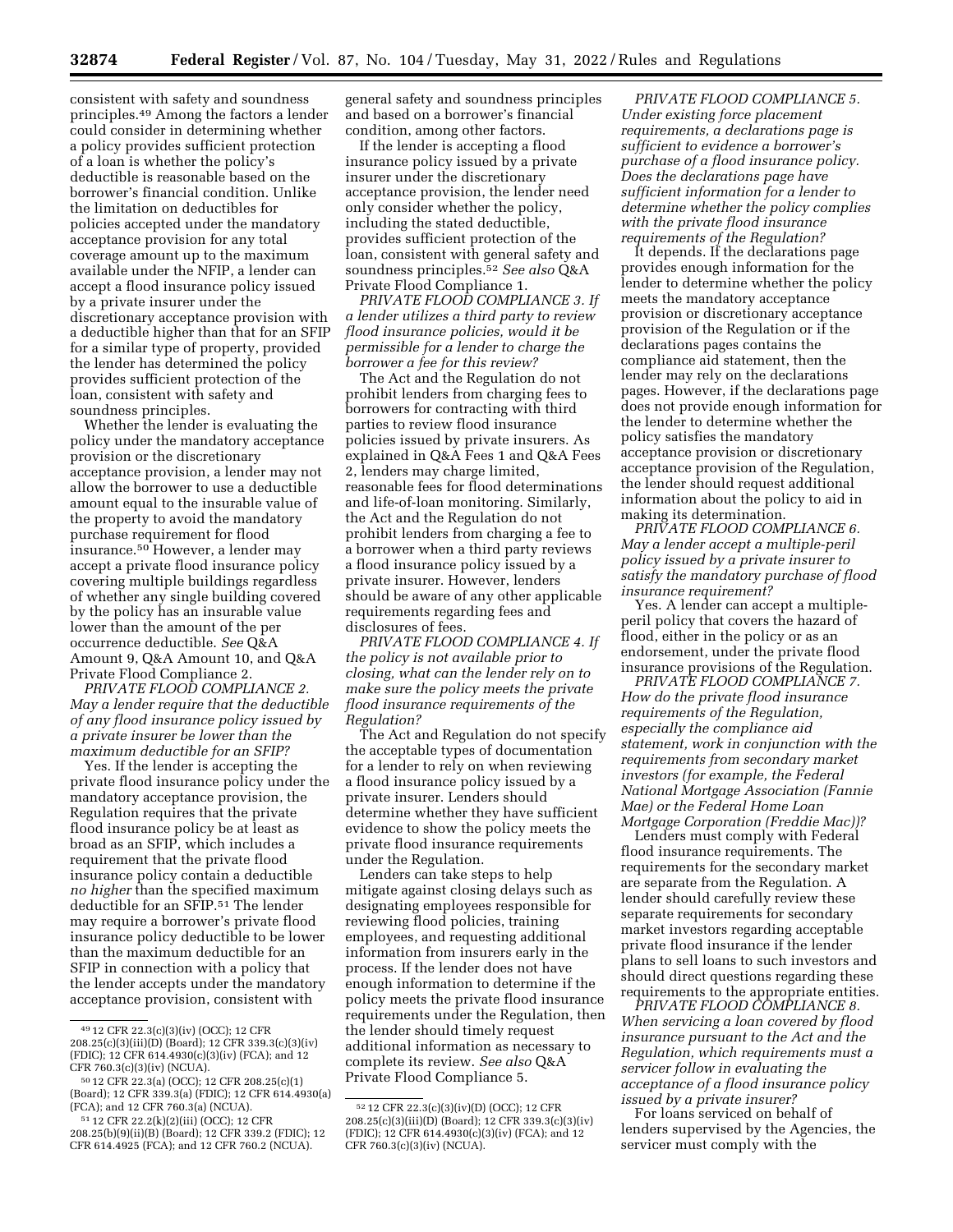consistent with safety and soundness principles.[49] Among the factors a lender could consider in determining whether a policy provides sufficient protection of a loan is whether the policy's deductible is reasonable based on the borrower's financial condition. Unlike the limitation on deductibles for policies accepted under the mandatory acceptance provision for any total coverage amount up to the maximum available under the NFIP, a lender can accept a flood insurance policy issued by a private insurer under the discretionary acceptance provision with a deductible higher than that for an SFIP for a similar type of property, provided the lender has determined the policy provides sufficient protection of the loan, consistent with safety and soundness principles.

Whether the lender is evaluating the policy under the mandatory acceptance provision or the discretionary acceptance provision, a lender may not allow the borrower to use a deductible amount equal to the insurable value of the property to avoid the mandatory purchase requirement for flood insurance.[50] However, a lender may accept a private flood insurance policy covering multiple buildings regardless of whether any single building covered by the policy has an insurable value lower than the amount of the per occurrence deductible. *See* Q&A Amount 9, Q&A Amount 10, and Q&A Private Flood Compliance 2.

*PRIVATE FLOOD COMPLIANCE 2. May a lender require that the deductible of any flood insurance policy issued by a private insurer be lower than the maximum deductible for an SFIP?*

Yes. If the lender is accepting the private flood insurance policy under the mandatory acceptance provision, the Regulation requires that the private flood insurance policy be at least as broad as an SFIP, which includes a requirement that the private flood insurance policy contain a deductible *no higher* than the specified maximum deductible for an SFIP.[51] The lender may require a borrower's private flood insurance policy deductible to be lower than the maximum deductible for an SFIP in connection with a policy that the lender accepts under the mandatory acceptance provision, consistent with general safety and soundness principles and based on a borrower's financial condition, among other factors.

If the lender is accepting a flood insurance policy issued by a private insurer under the discretionary acceptance provision, the lender need only consider whether the policy, including the stated deductible, provides sufficient protection of the loan, consistent with general safety and soundness principles.[52] *See also* Q&A Private Flood Compliance 1.

*PRIVATE FLOOD COMPLIANCE 3. If a lender utilizes a third party to review flood insurance policies, would it be permissible for a lender to charge the borrower a fee for this review?*

The Act and the Regulation do not prohibit lenders from charging fees to borrowers for contracting with third parties to review flood insurance policies issued by private insurers. As explained in Q&A Fees 1 and Q&A Fees 2, lenders may charge limited, reasonable fees for flood determinations and life-of-loan monitoring. Similarly, the Act and the Regulation do not prohibit lenders from charging a fee to a borrower when a third party reviews a flood insurance policy issued by a private insurer. However, lenders should be aware of any other applicable requirements regarding fees and disclosures of fees.

*PRIVATE FLOOD COMPLIANCE 4. If the policy is not available prior to closing, what can the lender rely on to make sure the policy meets the private flood insurance requirements of the Regulation?*

The Act and Regulation do not specify the acceptable types of documentation for a lender to rely on when reviewing a flood insurance policy issued by a private insurer. Lenders should determine whether they have sufficient evidence to show the policy meets the private flood insurance requirements under the Regulation.

Lenders can take steps to help mitigate against closing delays such as designating employees responsible for reviewing flood policies, training employees, and requesting additional information from insurers early in the process. If the lender does not have enough information to determine if the policy meets the private flood insurance requirements under the Regulation, then the lender should timely request additional information as necessary to complete its review. *See also* Q&A Private Flood Compliance 5.

*PRIVATE FLOOD COMPLIANCE 5. Under existing force placement requirements, a declarations page is sufficient to evidence a borrower's purchase of a flood insurance policy. Does the declarations page have sufficient information for a lender to determine whether the policy complies with the private flood insurance requirements of the Regulation?*

It depends. If the declarations page provides enough information for the lender to determine whether the policy meets the mandatory acceptance provision or discretionary acceptance provision of the Regulation or if the declarations pages contains the compliance aid statement, then the lender may rely on the declarations pages. However, if the declarations page does not provide enough information for the lender to determine whether the policy satisfies the mandatory acceptance provision or discretionary acceptance provision of the Regulation, the lender should request additional information about the policy to aid in making its determination.

*PRIVATE FLOOD COMPLIANCE 6. May a lender accept a multiple-peril policy issued by a private insurer to satisfy the mandatory purchase of flood insurance requirement?*

Yes. A lender can accept a multiple-peril policy that covers the hazard of flood, either in the policy or as an endorsement, under the private flood insurance provisions of the Regulation.

*PRIVATE FLOOD COMPLIANCE 7. How do the private flood insurance requirements of the Regulation, especially the compliance aid statement, work in conjunction with the requirements from secondary market investors (for example, the Federal National Mortgage Association (Fannie Mae) or the Federal Home Loan Mortgage Corporation (Freddie Mac))?*

Lenders must comply with Federal flood insurance requirements. The requirements for the secondary market are separate from the Regulation. A lender should carefully review these separate requirements for secondary market investors regarding acceptable private flood insurance if the lender plans to sell loans to such investors and should direct questions regarding these requirements to the appropriate entities.

*PRIVATE FLOOD COMPLIANCE 8. When servicing a loan covered by flood insurance pursuant to the Act and the Regulation, which requirements must a servicer follow in evaluating the acceptance of a flood insurance policy issued by a private insurer?*

For loans serviced on behalf of lenders supervised by the Agencies, the servicer must comply with the

---

[49] 12 CFR 22.3(c)(3)(iv) (OCC); 12 CFR 208.25(c)(3)(iii)(D) (Board); 12 CFR 339.3(c)(3)(iv) (FDIC); 12 CFR 614.4930(c)(3)(iv) (FCA); and 12 CFR 760.3(c)(3)(iv) (NCUA).

[50] 12 CFR 22.3(a) (OCC); 12 CFR 208.25(c)(1) (Board); 12 CFR 339.3(a) (FDIC); 12 CFR 614.4930(a) (FCA); and 12 CFR 760.3(a) (NCUA).

[51] 12 CFR 22.2(k)(2)(iii) (OCC); 12 CFR 208.25(b)(9)(ii)(B) (Board); 12 CFR 339.2 (FDIC); 12 CFR 614.4925 (FCA); and 12 CFR 760.2 (NCUA).

[52] 12 CFR 22.3(c)(3)(iv)(D) (OCC); 12 CFR 208.25(c)(3)(iii)(D) (Board); 12 CFR 339.3(c)(3)(iv) (FDIC); 12 CFR 614.4930(c)(3)(iv) (FCA); and 12 CFR 760.3(c)(3)(iv) (NCUA).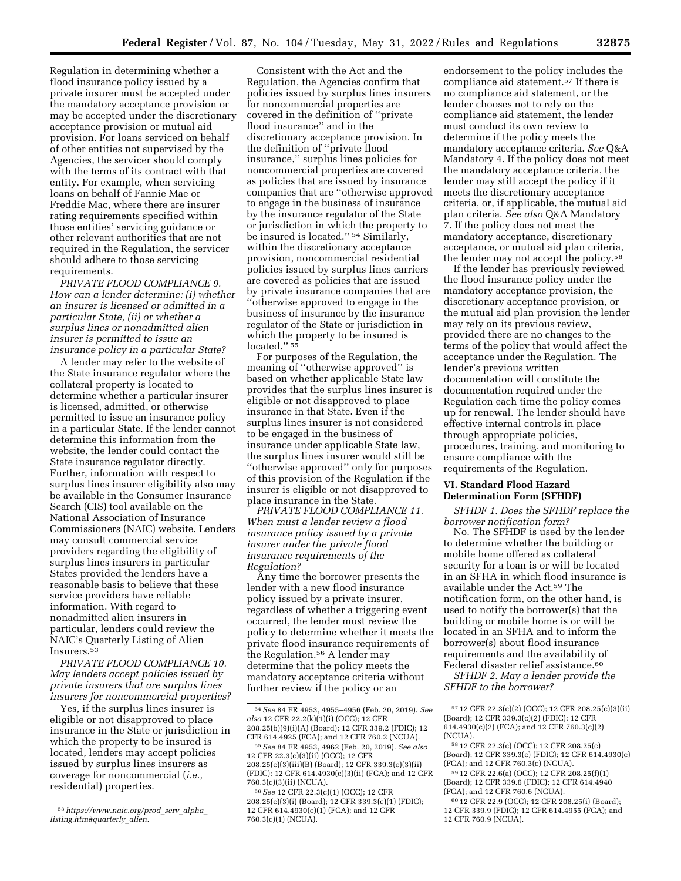Regulation in determining whether a flood insurance policy issued by a private insurer must be accepted under the mandatory acceptance provision or may be accepted under the discretionary acceptance provision or mutual aid provision. For loans serviced on behalf of other entities not supervised by the Agencies, the servicer should comply with the terms of its contract with that entity. For example, when servicing loans on behalf of Fannie Mae or Freddie Mac, where there are insurer rating requirements specified within those entities' servicing guidance or other relevant authorities that are not required in the Regulation, the servicer should adhere to those servicing requirements.

*PRIVATE FLOOD COMPLIANCE 9. How can a lender determine: (i) whether an insurer is licensed or admitted in a particular State, (ii) or whether a surplus lines or nonadmitted alien insurer is permitted to issue an insurance policy in a particular State?*

A lender may refer to the website of the State insurance regulator where the collateral property is located to determine whether a particular insurer is licensed, admitted, or otherwise permitted to issue an insurance policy in a particular State. If the lender cannot determine this information from the website, the lender could contact the State insurance regulator directly. Further, information with respect to surplus lines insurer eligibility also may be available in the Consumer Insurance Search (CIS) tool available on the National Association of Insurance Commissioners (NAIC) website. Lenders may consult commercial service providers regarding the eligibility of surplus lines insurers in particular States provided the lenders have a reasonable basis to believe that these service providers have reliable information. With regard to nonadmitted alien insurers in particular, lenders could review the NAIC's Quarterly Listing of Alien Insurers.[53]

*PRIVATE FLOOD COMPLIANCE 10. May lenders accept policies issued by private insurers that are surplus lines insurers for noncommercial properties?*

Yes, if the surplus lines insurer is eligible or not disapproved to place insurance in the State or jurisdiction in which the property to be insured is located, lenders may accept policies issued by surplus lines insurers as coverage for noncommercial (*i.e.,* residential) properties.

Consistent with the Act and the Regulation, the Agencies confirm that policies issued by surplus lines insurers for noncommercial properties are covered in the definition of ''private flood insurance'' and in the discretionary acceptance provision. In the definition of ''private flood insurance,'' surplus lines policies for noncommercial properties are covered as policies that are issued by insurance companies that are ''otherwise approved to engage in the business of insurance by the insurance regulator of the State or jurisdiction in which the property to be insured is located.'' [54] Similarly, within the discretionary acceptance provision, noncommercial residential policies issued by surplus lines carriers are covered as policies that are issued by private insurance companies that are ''otherwise approved to engage in the business of insurance by the insurance regulator of the State or jurisdiction in which the property to be insured is located.'' [55]

For purposes of the Regulation, the meaning of ''otherwise approved'' is based on whether applicable State law provides that the surplus lines insurer is eligible or not disapproved to place insurance in that State. Even if the surplus lines insurer is not considered to be engaged in the business of insurance under applicable State law, the surplus lines insurer would still be ''otherwise approved'' only for purposes of this provision of the Regulation if the insurer is eligible or not disapproved to place insurance in the State.

*PRIVATE FLOOD COMPLIANCE 11. When must a lender review a flood insurance policy issued by a private insurer under the private flood insurance requirements of the Regulation?*

Any time the borrower presents the lender with a new flood insurance policy issued by a private insurer, regardless of whether a triggering event occurred, the lender must review the policy to determine whether it meets the private flood insurance requirements of the Regulation.[56] A lender may determine that the policy meets the mandatory acceptance criteria without further review if the policy or an endorsement to the policy includes the compliance aid statement.[57] If there is no compliance aid statement, or the lender chooses not to rely on the compliance aid statement, the lender must conduct its own review to determine if the policy meets the mandatory acceptance criteria. *See* Q&A Mandatory 4. If the policy does not meet the mandatory acceptance criteria, the lender may still accept the policy if it meets the discretionary acceptance criteria, or, if applicable, the mutual aid plan criteria. *See also* Q&A Mandatory 7. If the policy does not meet the mandatory acceptance, discretionary acceptance, or mutual aid plan criteria, the lender may not accept the policy.[58]

If the lender has previously reviewed the flood insurance policy under the mandatory acceptance provision, the discretionary acceptance provision, or the mutual aid plan provision the lender may rely on its previous review, provided there are no changes to the terms of the policy that would affect the acceptance under the Regulation. The lender's previous written documentation will constitute the documentation required under the Regulation each time the policy comes up for renewal. The lender should have effective internal controls in place through appropriate policies, procedures, training, and monitoring to ensure compliance with the requirements of the Regulation.

## VI. Standard Flood Hazard Determination Form (SFHDF)

*SFHDF 1. Does the SFHDF replace the borrower notification form?*

No. The SFHDF is used by the lender to determine whether the building or mobile home offered as collateral security for a loan is or will be located in an SFHA in which flood insurance is available under the Act.[59] The notification form, on the other hand, is used to notify the borrower(s) that the building or mobile home is or will be located in an SFHA and to inform the borrower(s) about flood insurance requirements and the availability of Federal disaster relief assistance.[60]

*SFHDF 2. May a lender provide the SFHDF to the borrower?*

---

[53] *https://www.naic.org/prod_serv_alpha_listing.htm#quarterly_alien.*

[54] *See* 84 FR 4953, 4955–4956 (Feb. 20, 2019). *See also* 12 CFR 22.2(k)(1)(i) (OCC); 12 CFR 208.25(b)(9)(i)(A) (Board); 12 CFR 339.2 (FDIC); 12 CFR 614.4925 (FCA); and 12 CFR 760.2 (NCUA).

[55] *See* 84 FR 4953, 4962 (Feb. 20, 2019). *See also* 12 CFR 22.3(c)(3)(ii) (OCC); 12 CFR 208.25(c)(3)(iii)(B) (Board); 12 CFR 339.3(c)(3)(ii) (FDIC); 12 CFR 614.4930(c)(3)(ii) (FCA); and 12 CFR 760.3(c)(3)(ii) (NCUA).

[56] *See* 12 CFR 22.3(c)(1) (OCC); 12 CFR 208.25(c)(3)(i) (Board); 12 CFR 339.3(c)(1) (FDIC); 12 CFR 614.4930(c)(1) (FCA); and 12 CFR 760.3(c)(1) (NCUA).

[57] 12 CFR 22.3(c)(2) (OCC); 12 CFR 208.25(c)(3)(ii) (Board); 12 CFR 339.3(c)(2) (FDIC); 12 CFR 614.4930(c)(2) (FCA); and 12 CFR 760.3(c)(2) (NCUA).

[58] 12 CFR 22.3(c) (OCC); 12 CFR 208.25(c) (Board); 12 CFR 339.3(c) (FDIC); 12 CFR 614.4930(c) (FCA); and 12 CFR 760.3(c) (NCUA).

[59] 12 CFR 22.6(a) (OCC); 12 CFR 208.25(f)(1) (Board); 12 CFR 339.6 (FDIC); 12 CFR 614.4940 (FCA); and 12 CFR 760.6 (NCUA).

[60] 12 CFR 22.9 (OCC); 12 CFR 208.25(i) (Board); 12 CFR 339.9 (FDIC); 12 CFR 614.4955 (FCA); and 12 CFR 760.9 (NCUA).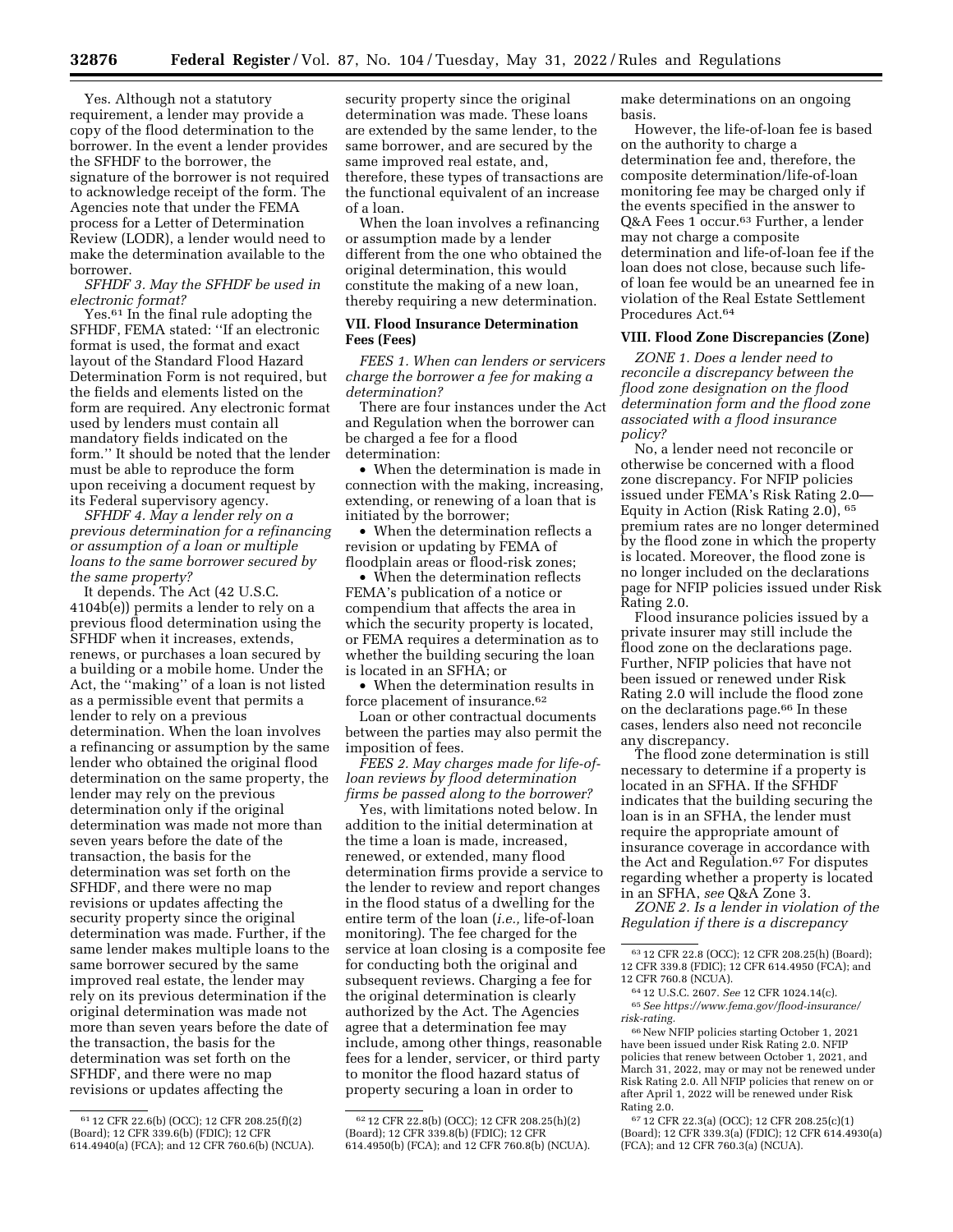Yes. Although not a statutory requirement, a lender may provide a copy of the flood determination to the borrower. In the event a lender provides the SFHDF to the borrower, the signature of the borrower is not required to acknowledge receipt of the form. The Agencies note that under the FEMA process for a Letter of Determination Review (LODR), a lender would need to make the determination available to the borrower.

*SFHDF 3. May the SFHDF be used in electronic format?*

Yes.[61] In the final rule adopting the SFHDF, FEMA stated: ''If an electronic format is used, the format and exact layout of the Standard Flood Hazard Determination Form is not required, but the fields and elements listed on the form are required. Any electronic format used by lenders must contain all mandatory fields indicated on the form.'' It should be noted that the lender must be able to reproduce the form upon receiving a document request by its Federal supervisory agency.

*SFHDF 4. May a lender rely on a previous determination for a refinancing or assumption of a loan or multiple loans to the same borrower secured by the same property?*

It depends. The Act (42 U.S.C. 4104b(e)) permits a lender to rely on a previous flood determination using the SFHDF when it increases, extends, renews, or purchases a loan secured by a building or a mobile home. Under the Act, the ''making'' of a loan is not listed as a permissible event that permits a lender to rely on a previous determination. When the loan involves a refinancing or assumption by the same lender who obtained the original flood determination on the same property, the lender may rely on the previous determination only if the original determination was made not more than seven years before the date of the transaction, the basis for the determination was set forth on the SFHDF, and there were no map revisions or updates affecting the security property since the original determination was made. Further, if the same lender makes multiple loans to the same borrower secured by the same improved real estate, the lender may rely on its previous determination if the original determination was made not more than seven years before the date of the transaction, the basis for the determination was set forth on the SFHDF, and there were no map revisions or updates affecting the security property since the original determination was made. These loans are extended by the same lender, to the same borrower, and are secured by the same improved real estate, and, therefore, these types of transactions are the functional equivalent of an increase of a loan.

When the loan involves a refinancing or assumption made by a lender different from the one who obtained the original determination, this would constitute the making of a new loan, thereby requiring a new determination.

## VII. Flood Insurance Determination Fees (Fees)

*FEES 1. When can lenders or servicers charge the borrower a fee for making a determination?*

There are four instances under the Act and Regulation when the borrower can be charged a fee for a flood determination:

- When the determination is made in connection with the making, increasing, extending, or renewing of a loan that is initiated by the borrower;
- When the determination reflects a revision or updating by FEMA of floodplain areas or flood-risk zones;
- When the determination reflects FEMA's publication of a notice or compendium that affects the area in which the security property is located, or FEMA requires a determination as to whether the building securing the loan is located in an SFHA; or
- When the determination results in force placement of insurance.[62]

Loan or other contractual documents between the parties may also permit the imposition of fees.

*FEES 2. May charges made for life-of-loan reviews by flood determination firms be passed along to the borrower?*

Yes, with limitations noted below. In addition to the initial determination at the time a loan is made, increased, renewed, or extended, many flood determination firms provide a service to the lender to review and report changes in the flood status of a dwelling for the entire term of the loan (*i.e.,* life-of-loan monitoring). The fee charged for the service at loan closing is a composite fee for conducting both the original and subsequent reviews. Charging a fee for the original determination is clearly authorized by the Act. The Agencies agree that a determination fee may include, among other things, reasonable fees for a lender, servicer, or third party to monitor the flood hazard status of property securing a loan in order to make determinations on an ongoing basis.

However, the life-of-loan fee is based on the authority to charge a determination fee and, therefore, the composite determination/life-of-loan monitoring fee may be charged only if the events specified in the answer to Q&A Fees 1 occur.[63] Further, a lender may not charge a composite determination and life-of-loan fee if the loan does not close, because such life-of loan fee would be an unearned fee in violation of the Real Estate Settlement Procedures Act.[64]

## VIII. Flood Zone Discrepancies (Zone)

*ZONE 1. Does a lender need to reconcile a discrepancy between the flood zone designation on the flood determination form and the flood zone associated with a flood insurance policy?*

No, a lender need not reconcile or otherwise be concerned with a flood zone discrepancy. For NFIP policies issued under FEMA's Risk Rating 2.0—Equity in Action (Risk Rating 2.0), [65] premium rates are no longer determined by the flood zone in which the property is located. Moreover, the flood zone is no longer included on the declarations page for NFIP policies issued under Risk Rating 2.0.

Flood insurance policies issued by a private insurer may still include the flood zone on the declarations page. Further, NFIP policies that have not been issued or renewed under Risk Rating 2.0 will include the flood zone on the declarations page.[66] In these cases, lenders also need not reconcile any discrepancy.

The flood zone determination is still necessary to determine if a property is located in an SFHA. If the SFHDF indicates that the building securing the loan is in an SFHA, the lender must require the appropriate amount of insurance coverage in accordance with the Act and Regulation.[67] For disputes regarding whether a property is located in an SFHA, *see* Q&A Zone 3.

*ZONE 2. Is a lender in violation of the Regulation if there is a discrepancy*

---

[61] 12 CFR 22.6(b) (OCC); 12 CFR 208.25(f)(2) (Board); 12 CFR 339.6(b) (FDIC); 12 CFR 614.4940(a) (FCA); and 12 CFR 760.6(b) (NCUA).

[62] 12 CFR 22.8(b) (OCC); 12 CFR 208.25(h)(2) (Board); 12 CFR 339.8(b) (FDIC); 12 CFR 614.4950(b) (FCA); and 12 CFR 760.8(b) (NCUA).

[63] 12 CFR 22.8 (OCC); 12 CFR 208.25(h) (Board); 12 CFR 339.8 (FDIC); 12 CFR 614.4950 (FCA); and 12 CFR 760.8 (NCUA).

[64] 12 U.S.C. 2607. *See* 12 CFR 1024.14(c).

[65] *See https://www.fema.gov/flood-insurance/risk-rating.*

[66] New NFIP policies starting October 1, 2021 have been issued under Risk Rating 2.0. NFIP policies that renew between October 1, 2021, and March 31, 2022, may or may not be renewed under Risk Rating 2.0. All NFIP policies that renew on or after April 1, 2022 will be renewed under Risk Rating 2.0.

[67] 12 CFR 22.3(a) (OCC); 12 CFR 208.25(c)(1) (Board); 12 CFR 339.3(a) (FDIC); 12 CFR 614.4930(a) (FCA); and 12 CFR 760.3(a) (NCUA).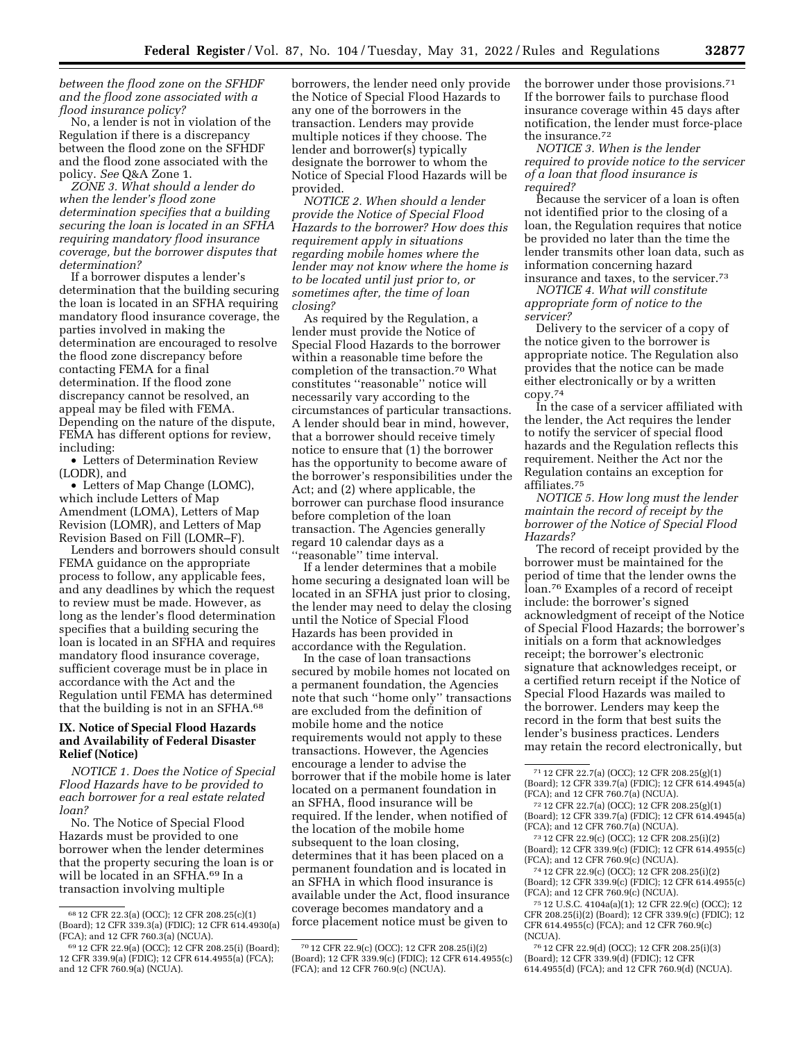*between the flood zone on the SFHDF and the flood zone associated with a flood insurance policy?*

No, a lender is not in violation of the Regulation if there is a discrepancy between the flood zone on the SFHDF and the flood zone associated with the policy. *See* Q&A Zone 1.

*ZONE 3. What should a lender do when the lender's flood zone determination specifies that a building securing the loan is located in an SFHA requiring mandatory flood insurance coverage, but the borrower disputes that determination?*

If a borrower disputes a lender's determination that the building securing the loan is located in an SFHA requiring mandatory flood insurance coverage, the parties involved in making the determination are encouraged to resolve the flood zone discrepancy before contacting FEMA for a final determination. If the flood zone discrepancy cannot be resolved, an appeal may be filed with FEMA. Depending on the nature of the dispute, FEMA has different options for review, including:

- Letters of Determination Review (LODR), and
- Letters of Map Change (LOMC), which include Letters of Map Amendment (LOMA), Letters of Map Revision (LOMR), and Letters of Map Revision Based on Fill (LOMR–F).

Lenders and borrowers should consult FEMA guidance on the appropriate process to follow, any applicable fees, and any deadlines by which the request to review must be made. However, as long as the lender's flood determination specifies that a building securing the loan is located in an SFHA and requires mandatory flood insurance coverage, sufficient coverage must be in place in accordance with the Act and the Regulation until FEMA has determined that the building is not in an SFHA.[68]

## IX. Notice of Special Flood Hazards and Availability of Federal Disaster Relief (Notice)

*NOTICE 1. Does the Notice of Special Flood Hazards have to be provided to each borrower for a real estate related loan?*

No. The Notice of Special Flood Hazards must be provided to one borrower when the lender determines that the property securing the loan is or will be located in an SFHA.[69] In a transaction involving multiple borrowers, the lender need only provide the Notice of Special Flood Hazards to any one of the borrowers in the transaction. Lenders may provide multiple notices if they choose. The lender and borrower(s) typically designate the borrower to whom the Notice of Special Flood Hazards will be provided.

*NOTICE 2. When should a lender provide the Notice of Special Flood Hazards to the borrower? How does this requirement apply in situations regarding mobile homes where the lender may not know where the home is to be located until just prior to, or sometimes after, the time of loan closing?*

As required by the Regulation, a lender must provide the Notice of Special Flood Hazards to the borrower within a reasonable time before the completion of the transaction.[70] What constitutes "reasonable" notice will necessarily vary according to the circumstances of particular transactions. A lender should bear in mind, however, that a borrower should receive timely notice to ensure that (1) the borrower has the opportunity to become aware of the borrower's responsibilities under the Act; and (2) where applicable, the borrower can purchase flood insurance before completion of the loan transaction. The Agencies generally regard 10 calendar days as a "reasonable" time interval.

If a lender determines that a mobile home securing a designated loan will be located in an SFHA just prior to closing, the lender may need to delay the closing until the Notice of Special Flood Hazards has been provided in accordance with the Regulation.

In the case of loan transactions secured by mobile homes not located on a permanent foundation, the Agencies note that such "home only" transactions are excluded from the definition of mobile home and the notice requirements would not apply to these transactions. However, the Agencies encourage a lender to advise the borrower that if the mobile home is later located on a permanent foundation in an SFHA, flood insurance will be required. If the lender, when notified of the location of the mobile home subsequent to the loan closing, determines that it has been placed on a permanent foundation and is located in an SFHA in which flood insurance is available under the Act, flood insurance coverage becomes mandatory and a force placement notice must be given to the borrower under those provisions.[71] If the borrower fails to purchase flood insurance coverage within 45 days after notification, the lender must force-place the insurance.[72]

*NOTICE 3. When is the lender required to provide notice to the servicer of a loan that flood insurance is required?*

Because the servicer of a loan is often not identified prior to the closing of a loan, the Regulation requires that notice be provided no later than the time the lender transmits other loan data, such as information concerning hazard insurance and taxes, to the servicer.[73]

*NOTICE 4. What will constitute appropriate form of notice to the servicer?*

Delivery to the servicer of a copy of the notice given to the borrower is appropriate notice. The Regulation also provides that the notice can be made either electronically or by a written copy.[74]

In the case of a servicer affiliated with the lender, the Act requires the lender to notify the servicer of special flood hazards and the Regulation reflects this requirement. Neither the Act nor the Regulation contains an exception for affiliates.[75]

*NOTICE 5. How long must the lender maintain the record of receipt by the borrower of the Notice of Special Flood Hazards?*

The record of receipt provided by the borrower must be maintained for the period of time that the lender owns the loan.[76] Examples of a record of receipt include: the borrower's signed acknowledgment of receipt of the Notice of Special Flood Hazards; the borrower's initials on a form that acknowledges receipt; the borrower's electronic signature that acknowledges receipt, or a certified return receipt if the Notice of Special Flood Hazards was mailed to the borrower. Lenders may keep the record in the form that best suits the lender's business practices. Lenders may retain the record electronically, but

---

[68] 12 CFR 22.3(a) (OCC); 12 CFR 208.25(c)(1) (Board); 12 CFR 339.3(a) (FDIC); 12 CFR 614.4930(a) (FCA); and 12 CFR 760.3(a) (NCUA).

[69] 12 CFR 22.9(a) (OCC); 12 CFR 208.25(i) (Board); 12 CFR 339.9(a) (FDIC); 12 CFR 614.4955(a) (FCA); and 12 CFR 760.9(a) (NCUA).

[70] 12 CFR 22.9(c) (OCC); 12 CFR 208.25(i)(2) (Board); 12 CFR 339.9(c) (FDIC); 12 CFR 614.4955(c) (FCA); and 12 CFR 760.9(c) (NCUA).

[71] 12 CFR 22.7(a) (OCC); 12 CFR 208.25(g)(1) (Board); 12 CFR 339.7(a) (FDIC); 12 CFR 614.4945(a) (FCA); and 12 CFR 760.7(a) (NCUA).

[72] 12 CFR 22.7(a) (OCC); 12 CFR 208.25(g)(1) (Board); 12 CFR 339.7(a) (FDIC); 12 CFR 614.4945(a) (FCA); and 12 CFR 760.7(a) (NCUA).

[73] 12 CFR 22.9(c) (OCC); 12 CFR 208.25(i)(2) (Board); 12 CFR 339.9(c) (FDIC); 12 CFR 614.4955(c) (FCA); and 12 CFR 760.9(c) (NCUA).

[74] 12 CFR 22.9(c) (OCC); 12 CFR 208.25(i)(2) (Board); 12 CFR 339.9(c) (FDIC); 12 CFR 614.4955(c) (FCA); and 12 CFR 760.9(c) (NCUA).

[75] 12 U.S.C. 4104a(a)(1); 12 CFR 22.9(c) (OCC); 12 CFR 208.25(i)(2) (Board); 12 CFR 339.9(c) (FDIC); 12 CFR 614.4955(c) (FCA); and 12 CFR 760.9(c) (NCUA).

[76] 12 CFR 22.9(d) (OCC); 12 CFR 208.25(i)(3) (Board); 12 CFR 339.9(d) (FDIC); 12 CFR 614.4955(d) (FCA); and 12 CFR 760.9(d) (NCUA).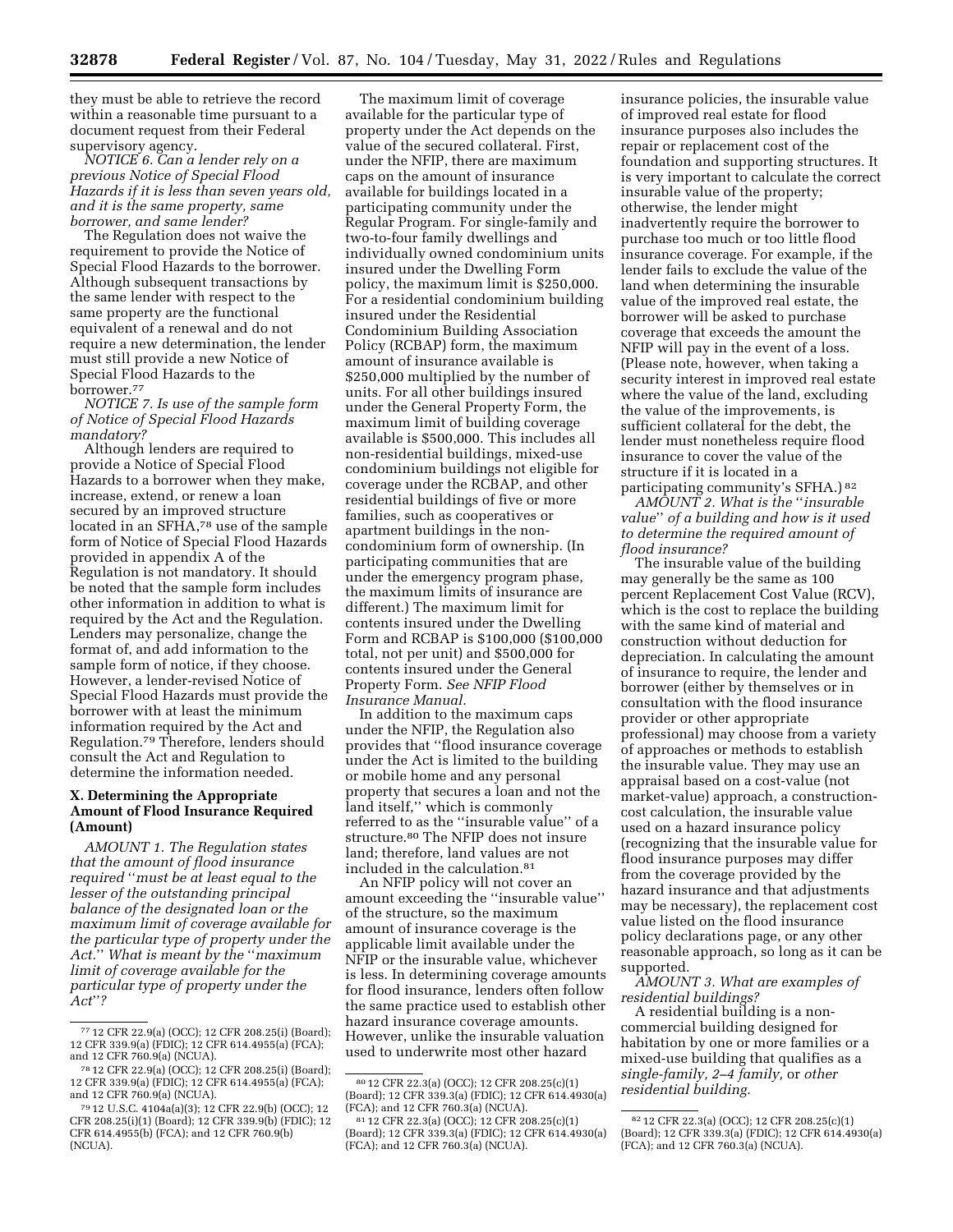they must be able to retrieve the record within a reasonable time pursuant to a document request from their Federal supervisory agency.

*NOTICE 6. Can a lender rely on a previous Notice of Special Flood Hazards if it is less than seven years old, and it is the same property, same borrower, and same lender?*

The Regulation does not waive the requirement to provide the Notice of Special Flood Hazards to the borrower. Although subsequent transactions by the same lender with respect to the same property are the functional equivalent of a renewal and do not require a new determination, the lender must still provide a new Notice of Special Flood Hazards to the borrower.[77]

*NOTICE 7. Is use of the sample form of Notice of Special Flood Hazards mandatory?*

Although lenders are required to provide a Notice of Special Flood Hazards to a borrower when they make, increase, extend, or renew a loan secured by an improved structure located in an SFHA,[78] use of the sample form of Notice of Special Flood Hazards provided in appendix A of the Regulation is not mandatory. It should be noted that the sample form includes other information in addition to what is required by the Act and the Regulation. Lenders may personalize, change the format of, and add information to the sample form of notice, if they choose. However, a lender-revised Notice of Special Flood Hazards must provide the borrower with at least the minimum information required by the Act and Regulation.[79] Therefore, lenders should consult the Act and Regulation to determine the information needed.

## X. Determining the Appropriate Amount of Flood Insurance Required (Amount)

*AMOUNT 1. The Regulation states that the amount of flood insurance required "must be at least equal to the lesser of the outstanding principal balance of the designated loan or the maximum limit of coverage available for the particular type of property under the Act." What is meant by the "maximum limit of coverage available for the particular type of property under the Act"?*

The maximum limit of coverage available for the particular type of property under the Act depends on the value of the secured collateral. First, under the NFIP, there are maximum caps on the amount of insurance available for buildings located in a participating community under the Regular Program. For single-family and two-to-four family dwellings and individually owned condominium units insured under the Dwelling Form policy, the maximum limit is $250,000. For a residential condominium building insured under the Residential Condominium Building Association Policy (RCBAP) form, the maximum amount of insurance available is $250,000 multiplied by the number of units. For all other buildings insured under the General Property Form, the maximum limit of building coverage available is $500,000. This includes all non-residential buildings, mixed-use condominium buildings not eligible for coverage under the RCBAP, and other residential buildings of five or more families, such as cooperatives or apartment buildings in the non-condominium form of ownership. (In participating communities that are under the emergency program phase, the maximum limits of insurance are different.) The maximum limit for contents insured under the Dwelling Form and RCBAP is $100,000 ($100,000 total, not per unit) and $500,000 for contents insured under the General Property Form. *See NFIP Flood Insurance Manual.*

In addition to the maximum caps under the NFIP, the Regulation also provides that "flood insurance coverage under the Act is limited to the building or mobile home and any personal property that secures a loan and not the land itself," which is commonly referred to as the "insurable value" of a structure.[80] The NFIP does not insure land; therefore, land values are not included in the calculation.[81]

An NFIP policy will not cover an amount exceeding the "insurable value" of the structure, so the maximum amount of insurance coverage is the applicable limit available under the NFIP or the insurable value, whichever is less. In determining coverage amounts for flood insurance, lenders often follow the same practice used to establish other hazard insurance coverage amounts. However, unlike the insurable valuation used to underwrite most other hazard insurance policies, the insurable value of improved real estate for flood insurance purposes also includes the repair or replacement cost of the foundation and supporting structures. It is very important to calculate the correct insurable value of the property; otherwise, the lender might inadvertently require the borrower to purchase too much or too little flood insurance coverage. For example, if the lender fails to exclude the value of the land when determining the insurable value of the improved real estate, the borrower will be asked to purchase coverage that exceeds the amount the NFIP will pay in the event of a loss. (Please note, however, when taking a security interest in improved real estate where the value of the land, excluding the value of the improvements, is sufficient collateral for the debt, the lender must nonetheless require flood insurance to cover the value of the structure if it is located in a participating community's SFHA.)[82]

*AMOUNT 2. What is the "insurable value" of a building and how is it used to determine the required amount of flood insurance?*

The insurable value of the building may generally be the same as 100 percent Replacement Cost Value (RCV), which is the cost to replace the building with the same kind of material and construction without deduction for depreciation. In calculating the amount of insurance to require, the lender and borrower (either by themselves or in consultation with the flood insurance provider or other appropriate professional) may choose from a variety of approaches or methods to establish the insurable value. They may use an appraisal based on a cost-value (not market-value) approach, a construction-cost calculation, the insurable value used on a hazard insurance policy (recognizing that the insurable value for flood insurance purposes may differ from the coverage provided by the hazard insurance and that adjustments may be necessary), the replacement cost value listed on the flood insurance policy declarations page, or any other reasonable approach, so long as it can be supported.

*AMOUNT 3. What are examples of residential buildings?*

A residential building is a non-commercial building designed for habitation by one or more families or a mixed-use building that qualifies as a *single-family, 2–4 family,* or *other residential building.*

---

[77] 12 CFR 22.9(a) (OCC); 12 CFR 208.25(i) (Board); 12 CFR 339.9(a) (FDIC); 12 CFR 614.4955(a) (FCA); and 12 CFR 760.9(a) (NCUA).

[78] 12 CFR 22.9(a) (OCC); 12 CFR 208.25(i) (Board); 12 CFR 339.9(a) (FDIC); 12 CFR 614.4955(a) (FCA); and 12 CFR 760.9(a) (NCUA).

[79] 12 U.S.C. 4104a(a)(3); 12 CFR 22.9(b) (OCC); 12 CFR 208.25(i)(1) (Board); 12 CFR 339.9(b) (FDIC); 12 CFR 614.4955(b) (FCA); and 12 CFR 760.9(b) (NCUA).

[80] 12 CFR 22.3(a) (OCC); 12 CFR 208.25(c)(1) (Board); 12 CFR 339.3(a) (FDIC); 12 CFR 614.4930(a) (FCA); and 12 CFR 760.3(a) (NCUA).

[81] 12 CFR 22.3(a) (OCC); 12 CFR 208.25(c)(1) (Board); 12 CFR 339.3(a) (FDIC); 12 CFR 614.4930(a) (FCA); and 12 CFR 760.3(a) (NCUA).

[82] 12 CFR 22.3(a) (OCC); 12 CFR 208.25(c)(1) (Board); 12 CFR 339.3(a) (FDIC); 12 CFR 614.4930(a) (FCA); and 12 CFR 760.3(a) (NCUA).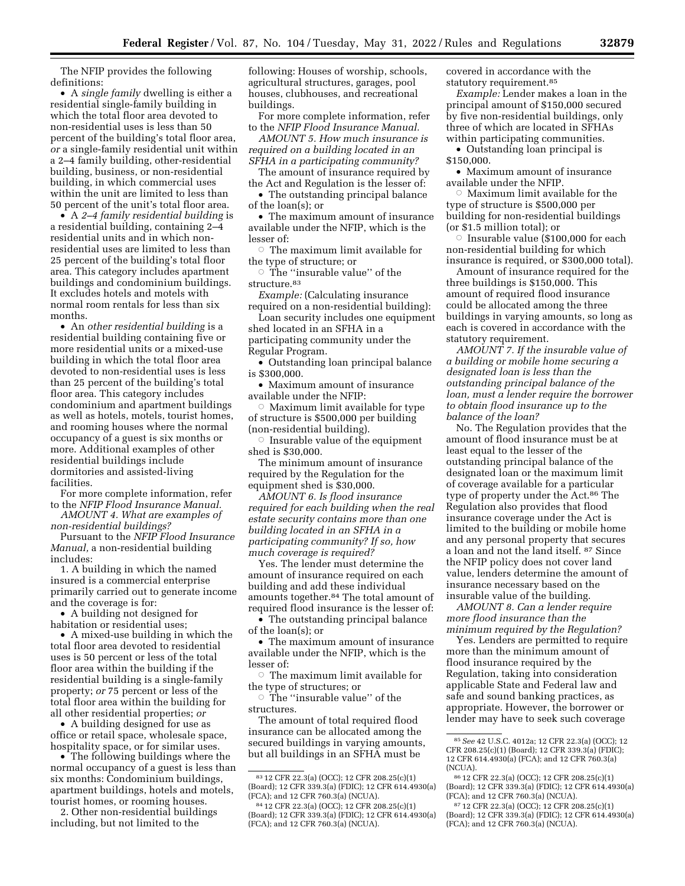The NFIP provides the following definitions:

- A *single family* dwelling is either a residential single-family building in which the total floor area devoted to non-residential uses is less than 50 percent of the building's total floor area, *or* a single-family residential unit within a 2–4 family building, other-residential building, business, or non-residential building, in which commercial uses within the unit are limited to less than 50 percent of the unit's total floor area.
- A *2–4 family residential building* is a residential building, containing 2–4 residential units and in which non-residential uses are limited to less than 25 percent of the building's total floor area. This category includes apartment buildings and condominium buildings. It excludes hotels and motels with normal room rentals for less than six months.
- An *other residential building* is a residential building containing five or more residential units or a mixed-use building in which the total floor area devoted to non-residential uses is less than 25 percent of the building's total floor area. This category includes condominium and apartment buildings as well as hotels, motels, tourist homes, and rooming houses where the normal occupancy of a guest is six months or more. Additional examples of other residential buildings include dormitories and assisted-living facilities.

For more complete information, refer to the *NFIP Flood Insurance Manual.*

*AMOUNT 4. What are examples of non-residential buildings?*

Pursuant to the *NFIP Flood Insurance Manual,* a non-residential building includes:

1. A building in which the named insured is a commercial enterprise primarily carried out to generate income and the coverage is for:
   - A building not designed for habitation or residential uses;
   - A mixed-use building in which the total floor area devoted to residential uses is 50 percent or less of the total floor area within the building if the residential building is a single-family property; *or* 75 percent or less of the total floor area within the building for all other residential properties; *or*
   - A building designed for use as office or retail space, wholesale space, hospitality space, or for similar uses.
   - The following buildings where the normal occupancy of a guest is less than six months: Condominium buildings, apartment buildings, hotels and motels, tourist homes, or rooming houses.
2. Other non-residential buildings including, but not limited to the following: Houses of worship, schools, agricultural structures, garages, pool houses, clubhouses, and recreational buildings.

For more complete information, refer to the *NFIP Flood Insurance Manual.*

*AMOUNT 5. How much insurance is required on a building located in an SFHA in a participating community?*

The amount of insurance required by the Act and Regulation is the lesser of:

- The outstanding principal balance of the loan(s); or
- The maximum amount of insurance available under the NFIP, which is the lesser of:
  - The maximum limit available for the type of structure; or
  - The "insurable value" of the structure.[83]

*Example:* (Calculating insurance required on a non-residential building):

Loan security includes one equipment shed located in an SFHA in a participating community under the Regular Program.

- Outstanding loan principal balance is $300,000.
- Maximum amount of insurance available under the NFIP:
  - Maximum limit available for type of structure is $500,000 per building (non-residential building).
  - Insurable value of the equipment shed is $30,000.

The minimum amount of insurance required by the Regulation for the equipment shed is $30,000.

*AMOUNT 6. Is flood insurance required for each building when the real estate security contains more than one building located in an SFHA in a participating community? If so, how much coverage is required?*

Yes. The lender must determine the amount of insurance required on each building and add these individual amounts together.[84] The total amount of required flood insurance is the lesser of:

- The outstanding principal balance of the loan(s); or
- The maximum amount of insurance available under the NFIP, which is the lesser of:
  - The maximum limit available for the type of structures; or
  - The "insurable value" of the structures.

The amount of total required flood insurance can be allocated among the secured buildings in varying amounts, but all buildings in an SFHA must be covered in accordance with the statutory requirement.[85]

*Example:* Lender makes a loan in the principal amount of $150,000 secured by five non-residential buildings, only three of which are located in SFHAs within participating communities.

- Outstanding loan principal is $150,000.
- Maximum amount of insurance available under the NFIP.
  - Maximum limit available for the type of structure is $500,000 per building for non-residential buildings (or $1.5 million total); or
  - Insurable value ($100,000 for each non-residential building for which insurance is required, or $300,000 total).

Amount of insurance required for the three buildings is $150,000. This amount of required flood insurance could be allocated among the three buildings in varying amounts, so long as each is covered in accordance with the statutory requirement.

*AMOUNT 7. If the insurable value of a building or mobile home securing a designated loan is less than the outstanding principal balance of the loan, must a lender require the borrower to obtain flood insurance up to the balance of the loan?*

No. The Regulation provides that the amount of flood insurance must be at least equal to the lesser of the outstanding principal balance of the designated loan or the maximum limit of coverage available for a particular type of property under the Act.[86] The Regulation also provides that flood insurance coverage under the Act is limited to the building or mobile home and any personal property that secures a loan and not the land itself.[87] Since the NFIP policy does not cover land value, lenders determine the amount of insurance necessary based on the insurable value of the building.

*AMOUNT 8. Can a lender require more flood insurance than the minimum required by the Regulation?*

Yes. Lenders are permitted to require more than the minimum amount of flood insurance required by the Regulation, taking into consideration applicable State and Federal law and safe and sound banking practices, as appropriate. However, the borrower or lender may have to seek such coverage

---

[83] 12 CFR 22.3(a) (OCC); 12 CFR 208.25(c)(1) (Board); 12 CFR 339.3(a) (FDIC); 12 CFR 614.4930(a) (FCA); and 12 CFR 760.3(a) (NCUA).

[84] 12 CFR 22.3(a) (OCC); 12 CFR 208.25(c)(1) (Board); 12 CFR 339.3(a) (FDIC); 12 CFR 614.4930(a) (FCA); and 12 CFR 760.3(a) (NCUA).

[85] *See* 42 U.S.C. 4012a; 12 CFR 22.3(a) (OCC); 12 CFR 208.25(c)(1) (Board); 12 CFR 339.3(a) (FDIC); 12 CFR 614.4930(a) (FCA); and 12 CFR 760.3(a) (NCUA).

[86] 12 CFR 22.3(a) (OCC); 12 CFR 208.25(c)(1) (Board); 12 CFR 339.3(a) (FDIC); 12 CFR 614.4930(a) (FCA); and 12 CFR 760.3(a) (NCUA).

[87] 12 CFR 22.3(a) (OCC); 12 CFR 208.25(c)(1) (Board); 12 CFR 339.3(a) (FDIC); 12 CFR 614.4930(a) (FCA); and 12 CFR 760.3(a) (NCUA).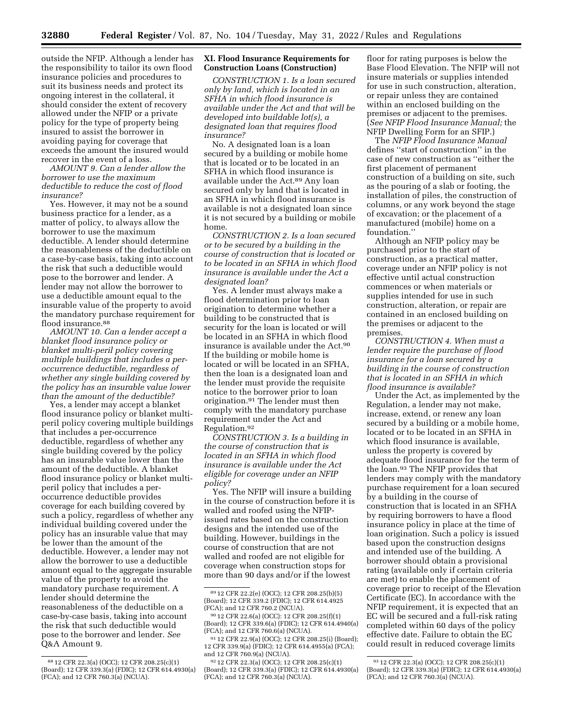outside the NFIP. Although a lender has the responsibility to tailor its own flood insurance policies and procedures to suit its business needs and protect its ongoing interest in the collateral, it should consider the extent of recovery allowed under the NFIP or a private policy for the type of property being insured to assist the borrower in avoiding paying for coverage that exceeds the amount the insured would recover in the event of a loss.

*AMOUNT 9. Can a lender allow the borrower to use the maximum deductible to reduce the cost of flood insurance?*

Yes. However, it may not be a sound business practice for a lender, as a matter of policy, to always allow the borrower to use the maximum deductible. A lender should determine the reasonableness of the deductible on a case-by-case basis, taking into account the risk that such a deductible would pose to the borrower and lender. A lender may not allow the borrower to use a deductible amount equal to the insurable value of the property to avoid the mandatory purchase requirement for flood insurance.[88]

*AMOUNT 10. Can a lender accept a blanket flood insurance policy or blanket multi-peril policy covering multiple buildings that includes a per-occurrence deductible, regardless of whether any single building covered by the policy has an insurable value lower than the amount of the deductible?*

Yes, a lender may accept a blanket flood insurance policy or blanket multi-peril policy covering multiple buildings that includes a per-occurrence deductible, regardless of whether any single building covered by the policy has an insurable value lower than the amount of the deductible. A blanket flood insurance policy or blanket multi-peril policy that includes a per-occurrence deductible provides coverage for each building covered by such a policy, regardless of whether any individual building covered under the policy has an insurable value that may be lower than the amount of the deductible. However, a lender may not allow the borrower to use a deductible amount equal to the aggregate insurable value of the property to avoid the mandatory purchase requirement. A lender should determine the reasonableness of the deductible on a case-by-case basis, taking into account the risk that such deductible would pose to the borrower and lender. *See* Q&A Amount 9.

## XI. Flood Insurance Requirements for Construction Loans (Construction)

*CONSTRUCTION 1. Is a loan secured only by land, which is located in an SFHA in which flood insurance is available under the Act and that will be developed into buildable lot(s), a designated loan that requires flood insurance?*

No. A designated loan is a loan secured by a building or mobile home that is located or to be located in an SFHA in which flood insurance is available under the Act.[89] Any loan secured only by land that is located in an SFHA in which flood insurance is available is not a designated loan since it is not secured by a building or mobile home.

*CONSTRUCTION 2. Is a loan secured or to be secured by a building in the course of construction that is located or to be located in an SFHA in which flood insurance is available under the Act a designated loan?*

Yes. A lender must always make a flood determination prior to loan origination to determine whether a building to be constructed that is security for the loan is located or will be located in an SFHA in which flood insurance is available under the Act.[90] If the building or mobile home is located or will be located in an SFHA, then the loan is a designated loan and the lender must provide the requisite notice to the borrower prior to loan origination.[91] The lender must then comply with the mandatory purchase requirement under the Act and Regulation.[92]

*CONSTRUCTION 3. Is a building in the course of construction that is located in an SFHA in which flood insurance is available under the Act eligible for coverage under an NFIP policy?*

Yes. The NFIP will insure a building in the course of construction before it is walled and roofed using the NFIP-issued rates based on the construction designs and the intended use of the building. However, buildings in the course of construction that are not walled and roofed are not eligible for coverage when construction stops for more than 90 days and/or if the lowest floor for rating purposes is below the Base Flood Elevation. The NFIP will not insure materials or supplies intended for use in such construction, alteration, or repair unless they are contained within an enclosed building on the premises or adjacent to the premises. (*See NFIP Flood Insurance Manual;* the NFIP Dwelling Form for an SFIP.)

The *NFIP Flood Insurance Manual* defines ''start of construction'' in the case of new construction as ''either the first placement of permanent construction of a building on site, such as the pouring of a slab or footing, the installation of piles, the construction of columns, or any work beyond the stage of excavation; or the placement of a manufactured (mobile) home on a foundation.''

Although an NFIP policy may be purchased prior to the start of construction, as a practical matter, coverage under an NFIP policy is not effective until actual construction commences or when materials or supplies intended for use in such construction, alteration, or repair are contained in an enclosed building on the premises or adjacent to the premises.

*CONSTRUCTION 4. When must a lender require the purchase of flood insurance for a loan secured by a building in the course of construction that is located in an SFHA in which flood insurance is available?*

Under the Act, as implemented by the Regulation, a lender may not make, increase, extend, or renew any loan secured by a building or a mobile home, located or to be located in an SFHA in which flood insurance is available, unless the property is covered by adequate flood insurance for the term of the loan.[93] The NFIP provides that lenders may comply with the mandatory purchase requirement for a loan secured by a building in the course of construction that is located in an SFHA by requiring borrowers to have a flood insurance policy in place at the time of loan origination. Such a policy is issued based upon the construction designs and intended use of the building. A borrower should obtain a provisional rating (available only if certain criteria are met) to enable the placement of coverage prior to receipt of the Elevation Certificate (EC). In accordance with the NFIP requirement, it is expected that an EC will be secured and a full-risk rating completed within 60 days of the policy effective date. Failure to obtain the EC could result in reduced coverage limits

---

[88] 12 CFR 22.3(a) (OCC); 12 CFR 208.25(c)(1) (Board); 12 CFR 339.3(a) (FDIC); 12 CFR 614.4930(a) (FCA); and 12 CFR 760.3(a) (NCUA).

[89] 12 CFR 22.2(e) (OCC); 12 CFR 208.25(b)(5) (Board); 12 CFR 339.2 (FDIC); 12 CFR 614.4925 (FCA); and 12 CFR 760.2 (NCUA).

[90] 12 CFR 22.6(a) (OCC): 12 CFR 208.25(f)(1) (Board); 12 CFR 339.6(a) (FDIC); 12 CFR 614.4940(a) (FCA); and 12 CFR 760.6(a) (NCUA).

[91] 12 CFR 22.9(a) (OCC); 12 CFR 208.25(i) (Board); 12 CFR 339.9(a) (FDIC); 12 CFR 614.4955(a) (FCA); and 12 CFR 760.9(a) (NCUA).

[92] 12 CFR 22.3(a) (OCC); 12 CFR 208.25(c)(1) (Board); 12 CFR 339.3(a) (FDIC); 12 CFR 614.4930(a) (FCA); and 12 CFR 760.3(a) (NCUA).

[93] 12 CFR 22.3(a) (OCC); 12 CFR 208.25(c)(1) (Board); 12 CFR 339.3(a) (FDIC); 12 CFR 614.4930(a) (FCA); and 12 CFR 760.3(a) (NCUA).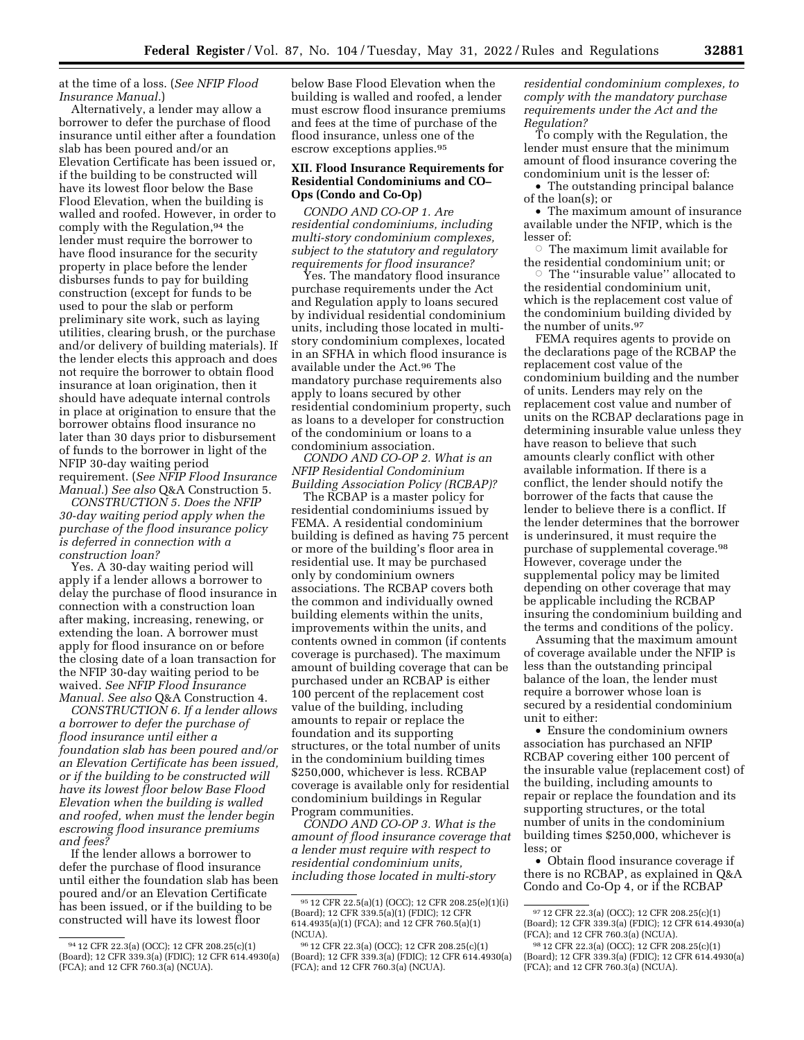at the time of a loss. (*See NFIP Flood Insurance Manual*.)

Alternatively, a lender may allow a borrower to defer the purchase of flood insurance until either after a foundation slab has been poured and/or an Elevation Certificate has been issued or, if the building to be constructed will have its lowest floor below the Base Flood Elevation, when the building is walled and roofed. However, in order to comply with the Regulation,[94] the lender must require the borrower to have flood insurance for the security property in place before the lender disburses funds to pay for building construction (except for funds to be used to pour the slab or perform preliminary site work, such as laying utilities, clearing brush, or the purchase and/or delivery of building materials). If the lender elects this approach and does not require the borrower to obtain flood insurance at loan origination, then it should have adequate internal controls in place at origination to ensure that the borrower obtains flood insurance no later than 30 days prior to disbursement of funds to the borrower in light of the NFIP 30-day waiting period requirement. (*See NFIP Flood Insurance Manual*.) *See also* Q&A Construction 5.

*CONSTRUCTION 5. Does the NFIP 30-day waiting period apply when the purchase of the flood insurance policy is deferred in connection with a construction loan?*

Yes. A 30-day waiting period will apply if a lender allows a borrower to delay the purchase of flood insurance in connection with a construction loan after making, increasing, renewing, or extending the loan. A borrower must apply for flood insurance on or before the closing date of a loan transaction for the NFIP 30-day waiting period to be waived. *See NFIP Flood Insurance Manual*. *See also* Q&A Construction 4.

*CONSTRUCTION 6. If a lender allows a borrower to defer the purchase of flood insurance until either a foundation slab has been poured and/or an Elevation Certificate has been issued, or if the building to be constructed will have its lowest floor below Base Flood Elevation when the building is walled and roofed, when must the lender begin escrowing flood insurance premiums and fees?*

If the lender allows a borrower to defer the purchase of flood insurance until either the foundation slab has been poured and/or an Elevation Certificate has been issued, or if the building to be constructed will have its lowest floor below Base Flood Elevation when the building is walled and roofed, a lender must escrow flood insurance premiums and fees at the time of purchase of the flood insurance, unless one of the escrow exceptions applies.[95]

## XII. Flood Insurance Requirements for Residential Condominiums and CO–Ops (Condo and Co-Op)

*CONDO AND CO-OP 1. Are residential condominiums, including multi-story condominium complexes, subject to the statutory and regulatory requirements for flood insurance?*

Yes. The mandatory flood insurance purchase requirements under the Act and Regulation apply to loans secured by individual residential condominium units, including those located in multi-story condominium complexes, located in an SFHA in which flood insurance is available under the Act.[96] The mandatory purchase requirements also apply to loans secured by other residential condominium property, such as loans to a developer for construction of the condominium or loans to a condominium association.

*CONDO AND CO-OP 2. What is an NFIP Residential Condominium Building Association Policy (RCBAP)?*

The RCBAP is a master policy for residential condominiums issued by FEMA. A residential condominium building is defined as having 75 percent or more of the building's floor area in residential use. It may be purchased only by condominium owners associations. The RCBAP covers both the common and individually owned building elements within the units, improvements within the units, and contents owned in common (if contents coverage is purchased). The maximum amount of building coverage that can be purchased under an RCBAP is either 100 percent of the replacement cost value of the building, including amounts to repair or replace the foundation and its supporting structures, or the total number of units in the condominium building times $250,000, whichever is less. RCBAP coverage is available only for residential condominium buildings in Regular Program communities.

*CONDO AND CO-OP 3. What is the amount of flood insurance coverage that a lender must require with respect to residential condominium units, including those located in multi-story residential condominium complexes, to comply with the mandatory purchase requirements under the Act and the Regulation?*

To comply with the Regulation, the lender must ensure that the minimum amount of flood insurance covering the condominium unit is the lesser of:

- The outstanding principal balance of the loan(s); or
- The maximum amount of insurance available under the NFIP, which is the lesser of:
  - The maximum limit available for the residential condominium unit; or
  - The "insurable value" allocated to the residential condominium unit, which is the replacement cost value of the condominium building divided by the number of units.[97]

FEMA requires agents to provide on the declarations page of the RCBAP the replacement cost value of the condominium building and the number of units. Lenders may rely on the replacement cost value and number of units on the RCBAP declarations page in determining insurable value unless they have reason to believe that such amounts clearly conflict with other available information. If there is a conflict, the lender should notify the borrower of the facts that cause the lender to believe there is a conflict. If the lender determines that the borrower is underinsured, it must require the purchase of supplemental coverage.[98] However, coverage under the supplemental policy may be limited depending on other coverage that may be applicable including the RCBAP insuring the condominium building and the terms and conditions of the policy.

Assuming that the maximum amount of coverage available under the NFIP is less than the outstanding principal balance of the loan, the lender must require a borrower whose loan is secured by a residential condominium unit to either:

- Ensure the condominium owners association has purchased an NFIP RCBAP covering either 100 percent of the insurable value (replacement cost) of the building, including amounts to repair or replace the foundation and its supporting structures, or the total number of units in the condominium building times $250,000, whichever is less; or
- Obtain flood insurance coverage if there is no RCBAP, as explained in Q&A Condo and Co-Op 4, or if the RCBAP

---

[94] 12 CFR 22.3(a) (OCC); 12 CFR 208.25(c)(1) (Board); 12 CFR 339.3(a) (FDIC); 12 CFR 614.4930(a) (FCA); and 12 CFR 760.3(a) (NCUA).

[95] 12 CFR 22.5(a)(1) (OCC); 12 CFR 208.25(e)(1)(i) (Board); 12 CFR 339.5(a)(1) (FDIC); 12 CFR 614.4935(a)(1) (FCA); and 12 CFR 760.5(a)(1) (NCUA).

[96] 12 CFR 22.3(a) (OCC); 12 CFR 208.25(c)(1) (Board); 12 CFR 339.3(a) (FDIC); 12 CFR 614.4930(a) (FCA); and 12 CFR 760.3(a) (NCUA).

[97] 12 CFR 22.3(a) (OCC); 12 CFR 208.25(c)(1) (Board); 12 CFR 339.3(a) (FDIC); 12 CFR 614.4930(a) (FCA); and 12 CFR 760.3(a) (NCUA).

[98] 12 CFR 22.3(a) (OCC); 12 CFR 208.25(c)(1) (Board); 12 CFR 339.3(a) (FDIC); 12 CFR 614.4930(a) (FCA); and 12 CFR 760.3(a) (NCUA).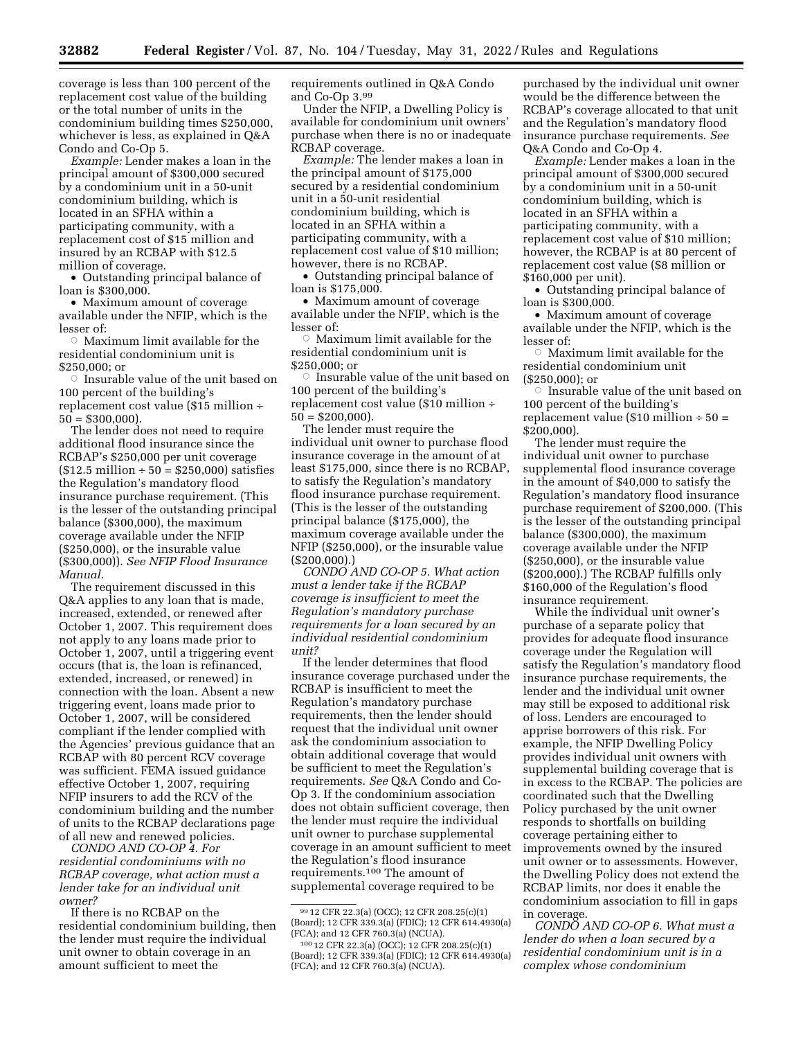coverage is less than 100 percent of the replacement cost value of the building or the total number of units in the condominium building times $250,000, whichever is less, as explained in Q&A Condo and Co-Op 5.

*Example:* Lender makes a loan in the principal amount of $300,000 secured by a condominium unit in a 50-unit condominium building, which is located in an SFHA within a participating community, with a replacement cost of $15 million and insured by an RCBAP with $12.5 million of coverage.

- Outstanding principal balance of loan is $300,000.
- Maximum amount of coverage available under the NFIP, which is the lesser of:
  - Maximum limit available for the residential condominium unit is $250,000; or
  - Insurable value of the unit based on 100 percent of the building's replacement cost value ($15 million ÷ 50 = $300,000).

The lender does not need to require additional flood insurance since the RCBAP's $250,000 per unit coverage ($12.5 million ÷ 50 = $250,000) satisfies the Regulation's mandatory flood insurance purchase requirement. (This is the lesser of the outstanding principal balance ($300,000), the maximum coverage available under the NFIP ($250,000), or the insurable value ($300,000)). *See NFIP Flood Insurance Manual.*

The requirement discussed in this Q&A applies to any loan that is made, increased, extended, or renewed after October 1, 2007. This requirement does not apply to any loans made prior to October 1, 2007, until a triggering event occurs (that is, the loan is refinanced, extended, increased, or renewed) in connection with the loan. Absent a new triggering event, loans made prior to October 1, 2007, will be considered compliant if the lender complied with the Agencies' previous guidance that an RCBAP with 80 percent RCV coverage was sufficient. FEMA issued guidance effective October 1, 2007, requiring NFIP insurers to add the RCV of the condominium building and the number of units to the RCBAP declarations page of all new and renewed policies.

*CONDO AND CO-OP 4. For residential condominiums with no RCBAP coverage, what action must a lender take for an individual unit owner?*

If there is no RCBAP on the residential condominium building, then the lender must require the individual unit owner to obtain coverage in an amount sufficient to meet the requirements outlined in Q&A Condo and Co-Op 3.[99]

Under the NFIP, a Dwelling Policy is available for condominium unit owners' purchase when there is no or inadequate RCBAP coverage.

*Example:* The lender makes a loan in the principal amount of $175,000 secured by a residential condominium unit in a 50-unit residential condominium building, which is located in an SFHA within a participating community, with a replacement cost value of $10 million; however, there is no RCBAP.

- Outstanding principal balance of loan is $175,000.
- Maximum amount of coverage available under the NFIP, which is the lesser of:
  - Maximum limit available for the residential condominium unit is $250,000; or
  - Insurable value of the unit based on 100 percent of the building's replacement cost value ($10 million ÷ 50 = $200,000).

The lender must require the individual unit owner to purchase flood insurance coverage in the amount of at least $175,000, since there is no RCBAP, to satisfy the Regulation's mandatory flood insurance purchase requirement. (This is the lesser of the outstanding principal balance ($175,000), the maximum coverage available under the NFIP ($250,000), or the insurable value ($200,000).)

*CONDO AND CO-OP 5. What action must a lender take if the RCBAP coverage is insufficient to meet the Regulation's mandatory purchase requirements for a loan secured by an individual residential condominium unit?*

If the lender determines that flood insurance coverage purchased under the RCBAP is insufficient to meet the Regulation's mandatory purchase requirements, then the lender should request that the individual unit owner ask the condominium association to obtain additional coverage that would be sufficient to meet the Regulation's requirements. *See* Q&A Condo and Co-Op 3. If the condominium association does not obtain sufficient coverage, then the lender must require the individual unit owner to purchase supplemental coverage in an amount sufficient to meet the Regulation's flood insurance requirements.[100] The amount of supplemental coverage required to be purchased by the individual unit owner would be the difference between the RCBAP's coverage allocated to that unit and the Regulation's mandatory flood insurance purchase requirements. *See* Q&A Condo and Co-Op 4.

*Example:* Lender makes a loan in the principal amount of $300,000 secured by a condominium unit in a 50-unit condominium building, which is located in an SFHA within a participating community, with a replacement cost value of $10 million; however, the RCBAP is at 80 percent of replacement cost value ($8 million or $160,000 per unit).

- Outstanding principal balance of loan is $300,000.
- Maximum amount of coverage available under the NFIP, which is the lesser of:
  - Maximum limit available for the residential condominium unit ($250,000); or
  - Insurable value of the unit based on 100 percent of the building's replacement value ($10 million ÷ 50 = $200,000).

The lender must require the individual unit owner to purchase supplemental flood insurance coverage in the amount of $40,000 to satisfy the Regulation's mandatory flood insurance purchase requirement of $200,000. (This is the lesser of the outstanding principal balance ($300,000), the maximum coverage available under the NFIP ($250,000), or the insurable value ($200,000).) The RCBAP fulfills only $160,000 of the Regulation's flood insurance requirement.

While the individual unit owner's purchase of a separate policy that provides for adequate flood insurance coverage under the Regulation will satisfy the Regulation's mandatory flood insurance purchase requirements, the lender and the individual unit owner may still be exposed to additional risk of loss. Lenders are encouraged to apprise borrowers of this risk. For example, the NFIP Dwelling Policy provides individual unit owners with supplemental building coverage that is in excess to the RCBAP. The policies are coordinated such that the Dwelling Policy purchased by the unit owner responds to shortfalls on building coverage pertaining either to improvements owned by the insured unit owner or to assessments. However, the Dwelling Policy does not extend the RCBAP limits, nor does it enable the condominium association to fill in gaps in coverage.

*CONDO AND CO-OP 6. What must a lender do when a loan secured by a residential condominium unit is in a complex whose condominium*

---

[99] 12 CFR 22.3(a) (OCC); 12 CFR 208.25(c)(1) (Board); 12 CFR 339.3(a) (FDIC); 12 CFR 614.4930(a) (FCA); and 12 CFR 760.3(a) (NCUA).

[100] 12 CFR 22.3(a) (OCC); 12 CFR 208.25(c)(1) (Board); 12 CFR 339.3(a) (FDIC); 12 CFR 614.4930(a) (FCA); and 12 CFR 760.3(a) (NCUA).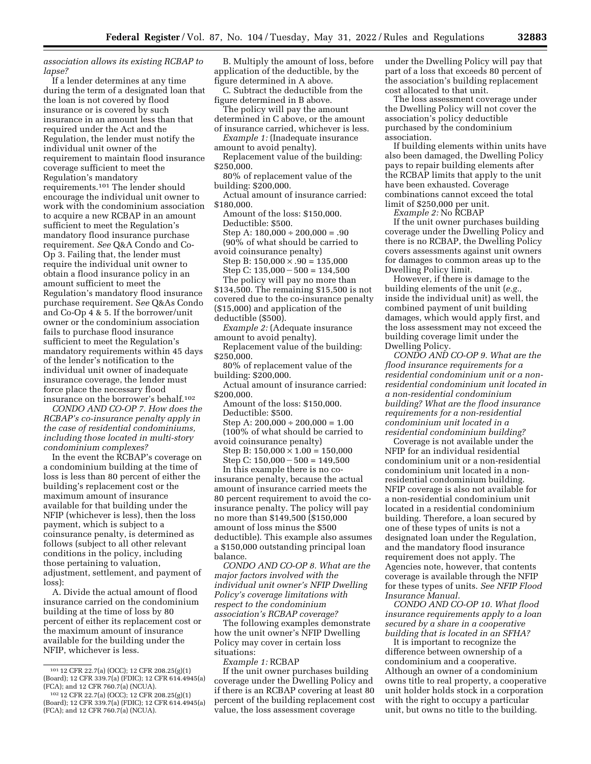*association allows its existing RCBAP to lapse?*

If a lender determines at any time during the term of a designated loan that the loan is not covered by flood insurance or is covered by such insurance in an amount less than that required under the Act and the Regulation, the lender must notify the individual unit owner of the requirement to maintain flood insurance coverage sufficient to meet the Regulation's mandatory requirements.[101] The lender should encourage the individual unit owner to work with the condominium association to acquire a new RCBAP in an amount sufficient to meet the Regulation's mandatory flood insurance purchase requirement. *See* Q&A Condo and Co-Op 3. Failing that, the lender must require the individual unit owner to obtain a flood insurance policy in an amount sufficient to meet the Regulation's mandatory flood insurance purchase requirement. *See* Q&As Condo and Co-Op 4 & 5. If the borrower/unit owner or the condominium association fails to purchase flood insurance sufficient to meet the Regulation's mandatory requirements within 45 days of the lender's notification to the individual unit owner of inadequate insurance coverage, the lender must force place the necessary flood insurance on the borrower's behalf.[102]

*CONDO AND CO-OP 7. How does the RCBAP's co-insurance penalty apply in the case of residential condominiums, including those located in multi-story condominium complexes?*

In the event the RCBAP's coverage on a condominium building at the time of loss is less than 80 percent of either the building's replacement cost or the maximum amount of insurance available for that building under the NFIP (whichever is less), then the loss payment, which is subject to a coinsurance penalty, is determined as follows (subject to all other relevant conditions in the policy, including those pertaining to valuation, adjustment, settlement, and payment of loss):

A. Divide the actual amount of flood insurance carried on the condominium building at the time of loss by 80 percent of either its replacement cost or the maximum amount of insurance available for the building under the NFIP, whichever is less.

B. Multiply the amount of loss, before application of the deductible, by the figure determined in A above.

C. Subtract the deductible from the figure determined in B above.

The policy will pay the amount determined in C above, or the amount of insurance carried, whichever is less.

*Example 1:* (Inadequate insurance amount to avoid penalty).

Replacement value of the building: $250,000.

80% of replacement value of the building: $200,000.

Actual amount of insurance carried: $180,000.

Amount of the loss: $150,000.

Deductible: $500.

Step A: 180,000 ÷ 200,000 = .90

(90% of what should be carried to avoid coinsurance penalty)

Step B: 150,000 × .90 = 135,000

Step C: 135,000 − 500 = 134,500

The policy will pay no more than $134,500. The remaining $15,500 is not covered due to the co-insurance penalty ($15,000) and application of the deductible ($500).

*Example 2:* (Adequate insurance amount to avoid penalty).

Replacement value of the building: $250,000.

80% of replacement value of the building: $200,000.

Actual amount of insurance carried: $200,000.

Amount of the loss: $150,000.

Deductible: $500.

Step A: 200,000 ÷ 200,000 = 1.00

(100% of what should be carried to avoid coinsurance penalty)

Step B: 150,000 × 1.00 = 150,000

Step C: 150,000 − 500 = 149,500

In this example there is no co-insurance penalty, because the actual amount of insurance carried meets the 80 percent requirement to avoid the co-insurance penalty. The policy will pay no more than $149,500 ($150,000 amount of loss minus the $500 deductible). This example also assumes a $150,000 outstanding principal loan balance.

*CONDO AND CO-OP 8. What are the major factors involved with the individual unit owner's NFIP Dwelling Policy's coverage limitations with respect to the condominium association's RCBAP coverage?*

The following examples demonstrate how the unit owner's NFIP Dwelling Policy may cover in certain loss situations:

*Example 1:* RCBAP

If the unit owner purchases building coverage under the Dwelling Policy and if there is an RCBAP covering at least 80 percent of the building replacement cost value, the loss assessment coverage under the Dwelling Policy will pay that part of a loss that exceeds 80 percent of the association's building replacement cost allocated to that unit.

The loss assessment coverage under the Dwelling Policy will not cover the association's policy deductible purchased by the condominium association.

If building elements within units have also been damaged, the Dwelling Policy pays to repair building elements after the RCBAP limits that apply to the unit have been exhausted. Coverage combinations cannot exceed the total limit of $250,000 per unit.

*Example 2:* No RCBAP

If the unit owner purchases building coverage under the Dwelling Policy and there is no RCBAP, the Dwelling Policy covers assessments against unit owners for damages to common areas up to the Dwelling Policy limit.

However, if there is damage to the building elements of the unit (*e.g.,* inside the individual unit) as well, the combined payment of unit building damages, which would apply first, and the loss assessment may not exceed the building coverage limit under the Dwelling Policy.

*CONDO AND CO-OP 9. What are the flood insurance requirements for a residential condominium unit or a non-residential condominium unit located in a non-residential condominium building? What are the flood insurance requirements for a non-residential condominium unit located in a residential condominium building?*

Coverage is not available under the NFIP for an individual residential condominium unit or a non-residential condominium unit located in a non-residential condominium building. NFIP coverage is also not available for a non-residential condominium unit located in a residential condominium building. Therefore, a loan secured by one of these types of units is not a designated loan under the Regulation, and the mandatory flood insurance requirement does not apply. The Agencies note, however, that contents coverage is available through the NFIP for these types of units. *See NFIP Flood Insurance Manual.*

*CONDO AND CO-OP 10. What flood insurance requirements apply to a loan secured by a share in a cooperative building that is located in an SFHA?*

It is important to recognize the difference between ownership of a condominium and a cooperative. Although an owner of a condominium owns title to real property, a cooperative unit holder holds stock in a corporation with the right to occupy a particular unit, but owns no title to the building.

---

[101] 12 CFR 22.7(a) (OCC); 12 CFR 208.25(g)(1) (Board); 12 CFR 339.7(a) (FDIC); 12 CFR 614.4945(a) (FCA); and 12 CFR 760.7(a) (NCUA).

[102] 12 CFR 22.7(a) (OCC); 12 CFR 208.25(g)(1) (Board); 12 CFR 339.7(a) (FDIC); 12 CFR 614.4945(a) (FCA); and 12 CFR 760.7(a) (NCUA).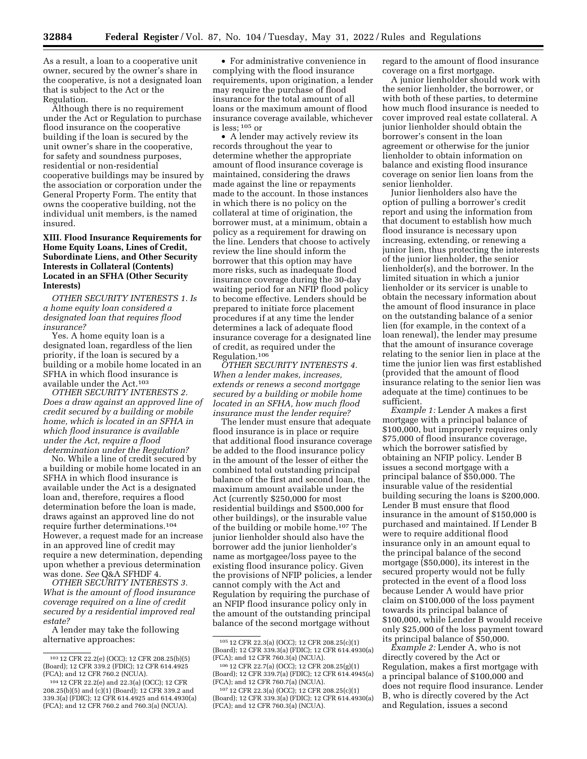As a result, a loan to a cooperative unit owner, secured by the owner's share in the cooperative, is not a designated loan that is subject to the Act or the Regulation.

Although there is no requirement under the Act or Regulation to purchase flood insurance on the cooperative building if the loan is secured by the unit owner's share in the cooperative, for safety and soundness purposes, residential or non-residential cooperative buildings may be insured by the association or corporation under the General Property Form. The entity that owns the cooperative building, not the individual unit members, is the named insured.

## XIII. Flood Insurance Requirements for Home Equity Loans, Lines of Credit, Subordinate Liens, and Other Security Interests in Collateral (Contents) Located in an SFHA (Other Security Interests)

*OTHER SECURITY INTERESTS 1. Is a home equity loan considered a designated loan that requires flood insurance?*

Yes. A home equity loan is a designated loan, regardless of the lien priority, if the loan is secured by a building or a mobile home located in an SFHA in which flood insurance is available under the Act.[103]

*OTHER SECURITY INTERESTS 2. Does a draw against an approved line of credit secured by a building or mobile home, which is located in an SFHA in which flood insurance is available under the Act, require a flood determination under the Regulation?*

No. While a line of credit secured by a building or mobile home located in an SFHA in which flood insurance is available under the Act is a designated loan and, therefore, requires a flood determination before the loan is made, draws against an approved line do not require further determinations.[104] However, a request made for an increase in an approved line of credit may require a new determination, depending upon whether a previous determination was done. *See* Q&A SFHDF 4.

*OTHER SECURITY INTERESTS 3. What is the amount of flood insurance coverage required on a line of credit secured by a residential improved real estate?*

A lender may take the following alternative approaches:

- For administrative convenience in complying with the flood insurance requirements, upon origination, a lender may require the purchase of flood insurance for the total amount of all loans or the maximum amount of flood insurance coverage available, whichever is less;[105] or
- A lender may actively review its records throughout the year to determine whether the appropriate amount of flood insurance coverage is maintained, considering the draws made against the line or repayments made to the account. In those instances in which there is no policy on the collateral at time of origination, the borrower must, at a minimum, obtain a policy as a requirement for drawing on the line. Lenders that choose to actively review the line should inform the borrower that this option may have more risks, such as inadequate flood insurance coverage during the 30-day waiting period for an NFIP flood policy to become effective. Lenders should be prepared to initiate force placement procedures if at any time the lender determines a lack of adequate flood insurance coverage for a designated line of credit, as required under the Regulation.[106]

*OTHER SECURITY INTERESTS 4. When a lender makes, increases, extends or renews a second mortgage secured by a building or mobile home located in an SFHA, how much flood insurance must the lender require?*

The lender must ensure that adequate flood insurance is in place or require that additional flood insurance coverage be added to the flood insurance policy in the amount of the lesser of either the combined total outstanding principal balance of the first and second loan, the maximum amount available under the Act (currently $250,000 for most residential buildings and $500,000 for other buildings), or the insurable value of the building or mobile home.[107] The junior lienholder should also have the borrower add the junior lienholder's name as mortgagee/loss payee to the existing flood insurance policy. Given the provisions of NFIP policies, a lender cannot comply with the Act and Regulation by requiring the purchase of an NFIP flood insurance policy only in the amount of the outstanding principal balance of the second mortgage without regard to the amount of flood insurance coverage on a first mortgage.

A junior lienholder should work with the senior lienholder, the borrower, or with both of these parties, to determine how much flood insurance is needed to cover improved real estate collateral. A junior lienholder should obtain the borrower's consent in the loan agreement or otherwise for the junior lienholder to obtain information on balance and existing flood insurance coverage on senior lien loans from the senior lienholder.

Junior lienholders also have the option of pulling a borrower's credit report and using the information from that document to establish how much flood insurance is necessary upon increasing, extending, or renewing a junior lien, thus protecting the interests of the junior lienholder, the senior lienholder(s), and the borrower. In the limited situation in which a junior lienholder or its servicer is unable to obtain the necessary information about the amount of flood insurance in place on the outstanding balance of a senior lien (for example, in the context of a loan renewal), the lender may presume that the amount of insurance coverage relating to the senior lien in place at the time the junior lien was first established (provided that the amount of flood insurance relating to the senior lien was adequate at the time) continues to be sufficient.

*Example 1:* Lender A makes a first mortgage with a principal balance of $100,000, but improperly requires only $75,000 of flood insurance coverage, which the borrower satisfied by obtaining an NFIP policy. Lender B issues a second mortgage with a principal balance of $50,000. The insurable value of the residential building securing the loans is $200,000. Lender B must ensure that flood insurance in the amount of $150,000 is purchased and maintained. If Lender B were to require additional flood insurance only in an amount equal to the principal balance of the second mortgage ($50,000), its interest in the secured property would not be fully protected in the event of a flood loss because Lender A would have prior claim on $100,000 of the loss payment towards its principal balance of $100,000, while Lender B would receive only $25,000 of the loss payment toward its principal balance of $50,000.

*Example 2:* Lender A, who is not directly covered by the Act or Regulation, makes a first mortgage with a principal balance of $100,000 and does not require flood insurance. Lender B, who is directly covered by the Act and Regulation, issues a second

---

[103] 12 CFR 22.2(e) (OCC); 12 CFR 208.25(b)(5) (Board); 12 CFR 339.2 (FDIC); 12 CFR 614.4925 (FCA); and 12 CFR 760.2 (NCUA).

[104] 12 CFR 22.2(e) and 22.3(a) (OCC); 12 CFR 208.25(b)(5) and (c)(1) (Board); 12 CFR 339.2 and 339.3(a) (FDIC); 12 CFR 614.4925 and 614.4930(a) (FCA); and 12 CFR 760.2 and 760.3(a) (NCUA).

[105] 12 CFR 22.3(a) (OCC); 12 CFR 208.25(c)(1) (Board); 12 CFR 339.3(a) (FDIC); 12 CFR 614.4930(a) (FCA); and 12 CFR 760.3(a) (NCUA).

[106] 12 CFR 22.7(a) (OCC); 12 CFR 208.25(g)(1) (Board); 12 CFR 339.7(a) (FDIC); 12 CFR 614.4945(a) (FCA); and 12 CFR 760.7(a) (NCUA).

[107] 12 CFR 22.3(a) (OCC); 12 CFR 208.25(c)(1) (Board); 12 CFR 339.3(a) (FDIC); 12 CFR 614.4930(a) (FCA); and 12 CFR 760.3(a) (NCUA).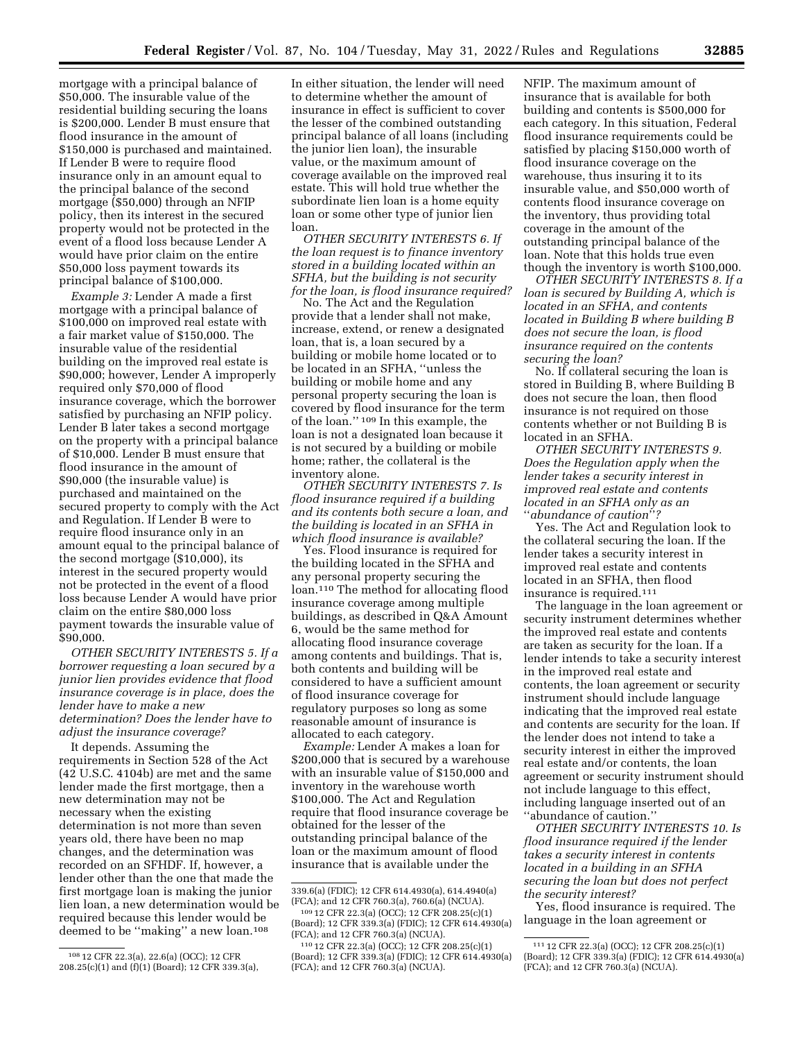mortgage with a principal balance of $50,000. The insurable value of the residential building securing the loans is $200,000. Lender B must ensure that flood insurance in the amount of $150,000 is purchased and maintained. If Lender B were to require flood insurance only in an amount equal to the principal balance of the second mortgage ($50,000) through an NFIP policy, then its interest in the secured property would not be protected in the event of a flood loss because Lender A would have prior claim on the entire $50,000 loss payment towards its principal balance of $100,000.

*Example 3:* Lender A made a first mortgage with a principal balance of $100,000 on improved real estate with a fair market value of $150,000. The insurable value of the residential building on the improved real estate is $90,000; however, Lender A improperly required only $70,000 of flood insurance coverage, which the borrower satisfied by purchasing an NFIP policy. Lender B later takes a second mortgage on the property with a principal balance of $10,000. Lender B must ensure that flood insurance in the amount of $90,000 (the insurable value) is purchased and maintained on the secured property to comply with the Act and Regulation. If Lender B were to require flood insurance only in an amount equal to the principal balance of the second mortgage ($10,000), its interest in the secured property would not be protected in the event of a flood loss because Lender A would have prior claim on the entire $80,000 loss payment towards the insurable value of $90,000.

*OTHER SECURITY INTERESTS 5. If a borrower requesting a loan secured by a junior lien provides evidence that flood insurance coverage is in place, does the lender have to make a new determination? Does the lender have to adjust the insurance coverage?*

It depends. Assuming the requirements in Section 528 of the Act (42 U.S.C. 4104b) are met and the same lender made the first mortgage, then a new determination may not be necessary when the existing determination is not more than seven years old, there have been no map changes, and the determination was recorded on an SFHDF. If, however, a lender other than the one that made the first mortgage loan is making the junior lien loan, a new determination would be required because this lender would be deemed to be ''making'' a new loan.[108]

In either situation, the lender will need to determine whether the amount of insurance in effect is sufficient to cover the lesser of the combined outstanding principal balance of all loans (including the junior lien loan), the insurable value, or the maximum amount of coverage available on the improved real estate. This will hold true whether the subordinate lien loan is a home equity loan or some other type of junior lien loan.

*OTHER SECURITY INTERESTS 6. If the loan request is to finance inventory stored in a building located within an SFHA, but the building is not security for the loan, is flood insurance required?*

No. The Act and the Regulation provide that a lender shall not make, increase, extend, or renew a designated loan, that is, a loan secured by a building or mobile home located or to be located in an SFHA, ''unless the building or mobile home and any personal property securing the loan is covered by flood insurance for the term of the loan.''[109] In this example, the loan is not a designated loan because it is not secured by a building or mobile home; rather, the collateral is the inventory alone.

*OTHER SECURITY INTERESTS 7. Is flood insurance required if a building and its contents both secure a loan, and the building is located in an SFHA in which flood insurance is available?*

Yes. Flood insurance is required for the building located in the SFHA and any personal property securing the loan.[110] The method for allocating flood insurance coverage among multiple buildings, as described in Q&A Amount 6, would be the same method for allocating flood insurance coverage among contents and buildings. That is, both contents and building will be considered to have a sufficient amount of flood insurance coverage for regulatory purposes so long as some reasonable amount of insurance is allocated to each category.

*Example:* Lender A makes a loan for $200,000 that is secured by a warehouse with an insurable value of $150,000 and inventory in the warehouse worth $100,000. The Act and Regulation require that flood insurance coverage be obtained for the lesser of the outstanding principal balance of the loan or the maximum amount of flood insurance that is available under the NFIP. The maximum amount of insurance that is available for both building and contents is $500,000 for each category. In this situation, Federal flood insurance requirements could be satisfied by placing $150,000 worth of flood insurance coverage on the warehouse, thus insuring it to its insurable value, and $50,000 worth of contents flood insurance coverage on the inventory, thus providing total coverage in the amount of the outstanding principal balance of the loan. Note that this holds true even though the inventory is worth $100,000.

*OTHER SECURITY INTERESTS 8. If a loan is secured by Building A, which is located in an SFHA, and contents located in Building B where building B does not secure the loan, is flood insurance required on the contents securing the loan?*

No. If collateral securing the loan is stored in Building B, where Building B does not secure the loan, then flood insurance is not required on those contents whether or not Building B is located in an SFHA.

*OTHER SECURITY INTERESTS 9. Does the Regulation apply when the lender takes a security interest in improved real estate and contents located in an SFHA only as an ''abundance of caution''?*

Yes. The Act and Regulation look to the collateral securing the loan. If the lender takes a security interest in improved real estate and contents located in an SFHA, then flood insurance is required.[111]

The language in the loan agreement or security instrument determines whether the improved real estate and contents are taken as security for the loan. If a lender intends to take a security interest in the improved real estate and contents, the loan agreement or security instrument should include language indicating that the improved real estate and contents are security for the loan. If the lender does not intend to take a security interest in either the improved real estate and/or contents, the loan agreement or security instrument should not include language to this effect, including language inserted out of an ''abundance of caution.''

*OTHER SECURITY INTERESTS 10. Is flood insurance required if the lender takes a security interest in contents located in a building in an SFHA securing the loan but does not perfect the security interest?*

Yes, flood insurance is required. The language in the loan agreement or

---

[108] 12 CFR 22.3(a), 22.6(a) (OCC); 12 CFR 208.25(c)(1) and (f)(1) (Board); 12 CFR 339.3(a), 339.6(a) (FDIC); 12 CFR 614.4930(a), 614.4940(a) (FCA); and 12 CFR 760.3(a), 760.6(a) (NCUA).

[109] 12 CFR 22.3(a) (OCC); 12 CFR 208.25(c)(1) (Board); 12 CFR 339.3(a) (FDIC); 12 CFR 614.4930(a) (FCA); and 12 CFR 760.3(a) (NCUA).

[110] 12 CFR 22.3(a) (OCC); 12 CFR 208.25(c)(1) (Board); 12 CFR 339.3(a) (FDIC); 12 CFR 614.4930(a) (FCA); and 12 CFR 760.3(a) (NCUA).

[111] 12 CFR 22.3(a) (OCC); 12 CFR 208.25(c)(1) (Board); 12 CFR 339.3(a) (FDIC); 12 CFR 614.4930(a) (FCA); and 12 CFR 760.3(a) (NCUA).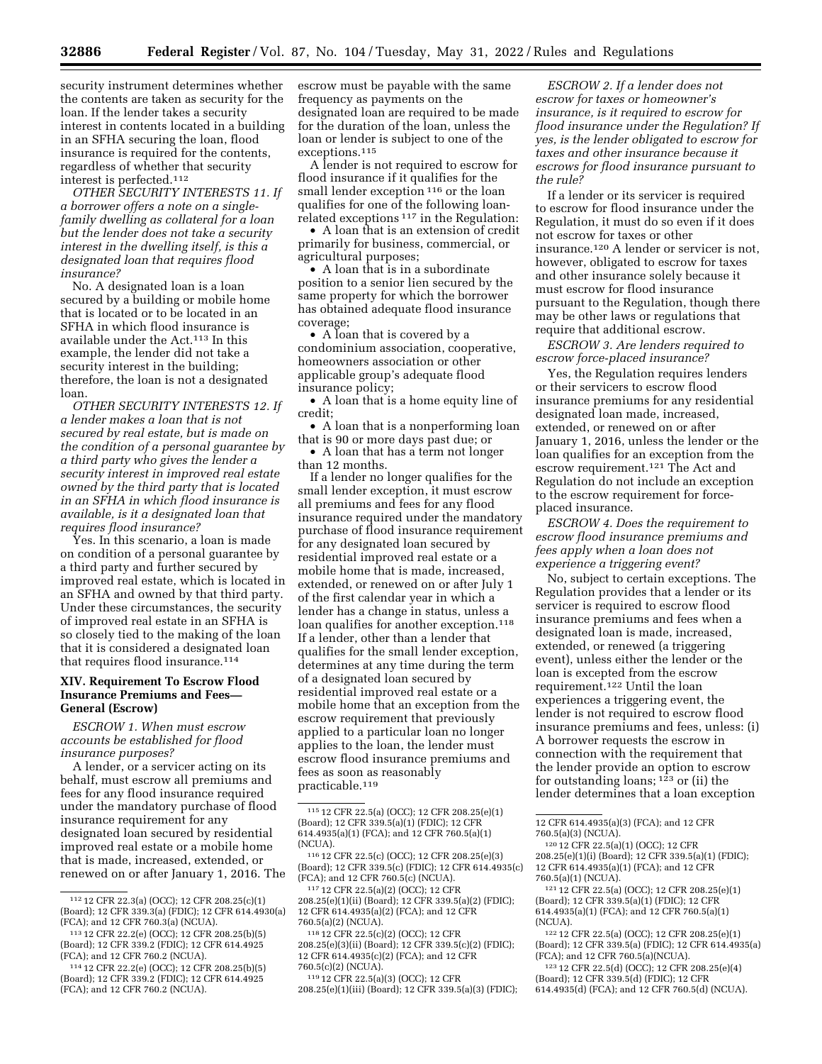security instrument determines whether the contents are taken as security for the loan. If the lender takes a security interest in contents located in a building in an SFHA securing the loan, flood insurance is required for the contents, regardless of whether that security interest is perfected.[112]

*OTHER SECURITY INTERESTS 11. If a borrower offers a note on a single-family dwelling as collateral for a loan but the lender does not take a security interest in the dwelling itself, is this a designated loan that requires flood insurance?*

No. A designated loan is a loan secured by a building or mobile home that is located or to be located in an SFHA in which flood insurance is available under the Act.[113] In this example, the lender did not take a security interest in the building; therefore, the loan is not a designated loan.

*OTHER SECURITY INTERESTS 12. If a lender makes a loan that is not secured by real estate, but is made on the condition of a personal guarantee by a third party who gives the lender a security interest in improved real estate owned by the third party that is located in an SFHA in which flood insurance is available, is it a designated loan that requires flood insurance?*

Yes. In this scenario, a loan is made on condition of a personal guarantee by a third party and further secured by improved real estate, which is located in an SFHA and owned by that third party. Under these circumstances, the security of improved real estate in an SFHA is so closely tied to the making of the loan that it is considered a designated loan that requires flood insurance.[114]

## XIV. Requirement To Escrow Flood Insurance Premiums and Fees—General (Escrow)

*ESCROW 1. When must escrow accounts be established for flood insurance purposes?*

A lender, or a servicer acting on its behalf, must escrow all premiums and fees for any flood insurance required under the mandatory purchase of flood insurance requirement for any designated loan secured by residential improved real estate or a mobile home that is made, increased, extended, or renewed on or after January 1, 2016. The escrow must be payable with the same frequency as payments on the designated loan are required to be made for the duration of the loan, unless the loan or lender is subject to one of the exceptions.[115]

A lender is not required to escrow for flood insurance if it qualifies for the small lender exception [116] or the loan qualifies for one of the following loan-related exceptions [117] in the Regulation:

- A loan that is an extension of credit primarily for business, commercial, or agricultural purposes;
- A loan that is in a subordinate position to a senior lien secured by the same property for which the borrower has obtained adequate flood insurance coverage;
- A loan that is covered by a condominium association, cooperative, homeowners association or other applicable group's adequate flood insurance policy;
- A loan that is a home equity line of credit;
- A loan that is a nonperforming loan that is 90 or more days past due; or
- A loan that has a term not longer than 12 months.

If a lender no longer qualifies for the small lender exception, it must escrow all premiums and fees for any flood insurance required under the mandatory purchase of flood insurance requirement for any designated loan secured by residential improved real estate or a mobile home that is made, increased, extended, or renewed on or after July 1 of the first calendar year in which a lender has a change in status, unless a loan qualifies for another exception.[118] If a lender, other than a lender that qualifies for the small lender exception, determines at any time during the term of a designated loan secured by residential improved real estate or a mobile home that an exception from the escrow requirement that previously applied to a particular loan no longer applies to the loan, the lender must escrow flood insurance premiums and fees as soon as reasonably practicable.[119]

*ESCROW 2. If a lender does not escrow for taxes or homeowner's insurance, is it required to escrow for flood insurance under the Regulation? If yes, is the lender obligated to escrow for taxes and other insurance because it escrows for flood insurance pursuant to the rule?*

If a lender or its servicer is required to escrow for flood insurance under the Regulation, it must do so even if it does not escrow for taxes or other insurance.[120] A lender or servicer is not, however, obligated to escrow for taxes and other insurance solely because it must escrow for flood insurance pursuant to the Regulation, though there may be other laws or regulations that require that additional escrow.

*ESCROW 3. Are lenders required to escrow force-placed insurance?*

Yes, the Regulation requires lenders or their servicers to escrow flood insurance premiums for any residential designated loan made, increased, extended, or renewed on or after January 1, 2016, unless the lender or the loan qualifies for an exception from the escrow requirement.[121] The Act and Regulation do not include an exception to the escrow requirement for force-placed insurance.

*ESCROW 4. Does the requirement to escrow flood insurance premiums and fees apply when a loan does not experience a triggering event?*

No, subject to certain exceptions. The Regulation provides that a lender or its servicer is required to escrow flood insurance premiums and fees when a designated loan is made, increased, extended, or renewed (a triggering event), unless either the lender or the loan is excepted from the escrow requirement.[122] Until the loan experiences a triggering event, the lender is not required to escrow flood insurance premiums and fees, unless: (i) A borrower requests the escrow in connection with the requirement that the lender provide an option to escrow for outstanding loans; [123] or (ii) the lender determines that a loan exception

---

[112] 12 CFR 22.3(a) (OCC); 12 CFR 208.25(c)(1) (Board); 12 CFR 339.3(a) (FDIC); 12 CFR 614.4930(a) (FCA); and 12 CFR 760.3(a) (NCUA).

[113] 12 CFR 22.2(e) (OCC); 12 CFR 208.25(b)(5) (Board); 12 CFR 339.2 (FDIC); 12 CFR 614.4925 (FCA); and 12 CFR 760.2 (NCUA).

[114] 12 CFR 22.2(e) (OCC); 12 CFR 208.25(b)(5) (Board); 12 CFR 339.2 (FDIC); 12 CFR 614.4925 (FCA); and 12 CFR 760.2 (NCUA).

[115] 12 CFR 22.5(a) (OCC); 12 CFR 208.25(e)(1) (Board); 12 CFR 339.5(a)(1) (FDIC); 12 CFR 614.4935(a)(1) (FCA); and 12 CFR 760.5(a)(1) (NCUA).

[116] 12 CFR 22.5(c) (OCC); 12 CFR 208.25(e)(3) (Board); 12 CFR 339.5(c) (FDIC); 12 CFR 614.4935(c) (FCA); and 12 CFR 760.5(c) (NCUA).

[117] 12 CFR 22.5(a)(2) (OCC); 12 CFR 208.25(e)(1)(ii) (Board); 12 CFR 339.5(a)(2) (FDIC); 12 CFR 614.4935(a)(2) (FCA); and 12 CFR 760.5(a)(2) (NCUA).

[118] 12 CFR 22.5(c)(2) (OCC); 12 CFR 208.25(e)(3)(ii) (Board); 12 CFR 339.5(c)(2) (FDIC); 12 CFR 614.4935(c)(2) (FCA); and 12 CFR 760.5(c)(2) (NCUA).

[119] 12 CFR 22.5(a)(3) (OCC); 12 CFR 208.25(e)(1)(iii) (Board); 12 CFR 339.5(a)(3) (FDIC); 12 CFR 614.4935(a)(3) (FCA); and 12 CFR 760.5(a)(3) (NCUA).

[120] 12 CFR 22.5(a)(1) (OCC); 12 CFR 208.25(e)(1)(i) (Board); 12 CFR 339.5(a)(1) (FDIC); 12 CFR 614.4935(a)(1) (FCA); and 12 CFR 760.5(a)(1) (NCUA).

[121] 12 CFR 22.5(a) (OCC); 12 CFR 208.25(e)(1) (Board); 12 CFR 339.5(a)(1) (FDIC); 12 CFR 614.4935(a)(1) (FCA); and 12 CFR 760.5(a)(1) (NCUA).

[122] 12 CFR 22.5(a) (OCC); 12 CFR 208.25(e)(1) (Board); 12 CFR 339.5(a) (FDIC); 12 CFR 614.4935(a) (FCA); and 12 CFR 760.5(a)(NCUA).

[123] 12 CFR 22.5(d) (OCC); 12 CFR 208.25(e)(4) (Board); 12 CFR 339.5(d) (FDIC); 12 CFR 614.4935(d) (FCA); and 12 CFR 760.5(d) (NCUA).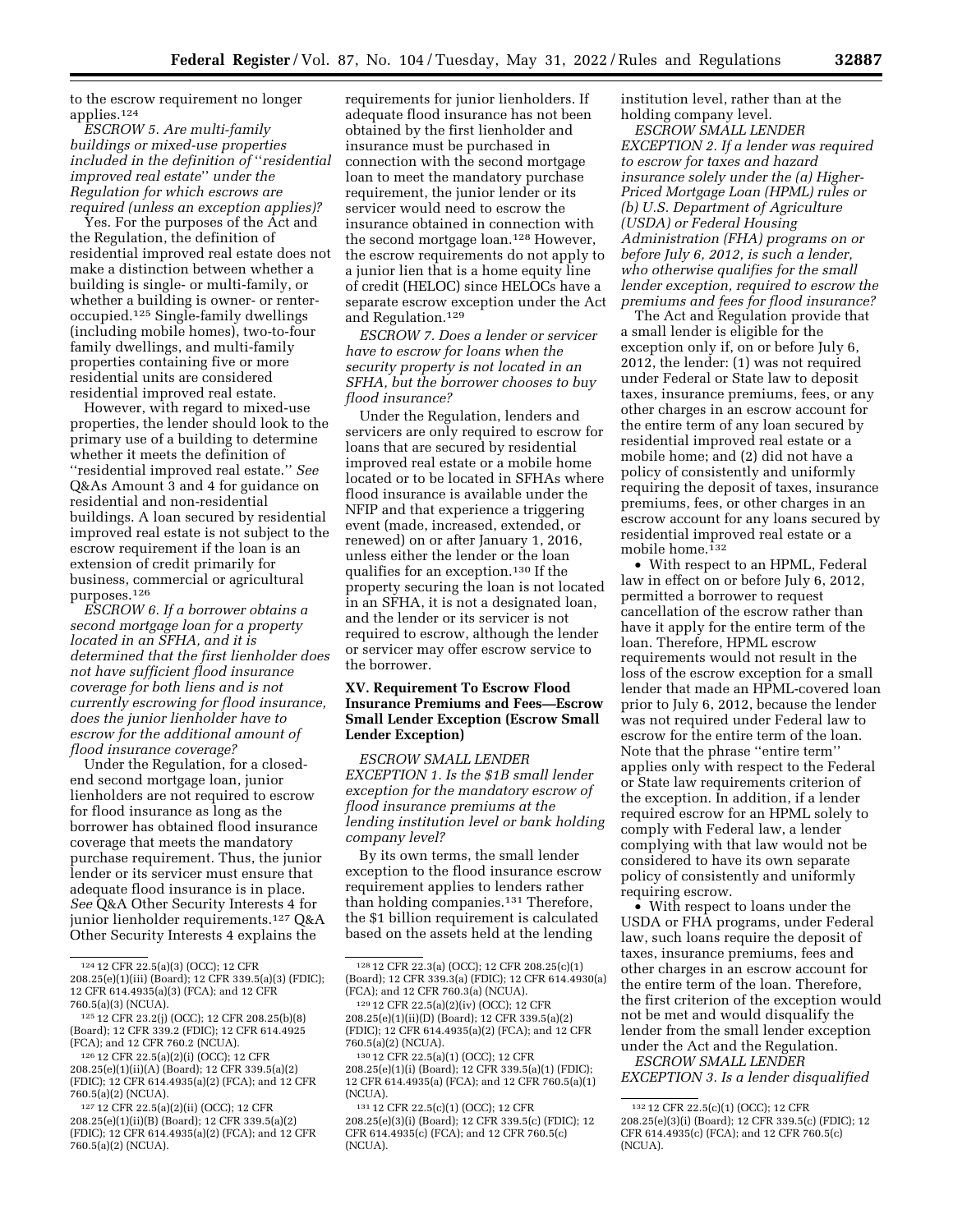to the escrow requirement no longer applies.[124]

*ESCROW 5. Are multi-family buildings or mixed-use properties included in the definition of ''residential improved real estate'' under the Regulation for which escrows are required (unless an exception applies)?*

Yes. For the purposes of the Act and the Regulation, the definition of residential improved real estate does not make a distinction between whether a building is single- or multi-family, or whether a building is owner- or renter-occupied.[125] Single-family dwellings (including mobile homes), two-to-four family dwellings, and multi-family properties containing five or more residential units are considered residential improved real estate.

However, with regard to mixed-use properties, the lender should look to the primary use of a building to determine whether it meets the definition of ''residential improved real estate.'' *See* Q&As Amount 3 and 4 for guidance on residential and non-residential buildings. A loan secured by residential improved real estate is not subject to the escrow requirement if the loan is an extension of credit primarily for business, commercial or agricultural purposes.[126]

*ESCROW 6. If a borrower obtains a second mortgage loan for a property located in an SFHA, and it is determined that the first lienholder does not have sufficient flood insurance coverage for both liens and is not currently escrowing for flood insurance, does the junior lienholder have to escrow for the additional amount of flood insurance coverage?*

Under the Regulation, for a closed-end second mortgage loan, junior lienholders are not required to escrow for flood insurance as long as the borrower has obtained flood insurance coverage that meets the mandatory purchase requirement. Thus, the junior lender or its servicer must ensure that adequate flood insurance is in place. *See* Q&A Other Security Interests 4 for junior lienholder requirements.[127] Q&A Other Security Interests 4 explains the requirements for junior lienholders. If adequate flood insurance has not been obtained by the first lienholder and insurance must be purchased in connection with the second mortgage loan to meet the mandatory purchase requirement, the junior lender or its servicer would need to escrow the insurance obtained in connection with the second mortgage loan.[128] However, the escrow requirements do not apply to a junior lien that is a home equity line of credit (HELOC) since HELOCs have a separate escrow exception under the Act and Regulation.[129]

*ESCROW 7. Does a lender or servicer have to escrow for loans when the security property is not located in an SFHA, but the borrower chooses to buy flood insurance?*

Under the Regulation, lenders and servicers are only required to escrow for loans that are secured by residential improved real estate or a mobile home located or to be located in SFHAs where flood insurance is available under the NFIP and that experience a triggering event (made, increased, extended, or renewed) on or after January 1, 2016, unless either the lender or the loan qualifies for an exception.[130] If the property securing the loan is not located in an SFHA, it is not a designated loan, and the lender or its servicer is not required to escrow, although the lender or servicer may offer escrow service to the borrower.

## XV. Requirement To Escrow Flood Insurance Premiums and Fees—Escrow Small Lender Exception (Escrow Small Lender Exception)

*ESCROW SMALL LENDER EXCEPTION 1. Is the $1B small lender exception for the mandatory escrow of flood insurance premiums at the lending institution level or bank holding company level?*

By its own terms, the small lender exception to the flood insurance escrow requirement applies to lenders rather than holding companies.[131] Therefore, the $1 billion requirement is calculated based on the assets held at the lending institution level, rather than at the holding company level.

*ESCROW SMALL LENDER EXCEPTION 2. If a lender was required to escrow for taxes and hazard insurance solely under the (a) Higher-Priced Mortgage Loan (HPML) rules or (b) U.S. Department of Agriculture (USDA) or Federal Housing Administration (FHA) programs on or before July 6, 2012, is such a lender, who otherwise qualifies for the small lender exception, required to escrow the premiums and fees for flood insurance?*

The Act and Regulation provide that a small lender is eligible for the exception only if, on or before July 6, 2012, the lender: (1) was not required under Federal or State law to deposit taxes, insurance premiums, fees, or any other charges in an escrow account for the entire term of any loan secured by residential improved real estate or a mobile home; and (2) did not have a policy of consistently and uniformly requiring the deposit of taxes, insurance premiums, fees, or other charges in an escrow account for any loans secured by residential improved real estate or a mobile home.[132]

- With respect to an HPML, Federal law in effect on or before July 6, 2012, permitted a borrower to request cancellation of the escrow rather than have it apply for the entire term of the loan. Therefore, HPML escrow requirements would not result in the loss of the escrow exception for a small lender that made an HPML-covered loan prior to July 6, 2012, because the lender was not required under Federal law to escrow for the entire term of the loan. Note that the phrase ''entire term'' applies only with respect to the Federal or State law requirements criterion of the exception. In addition, if a lender required escrow for an HPML solely to comply with Federal law, a lender complying with that law would not be considered to have its own separate policy of consistently and uniformly requiring escrow.
- With respect to loans under the USDA or FHA programs, under Federal law, such loans require the deposit of taxes, insurance premiums, fees and other charges in an escrow account for the entire term of the loan. Therefore, the first criterion of the exception would not be met and would disqualify the lender from the small lender exception under the Act and the Regulation.

*ESCROW SMALL LENDER EXCEPTION 3. Is a lender disqualified*

---

[124] 12 CFR 22.5(a)(3) (OCC); 12 CFR 208.25(e)(1)(iii) (Board); 12 CFR 339.5(a)(3) (FDIC); 12 CFR 614.4935(a)(3) (FCA); and 12 CFR 760.5(a)(3) (NCUA).

[125] 12 CFR 23.2(j) (OCC); 12 CFR 208.25(b)(8) (Board); 12 CFR 339.2 (FDIC); 12 CFR 614.4925 (FCA); and 12 CFR 760.2 (NCUA).

[126] 12 CFR 22.5(a)(2)(i) (OCC); 12 CFR 208.25(e)(1)(ii)(A) (Board); 12 CFR 339.5(a)(2) (FDIC); 12 CFR 614.4935(a)(2) (FCA); and 12 CFR 760.5(a)(2) (NCUA).

[127] 12 CFR 22.5(a)(2)(ii) (OCC); 12 CFR 208.25(e)(1)(ii)(B) (Board); 12 CFR 339.5(a)(2) (FDIC); 12 CFR 614.4935(a)(2) (FCA); and 12 CFR 760.5(a)(2) (NCUA).

[128] 12 CFR 22.3(a) (OCC); 12 CFR 208.25(c)(1) (Board); 12 CFR 339.3(a) (FDIC); 12 CFR 614.4930(a) (FCA); and 12 CFR 760.3(a) (NCUA).

[129] 12 CFR 22.5(a)(2)(iv) (OCC); 12 CFR 208.25(e)(1)(ii)(D) (Board); 12 CFR 339.5(a)(2) (FDIC); 12 CFR 614.4935(a)(2) (FCA); and 12 CFR 760.5(a)(2) (NCUA).

[130] 12 CFR 22.5(a)(1) (OCC); 12 CFR 208.25(e)(1)(i) (Board); 12 CFR 339.5(a)(1) (FDIC); 12 CFR 614.4935(a) (FCA); and 12 CFR 760.5(a)(1) (NCUA).

[131] 12 CFR 22.5(c)(1) (OCC); 12 CFR 208.25(e)(3)(i) (Board); 12 CFR 339.5(c) (FDIC); 12 CFR 614.4935(c) (FCA); and 12 CFR 760.5(c) (NCUA).

[132] 12 CFR 22.5(c)(1) (OCC); 12 CFR 208.25(e)(3)(i) (Board); 12 CFR 339.5(c) (FDIC); 12 CFR 614.4935(c) (FCA); and 12 CFR 760.5(c) (NCUA).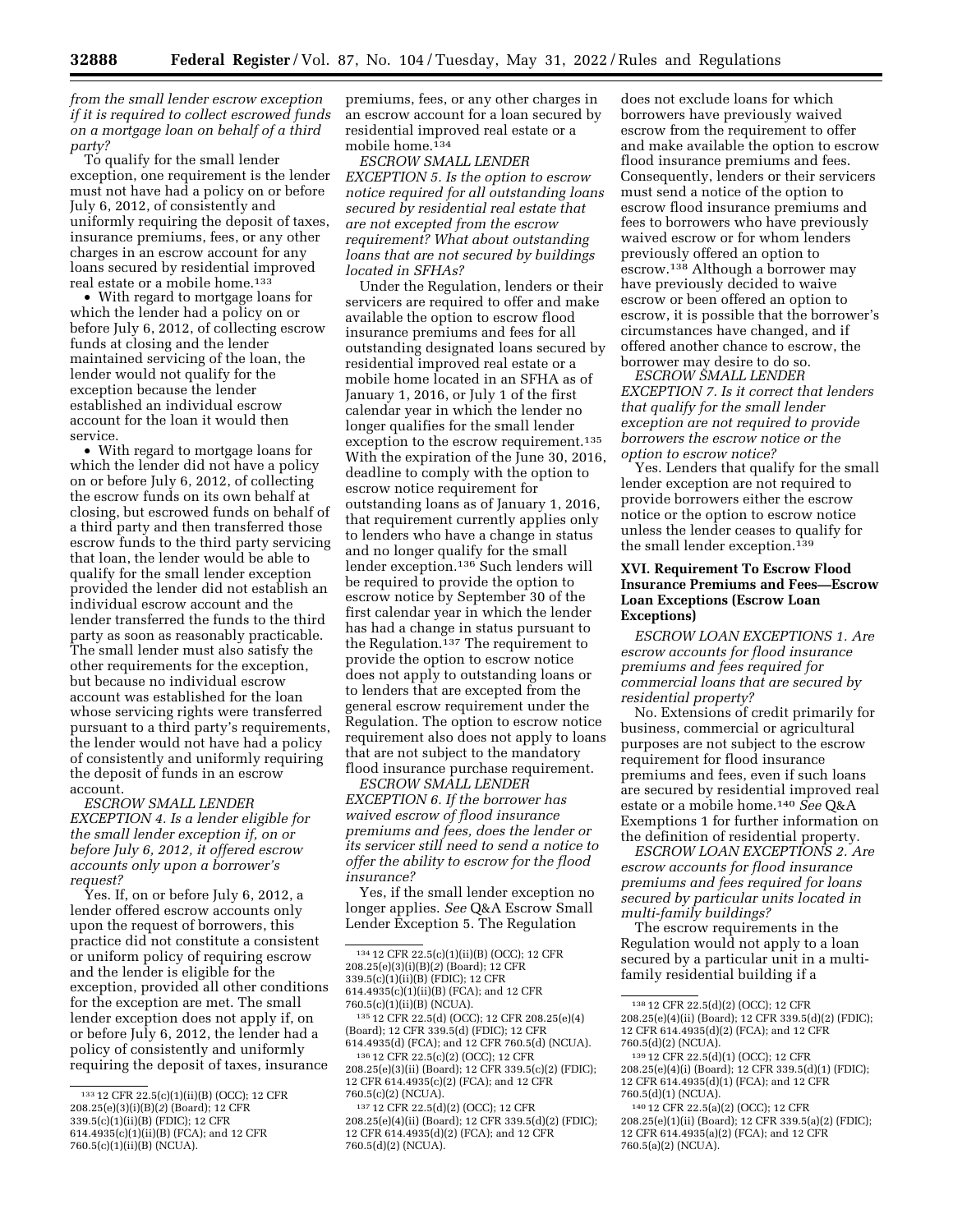*from the small lender escrow exception if it is required to collect escrowed funds on a mortgage loan on behalf of a third party?*

To qualify for the small lender exception, one requirement is the lender must not have had a policy on or before July 6, 2012, of consistently and uniformly requiring the deposit of taxes, insurance premiums, fees, or any other charges in an escrow account for any loans secured by residential improved real estate or a mobile home.[133]

- With regard to mortgage loans for which the lender had a policy on or before July 6, 2012, of collecting escrow funds at closing and the lender maintained servicing of the loan, the lender would not qualify for the exception because the lender established an individual escrow account for the loan it would then service.
- With regard to mortgage loans for which the lender did not have a policy on or before July 6, 2012, of collecting the escrow funds on its own behalf at closing, but escrowed funds on behalf of a third party and then transferred those escrow funds to the third party servicing that loan, the lender would be able to qualify for the small lender exception provided the lender did not establish an individual escrow account and the lender transferred the funds to the third party as soon as reasonably practicable. The small lender must also satisfy the other requirements for the exception, but because no individual escrow account was established for the loan whose servicing rights were transferred pursuant to a third party's requirements, the lender would not have had a policy of consistently and uniformly requiring the deposit of funds in an escrow account.

*ESCROW SMALL LENDER EXCEPTION 4. Is a lender eligible for the small lender exception if, on or before July 6, 2012, it offered escrow accounts only upon a borrower's request?*

Yes. If, on or before July 6, 2012, a lender offered escrow accounts only upon the request of borrowers, this practice did not constitute a consistent or uniform policy of requiring escrow and the lender is eligible for the exception, provided all other conditions for the exception are met. The small lender exception does not apply if, on or before July 6, 2012, the lender had a policy of consistently and uniformly requiring the deposit of taxes, insurance premiums, fees, or any other charges in an escrow account for a loan secured by residential improved real estate or a mobile home.[134]

*ESCROW SMALL LENDER EXCEPTION 5. Is the option to escrow notice required for all outstanding loans secured by residential real estate that are not excepted from the escrow requirement? What about outstanding loans that are not secured by buildings located in SFHAs?*

Under the Regulation, lenders or their servicers are required to offer and make available the option to escrow flood insurance premiums and fees for all outstanding designated loans secured by residential improved real estate or a mobile home located in an SFHA as of January 1, 2016, or July 1 of the first calendar year in which the lender no longer qualifies for the small lender exception to the escrow requirement.[135] With the expiration of the June 30, 2016, deadline to comply with the option to escrow notice requirement for outstanding loans as of January 1, 2016, that requirement currently applies only to lenders who have a change in status and no longer qualify for the small lender exception.[136] Such lenders will be required to provide the option to escrow notice by September 30 of the first calendar year in which the lender has had a change in status pursuant to the Regulation.[137] The requirement to provide the option to escrow notice does not apply to outstanding loans or to lenders that are excepted from the general escrow requirement under the Regulation. The option to escrow notice requirement also does not apply to loans that are not subject to the mandatory flood insurance purchase requirement.

*ESCROW SMALL LENDER EXCEPTION 6. If the borrower has waived escrow of flood insurance premiums and fees, does the lender or its servicer still need to send a notice to offer the ability to escrow for the flood insurance?*

Yes, if the small lender exception no longer applies. *See* Q&A Escrow Small Lender Exception 5. The Regulation does not exclude loans for which borrowers have previously waived escrow from the requirement to offer and make available the option to escrow flood insurance premiums and fees. Consequently, lenders or their servicers must send a notice of the option to escrow flood insurance premiums and fees to borrowers who have previously waived escrow or for whom lenders previously offered an option to escrow.[138] Although a borrower may have previously decided to waive escrow or been offered an option to escrow, it is possible that the borrower's circumstances have changed, and if offered another chance to escrow, the borrower may desire to do so.

*ESCROW SMALL LENDER EXCEPTION 7. Is it correct that lenders that qualify for the small lender exception are not required to provide borrowers the escrow notice or the option to escrow notice?*

Yes. Lenders that qualify for the small lender exception are not required to provide borrowers either the escrow notice or the option to escrow notice unless the lender ceases to qualify for the small lender exception.[139]

## XVI. Requirement To Escrow Flood Insurance Premiums and Fees—Escrow Loan Exceptions (Escrow Loan Exceptions)

*ESCROW LOAN EXCEPTIONS 1. Are escrow accounts for flood insurance premiums and fees required for commercial loans that are secured by residential property?*

No. Extensions of credit primarily for business, commercial or agricultural purposes are not subject to the escrow requirement for flood insurance premiums and fees, even if such loans are secured by residential improved real estate or a mobile home.[140] *See* Q&A Exemptions 1 for further information on the definition of residential property.

*ESCROW LOAN EXCEPTIONS 2. Are escrow accounts for flood insurance premiums and fees required for loans secured by particular units located in multi-family buildings?*

The escrow requirements in the Regulation would not apply to a loan secured by a particular unit in a multi-family residential building if a

---

[133] 12 CFR 22.5(c)(1)(ii)(B) (OCC); 12 CFR 208.25(e)(3)(i)(B)(*2*) (Board); 12 CFR 339.5(c)(1)(ii)(B) (FDIC); 12 CFR 614.4935(c)(1)(ii)(B) (FCA); and 12 CFR 760.5(c)(1)(ii)(B) (NCUA).

[134] 12 CFR 22.5(c)(1)(ii)(B) (OCC); 12 CFR 208.25(e)(3)(i)(B)(*2*) (Board); 12 CFR 339.5(c)(1)(ii)(B) (FDIC); 12 CFR 614.4935(c)(1)(ii)(B) (FCA); and 12 CFR 760.5(c)(1)(ii)(B) (NCUA).

[135] 12 CFR 22.5(d) (OCC); 12 CFR 208.25(e)(4) (Board); 12 CFR 339.5(d) (FDIC); 12 CFR 614.4935(d) (FCA); and 12 CFR 760.5(d) (NCUA).

[136] 12 CFR 22.5(c)(2) (OCC); 12 CFR 208.25(e)(3)(ii) (Board); 12 CFR 339.5(c)(2) (FDIC); 12 CFR 614.4935(c)(2) (FCA); and 12 CFR 760.5(c)(2) (NCUA).

[137] 12 CFR 22.5(d)(2) (OCC); 12 CFR 208.25(e)(4)(ii) (Board); 12 CFR 339.5(d)(2) (FDIC); 12 CFR 614.4935(d)(2) (FCA); and 12 CFR 760.5(d)(2) (NCUA).

[138] 12 CFR 22.5(d)(2) (OCC); 12 CFR 208.25(e)(4)(ii) (Board); 12 CFR 339.5(d)(2) (FDIC); 12 CFR 614.4935(d)(2) (FCA); and 12 CFR 760.5(d)(2) (NCUA).

[139] 12 CFR 22.5(d)(1) (OCC); 12 CFR 208.25(e)(4)(i) (Board); 12 CFR 339.5(d)(1) (FDIC); 12 CFR 614.4935(d)(1) (FCA); and 12 CFR 760.5(d)(1) (NCUA).

[140] 12 CFR 22.5(a)(2) (OCC); 12 CFR 208.25(e)(1)(ii) (Board); 12 CFR 339.5(a)(2) (FDIC); 12 CFR 614.4935(a)(2) (FCA); and 12 CFR 760.5(a)(2) (NCUA).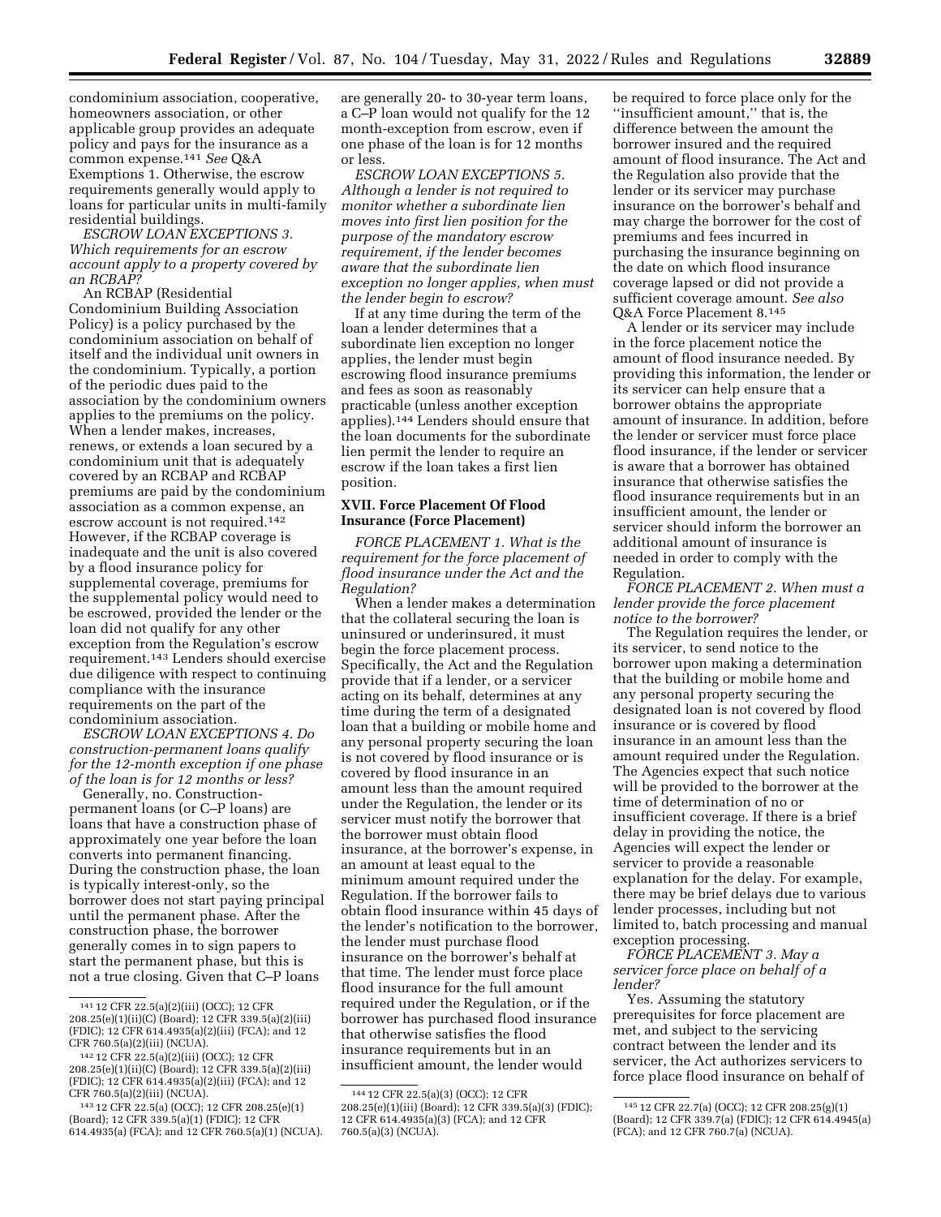condominium association, cooperative, homeowners association, or other applicable group provides an adequate policy and pays for the insurance as a common expense.[141] *See* Q&A Exemptions 1. Otherwise, the escrow requirements generally would apply to loans for particular units in multi-family residential buildings.

*ESCROW LOAN EXCEPTIONS 3. Which requirements for an escrow account apply to a property covered by an RCBAP?*

An RCBAP (Residential Condominium Building Association Policy) is a policy purchased by the condominium association on behalf of itself and the individual unit owners in the condominium. Typically, a portion of the periodic dues paid to the association by the condominium owners applies to the premiums on the policy. When a lender makes, increases, renews, or extends a loan secured by a condominium unit that is adequately covered by an RCBAP and RCBAP premiums are paid by the condominium association as a common expense, an escrow account is not required.[142] However, if the RCBAP coverage is inadequate and the unit is also covered by a flood insurance policy for supplemental coverage, premiums for the supplemental policy would need to be escrowed, provided the lender or the loan did not qualify for any other exception from the Regulation's escrow requirement.[143] Lenders should exercise due diligence with respect to continuing compliance with the insurance requirements on the part of the condominium association.

*ESCROW LOAN EXCEPTIONS 4. Do construction-permanent loans qualify for the 12-month exception if one phase of the loan is for 12 months or less?*

Generally, no. Construction-permanent loans (or C–P loans) are loans that have a construction phase of approximately one year before the loan converts into permanent financing. During the construction phase, the loan is typically interest-only, so the borrower does not start paying principal until the permanent phase. After the construction phase, the borrower generally comes in to sign papers to start the permanent phase, but this is not a true closing. Given that C–P loans are generally 20- to 30-year term loans, a C–P loan would not qualify for the 12 month-exception from escrow, even if one phase of the loan is for 12 months or less.

*ESCROW LOAN EXCEPTIONS 5. Although a lender is not required to monitor whether a subordinate lien moves into first lien position for the purpose of the mandatory escrow requirement, if the lender becomes aware that the subordinate lien exception no longer applies, when must the lender begin to escrow?*

If at any time during the term of the loan a lender determines that a subordinate lien exception no longer applies, the lender must begin escrowing flood insurance premiums and fees as soon as reasonably practicable (unless another exception applies).[144] Lenders should ensure that the loan documents for the subordinate lien permit the lender to require an escrow if the loan takes a first lien position.

## XVII. Force Placement Of Flood Insurance (Force Placement)

*FORCE PLACEMENT 1. What is the requirement for the force placement of flood insurance under the Act and the Regulation?*

When a lender makes a determination that the collateral securing the loan is uninsured or underinsured, it must begin the force placement process. Specifically, the Act and the Regulation provide that if a lender, or a servicer acting on its behalf, determines at any time during the term of a designated loan that a building or mobile home and any personal property securing the loan is not covered by flood insurance or is covered by flood insurance in an amount less than the amount required under the Regulation, the lender or its servicer must notify the borrower that the borrower must obtain flood insurance, at the borrower's expense, in an amount at least equal to the minimum amount required under the Regulation. If the borrower fails to obtain flood insurance within 45 days of the lender's notification to the borrower, the lender must purchase flood insurance on the borrower's behalf at that time. The lender must force place flood insurance for the full amount required under the Regulation, or if the borrower has purchased flood insurance that otherwise satisfies the flood insurance requirements but in an insufficient amount, the lender would be required to force place only for the ''insufficient amount,'' that is, the difference between the amount the borrower insured and the required amount of flood insurance. The Act and the Regulation also provide that the lender or its servicer may purchase insurance on the borrower's behalf and may charge the borrower for the cost of premiums and fees incurred in purchasing the insurance beginning on the date on which flood insurance coverage lapsed or did not provide a sufficient coverage amount. *See also* Q&A Force Placement 8.[145]

A lender or its servicer may include in the force placement notice the amount of flood insurance needed. By providing this information, the lender or its servicer can help ensure that a borrower obtains the appropriate amount of insurance. In addition, before the lender or servicer must force place flood insurance, if the lender or servicer is aware that a borrower has obtained insurance that otherwise satisfies the flood insurance requirements but in an insufficient amount, the lender or servicer should inform the borrower an additional amount of insurance is needed in order to comply with the Regulation.

*FORCE PLACEMENT 2. When must a lender provide the force placement notice to the borrower?*

The Regulation requires the lender, or its servicer, to send notice to the borrower upon making a determination that the building or mobile home and any personal property securing the designated loan is not covered by flood insurance or is covered by flood insurance in an amount less than the amount required under the Regulation. The Agencies expect that such notice will be provided to the borrower at the time of determination of no or insufficient coverage. If there is a brief delay in providing the notice, the Agencies will expect the lender or servicer to provide a reasonable explanation for the delay. For example, there may be brief delays due to various lender processes, including but not limited to, batch processing and manual exception processing.

*FORCE PLACEMENT 3. May a servicer force place on behalf of a lender?*

Yes. Assuming the statutory prerequisites for force placement are met, and subject to the servicing contract between the lender and its servicer, the Act authorizes servicers to force place flood insurance on behalf of

---

[141] 12 CFR 22.5(a)(2)(iii) (OCC); 12 CFR 208.25(e)(1)(ii)(C) (Board); 12 CFR 339.5(a)(2)(iii) (FDIC); 12 CFR 614.4935(a)(2)(iii) (FCA); and 12 CFR 760.5(a)(2)(iii) (NCUA).

[142] 12 CFR 22.5(a)(2)(iii) (OCC); 12 CFR 208.25(e)(1)(ii)(C) (Board); 12 CFR 339.5(a)(2)(iii) (FDIC); 12 CFR 614.4935(a)(2)(iii) (FCA); and 12 CFR 760.5(a)(2)(iii) (NCUA).

[143] 12 CFR 22.5(a) (OCC); 12 CFR 208.25(e)(1) (Board); 12 CFR 339.5(a)(1) (FDIC); 12 CFR 614.4935(a) (FCA); and 12 CFR 760.5(a)(1) (NCUA).

[144] 12 CFR 22.5(a)(3) (OCC); 12 CFR 208.25(e)(1)(iii) (Board); 12 CFR 339.5(a)(3) (FDIC); 12 CFR 614.4935(a)(3) (FCA); and 12 CFR 760.5(a)(3) (NCUA).

[145] 12 CFR 22.7(a) (OCC); 12 CFR 208.25(g)(1) (Board); 12 CFR 339.7(a) (FDIC); 12 CFR 614.4945(a) (FCA); and 12 CFR 760.7(a) (NCUA).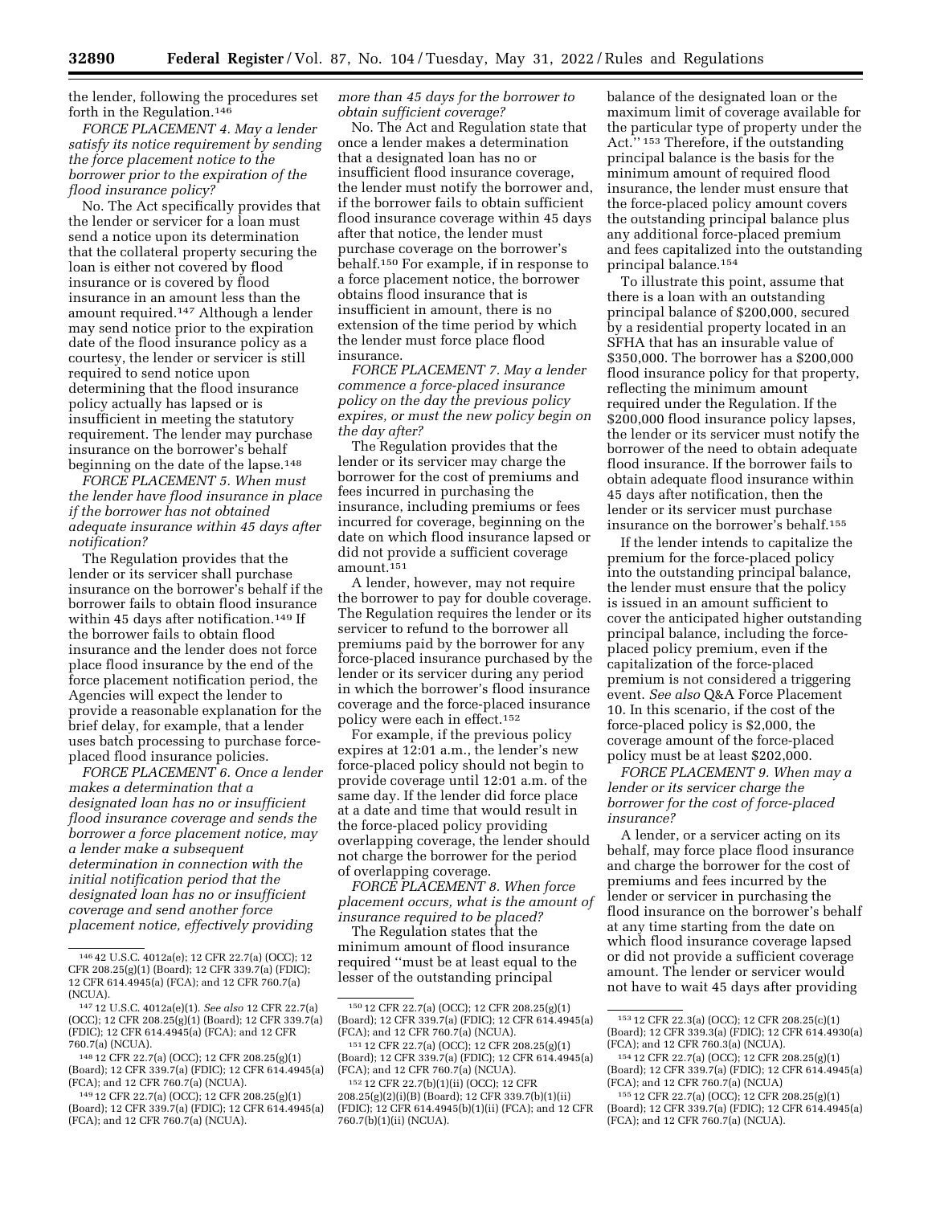the lender, following the procedures set forth in the Regulation.[146]

*FORCE PLACEMENT 4. May a lender satisfy its notice requirement by sending the force placement notice to the borrower prior to the expiration of the flood insurance policy?*

No. The Act specifically provides that the lender or servicer for a loan must send a notice upon its determination that the collateral property securing the loan is either not covered by flood insurance or is covered by flood insurance in an amount less than the amount required.[147] Although a lender may send notice prior to the expiration date of the flood insurance policy as a courtesy, the lender or servicer is still required to send notice upon determining that the flood insurance policy actually has lapsed or is insufficient in meeting the statutory requirement. The lender may purchase insurance on the borrower's behalf beginning on the date of the lapse.[148]

*FORCE PLACEMENT 5. When must the lender have flood insurance in place if the borrower has not obtained adequate insurance within 45 days after notification?*

The Regulation provides that the lender or its servicer shall purchase insurance on the borrower's behalf if the borrower fails to obtain flood insurance within 45 days after notification.[149] If the borrower fails to obtain flood insurance and the lender does not force place flood insurance by the end of the force placement notification period, the Agencies will expect the lender to provide a reasonable explanation for the brief delay, for example, that a lender uses batch processing to purchase force-placed flood insurance policies.

*FORCE PLACEMENT 6. Once a lender makes a determination that a designated loan has no or insufficient flood insurance coverage and sends the borrower a force placement notice, may a lender make a subsequent determination in connection with the initial notification period that the designated loan has no or insufficient coverage and send another force placement notice, effectively providing more than 45 days for the borrower to obtain sufficient coverage?*

No. The Act and Regulation state that once a lender makes a determination that a designated loan has no or insufficient flood insurance coverage, the lender must notify the borrower and, if the borrower fails to obtain sufficient flood insurance coverage within 45 days after that notice, the lender must purchase coverage on the borrower's behalf.[150] For example, if in response to a force placement notice, the borrower obtains flood insurance that is insufficient in amount, there is no extension of the time period by which the lender must force place flood insurance.

*FORCE PLACEMENT 7. May a lender commence a force-placed insurance policy on the day the previous policy expires, or must the new policy begin on the day after?*

The Regulation provides that the lender or its servicer may charge the borrower for the cost of premiums and fees incurred in purchasing the insurance, including premiums or fees incurred for coverage, beginning on the date on which flood insurance lapsed or did not provide a sufficient coverage amount.[151]

A lender, however, may not require the borrower to pay for double coverage. The Regulation requires the lender or its servicer to refund to the borrower all premiums paid by the borrower for any force-placed insurance purchased by the lender or its servicer during any period in which the borrower's flood insurance coverage and the force-placed insurance policy were each in effect.[152]

For example, if the previous policy expires at 12:01 a.m., the lender's new force-placed policy should not begin to provide coverage until 12:01 a.m. of the same day. If the lender did force place at a date and time that would result in the force-placed policy providing overlapping coverage, the lender should not charge the borrower for the period of overlapping coverage.

*FORCE PLACEMENT 8. When force placement occurs, what is the amount of insurance required to be placed?*

The Regulation states that the minimum amount of flood insurance required "must be at least equal to the lesser of the outstanding principal balance of the designated loan or the maximum limit of coverage available for the particular type of property under the Act." [153] Therefore, if the outstanding principal balance is the basis for the minimum amount of required flood insurance, the lender must ensure that the force-placed policy amount covers the outstanding principal balance plus any additional force-placed premium and fees capitalized into the outstanding principal balance.[154]

To illustrate this point, assume that there is a loan with an outstanding principal balance of $200,000, secured by a residential property located in an SFHA that has an insurable value of $350,000. The borrower has a $200,000 flood insurance policy for that property, reflecting the minimum amount required under the Regulation. If the $200,000 flood insurance policy lapses, the lender or its servicer must notify the borrower of the need to obtain adequate flood insurance. If the borrower fails to obtain adequate flood insurance within 45 days after notification, then the lender or its servicer must purchase insurance on the borrower's behalf.[155]

If the lender intends to capitalize the premium for the force-placed policy into the outstanding principal balance, the lender must ensure that the policy is issued in an amount sufficient to cover the anticipated higher outstanding principal balance, including the force-placed policy premium, even if the capitalization of the force-placed premium is not considered a triggering event. *See also* Q&A Force Placement 10. In this scenario, if the cost of the force-placed policy is $2,000, the coverage amount of the force-placed policy must be at least $202,000.

*FORCE PLACEMENT 9. When may a lender or its servicer charge the borrower for the cost of force-placed insurance?*

A lender, or a servicer acting on its behalf, may force place flood insurance and charge the borrower for the cost of premiums and fees incurred by the lender or servicer in purchasing the flood insurance on the borrower's behalf at any time starting from the date on which flood insurance coverage lapsed or did not provide a sufficient coverage amount. The lender or servicer would not have to wait 45 days after providing

---

[146] 42 U.S.C. 4012a(e); 12 CFR 22.7(a) (OCC); 12 CFR 208.25(g)(1) (Board); 12 CFR 339.7(a) (FDIC); 12 CFR 614.4945(a) (FCA); and 12 CFR 760.7(a) (NCUA).

[147] 12 U.S.C. 4012a(e)(1). *See also* 12 CFR 22.7(a) (OCC); 12 CFR 208.25(g)(1) (Board); 12 CFR 339.7(a) (FDIC); 12 CFR 614.4945(a) (FCA); and 12 CFR 760.7(a) (NCUA).

[148] 12 CFR 22.7(a) (OCC); 12 CFR 208.25(g)(1) (Board); 12 CFR 339.7(a) (FDIC); 12 CFR 614.4945(a) (FCA); and 12 CFR 760.7(a) (NCUA).

[149] 12 CFR 22.7(a) (OCC); 12 CFR 208.25(g)(1) (Board); 12 CFR 339.7(a) (FDIC); 12 CFR 614.4945(a) (FCA); and 12 CFR 760.7(a) (NCUA).

[150] 12 CFR 22.7(a) (OCC); 12 CFR 208.25(g)(1) (Board); 12 CFR 339.7(a) (FDIC); 12 CFR 614.4945(a) (FCA); and 12 CFR 760.7(a) (NCUA).

[151] 12 CFR 22.7(a) (OCC); 12 CFR 208.25(g)(1) (Board); 12 CFR 339.7(a) (FDIC); 12 CFR 614.4945(a) (FCA); and 12 CFR 760.7(a) (NCUA).

[152] 12 CFR 22.7(b)(1)(ii) (OCC); 12 CFR 208.25(g)(2)(i)(B) (Board); 12 CFR 339.7(b)(1)(ii) (FDIC); 12 CFR 614.4945(b)(1)(ii) (FCA); and 12 CFR 760.7(b)(1)(ii) (NCUA).

[153] 12 CFR 22.3(a) (OCC); 12 CFR 208.25(c)(1) (Board); 12 CFR 339.3(a) (FDIC); 12 CFR 614.4930(a) (FCA); and 12 CFR 760.3(a) (NCUA).

[154] 12 CFR 22.7(a) (OCC); 12 CFR 208.25(g)(1) (Board); 12 CFR 339.7(a) (FDIC); 12 CFR 614.4945(a) (FCA); and 12 CFR 760.7(a) (NCUA)

[155] 12 CFR 22.7(a) (OCC); 12 CFR 208.25(g)(1) (Board); 12 CFR 339.7(a) (FDIC); 12 CFR 614.4945(a) (FCA); and 12 CFR 760.7(a) (NCUA).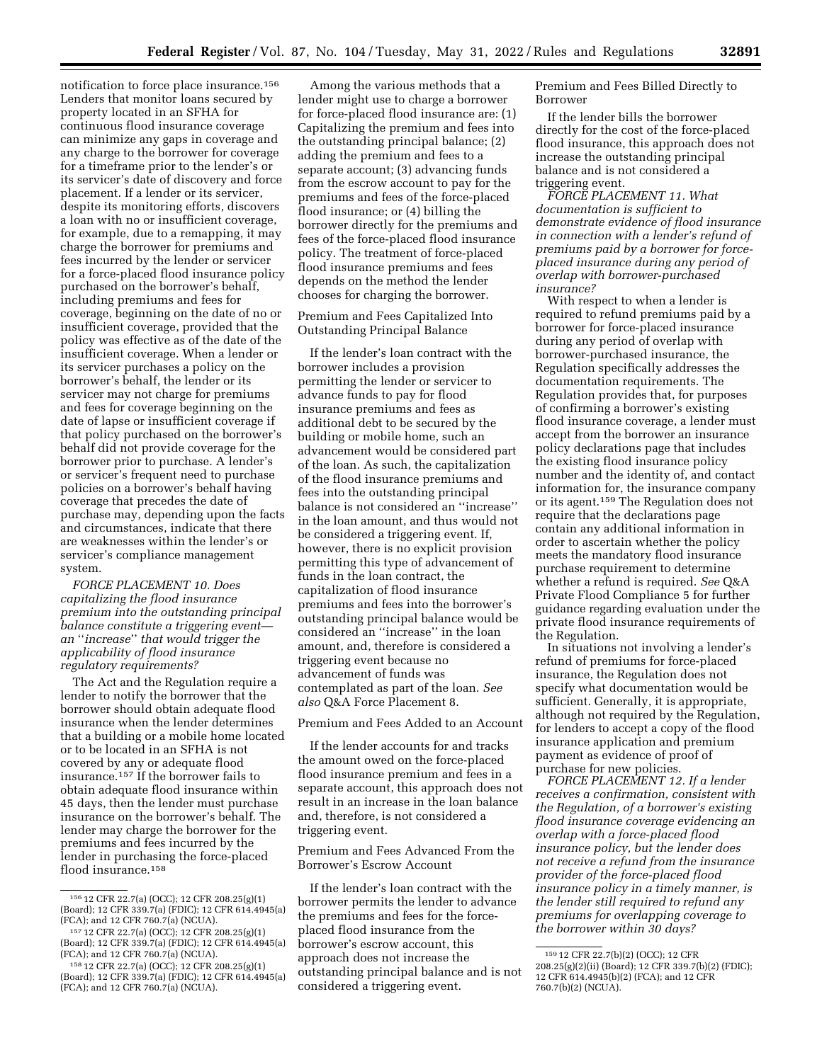notification to force place insurance.[156] Lenders that monitor loans secured by property located in an SFHA for continuous flood insurance coverage can minimize any gaps in coverage and any charge to the borrower for coverage for a timeframe prior to the lender's or its servicer's date of discovery and force placement. If a lender or its servicer, despite its monitoring efforts, discovers a loan with no or insufficient coverage, for example, due to a remapping, it may charge the borrower for premiums and fees incurred by the lender or servicer for a force-placed flood insurance policy purchased on the borrower's behalf, including premiums and fees for coverage, beginning on the date of no or insufficient coverage, provided that the policy was effective as of the date of the insufficient coverage. When a lender or its servicer purchases a policy on the borrower's behalf, the lender or its servicer may not charge for premiums and fees for coverage beginning on the date of lapse or insufficient coverage if that policy purchased on the borrower's behalf did not provide coverage for the borrower prior to purchase. A lender's or servicer's frequent need to purchase policies on a borrower's behalf having coverage that precedes the date of purchase may, depending upon the facts and circumstances, indicate that there are weaknesses within the lender's or servicer's compliance management system.

*FORCE PLACEMENT 10. Does capitalizing the flood insurance premium into the outstanding principal balance constitute a triggering event—an "increase" that would trigger the applicability of flood insurance regulatory requirements?*

The Act and the Regulation require a lender to notify the borrower that the borrower should obtain adequate flood insurance when the lender determines that a building or a mobile home located or to be located in an SFHA is not covered by any or adequate flood insurance.[157] If the borrower fails to obtain adequate flood insurance within 45 days, then the lender must purchase insurance on the borrower's behalf. The lender may charge the borrower for the premiums and fees incurred by the lender in purchasing the force-placed flood insurance.[158]

Among the various methods that a lender might use to charge a borrower for force-placed flood insurance are: (1) Capitalizing the premium and fees into the outstanding principal balance; (2) adding the premium and fees to a separate account; (3) advancing funds from the escrow account to pay for the premiums and fees of the force-placed flood insurance; or (4) billing the borrower directly for the premiums and fees of the force-placed flood insurance policy. The treatment of force-placed flood insurance premiums and fees depends on the method the lender chooses for charging the borrower.

Premium and Fees Capitalized Into Outstanding Principal Balance

If the lender's loan contract with the borrower includes a provision permitting the lender or servicer to advance funds to pay for flood insurance premiums and fees as additional debt to be secured by the building or mobile home, such an advancement would be considered part of the loan. As such, the capitalization of the flood insurance premiums and fees into the outstanding principal balance is not considered an "increase" in the loan amount, and thus would not be considered a triggering event. If, however, there is no explicit provision permitting this type of advancement of funds in the loan contract, the capitalization of flood insurance premiums and fees into the borrower's outstanding principal balance would be considered an "increase" in the loan amount, and, therefore is considered a triggering event because no advancement of funds was contemplated as part of the loan. *See also* Q&A Force Placement 8.

Premium and Fees Added to an Account

If the lender accounts for and tracks the amount owed on the force-placed flood insurance premium and fees in a separate account, this approach does not result in an increase in the loan balance and, therefore, is not considered a triggering event.

Premium and Fees Advanced From the Borrower's Escrow Account

If the lender's loan contract with the borrower permits the lender to advance the premiums and fees for the force-placed flood insurance from the borrower's escrow account, this approach does not increase the outstanding principal balance and is not considered a triggering event.

Premium and Fees Billed Directly to Borrower

If the lender bills the borrower directly for the cost of the force-placed flood insurance, this approach does not increase the outstanding principal balance and is not considered a triggering event.

*FORCE PLACEMENT 11. What documentation is sufficient to demonstrate evidence of flood insurance in connection with a lender's refund of premiums paid by a borrower for force-placed insurance during any period of overlap with borrower-purchased insurance?*

With respect to when a lender is required to refund premiums paid by a borrower for force-placed insurance during any period of overlap with borrower-purchased insurance, the Regulation specifically addresses the documentation requirements. The Regulation provides that, for purposes of confirming a borrower's existing flood insurance coverage, a lender must accept from the borrower an insurance policy declarations page that includes the existing flood insurance policy number and the identity of, and contact information for, the insurance company or its agent.[159] The Regulation does not require that the declarations page contain any additional information in order to ascertain whether the policy meets the mandatory flood insurance purchase requirement to determine whether a refund is required. *See* Q&A Private Flood Compliance 5 for further guidance regarding evaluation under the private flood insurance requirements of the Regulation.

In situations not involving a lender's refund of premiums for force-placed insurance, the Regulation does not specify what documentation would be sufficient. Generally, it is appropriate, although not required by the Regulation, for lenders to accept a copy of the flood insurance application and premium payment as evidence of proof of purchase for new policies.

*FORCE PLACEMENT 12. If a lender receives a confirmation, consistent with the Regulation, of a borrower's existing flood insurance coverage evidencing an overlap with a force-placed flood insurance policy, but the lender does not receive a refund from the insurance provider of the force-placed flood insurance policy in a timely manner, is the lender still required to refund any premiums for overlapping coverage to the borrower within 30 days?*

---

[156] 12 CFR 22.7(a) (OCC); 12 CFR 208.25(g)(1) (Board); 12 CFR 339.7(a) (FDIC); 12 CFR 614.4945(a) (FCA); and 12 CFR 760.7(a) (NCUA).

[157] 12 CFR 22.7(a) (OCC); 12 CFR 208.25(g)(1) (Board); 12 CFR 339.7(a) (FDIC); 12 CFR 614.4945(a) (FCA); and 12 CFR 760.7(a) (NCUA).

[158] 12 CFR 22.7(a) (OCC); 12 CFR 208.25(g)(1) (Board); 12 CFR 339.7(a) (FDIC); 12 CFR 614.4945(a) (FCA); and 12 CFR 760.7(a) (NCUA).

[159] 12 CFR 22.7(b)(2) (OCC); 12 CFR 208.25(g)(2)(ii) (Board); 12 CFR 339.7(b)(2) (FDIC); 12 CFR 614.4945(b)(2) (FCA); and 12 CFR 760.7(b)(2) (NCUA).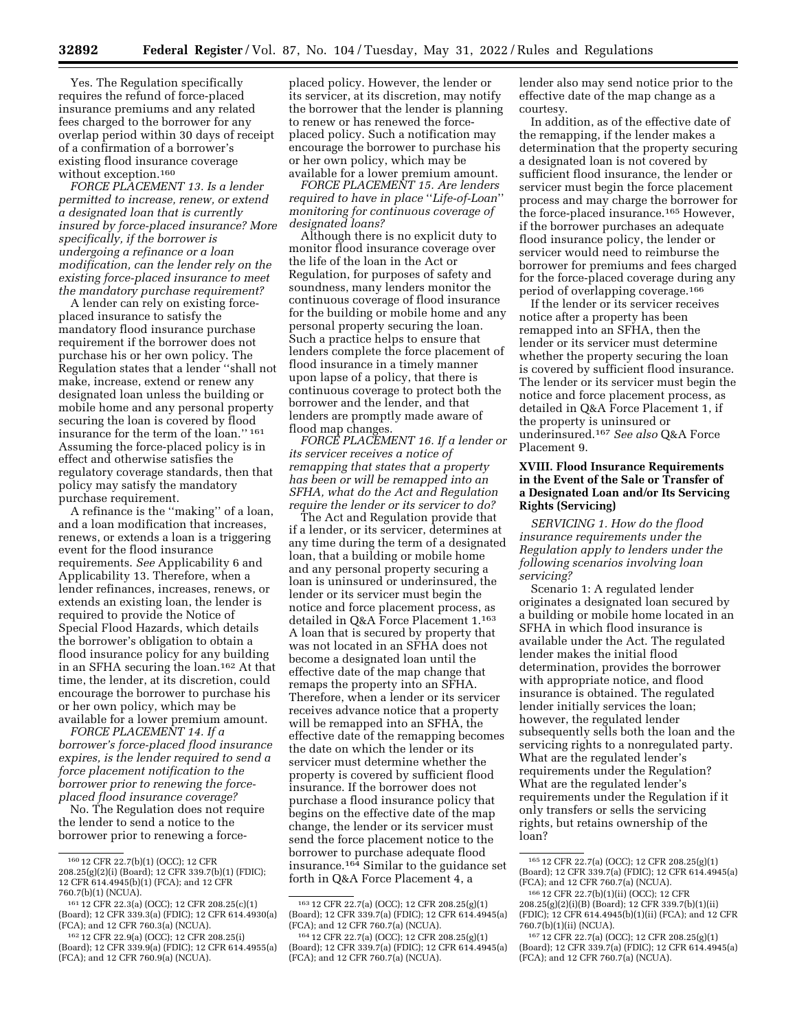Yes. The Regulation specifically requires the refund of force-placed insurance premiums and any related fees charged to the borrower for any overlap period within 30 days of receipt of a confirmation of a borrower's existing flood insurance coverage without exception.[160]

*FORCE PLACEMENT 13. Is a lender permitted to increase, renew, or extend a designated loan that is currently insured by force-placed insurance? More specifically, if the borrower is undergoing a refinance or a loan modification, can the lender rely on the existing force-placed insurance to meet the mandatory purchase requirement?*

A lender can rely on existing force-placed insurance to satisfy the mandatory flood insurance purchase requirement if the borrower does not purchase his or her own policy. The Regulation states that a lender ''shall not make, increase, extend or renew any designated loan unless the building or mobile home and any personal property securing the loan is covered by flood insurance for the term of the loan.''[161] Assuming the force-placed policy is in effect and otherwise satisfies the regulatory coverage standards, then that policy may satisfy the mandatory purchase requirement.

A refinance is the ''making'' of a loan, and a loan modification that increases, renews, or extends a loan is a triggering event for the flood insurance requirements. *See* Applicability 6 and Applicability 13. Therefore, when a lender refinances, increases, renews, or extends an existing loan, the lender is required to provide the Notice of Special Flood Hazards, which details the borrower's obligation to obtain a flood insurance policy for any building in an SFHA securing the loan.[162] At that time, the lender, at its discretion, could encourage the borrower to purchase his or her own policy, which may be available for a lower premium amount.

*FORCE PLACEMENT 14. If a borrower's force-placed flood insurance expires, is the lender required to send a force placement notification to the borrower prior to renewing the force-placed flood insurance coverage?*

No. The Regulation does not require the lender to send a notice to the borrower prior to renewing a force-placed policy. However, the lender or its servicer, at its discretion, may notify the borrower that the lender is planning to renew or has renewed the force-placed policy. Such a notification may encourage the borrower to purchase his or her own policy, which may be available for a lower premium amount.

*FORCE PLACEMENT 15. Are lenders required to have in place ''Life-of-Loan'' monitoring for continuous coverage of designated loans?*

Although there is no explicit duty to monitor flood insurance coverage over the life of the loan in the Act or Regulation, for purposes of safety and soundness, many lenders monitor the continuous coverage of flood insurance for the building or mobile home and any personal property securing the loan. Such a practice helps to ensure that lenders complete the force placement of flood insurance in a timely manner upon lapse of a policy, that there is continuous coverage to protect both the borrower and the lender, and that lenders are promptly made aware of flood map changes.

*FORCE PLACEMENT 16. If a lender or its servicer receives a notice of remapping that states that a property has been or will be remapped into an SFHA, what do the Act and Regulation require the lender or its servicer to do?*

The Act and Regulation provide that if a lender, or its servicer, determines at any time during the term of a designated loan, that a building or mobile home and any personal property securing a loan is uninsured or underinsured, the lender or its servicer must begin the notice and force placement process, as detailed in Q&A Force Placement 1.[163] A loan that is secured by property that was not located in an SFHA does not become a designated loan until the effective date of the map change that remaps the property into an SFHA. Therefore, when a lender or its servicer receives advance notice that a property will be remapped into an SFHA, the effective date of the remapping becomes the date on which the lender or its servicer must determine whether the property is covered by sufficient flood insurance. If the borrower does not purchase a flood insurance policy that begins on the effective date of the map change, the lender or its servicer must send the force placement notice to the borrower to purchase adequate flood insurance.[164] Similar to the guidance set forth in Q&A Force Placement 4, a lender also may send notice prior to the effective date of the map change as a courtesy.

In addition, as of the effective date of the remapping, if the lender makes a determination that the property securing a designated loan is not covered by sufficient flood insurance, the lender or servicer must begin the force placement process and may charge the borrower for the force-placed insurance.[165] However, if the borrower purchases an adequate flood insurance policy, the lender or servicer would need to reimburse the borrower for premiums and fees charged for the force-placed coverage during any period of overlapping coverage.[166]

If the lender or its servicer receives notice after a property has been remapped into an SFHA, then the lender or its servicer must determine whether the property securing the loan is covered by sufficient flood insurance. The lender or its servicer must begin the notice and force placement process, as detailed in Q&A Force Placement 1, if the property is uninsured or underinsured.[167] *See also* Q&A Force Placement 9.

## XVIII. Flood Insurance Requirements in the Event of the Sale or Transfer of a Designated Loan and/or Its Servicing Rights (Servicing)

*SERVICING 1. How do the flood insurance requirements under the Regulation apply to lenders under the following scenarios involving loan servicing?*

Scenario 1: A regulated lender originates a designated loan secured by a building or mobile home located in an SFHA in which flood insurance is available under the Act. The regulated lender makes the initial flood determination, provides the borrower with appropriate notice, and flood insurance is obtained. The regulated lender initially services the loan; however, the regulated lender subsequently sells both the loan and the servicing rights to a nonregulated party. What are the regulated lender's requirements under the Regulation? What are the regulated lender's requirements under the Regulation if it only transfers or sells the servicing rights, but retains ownership of the loan?

---

[160] 12 CFR 22.7(b)(1) (OCC); 12 CFR 208.25(g)(2)(i) (Board); 12 CFR 339.7(b)(1) (FDIC); 12 CFR 614.4945(b)(1) (FCA); and 12 CFR 760.7(b)(1) (NCUA).

[161] 12 CFR 22.3(a) (OCC); 12 CFR 208.25(c)(1) (Board); 12 CFR 339.3(a) (FDIC); 12 CFR 614.4930(a) (FCA); and 12 CFR 760.3(a) (NCUA).

[162] 12 CFR 22.9(a) (OCC); 12 CFR 208.25(i) (Board); 12 CFR 339.9(a) (FDIC); 12 CFR 614.4955(a) (FCA); and 12 CFR 760.9(a) (NCUA).

[163] 12 CFR 22.7(a) (OCC); 12 CFR 208.25(g)(1) (Board); 12 CFR 339.7(a) (FDIC); 12 CFR 614.4945(a) (FCA); and 12 CFR 760.7(a) (NCUA).

[164] 12 CFR 22.7(a) (OCC); 12 CFR 208.25(g)(1) (Board); 12 CFR 339.7(a) (FDIC); 12 CFR 614.4945(a) (FCA); and 12 CFR 760.7(a) (NCUA).

[165] 12 CFR 22.7(a) (OCC); 12 CFR 208.25(g)(1) (Board); 12 CFR 339.7(a) (FDIC); 12 CFR 614.4945(a) (FCA); and 12 CFR 760.7(a) (NCUA).

[166] 12 CFR 22.7(b)(1)(ii) (OCC); 12 CFR 208.25(g)(2)(i)(B) (Board); 12 CFR 339.7(b)(1)(ii) (FDIC); 12 CFR 614.4945(b)(1)(ii) (FCA); and 12 CFR 760.7(b)(1)(ii) (NCUA).

[167] 12 CFR 22.7(a) (OCC); 12 CFR 208.25(g)(1) (Board); 12 CFR 339.7(a) (FDIC); 12 CFR 614.4945(a) (FCA); and 12 CFR 760.7(a) (NCUA).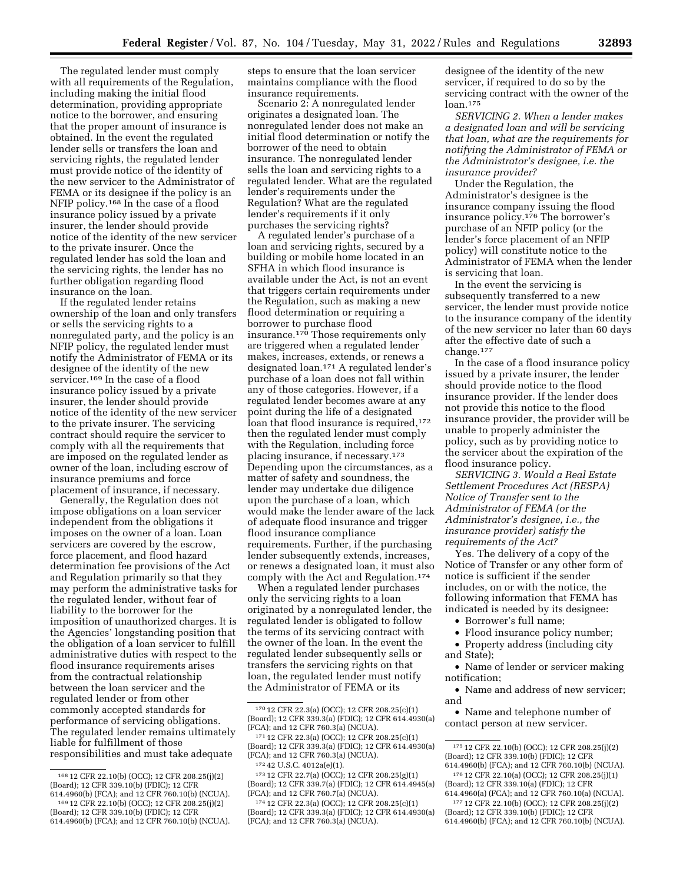The regulated lender must comply with all requirements of the Regulation, including making the initial flood determination, providing appropriate notice to the borrower, and ensuring that the proper amount of insurance is obtained. In the event the regulated lender sells or transfers the loan and servicing rights, the regulated lender must provide notice of the identity of the new servicer to the Administrator of FEMA or its designee if the policy is an NFIP policy.[168] In the case of a flood insurance policy issued by a private insurer, the lender should provide notice of the identity of the new servicer to the private insurer. Once the regulated lender has sold the loan and the servicing rights, the lender has no further obligation regarding flood insurance on the loan.

If the regulated lender retains ownership of the loan and only transfers or sells the servicing rights to a nonregulated party, and the policy is an NFIP policy, the regulated lender must notify the Administrator of FEMA or its designee of the identity of the new servicer.[169] In the case of a flood insurance policy issued by a private insurer, the lender should provide notice of the identity of the new servicer to the private insurer. The servicing contract should require the servicer to comply with all the requirements that are imposed on the regulated lender as owner of the loan, including escrow of insurance premiums and force placement of insurance, if necessary.

Generally, the Regulation does not impose obligations on a loan servicer independent from the obligations it imposes on the owner of a loan. Loan servicers are covered by the escrow, force placement, and flood hazard determination fee provisions of the Act and Regulation primarily so that they may perform the administrative tasks for the regulated lender, without fear of liability to the borrower for the imposition of unauthorized charges. It is the Agencies' longstanding position that the obligation of a loan servicer to fulfill administrative duties with respect to the flood insurance requirements arises from the contractual relationship between the loan servicer and the regulated lender or from other commonly accepted standards for performance of servicing obligations. The regulated lender remains ultimately liable for fulfillment of those responsibilities and must take adequate steps to ensure that the loan servicer maintains compliance with the flood insurance requirements.

Scenario 2: A nonregulated lender originates a designated loan. The nonregulated lender does not make an initial flood determination or notify the borrower of the need to obtain insurance. The nonregulated lender sells the loan and servicing rights to a regulated lender. What are the regulated lender's requirements under the Regulation? What are the regulated lender's requirements if it only purchases the servicing rights?

A regulated lender's purchase of a loan and servicing rights, secured by a building or mobile home located in an SFHA in which flood insurance is available under the Act, is not an event that triggers certain requirements under the Regulation, such as making a new flood determination or requiring a borrower to purchase flood insurance.[170] Those requirements only are triggered when a regulated lender makes, increases, extends, or renews a designated loan.[171] A regulated lender's purchase of a loan does not fall within any of those categories. However, if a regulated lender becomes aware at any point during the life of a designated loan that flood insurance is required,[172] then the regulated lender must comply with the Regulation, including force placing insurance, if necessary.[173] Depending upon the circumstances, as a matter of safety and soundness, the lender may undertake due diligence upon the purchase of a loan, which would make the lender aware of the lack of adequate flood insurance and trigger flood insurance compliance requirements. Further, if the purchasing lender subsequently extends, increases, or renews a designated loan, it must also comply with the Act and Regulation.[174]

When a regulated lender purchases only the servicing rights to a loan originated by a nonregulated lender, the regulated lender is obligated to follow the terms of its servicing contract with the owner of the loan. In the event the regulated lender subsequently sells or transfers the servicing rights on that loan, the regulated lender must notify the Administrator of FEMA or its designee of the identity of the new servicer, if required to do so by the servicing contract with the owner of the loan.[175]

*SERVICING 2. When a lender makes a designated loan and will be servicing that loan, what are the requirements for notifying the Administrator of FEMA or the Administrator's designee, i.e. the insurance provider?*

Under the Regulation, the Administrator's designee is the insurance company issuing the flood insurance policy.[176] The borrower's purchase of an NFIP policy (or the lender's force placement of an NFIP policy) will constitute notice to the Administrator of FEMA when the lender is servicing that loan.

In the event the servicing is subsequently transferred to a new servicer, the lender must provide notice to the insurance company of the identity of the new servicer no later than 60 days after the effective date of such a change.[177]

In the case of a flood insurance policy issued by a private insurer, the lender should provide notice to the flood insurance provider. If the lender does not provide this notice to the flood insurance provider, the provider will be unable to properly administer the policy, such as by providing notice to the servicer about the expiration of the flood insurance policy.

*SERVICING 3. Would a Real Estate Settlement Procedures Act (RESPA) Notice of Transfer sent to the Administrator of FEMA (or the Administrator's designee, i.e., the insurance provider) satisfy the requirements of the Act?*

Yes. The delivery of a copy of the Notice of Transfer or any other form of notice is sufficient if the sender includes, on or with the notice, the following information that FEMA has indicated is needed by its designee:

- Borrower's full name;
- Flood insurance policy number;
- Property address (including city and State);
- Name of lender or servicer making notification;
- Name and address of new servicer; and
- Name and telephone number of contact person at new servicer.

---

[168] 12 CFR 22.10(b) (OCC); 12 CFR 208.25(j)(2) (Board); 12 CFR 339.10(b) (FDIC); 12 CFR 614.4960(b) (FCA); and 12 CFR 760.10(b) (NCUA).

[169] 12 CFR 22.10(b) (OCC); 12 CFR 208.25(j)(2) (Board); 12 CFR 339.10(b) (FDIC); 12 CFR 614.4960(b) (FCA); and 12 CFR 760.10(b) (NCUA).

[170] 12 CFR 22.3(a) (OCC); 12 CFR 208.25(c)(1) (Board); 12 CFR 339.3(a) (FDIC); 12 CFR 614.4930(a) (FCA); and 12 CFR 760.3(a) (NCUA).

[171] 12 CFR 22.3(a) (OCC); 12 CFR 208.25(c)(1) (Board); 12 CFR 339.3(a) (FDIC); 12 CFR 614.4930(a) (FCA); and 12 CFR 760.3(a) (NCUA).

[172] 42 U.S.C. 4012a(e)(1).

[173] 12 CFR 22.7(a) (OCC); 12 CFR 208.25(g)(1) (Board); 12 CFR 339.7(a) (FDIC); 12 CFR 614.4945(a) (FCA); and 12 CFR 760.7(a) (NCUA).

[174] 12 CFR 22.3(a) (OCC); 12 CFR 208.25(c)(1) (Board); 12 CFR 339.3(a) (FDIC); 12 CFR 614.4930(a) (FCA); and 12 CFR 760.3(a) (NCUA).

[175] 12 CFR 22.10(b) (OCC); 12 CFR 208.25(j)(2) (Board); 12 CFR 339.10(b) (FDIC); 12 CFR 614.4960(b) (FCA); and 12 CFR 760.10(b) (NCUA).

[176] 12 CFR 22.10(a) (OCC); 12 CFR 208.25(j)(1) (Board); 12 CFR 339.10(a) (FDIC); 12 CFR 614.4960(a) (FCA); and 12 CFR 760.10(a) (NCUA).

[177] 12 CFR 22.10(b) (OCC); 12 CFR 208.25(j)(2) (Board); 12 CFR 339.10(b) (FDIC); 12 CFR 614.4960(b) (FCA); and 12 CFR 760.10(b) (NCUA).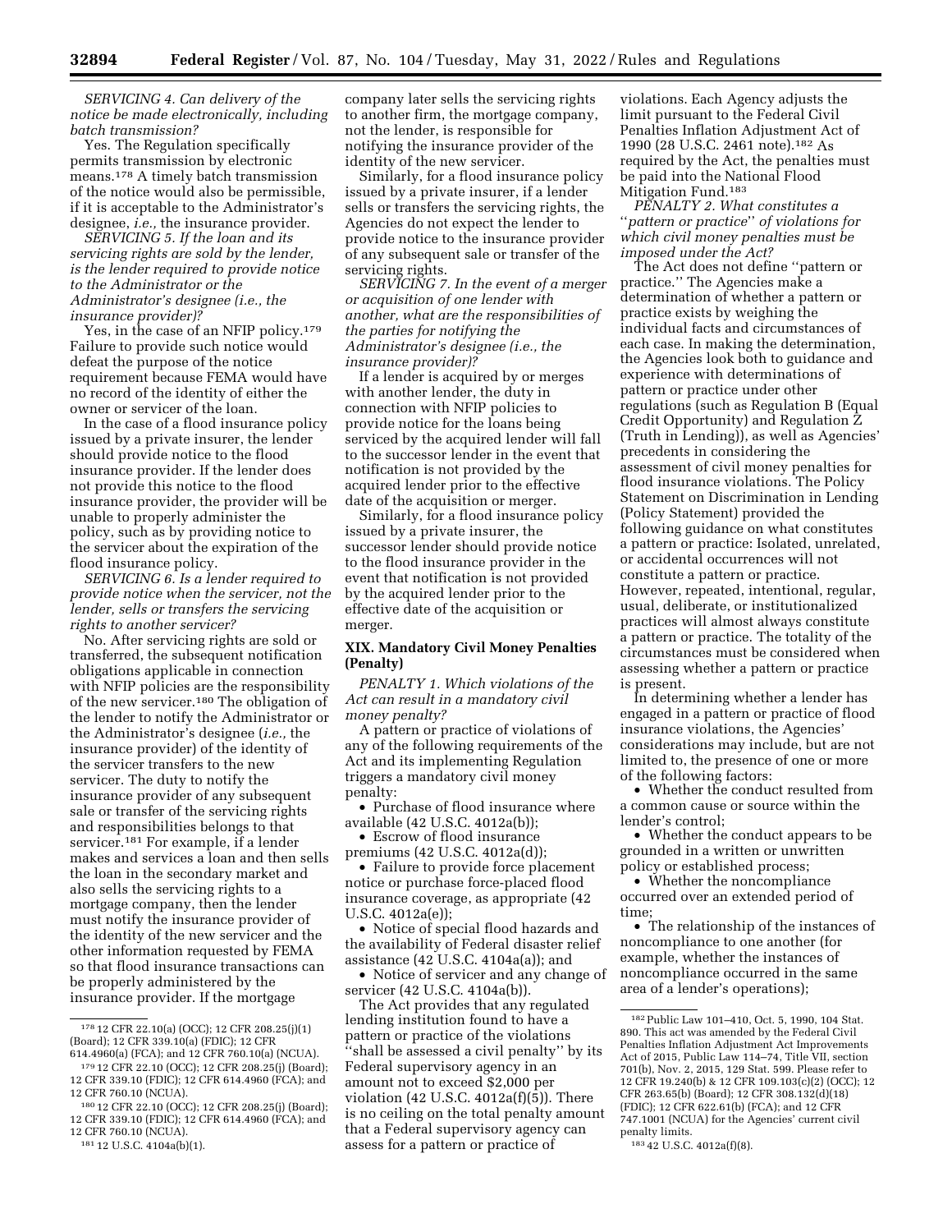*SERVICING 4. Can delivery of the notice be made electronically, including batch transmission?*

Yes. The Regulation specifically permits transmission by electronic means.[178] A timely batch transmission of the notice would also be permissible, if it is acceptable to the Administrator's designee, *i.e.,* the insurance provider.

*SERVICING 5. If the loan and its servicing rights are sold by the lender, is the lender required to provide notice to the Administrator or the Administrator's designee (i.e., the insurance provider)?*

Yes, in the case of an NFIP policy.[179] Failure to provide such notice would defeat the purpose of the notice requirement because FEMA would have no record of the identity of either the owner or servicer of the loan.

In the case of a flood insurance policy issued by a private insurer, the lender should provide notice to the flood insurance provider. If the lender does not provide this notice to the flood insurance provider, the provider will be unable to properly administer the policy, such as by providing notice to the servicer about the expiration of the flood insurance policy.

*SERVICING 6. Is a lender required to provide notice when the servicer, not the lender, sells or transfers the servicing rights to another servicer?*

No. After servicing rights are sold or transferred, the subsequent notification obligations applicable in connection with NFIP policies are the responsibility of the new servicer.[180] The obligation of the lender to notify the Administrator or the Administrator's designee (*i.e.,* the insurance provider) of the identity of the servicer transfers to the new servicer. The duty to notify the insurance provider of any subsequent sale or transfer of the servicing rights and responsibilities belongs to that servicer.[181] For example, if a lender makes and services a loan and then sells the loan in the secondary market and also sells the servicing rights to a mortgage company, then the lender must notify the insurance provider of the identity of the new servicer and the other information requested by FEMA so that flood insurance transactions can be properly administered by the insurance provider. If the mortgage company later sells the servicing rights to another firm, the mortgage company, not the lender, is responsible for notifying the insurance provider of the identity of the new servicer.

Similarly, for a flood insurance policy issued by a private insurer, if a lender sells or transfers the servicing rights, the Agencies do not expect the lender to provide notice to the insurance provider of any subsequent sale or transfer of the servicing rights.

*SERVICING 7. In the event of a merger or acquisition of one lender with another, what are the responsibilities of the parties for notifying the Administrator's designee (i.e., the insurance provider)?*

If a lender is acquired by or merges with another lender, the duty in connection with NFIP policies to provide notice for the loans being serviced by the acquired lender will fall to the successor lender in the event that notification is not provided by the acquired lender prior to the effective date of the acquisition or merger.

Similarly, for a flood insurance policy issued by a private insurer, the successor lender should provide notice to the flood insurance provider in the event that notification is not provided by the acquired lender prior to the effective date of the acquisition or merger.

## XIX. Mandatory Civil Money Penalties (Penalty)

*PENALTY 1. Which violations of the Act can result in a mandatory civil money penalty?*

A pattern or practice of violations of any of the following requirements of the Act and its implementing Regulation triggers a mandatory civil money penalty:

- Purchase of flood insurance where available (42 U.S.C. 4012a(b));
- Escrow of flood insurance premiums (42 U.S.C. 4012a(d));
- Failure to provide force placement notice or purchase force-placed flood insurance coverage, as appropriate (42 U.S.C. 4012a(e));
- Notice of special flood hazards and the availability of Federal disaster relief assistance (42 U.S.C. 4104a(a)); and
- Notice of servicer and any change of servicer (42 U.S.C. 4104a(b)).

The Act provides that any regulated lending institution found to have a pattern or practice of the violations ''shall be assessed a civil penalty'' by its Federal supervisory agency in an amount not to exceed $2,000 per violation (42 U.S.C. 4012a(f)(5)). There is no ceiling on the total penalty amount that a Federal supervisory agency can assess for a pattern or practice of violations. Each Agency adjusts the limit pursuant to the Federal Civil Penalties Inflation Adjustment Act of 1990 (28 U.S.C. 2461 note).[182] As required by the Act, the penalties must be paid into the National Flood Mitigation Fund.[183]

*PENALTY 2. What constitutes a ''pattern or practice'' of violations for which civil money penalties must be imposed under the Act?*

The Act does not define ''pattern or practice.'' The Agencies make a determination of whether a pattern or practice exists by weighing the individual facts and circumstances of each case. In making the determination, the Agencies look both to guidance and experience with determinations of pattern or practice under other regulations (such as Regulation B (Equal Credit Opportunity) and Regulation Z (Truth in Lending)), as well as Agencies' precedents in considering the assessment of civil money penalties for flood insurance violations. The Policy Statement on Discrimination in Lending (Policy Statement) provided the following guidance on what constitutes a pattern or practice: Isolated, unrelated, or accidental occurrences will not constitute a pattern or practice. However, repeated, intentional, regular, usual, deliberate, or institutionalized practices will almost always constitute a pattern or practice. The totality of the circumstances must be considered when assessing whether a pattern or practice is present.

In determining whether a lender has engaged in a pattern or practice of flood insurance violations, the Agencies' considerations may include, but are not limited to, the presence of one or more of the following factors:

- Whether the conduct resulted from a common cause or source within the lender's control;
- Whether the conduct appears to be grounded in a written or unwritten policy or established process;
- Whether the noncompliance occurred over an extended period of time;
- The relationship of the instances of noncompliance to one another (for example, whether the instances of noncompliance occurred in the same area of a lender's operations);

---

[178] 12 CFR 22.10(a) (OCC); 12 CFR 208.25(j)(1) (Board); 12 CFR 339.10(a) (FDIC); 12 CFR 614.4960(a) (FCA); and 12 CFR 760.10(a) (NCUA).

[179] 12 CFR 22.10 (OCC); 12 CFR 208.25(j) (Board); 12 CFR 339.10 (FDIC); 12 CFR 614.4960 (FCA); and 12 CFR 760.10 (NCUA).

[180] 12 CFR 22.10 (OCC); 12 CFR 208.25(j) (Board); 12 CFR 339.10 (FDIC); 12 CFR 614.4960 (FCA); and 12 CFR 760.10 (NCUA).

[181] 12 U.S.C. 4104a(b)(1).

[182] Public Law 101–410, Oct. 5, 1990, 104 Stat. 890. This act was amended by the Federal Civil Penalties Inflation Adjustment Act Improvements Act of 2015, Public Law 114–74, Title VII, section 701(b), Nov. 2, 2015, 129 Stat. 599. Please refer to 12 CFR 19.240(b) & 12 CFR 109.103(c)(2) (OCC); 12 CFR 263.65(b) (Board); 12 CFR 308.132(d)(18) (FDIC); 12 CFR 622.61(b) (FCA); and 12 CFR 747.1001 (NCUA) for the Agencies' current civil penalty limits.

[183] 42 U.S.C. 4012a(f)(8).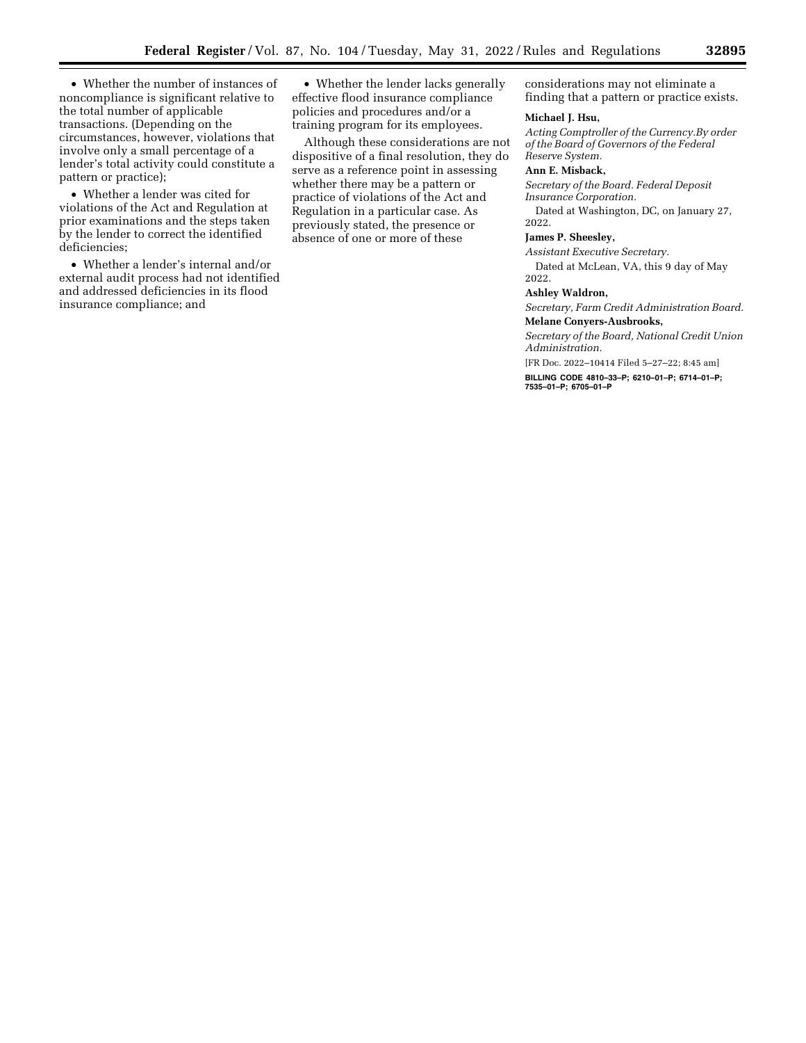- Whether the number of instances of noncompliance is significant relative to the total number of applicable transactions. (Depending on the circumstances, however, violations that involve only a small percentage of a lender's total activity could constitute a pattern or practice);
- Whether a lender was cited for violations of the Act and Regulation at prior examinations and the steps taken by the lender to correct the identified deficiencies;
- Whether a lender's internal and/or external audit process had not identified and addressed deficiencies in its flood insurance compliance; and
- Whether the lender lacks generally effective flood insurance compliance policies and procedures and/or a training program for its employees.

Although these considerations are not dispositive of a final resolution, they do serve as a reference point in assessing whether there may be a pattern or practice of violations of the Act and Regulation in a particular case. As previously stated, the presence or absence of one or more of these considerations may not eliminate a finding that a pattern or practice exists.

**Michael J. Hsu,**

*Acting Comptroller of the Currency.By order of the Board of Governors of the Federal Reserve System.*

**Ann E. Misback,**

*Secretary of the Board. Federal Deposit Insurance Corporation.*

Dated at Washington, DC, on January 27, 2022.

**James P. Sheesley,**

*Assistant Executive Secretary.*

Dated at McLean, VA, this 9 day of May 2022.

**Ashley Waldron,**

*Secretary, Farm Credit Administration Board.*

**Melane Conyers-Ausbrooks,**

*Secretary of the Board, National Credit Union Administration.*

[FR Doc. 2022–10414 Filed 5–27–22; 8:45 am]

**BILLING CODE 4810–33–P; 6210–01–P; 6714–01–P; 7535–01–P; 6705–01–P**